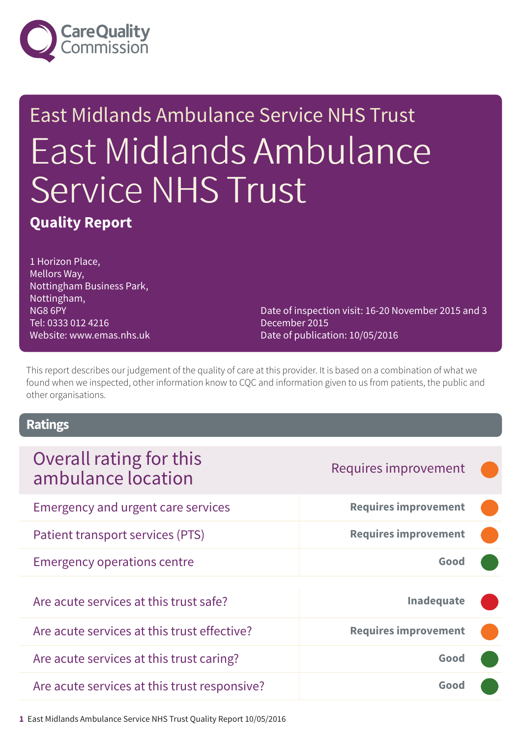Care Quality Commission

# East Midlands Ambulance Service NHS Trust

# East Midlands Ambulance Service NHS Trust

**Quality Report**

1 Horizon Place,
Mellors Way,
Nottingham Business Park,
Nottingham,
NG8 6PY
Tel: 0333 012 4216
Website: www.emas.nhs.uk

Date of inspection visit: 16-20 November 2015 and 3 December 2015
Date of publication: 10/05/2016

This report describes our judgement of the quality of care at this provider. It is based on a combination of what we found when we inspected, other information know to CQC and information given to us from patients, the public and other organisations.

## Ratings

| | |
|---|---|
| Overall rating for this ambulance location | Requires improvement |
| Emergency and urgent care services | Requires improvement |
| Patient transport services (PTS) | Requires improvement |
| Emergency operations centre | Good |
| Are acute services at this trust safe? | Inadequate |
| Are acute services at this trust effective? | Requires improvement |
| Are acute services at this trust caring? | Good |
| Are acute services at this trust responsive? | Good |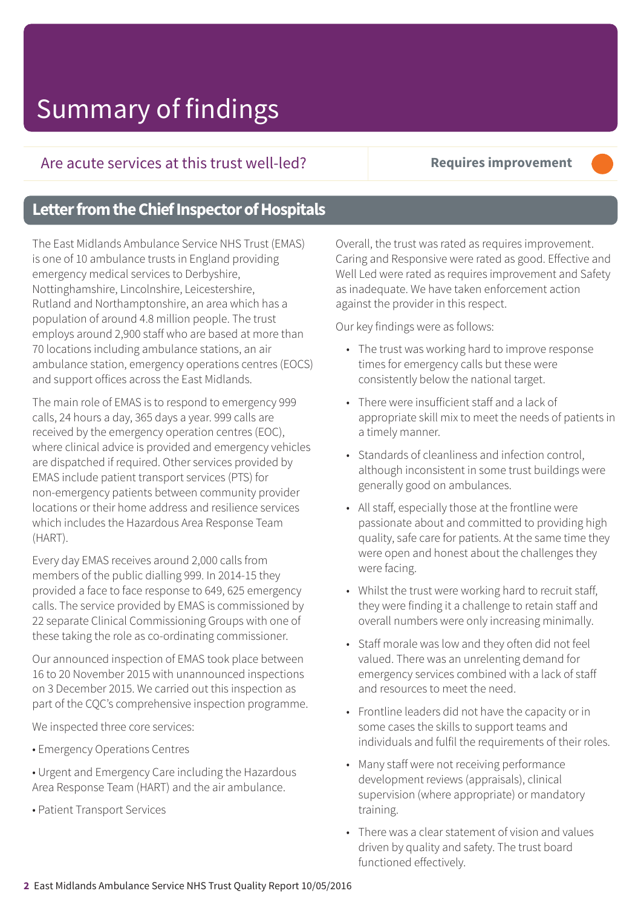# Summary of findings

## Are acute services at this trust well-led?

**Requires improvement**

## Letter from the Chief Inspector of Hospitals

The East Midlands Ambulance Service NHS Trust (EMAS) is one of 10 ambulance trusts in England providing emergency medical services to Derbyshire, Nottinghamshire, Lincolnshire, Leicestershire, Rutland and Northamptonshire, an area which has a population of around 4.8 million people. The trust employs around 2,900 staff who are based at more than 70 locations including ambulance stations, an air ambulance station, emergency operations centres (EOCS) and support offices across the East Midlands.

The main role of EMAS is to respond to emergency 999 calls, 24 hours a day, 365 days a year. 999 calls are received by the emergency operation centres (EOC), where clinical advice is provided and emergency vehicles are dispatched if required. Other services provided by EMAS include patient transport services (PTS) for non-emergency patients between community provider locations or their home address and resilience services which includes the Hazardous Area Response Team (HART).

Every day EMAS receives around 2,000 calls from members of the public dialling 999. In 2014-15 they provided a face to face response to 649, 625 emergency calls. The service provided by EMAS is commissioned by 22 separate Clinical Commissioning Groups with one of these taking the role as co-ordinating commissioner.

Our announced inspection of EMAS took place between 16 to 20 November 2015 with unannounced inspections on 3 December 2015. We carried out this inspection as part of the CQC's comprehensive inspection programme.

We inspected three core services:

- Emergency Operations Centres
- Urgent and Emergency Care including the Hazardous Area Response Team (HART) and the air ambulance.
- Patient Transport Services

Overall, the trust was rated as requires improvement. Caring and Responsive were rated as good. Effective and Well Led were rated as requires improvement and Safety as inadequate. We have taken enforcement action against the provider in this respect.

Our key findings were as follows:

- The trust was working hard to improve response times for emergency calls but these were consistently below the national target.
- There were insufficient staff and a lack of appropriate skill mix to meet the needs of patients in a timely manner.
- Standards of cleanliness and infection control, although inconsistent in some trust buildings were generally good on ambulances.
- All staff, especially those at the frontline were passionate about and committed to providing high quality, safe care for patients. At the same time they were open and honest about the challenges they were facing.
- Whilst the trust were working hard to recruit staff, they were finding it a challenge to retain staff and overall numbers were only increasing minimally.
- Staff morale was low and they often did not feel valued. There was an unrelenting demand for emergency services combined with a lack of staff and resources to meet the need.
- Frontline leaders did not have the capacity or in some cases the skills to support teams and individuals and fulfil the requirements of their roles.
- Many staff were not receiving performance development reviews (appraisals), clinical supervision (where appropriate) or mandatory training.
- There was a clear statement of vision and values driven by quality and safety. The trust board functioned effectively.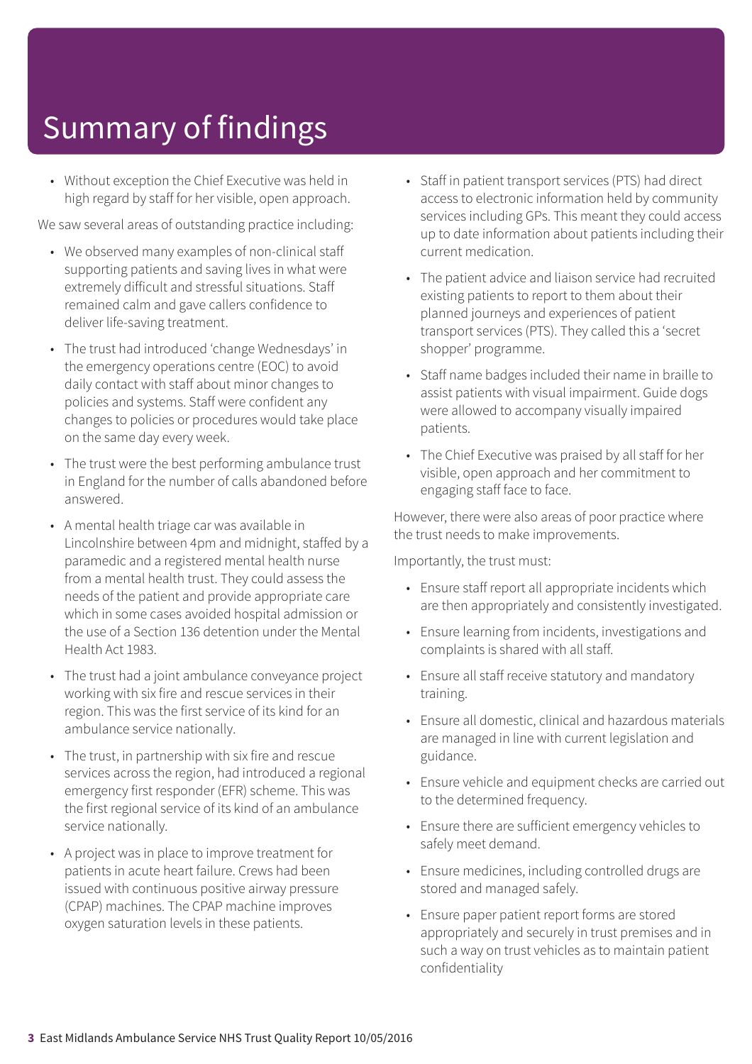# Summary of findings

- Without exception the Chief Executive was held in high regard by staff for her visible, open approach.

We saw several areas of outstanding practice including:

- We observed many examples of non-clinical staff supporting patients and saving lives in what were extremely difficult and stressful situations. Staff remained calm and gave callers confidence to deliver life-saving treatment.
- The trust had introduced 'change Wednesdays' in the emergency operations centre (EOC) to avoid daily contact with staff about minor changes to policies and systems. Staff were confident any changes to policies or procedures would take place on the same day every week.
- The trust were the best performing ambulance trust in England for the number of calls abandoned before answered.
- A mental health triage car was available in Lincolnshire between 4pm and midnight, staffed by a paramedic and a registered mental health nurse from a mental health trust. They could assess the needs of the patient and provide appropriate care which in some cases avoided hospital admission or the use of a Section 136 detention under the Mental Health Act 1983.
- The trust had a joint ambulance conveyance project working with six fire and rescue services in their region. This was the first service of its kind for an ambulance service nationally.
- The trust, in partnership with six fire and rescue services across the region, had introduced a regional emergency first responder (EFR) scheme. This was the first regional service of its kind of an ambulance service nationally.
- A project was in place to improve treatment for patients in acute heart failure. Crews had been issued with continuous positive airway pressure (CPAP) machines. The CPAP machine improves oxygen saturation levels in these patients.
- Staff in patient transport services (PTS) had direct access to electronic information held by community services including GPs. This meant they could access up to date information about patients including their current medication.
- The patient advice and liaison service had recruited existing patients to report to them about their planned journeys and experiences of patient transport services (PTS). They called this a 'secret shopper' programme.
- Staff name badges included their name in braille to assist patients with visual impairment. Guide dogs were allowed to accompany visually impaired patients.
- The Chief Executive was praised by all staff for her visible, open approach and her commitment to engaging staff face to face.

However, there were also areas of poor practice where the trust needs to make improvements.

Importantly, the trust must:

- Ensure staff report all appropriate incidents which are then appropriately and consistently investigated.
- Ensure learning from incidents, investigations and complaints is shared with all staff.
- Ensure all staff receive statutory and mandatory training.
- Ensure all domestic, clinical and hazardous materials are managed in line with current legislation and guidance.
- Ensure vehicle and equipment checks are carried out to the determined frequency.
- Ensure there are sufficient emergency vehicles to safely meet demand.
- Ensure medicines, including controlled drugs are stored and managed safely.
- Ensure paper patient report forms are stored appropriately and securely in trust premises and in such a way on trust vehicles as to maintain patient confidentiality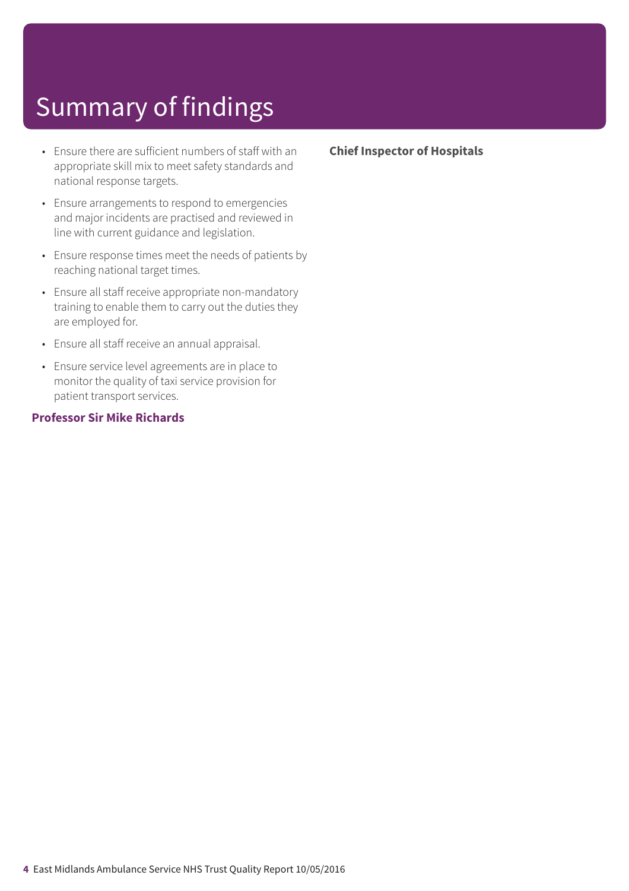# Summary of findings

- Ensure there are sufficient numbers of staff with an appropriate skill mix to meet safety standards and national response targets.
- Ensure arrangements to respond to emergencies and major incidents are practised and reviewed in line with current guidance and legislation.
- Ensure response times meet the needs of patients by reaching national target times.
- Ensure all staff receive appropriate non-mandatory training to enable them to carry out the duties they are employed for.
- Ensure all staff receive an annual appraisal.
- Ensure service level agreements are in place to monitor the quality of taxi service provision for patient transport services.

**Professor Sir Mike Richards**

**Chief Inspector of Hospitals**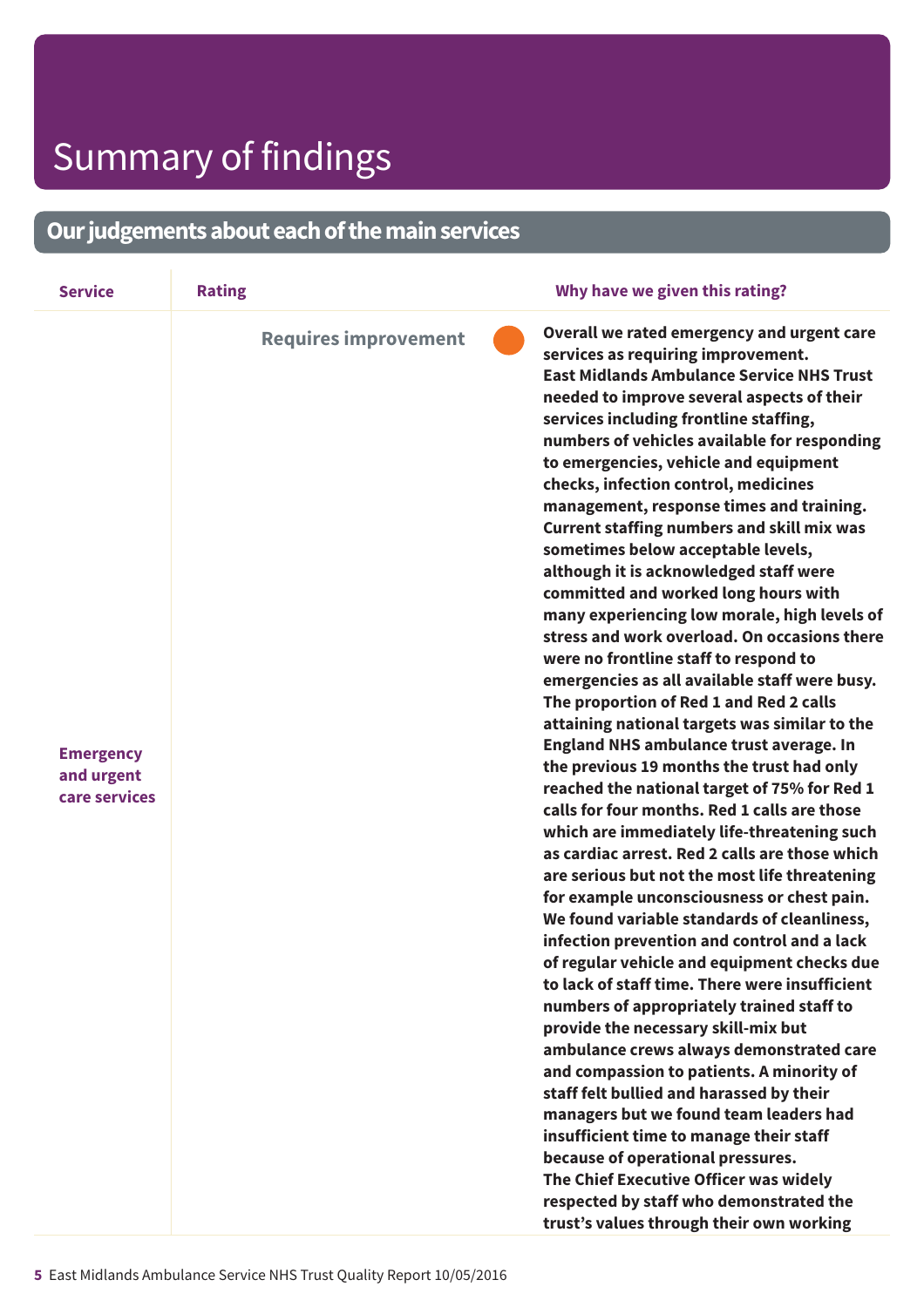# Summary of findings

## Our judgements about each of the main services

| Service | Rating | Why have we given this rating? |
|---|---|---|
| **Emergency and urgent care services** | Requires improvement | **Overall we rated emergency and urgent care services as requiring improvement. East Midlands Ambulance Service NHS Trust needed to improve several aspects of their services including frontline staffing, numbers of vehicles available for responding to emergencies, vehicle and equipment checks, infection control, medicines management, response times and training. Current staffing numbers and skill mix was sometimes below acceptable levels, although it is acknowledged staff were committed and worked long hours with many experiencing low morale, high levels of stress and work overload. On occasions there were no frontline staff to respond to emergencies as all available staff were busy. The proportion of Red 1 and Red 2 calls attaining national targets was similar to the England NHS ambulance trust average. In the previous 19 months the trust had only reached the national target of 75% for Red 1 calls for four months. Red 1 calls are those which are immediately life-threatening such as cardiac arrest. Red 2 calls are those which are serious but not the most life threatening for example unconsciousness or chest pain. We found variable standards of cleanliness, infection prevention and control and a lack of regular vehicle and equipment checks due to lack of staff time. There were insufficient numbers of appropriately trained staff to provide the necessary skill-mix but ambulance crews always demonstrated care and compassion to patients. A minority of staff felt bullied and harassed by their managers but we found team leaders had insufficient time to manage their staff because of operational pressures. The Chief Executive Officer was widely respected by staff who demonstrated the trust's values through their own working** |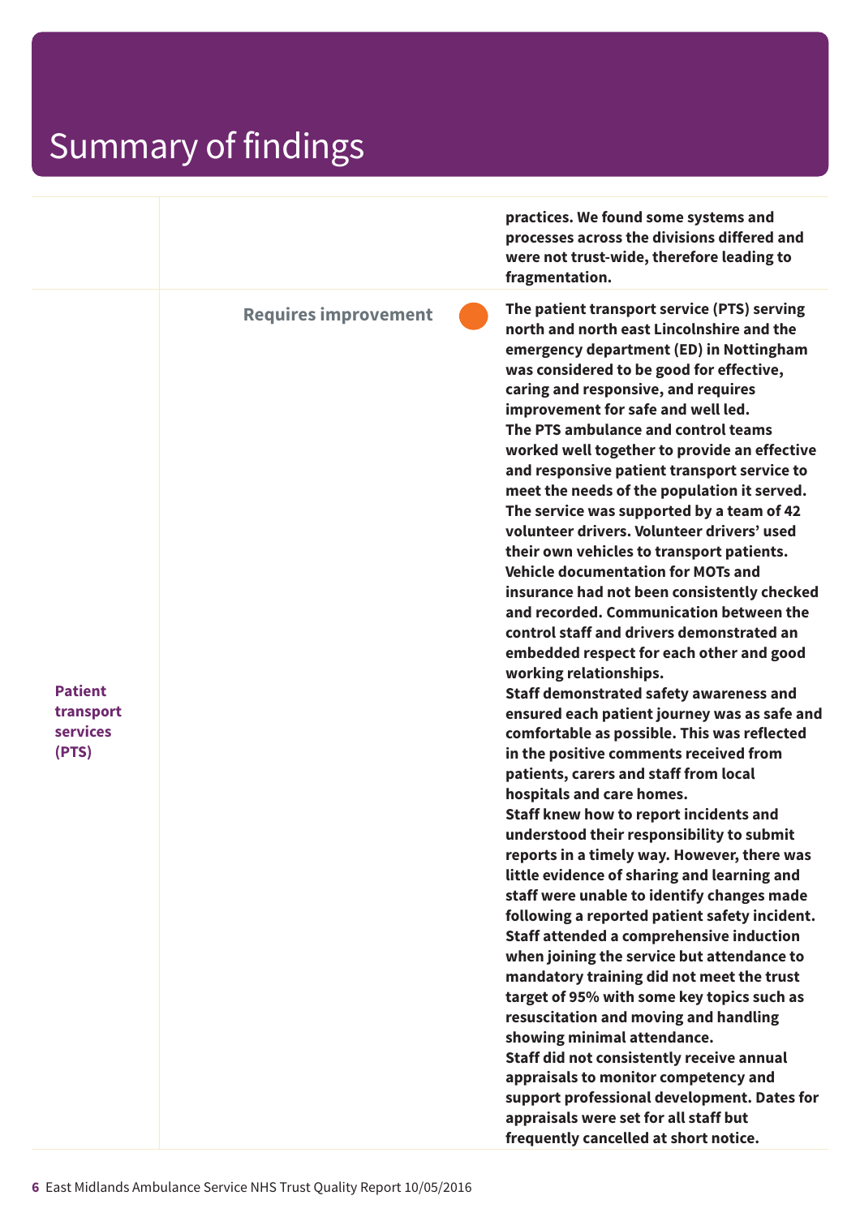# Summary of findings

| | | | |
|---|---|---|---|
| | | | **practices. We found some systems and processes across the divisions differed and were not trust-wide, therefore leading to fragmentation.** |
| **Patient transport services (PTS)** | Requires improvement | ● | **The patient transport service (PTS) serving north and north east Lincolnshire and the emergency department (ED) in Nottingham was considered to be good for effective, caring and responsive, and requires improvement for safe and well led.**<br>**The PTS ambulance and control teams worked well together to provide an effective and responsive patient transport service to meet the needs of the population it served. The service was supported by a team of 42 volunteer drivers. Volunteer drivers' used their own vehicles to transport patients. Vehicle documentation for MOTs and insurance had not been consistently checked and recorded. Communication between the control staff and drivers demonstrated an embedded respect for each other and good working relationships.**<br>**Staff demonstrated safety awareness and ensured each patient journey was as safe and comfortable as possible. This was reflected in the positive comments received from patients, carers and staff from local hospitals and care homes.**<br>**Staff knew how to report incidents and understood their responsibility to submit reports in a timely way. However, there was little evidence of sharing and learning and staff were unable to identify changes made following a reported patient safety incident.**<br>**Staff attended a comprehensive induction when joining the service but attendance to mandatory training did not meet the trust target of 95% with some key topics such as resuscitation and moving and handling showing minimal attendance.**<br>**Staff did not consistently receive annual appraisals to monitor competency and support professional development. Dates for appraisals were set for all staff but frequently cancelled at short notice.** |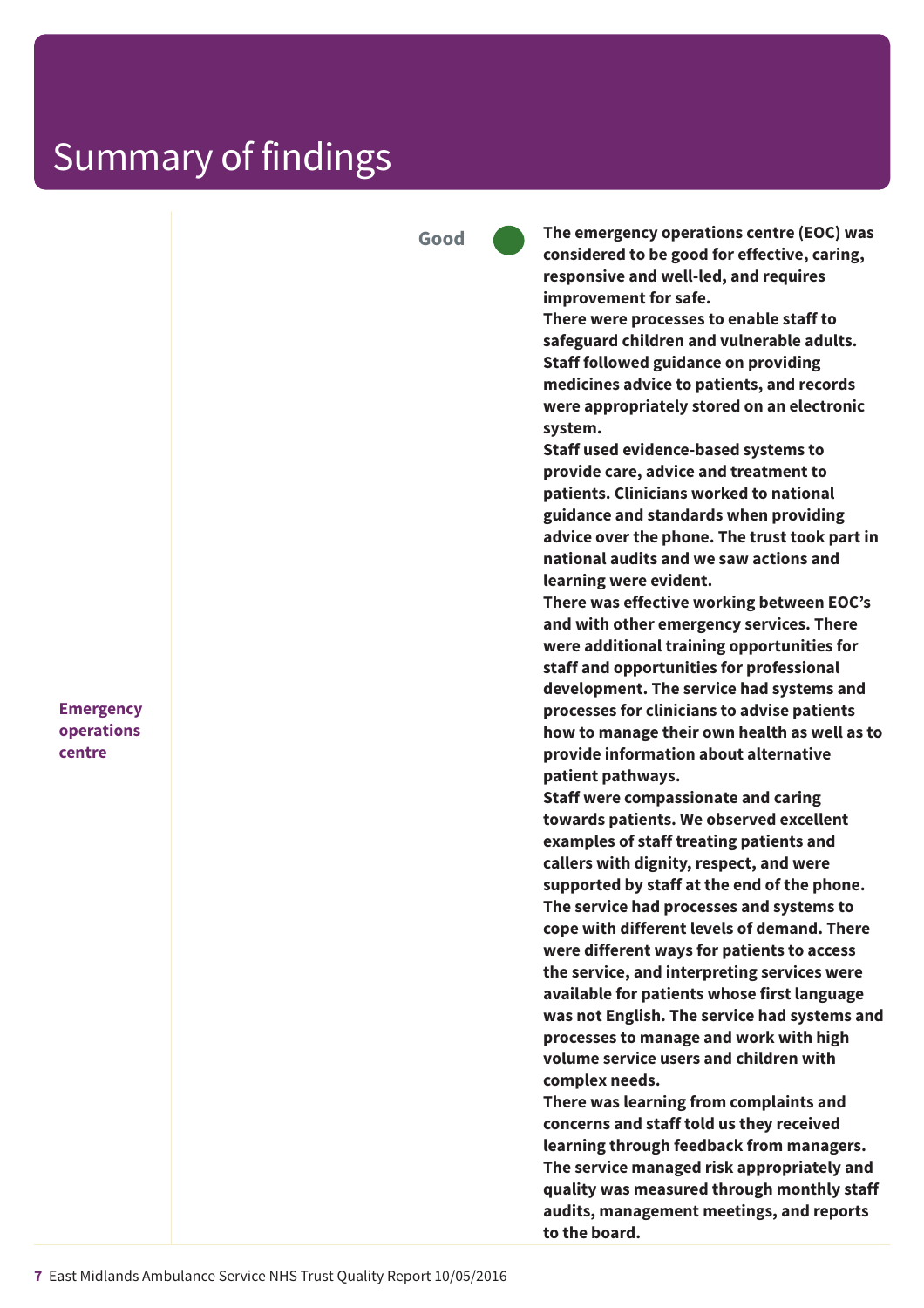# Summary of findings

| | | |
|---|---|---|
| **Emergency operations centre** | **Good** | **The emergency operations centre (EOC) was considered to be good for effective, caring, responsive and well-led, and requires improvement for safe.**<br>**There were processes to enable staff to safeguard children and vulnerable adults. Staff followed guidance on providing medicines advice to patients, and records were appropriately stored on an electronic system.**<br>**Staff used evidence-based systems to provide care, advice and treatment to patients. Clinicians worked to national guidance and standards when providing advice over the phone. The trust took part in national audits and we saw actions and learning were evident.**<br>**There was effective working between EOC's and with other emergency services. There were additional training opportunities for staff and opportunities for professional development. The service had systems and processes for clinicians to advise patients how to manage their own health as well as to provide information about alternative patient pathways.**<br>**Staff were compassionate and caring towards patients. We observed excellent examples of staff treating patients and callers with dignity, respect, and were supported by staff at the end of the phone.**<br>**The service had processes and systems to cope with different levels of demand. There were different ways for patients to access the service, and interpreting services were available for patients whose first language was not English. The service had systems and processes to manage and work with high volume service users and children with complex needs.**<br>**There was learning from complaints and concerns and staff told us they received learning through feedback from managers.**<br>**The service managed risk appropriately and quality was measured through monthly staff audits, management meetings, and reports to the board.** |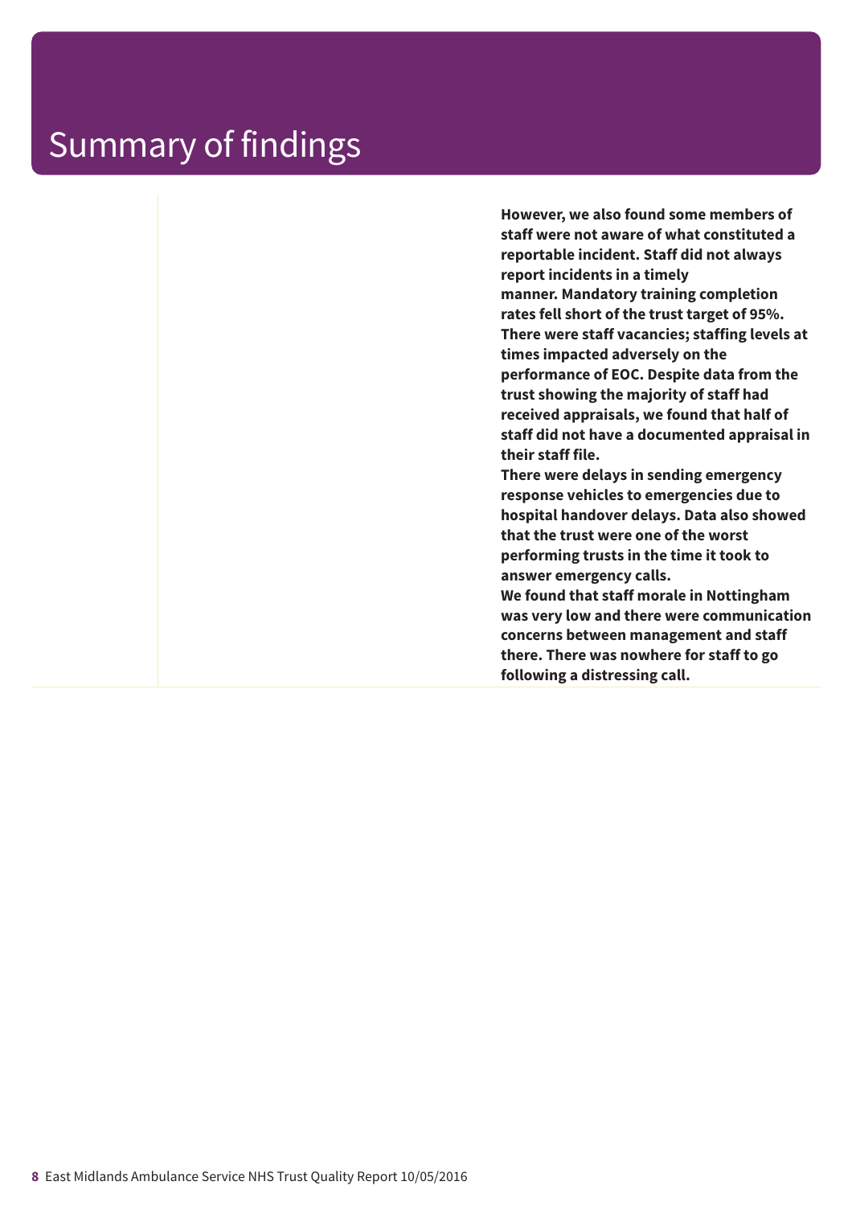# Summary of findings

**However, we also found some members of staff were not aware of what constituted a reportable incident. Staff did not always report incidents in a timely manner. Mandatory training completion rates fell short of the trust target of 95%. There were staff vacancies; staffing levels at times impacted adversely on the performance of EOC. Despite data from the trust showing the majority of staff had received appraisals, we found that half of staff did not have a documented appraisal in their staff file.**

**There were delays in sending emergency response vehicles to emergencies due to hospital handover delays. Data also showed that the trust were one of the worst performing trusts in the time it took to answer emergency calls.**

**We found that staff morale in Nottingham was very low and there were communication concerns between management and staff there. There was nowhere for staff to go following a distressing call.**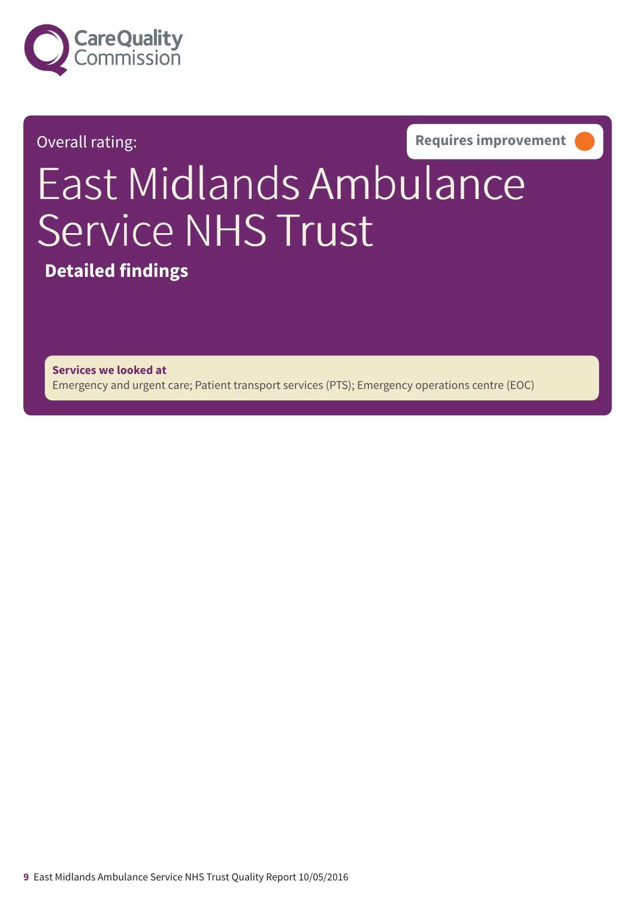Overall rating: **Requires improvement**

# East Midlands Ambulance Service NHS Trust

**Detailed findings**

**Services we looked at**
Emergency and urgent care; Patient transport services (PTS); Emergency operations centre (EOC)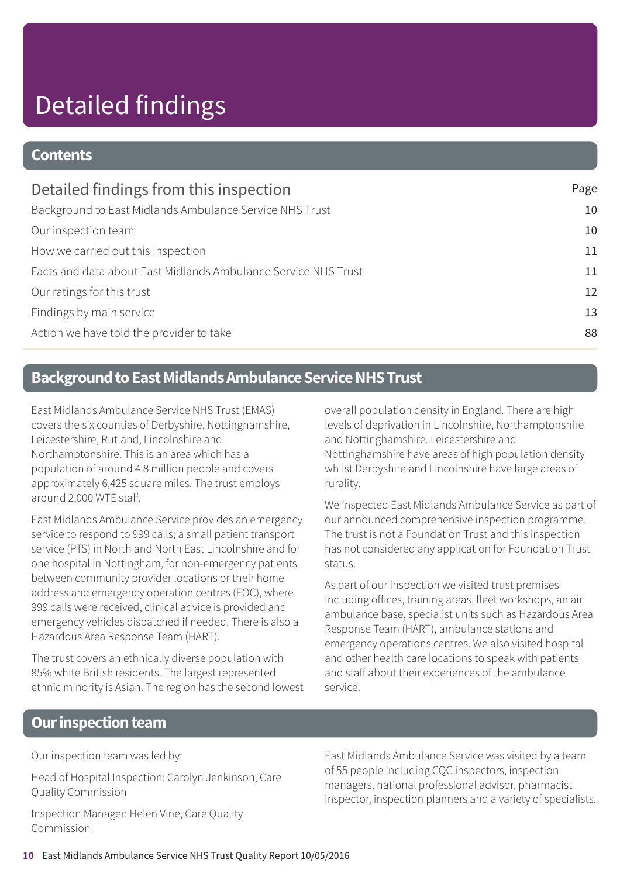# Detailed findings

## Contents

| Detailed findings from this inspection | Page |
|---|---|
| Background to East Midlands Ambulance Service NHS Trust | 10 |
| Our inspection team | 10 |
| How we carried out this inspection | 11 |
| Facts and data about East Midlands Ambulance Service NHS Trust | 11 |
| Our ratings for this trust | 12 |
| Findings by main service | 13 |
| Action we have told the provider to take | 88 |

## Background to East Midlands Ambulance Service NHS Trust

East Midlands Ambulance Service NHS Trust (EMAS) covers the six counties of Derbyshire, Nottinghamshire, Leicestershire, Rutland, Lincolnshire and Northamptonshire. This is an area which has a population of around 4.8 million people and covers approximately 6,425 square miles. The trust employs around 2,000 WTE staff.

East Midlands Ambulance Service provides an emergency service to respond to 999 calls; a small patient transport service (PTS) in North and North East Lincolnshire and for one hospital in Nottingham, for non-emergency patients between community provider locations or their home address and emergency operation centres (EOC), where 999 calls were received, clinical advice is provided and emergency vehicles dispatched if needed. There is also a Hazardous Area Response Team (HART).

The trust covers an ethnically diverse population with 85% white British residents. The largest represented ethnic minority is Asian. The region has the second lowest overall population density in England. There are high levels of deprivation in Lincolnshire, Northamptonshire and Nottinghamshire. Leicestershire and Nottinghamshire have areas of high population density whilst Derbyshire and Lincolnshire have large areas of rurality.

We inspected East Midlands Ambulance Service as part of our announced comprehensive inspection programme. The trust is not a Foundation Trust and this inspection has not considered any application for Foundation Trust status.

As part of our inspection we visited trust premises including offices, training areas, fleet workshops, an air ambulance base, specialist units such as Hazardous Area Response Team (HART), ambulance stations and emergency operations centres. We also visited hospital and other health care locations to speak with patients and staff about their experiences of the ambulance service.

## Our inspection team

Our inspection team was led by:

Head of Hospital Inspection: Carolyn Jenkinson, Care Quality Commission

Inspection Manager: Helen Vine, Care Quality Commission

East Midlands Ambulance Service was visited by a team of 55 people including CQC inspectors, inspection managers, national professional advisor, pharmacist inspector, inspection planners and a variety of specialists.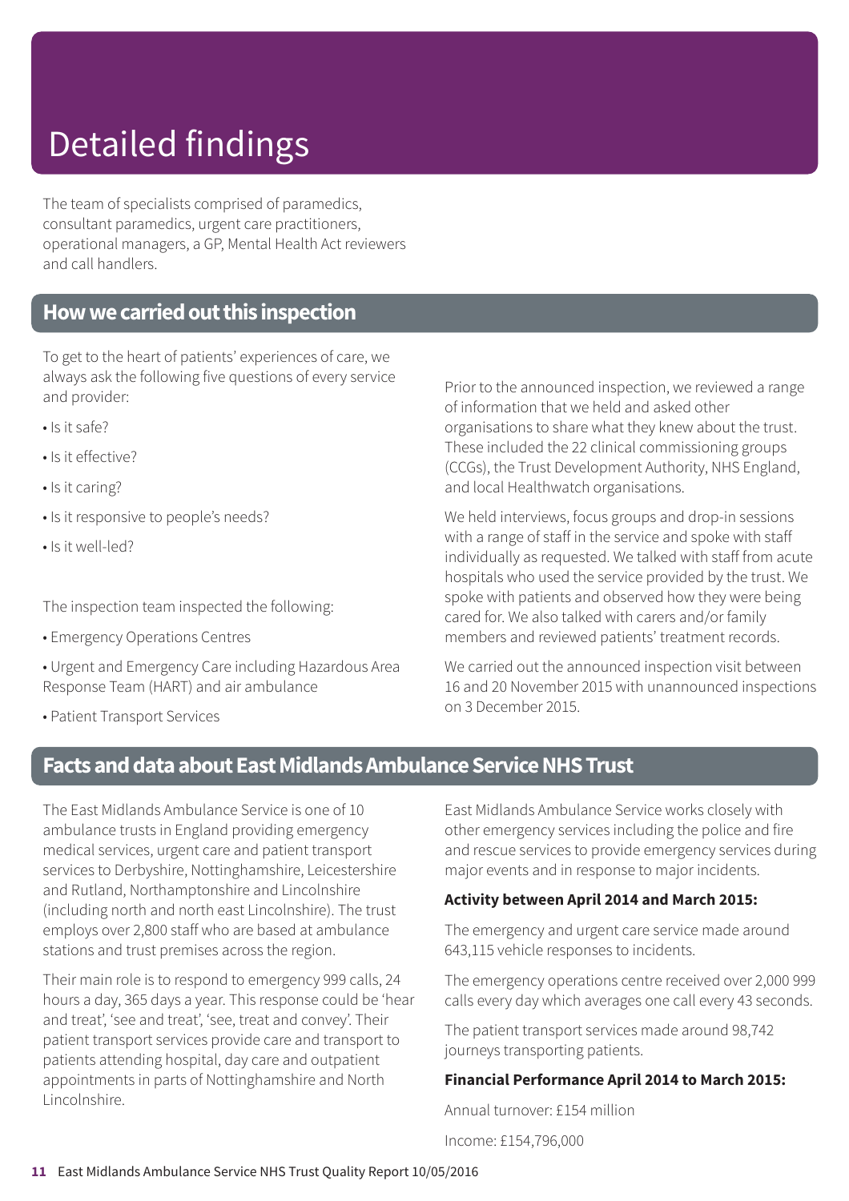# Detailed findings

The team of specialists comprised of paramedics, consultant paramedics, urgent care practitioners, operational managers, a GP, Mental Health Act reviewers and call handlers.

## How we carried out this inspection

To get to the heart of patients' experiences of care, we always ask the following five questions of every service and provider:

- Is it safe?
- Is it effective?
- Is it caring?
- Is it responsive to people's needs?
- Is it well-led?

The inspection team inspected the following:

- Emergency Operations Centres
- Urgent and Emergency Care including Hazardous Area Response Team (HART) and air ambulance
- Patient Transport Services

Prior to the announced inspection, we reviewed a range of information that we held and asked other organisations to share what they knew about the trust. These included the 22 clinical commissioning groups (CCGs), the Trust Development Authority, NHS England, and local Healthwatch organisations.

We held interviews, focus groups and drop-in sessions with a range of staff in the service and spoke with staff individually as requested. We talked with staff from acute hospitals who used the service provided by the trust. We spoke with patients and observed how they were being cared for. We also talked with carers and/or family members and reviewed patients' treatment records.

We carried out the announced inspection visit between 16 and 20 November 2015 with unannounced inspections on 3 December 2015.

## Facts and data about East Midlands Ambulance Service NHS Trust

The East Midlands Ambulance Service is one of 10 ambulance trusts in England providing emergency medical services, urgent care and patient transport services to Derbyshire, Nottinghamshire, Leicestershire and Rutland, Northamptonshire and Lincolnshire (including north and north east Lincolnshire). The trust employs over 2,800 staff who are based at ambulance stations and trust premises across the region.

Their main role is to respond to emergency 999 calls, 24 hours a day, 365 days a year. This response could be 'hear and treat', 'see and treat', 'see, treat and convey'. Their patient transport services provide care and transport to patients attending hospital, day care and outpatient appointments in parts of Nottinghamshire and North Lincolnshire.

East Midlands Ambulance Service works closely with other emergency services including the police and fire and rescue services to provide emergency services during major events and in response to major incidents.

**Activity between April 2014 and March 2015:**

The emergency and urgent care service made around 643,115 vehicle responses to incidents.

The emergency operations centre received over 2,000 999 calls every day which averages one call every 43 seconds.

The patient transport services made around 98,742 journeys transporting patients.

**Financial Performance April 2014 to March 2015:**

Annual turnover: £154 million

Income: £154,796,000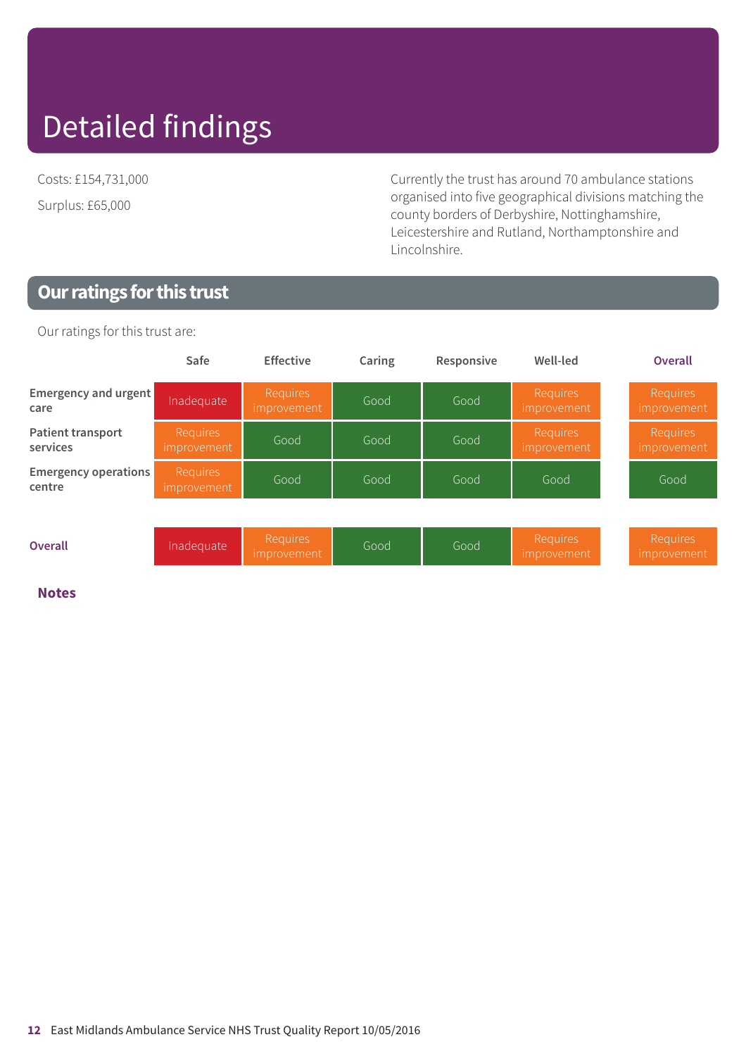# Detailed findings

Costs: £154,731,000

Surplus: £65,000

Currently the trust has around 70 ambulance stations organised into five geographical divisions matching the county borders of Derbyshire, Nottinghamshire, Leicestershire and Rutland, Northamptonshire and Lincolnshire.

## Our ratings for this trust

Our ratings for this trust are:

| | Safe | Effective | Caring | Responsive | Well-led | Overall |
|---|---|---|---|---|---|---|
| **Emergency and urgent care** | Inadequate | Requires improvement | Good | Good | Requires improvement | Requires improvement |
| **Patient transport services** | Requires improvement | Good | Good | Good | Requires improvement | Requires improvement |
| **Emergency operations centre** | Requires improvement | Good | Good | Good | Good | Good |
| **Overall** | Inadequate | Requires improvement | Good | Good | Requires improvement | Requires improvement |

**Notes**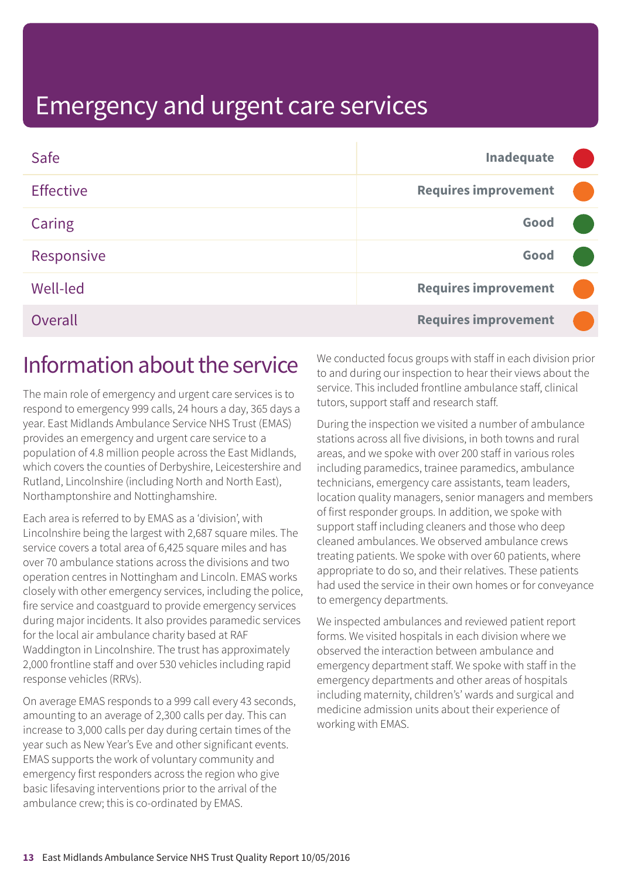# Emergency and urgent care services

| | |
|---|---|
| Safe | Inadequate |
| Effective | Requires improvement |
| Caring | Good |
| Responsive | Good |
| Well-led | Requires improvement |
| Overall | Requires improvement |

## Information about the service

The main role of emergency and urgent care services is to respond to emergency 999 calls, 24 hours a day, 365 days a year. East Midlands Ambulance Service NHS Trust (EMAS) provides an emergency and urgent care service to a population of 4.8 million people across the East Midlands, which covers the counties of Derbyshire, Leicestershire and Rutland, Lincolnshire (including North and North East), Northamptonshire and Nottinghamshire.

Each area is referred to by EMAS as a 'division', with Lincolnshire being the largest with 2,687 square miles. The service covers a total area of 6,425 square miles and has over 70 ambulance stations across the divisions and two operation centres in Nottingham and Lincoln. EMAS works closely with other emergency services, including the police, fire service and coastguard to provide emergency services during major incidents. It also provides paramedic services for the local air ambulance charity based at RAF Waddington in Lincolnshire. The trust has approximately 2,000 frontline staff and over 530 vehicles including rapid response vehicles (RRVs).

On average EMAS responds to a 999 call every 43 seconds, amounting to an average of 2,300 calls per day. This can increase to 3,000 calls per day during certain times of the year such as New Year's Eve and other significant events. EMAS supports the work of voluntary community and emergency first responders across the region who give basic lifesaving interventions prior to the arrival of the ambulance crew; this is co-ordinated by EMAS.

We conducted focus groups with staff in each division prior to and during our inspection to hear their views about the service. This included frontline ambulance staff, clinical tutors, support staff and research staff.

During the inspection we visited a number of ambulance stations across all five divisions, in both towns and rural areas, and we spoke with over 200 staff in various roles including paramedics, trainee paramedics, ambulance technicians, emergency care assistants, team leaders, location quality managers, senior managers and members of first responder groups. In addition, we spoke with support staff including cleaners and those who deep cleaned ambulances. We observed ambulance crews treating patients. We spoke with over 60 patients, where appropriate to do so, and their relatives. These patients had used the service in their own homes or for conveyance to emergency departments.

We inspected ambulances and reviewed patient report forms. We visited hospitals in each division where we observed the interaction between ambulance and emergency department staff. We spoke with staff in the emergency departments and other areas of hospitals including maternity, children's' wards and surgical and medicine admission units about their experience of working with EMAS.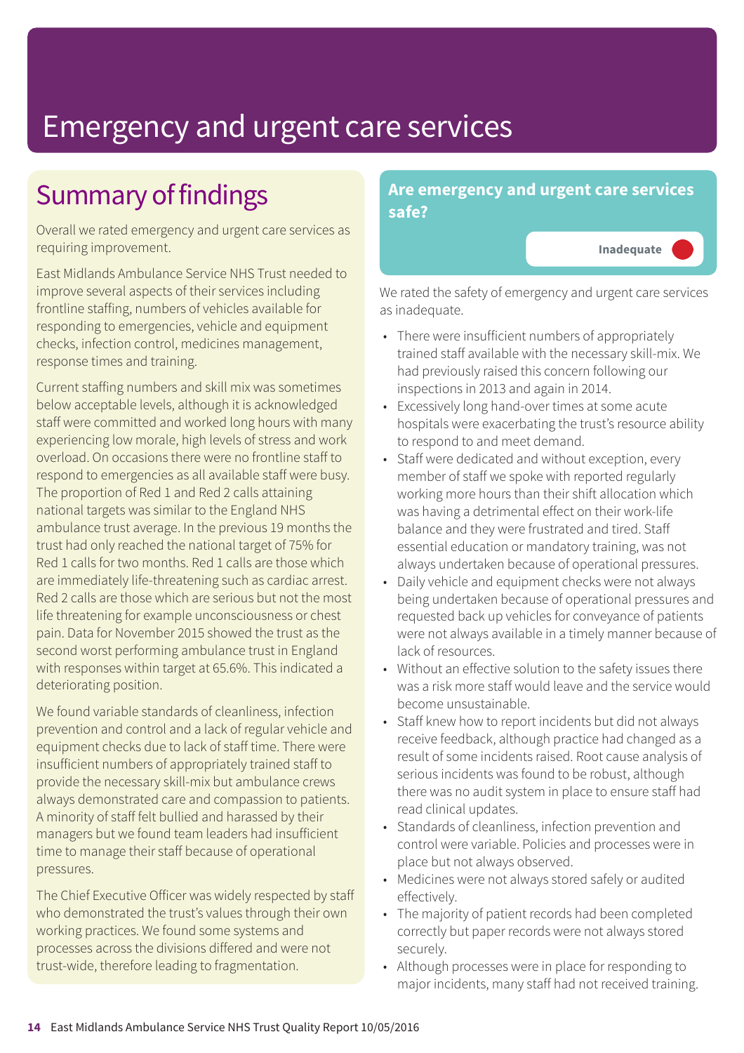# Emergency and urgent care services

## Summary of findings

Overall we rated emergency and urgent care services as requiring improvement.

East Midlands Ambulance Service NHS Trust needed to improve several aspects of their services including frontline staffing, numbers of vehicles available for responding to emergencies, vehicle and equipment checks, infection control, medicines management, response times and training.

Current staffing numbers and skill mix was sometimes below acceptable levels, although it is acknowledged staff were committed and worked long hours with many experiencing low morale, high levels of stress and work overload. On occasions there were no frontline staff to respond to emergencies as all available staff were busy. The proportion of Red 1 and Red 2 calls attaining national targets was similar to the England NHS ambulance trust average. In the previous 19 months the trust had only reached the national target of 75% for Red 1 calls for two months. Red 1 calls are those which are immediately life-threatening such as cardiac arrest. Red 2 calls are those which are serious but not the most life threatening for example unconsciousness or chest pain. Data for November 2015 showed the trust as the second worst performing ambulance trust in England with responses within target at 65.6%. This indicated a deteriorating position.

We found variable standards of cleanliness, infection prevention and control and a lack of regular vehicle and equipment checks due to lack of staff time. There were insufficient numbers of appropriately trained staff to provide the necessary skill-mix but ambulance crews always demonstrated care and compassion to patients. A minority of staff felt bullied and harassed by their managers but we found team leaders had insufficient time to manage their staff because of operational pressures.

The Chief Executive Officer was widely respected by staff who demonstrated the trust's values through their own working practices. We found some systems and processes across the divisions differed and were not trust-wide, therefore leading to fragmentation.

### Are emergency and urgent care services safe?

**Inadequate**

We rated the safety of emergency and urgent care services as inadequate.

- There were insufficient numbers of appropriately trained staff available with the necessary skill-mix. We had previously raised this concern following our inspections in 2013 and again in 2014.
- Excessively long hand-over times at some acute hospitals were exacerbating the trust's resource ability to respond to and meet demand.
- Staff were dedicated and without exception, every member of staff we spoke with reported regularly working more hours than their shift allocation which was having a detrimental effect on their work-life balance and they were frustrated and tired. Staff essential education or mandatory training, was not always undertaken because of operational pressures.
- Daily vehicle and equipment checks were not always being undertaken because of operational pressures and requested back up vehicles for conveyance of patients were not always available in a timely manner because of lack of resources.
- Without an effective solution to the safety issues there was a risk more staff would leave and the service would become unsustainable.
- Staff knew how to report incidents but did not always receive feedback, although practice had changed as a result of some incidents raised. Root cause analysis of serious incidents was found to be robust, although there was no audit system in place to ensure staff had read clinical updates.
- Standards of cleanliness, infection prevention and control were variable. Policies and processes were in place but not always observed.
- Medicines were not always stored safely or audited effectively.
- The majority of patient records had been completed correctly but paper records were not always stored securely.
- Although processes were in place for responding to major incidents, many staff had not received training.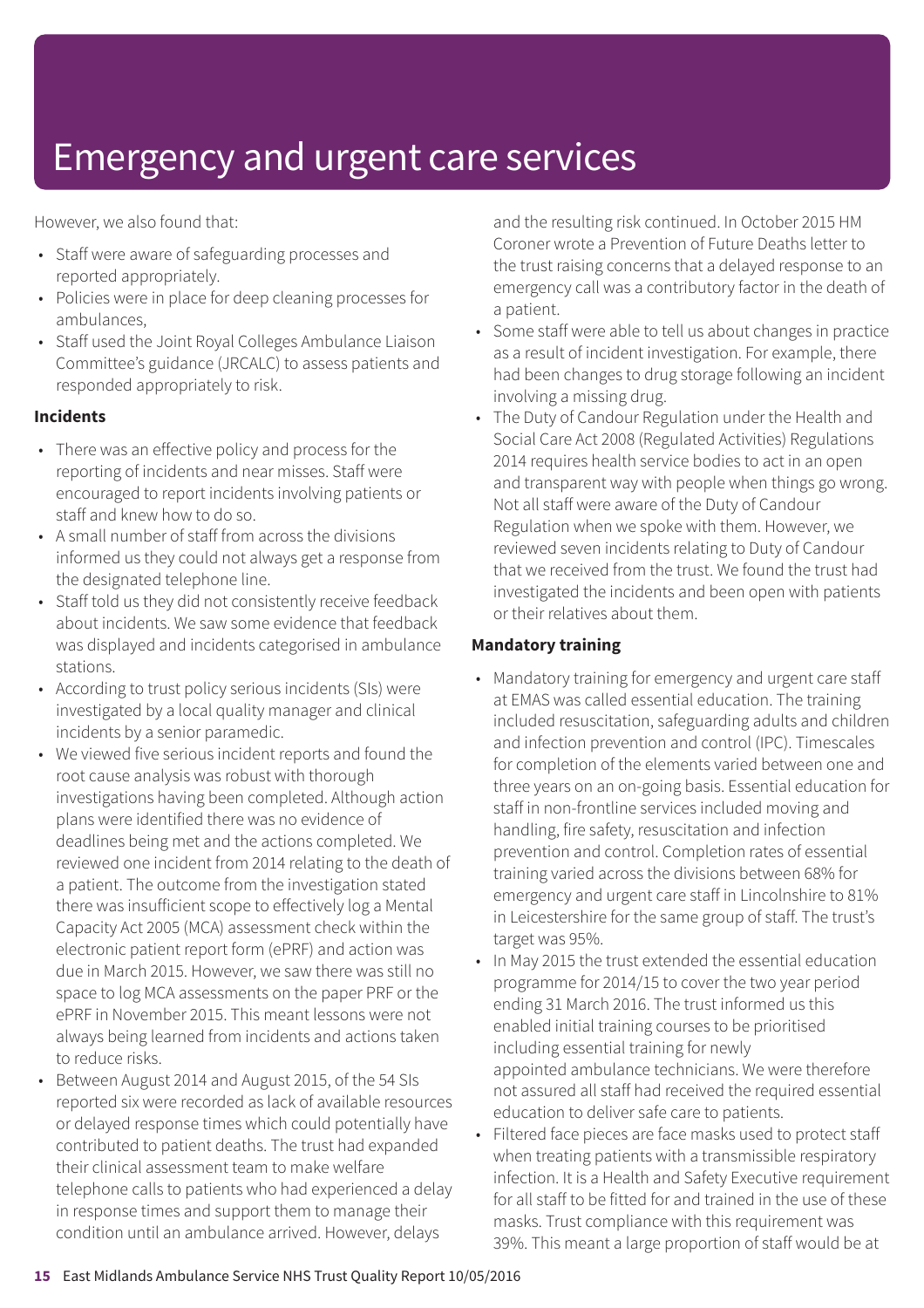# Emergency and urgent care services

However, we also found that:

- Staff were aware of safeguarding processes and reported appropriately.
- Policies were in place for deep cleaning processes for ambulances,
- Staff used the Joint Royal Colleges Ambulance Liaison Committee's guidance (JRCALC) to assess patients and responded appropriately to risk.

**Incidents**

- There was an effective policy and process for the reporting of incidents and near misses. Staff were encouraged to report incidents involving patients or staff and knew how to do so.
- A small number of staff from across the divisions informed us they could not always get a response from the designated telephone line.
- Staff told us they did not consistently receive feedback about incidents. We saw some evidence that feedback was displayed and incidents categorised in ambulance stations.
- According to trust policy serious incidents (SIs) were investigated by a local quality manager and clinical incidents by a senior paramedic.
- We viewed five serious incident reports and found the root cause analysis was robust with thorough investigations having been completed. Although action plans were identified there was no evidence of deadlines being met and the actions completed. We reviewed one incident from 2014 relating to the death of a patient. The outcome from the investigation stated there was insufficient scope to effectively log a Mental Capacity Act 2005 (MCA) assessment check within the electronic patient report form (ePRF) and action was due in March 2015. However, we saw there was still no space to log MCA assessments on the paper PRF or the ePRF in November 2015. This meant lessons were not always being learned from incidents and actions taken to reduce risks.
- Between August 2014 and August 2015, of the 54 SIs reported six were recorded as lack of available resources or delayed response times which could potentially have contributed to patient deaths. The trust had expanded their clinical assessment team to make welfare telephone calls to patients who had experienced a delay in response times and support them to manage their condition until an ambulance arrived. However, delays and the resulting risk continued. In October 2015 HM Coroner wrote a Prevention of Future Deaths letter to the trust raising concerns that a delayed response to an emergency call was a contributory factor in the death of a patient.
- Some staff were able to tell us about changes in practice as a result of incident investigation. For example, there had been changes to drug storage following an incident involving a missing drug.
- The Duty of Candour Regulation under the Health and Social Care Act 2008 (Regulated Activities) Regulations 2014 requires health service bodies to act in an open and transparent way with people when things go wrong. Not all staff were aware of the Duty of Candour Regulation when we spoke with them. However, we reviewed seven incidents relating to Duty of Candour that we received from the trust. We found the trust had investigated the incidents and been open with patients or their relatives about them.

**Mandatory training**

- Mandatory training for emergency and urgent care staff at EMAS was called essential education. The training included resuscitation, safeguarding adults and children and infection prevention and control (IPC). Timescales for completion of the elements varied between one and three years on an on-going basis. Essential education for staff in non-frontline services included moving and handling, fire safety, resuscitation and infection prevention and control. Completion rates of essential training varied across the divisions between 68% for emergency and urgent care staff in Lincolnshire to 81% in Leicestershire for the same group of staff. The trust's target was 95%.
- In May 2015 the trust extended the essential education programme for 2014/15 to cover the two year period ending 31 March 2016. The trust informed us this enabled initial training courses to be prioritised including essential training for newly appointed ambulance technicians. We were therefore not assured all staff had received the required essential education to deliver safe care to patients.
- Filtered face pieces are face masks used to protect staff when treating patients with a transmissible respiratory infection. It is a Health and Safety Executive requirement for all staff to be fitted for and trained in the use of these masks. Trust compliance with this requirement was 39%. This meant a large proportion of staff would be at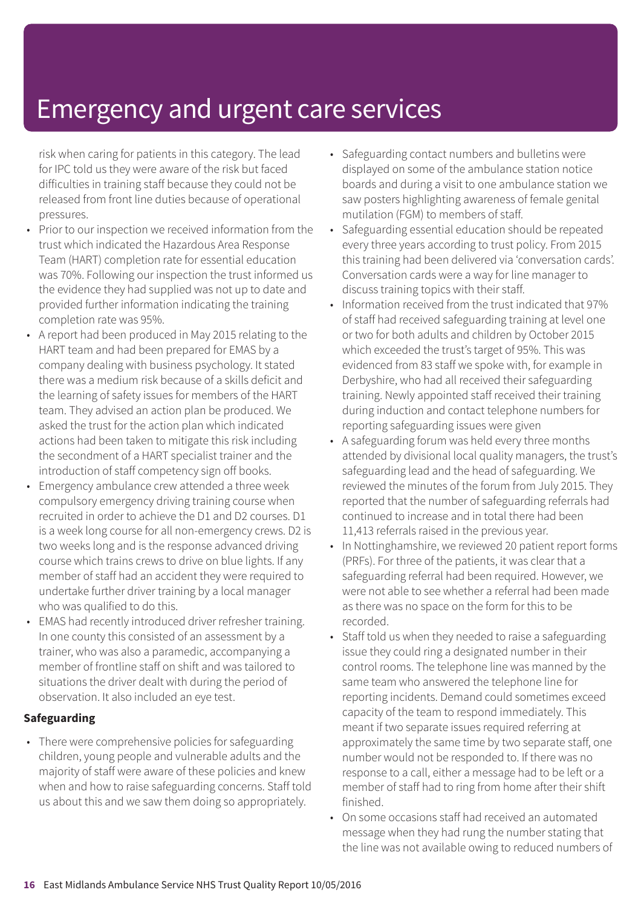# Emergency and urgent care services

risk when caring for patients in this category. The lead for IPC told us they were aware of the risk but faced difficulties in training staff because they could not be released from front line duties because of operational pressures.

- Prior to our inspection we received information from the trust which indicated the Hazardous Area Response Team (HART) completion rate for essential education was 70%. Following our inspection the trust informed us the evidence they had supplied was not up to date and provided further information indicating the training completion rate was 95%.
- A report had been produced in May 2015 relating to the HART team and had been prepared for EMAS by a company dealing with business psychology. It stated there was a medium risk because of a skills deficit and the learning of safety issues for members of the HART team. They advised an action plan be produced. We asked the trust for the action plan which indicated actions had been taken to mitigate this risk including the secondment of a HART specialist trainer and the introduction of staff competency sign off books.
- Emergency ambulance crew attended a three week compulsory emergency driving training course when recruited in order to achieve the D1 and D2 courses. D1 is a week long course for all non-emergency crews. D2 is two weeks long and is the response advanced driving course which trains crews to drive on blue lights. If any member of staff had an accident they were required to undertake further driver training by a local manager who was qualified to do this.
- EMAS had recently introduced driver refresher training. In one county this consisted of an assessment by a trainer, who was also a paramedic, accompanying a member of frontline staff on shift and was tailored to situations the driver dealt with during the period of observation. It also included an eye test.

**Safeguarding**

- There were comprehensive policies for safeguarding children, young people and vulnerable adults and the majority of staff were aware of these policies and knew when and how to raise safeguarding concerns. Staff told us about this and we saw them doing so appropriately.
- Safeguarding contact numbers and bulletins were displayed on some of the ambulance station notice boards and during a visit to one ambulance station we saw posters highlighting awareness of female genital mutilation (FGM) to members of staff.
- Safeguarding essential education should be repeated every three years according to trust policy. From 2015 this training had been delivered via 'conversation cards'. Conversation cards were a way for line manager to discuss training topics with their staff.
- Information received from the trust indicated that 97% of staff had received safeguarding training at level one or two for both adults and children by October 2015 which exceeded the trust's target of 95%. This was evidenced from 83 staff we spoke with, for example in Derbyshire, who had all received their safeguarding training. Newly appointed staff received their training during induction and contact telephone numbers for reporting safeguarding issues were given
- A safeguarding forum was held every three months attended by divisional local quality managers, the trust's safeguarding lead and the head of safeguarding. We reviewed the minutes of the forum from July 2015. They reported that the number of safeguarding referrals had continued to increase and in total there had been 11,413 referrals raised in the previous year.
- In Nottinghamshire, we reviewed 20 patient report forms (PRFs). For three of the patients, it was clear that a safeguarding referral had been required. However, we were not able to see whether a referral had been made as there was no space on the form for this to be recorded.
- Staff told us when they needed to raise a safeguarding issue they could ring a designated number in their control rooms. The telephone line was manned by the same team who answered the telephone line for reporting incidents. Demand could sometimes exceed capacity of the team to respond immediately. This meant if two separate issues required referring at approximately the same time by two separate staff, one number would not be responded to. If there was no response to a call, either a message had to be left or a member of staff had to ring from home after their shift finished.
- On some occasions staff had received an automated message when they had rung the number stating that the line was not available owing to reduced numbers of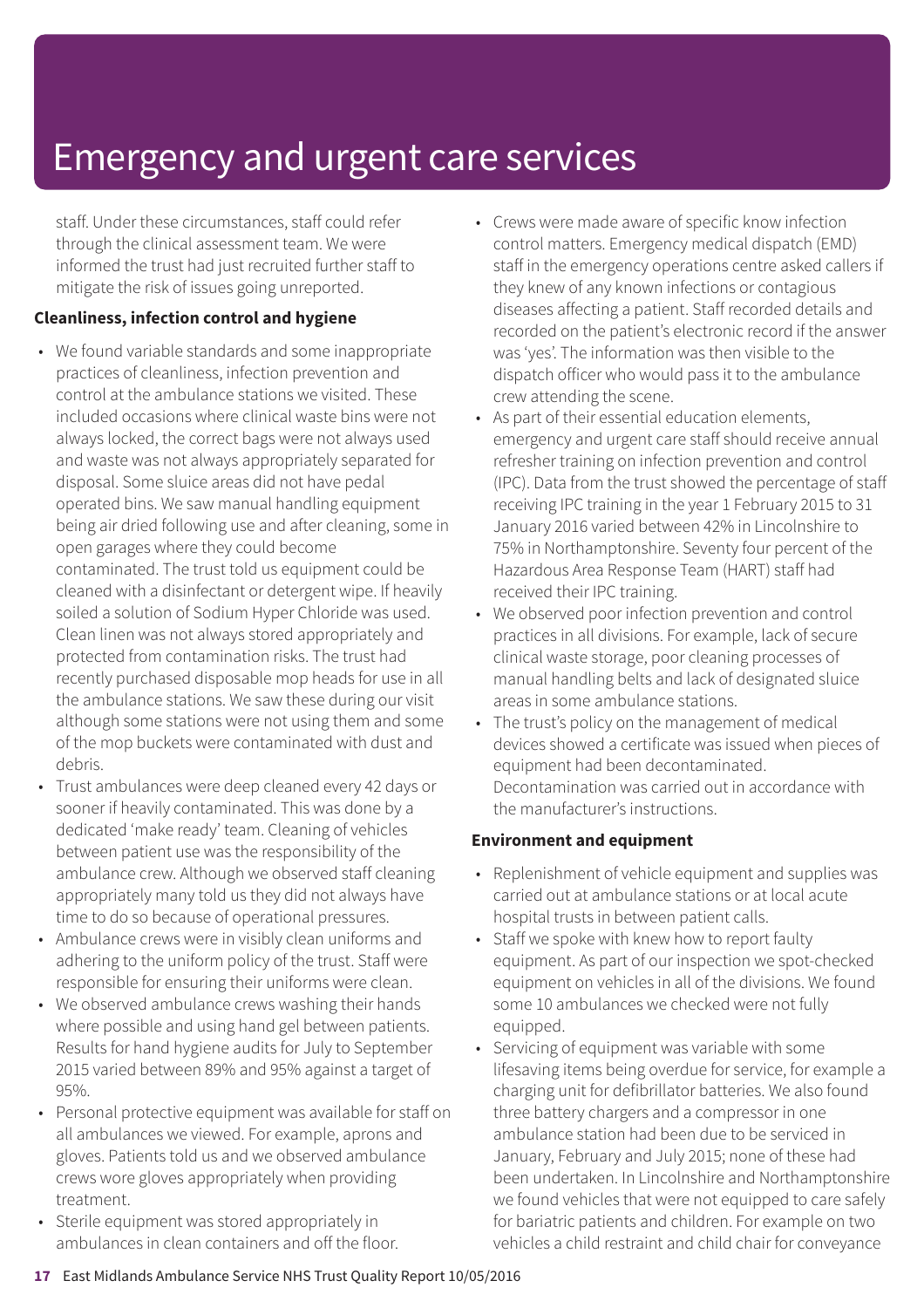# Emergency and urgent care services

staff. Under these circumstances, staff could refer through the clinical assessment team. We were informed the trust had just recruited further staff to mitigate the risk of issues going unreported.

**Cleanliness, infection control and hygiene**

- We found variable standards and some inappropriate practices of cleanliness, infection prevention and control at the ambulance stations we visited. These included occasions where clinical waste bins were not always locked, the correct bags were not always used and waste was not always appropriately separated for disposal. Some sluice areas did not have pedal operated bins. We saw manual handling equipment being air dried following use and after cleaning, some in open garages where they could become contaminated. The trust told us equipment could be cleaned with a disinfectant or detergent wipe. If heavily soiled a solution of Sodium Hyper Chloride was used. Clean linen was not always stored appropriately and protected from contamination risks. The trust had recently purchased disposable mop heads for use in all the ambulance stations. We saw these during our visit although some stations were not using them and some of the mop buckets were contaminated with dust and debris.
- Trust ambulances were deep cleaned every 42 days or sooner if heavily contaminated. This was done by a dedicated 'make ready' team. Cleaning of vehicles between patient use was the responsibility of the ambulance crew. Although we observed staff cleaning appropriately many told us they did not always have time to do so because of operational pressures.
- Ambulance crews were in visibly clean uniforms and adhering to the uniform policy of the trust. Staff were responsible for ensuring their uniforms were clean.
- We observed ambulance crews washing their hands where possible and using hand gel between patients. Results for hand hygiene audits for July to September 2015 varied between 89% and 95% against a target of 95%.
- Personal protective equipment was available for staff on all ambulances we viewed. For example, aprons and gloves. Patients told us and we observed ambulance crews wore gloves appropriately when providing treatment.
- Sterile equipment was stored appropriately in ambulances in clean containers and off the floor.
- Crews were made aware of specific know infection control matters. Emergency medical dispatch (EMD) staff in the emergency operations centre asked callers if they knew of any known infections or contagious diseases affecting a patient. Staff recorded details and recorded on the patient's electronic record if the answer was 'yes'. The information was then visible to the dispatch officer who would pass it to the ambulance crew attending the scene.
- As part of their essential education elements, emergency and urgent care staff should receive annual refresher training on infection prevention and control (IPC). Data from the trust showed the percentage of staff receiving IPC training in the year 1 February 2015 to 31 January 2016 varied between 42% in Lincolnshire to 75% in Northamptonshire. Seventy four percent of the Hazardous Area Response Team (HART) staff had received their IPC training.
- We observed poor infection prevention and control practices in all divisions. For example, lack of secure clinical waste storage, poor cleaning processes of manual handling belts and lack of designated sluice areas in some ambulance stations.
- The trust's policy on the management of medical devices showed a certificate was issued when pieces of equipment had been decontaminated. Decontamination was carried out in accordance with the manufacturer's instructions.

**Environment and equipment**

- Replenishment of vehicle equipment and supplies was carried out at ambulance stations or at local acute hospital trusts in between patient calls.
- Staff we spoke with knew how to report faulty equipment. As part of our inspection we spot-checked equipment on vehicles in all of the divisions. We found some 10 ambulances we checked were not fully equipped.
- Servicing of equipment was variable with some lifesaving items being overdue for service, for example a charging unit for defibrillator batteries. We also found three battery chargers and a compressor in one ambulance station had been due to be serviced in January, February and July 2015; none of these had been undertaken. In Lincolnshire and Northamptonshire we found vehicles that were not equipped to care safely for bariatric patients and children. For example on two vehicles a child restraint and child chair for conveyance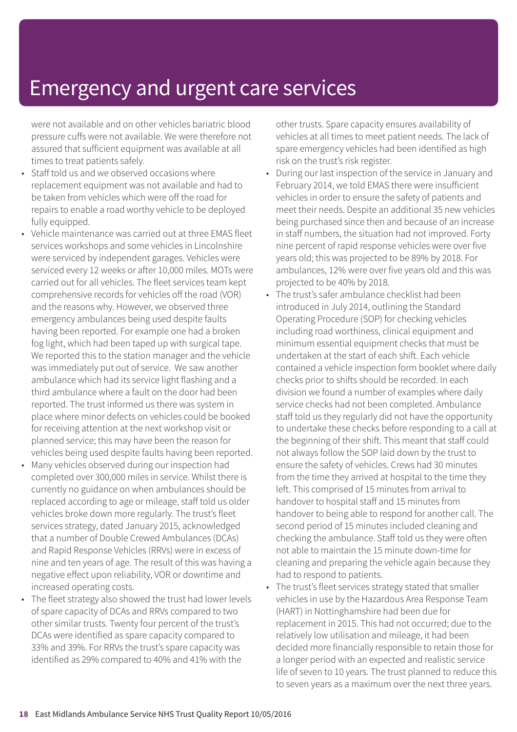# Emergency and urgent care services

were not available and on other vehicles bariatric blood pressure cuffs were not available. We were therefore not assured that sufficient equipment was available at all times to treat patients safely.

- Staff told us and we observed occasions where replacement equipment was not available and had to be taken from vehicles which were off the road for repairs to enable a road worthy vehicle to be deployed fully equipped.
- Vehicle maintenance was carried out at three EMAS fleet services workshops and some vehicles in Lincolnshire were serviced by independent garages. Vehicles were serviced every 12 weeks or after 10,000 miles. MOTs were carried out for all vehicles. The fleet services team kept comprehensive records for vehicles off the road (VOR) and the reasons why. However, we observed three emergency ambulances being used despite faults having been reported. For example one had a broken fog light, which had been taped up with surgical tape. We reported this to the station manager and the vehicle was immediately put out of service. We saw another ambulance which had its service light flashing and a third ambulance where a fault on the door had been reported. The trust informed us there was system in place where minor defects on vehicles could be booked for receiving attention at the next workshop visit or planned service; this may have been the reason for vehicles being used despite faults having been reported.
- Many vehicles observed during our inspection had completed over 300,000 miles in service. Whilst there is currently no guidance on when ambulances should be replaced according to age or mileage, staff told us older vehicles broke down more regularly. The trust's fleet services strategy, dated January 2015, acknowledged that a number of Double Crewed Ambulances (DCAs) and Rapid Response Vehicles (RRVs) were in excess of nine and ten years of age. The result of this was having a negative effect upon reliability, VOR or downtime and increased operating costs.
- The fleet strategy also showed the trust had lower levels of spare capacity of DCAs and RRVs compared to two other similar trusts. Twenty four percent of the trust's DCAs were identified as spare capacity compared to 33% and 39%. For RRVs the trust's spare capacity was identified as 29% compared to 40% and 41% with the other trusts. Spare capacity ensures availability of vehicles at all times to meet patient needs. The lack of spare emergency vehicles had been identified as high risk on the trust's risk register.
- During our last inspection of the service in January and February 2014, we told EMAS there were insufficient vehicles in order to ensure the safety of patients and meet their needs. Despite an additional 35 new vehicles being purchased since then and because of an increase in staff numbers, the situation had not improved. Forty nine percent of rapid response vehicles were over five years old; this was projected to be 89% by 2018. For ambulances, 12% were over five years old and this was projected to be 40% by 2018.
- The trust's safer ambulance checklist had been introduced in July 2014, outlining the Standard Operating Procedure (SOP) for checking vehicles including road worthiness, clinical equipment and minimum essential equipment checks that must be undertaken at the start of each shift. Each vehicle contained a vehicle inspection form booklet where daily checks prior to shifts should be recorded. In each division we found a number of examples where daily service checks had not been completed. Ambulance staff told us they regularly did not have the opportunity to undertake these checks before responding to a call at the beginning of their shift. This meant that staff could not always follow the SOP laid down by the trust to ensure the safety of vehicles. Crews had 30 minutes from the time they arrived at hospital to the time they left. This comprised of 15 minutes from arrival to handover to hospital staff and 15 minutes from handover to being able to respond for another call. The second period of 15 minutes included cleaning and checking the ambulance. Staff told us they were often not able to maintain the 15 minute down-time for cleaning and preparing the vehicle again because they had to respond to patients.
- The trust's fleet services strategy stated that smaller vehicles in use by the Hazardous Area Response Team (HART) in Nottinghamshire had been due for replacement in 2015. This had not occurred; due to the relatively low utilisation and mileage, it had been decided more financially responsible to retain those for a longer period with an expected and realistic service life of seven to 10 years. The trust planned to reduce this to seven years as a maximum over the next three years.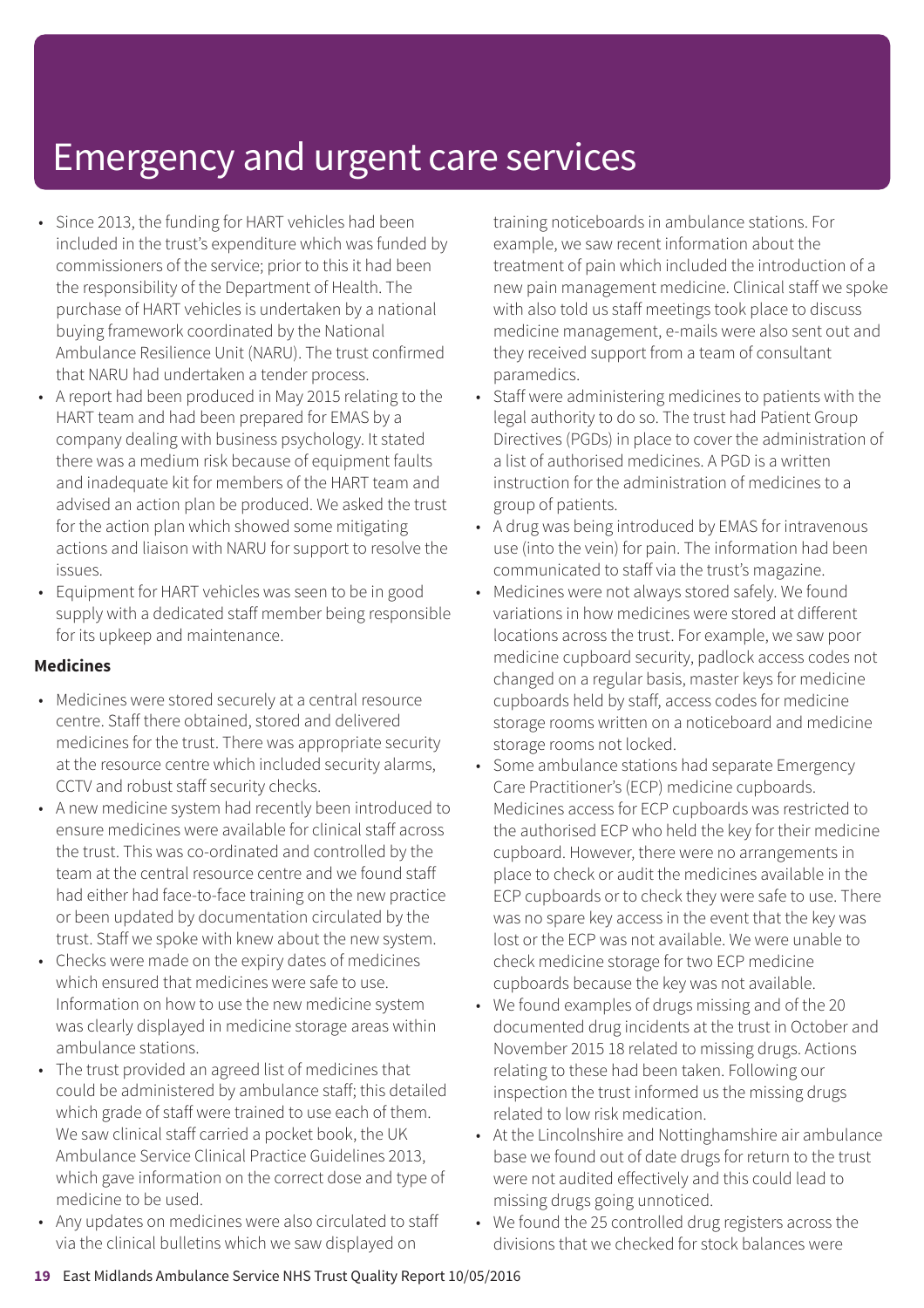# Emergency and urgent care services

- Since 2013, the funding for HART vehicles had been included in the trust's expenditure which was funded by commissioners of the service; prior to this it had been the responsibility of the Department of Health. The purchase of HART vehicles is undertaken by a national buying framework coordinated by the National Ambulance Resilience Unit (NARU). The trust confirmed that NARU had undertaken a tender process.
- A report had been produced in May 2015 relating to the HART team and had been prepared for EMAS by a company dealing with business psychology. It stated there was a medium risk because of equipment faults and inadequate kit for members of the HART team and advised an action plan be produced. We asked the trust for the action plan which showed some mitigating actions and liaison with NARU for support to resolve the issues.
- Equipment for HART vehicles was seen to be in good supply with a dedicated staff member being responsible for its upkeep and maintenance.

**Medicines**

- Medicines were stored securely at a central resource centre. Staff there obtained, stored and delivered medicines for the trust. There was appropriate security at the resource centre which included security alarms, CCTV and robust staff security checks.
- A new medicine system had recently been introduced to ensure medicines were available for clinical staff across the trust. This was co-ordinated and controlled by the team at the central resource centre and we found staff had either had face-to-face training on the new practice or been updated by documentation circulated by the trust. Staff we spoke with knew about the new system.
- Checks were made on the expiry dates of medicines which ensured that medicines were safe to use. Information on how to use the new medicine system was clearly displayed in medicine storage areas within ambulance stations.
- The trust provided an agreed list of medicines that could be administered by ambulance staff; this detailed which grade of staff were trained to use each of them. We saw clinical staff carried a pocket book, the UK Ambulance Service Clinical Practice Guidelines 2013, which gave information on the correct dose and type of medicine to be used.
- Any updates on medicines were also circulated to staff via the clinical bulletins which we saw displayed on training noticeboards in ambulance stations. For example, we saw recent information about the treatment of pain which included the introduction of a new pain management medicine. Clinical staff we spoke with also told us staff meetings took place to discuss medicine management, e-mails were also sent out and they received support from a team of consultant paramedics.
- Staff were administering medicines to patients with the legal authority to do so. The trust had Patient Group Directives (PGDs) in place to cover the administration of a list of authorised medicines. A PGD is a written instruction for the administration of medicines to a group of patients.
- A drug was being introduced by EMAS for intravenous use (into the vein) for pain. The information had been communicated to staff via the trust's magazine.
- Medicines were not always stored safely. We found variations in how medicines were stored at different locations across the trust. For example, we saw poor medicine cupboard security, padlock access codes not changed on a regular basis, master keys for medicine cupboards held by staff, access codes for medicine storage rooms written on a noticeboard and medicine storage rooms not locked.
- Some ambulance stations had separate Emergency Care Practitioner's (ECP) medicine cupboards. Medicines access for ECP cupboards was restricted to the authorised ECP who held the key for their medicine cupboard. However, there were no arrangements in place to check or audit the medicines available in the ECP cupboards or to check they were safe to use. There was no spare key access in the event that the key was lost or the ECP was not available. We were unable to check medicine storage for two ECP medicine cupboards because the key was not available.
- We found examples of drugs missing and of the 20 documented drug incidents at the trust in October and November 2015 18 related to missing drugs. Actions relating to these had been taken. Following our inspection the trust informed us the missing drugs related to low risk medication.
- At the Lincolnshire and Nottinghamshire air ambulance base we found out of date drugs for return to the trust were not audited effectively and this could lead to missing drugs going unnoticed.
- We found the 25 controlled drug registers across the divisions that we checked for stock balances were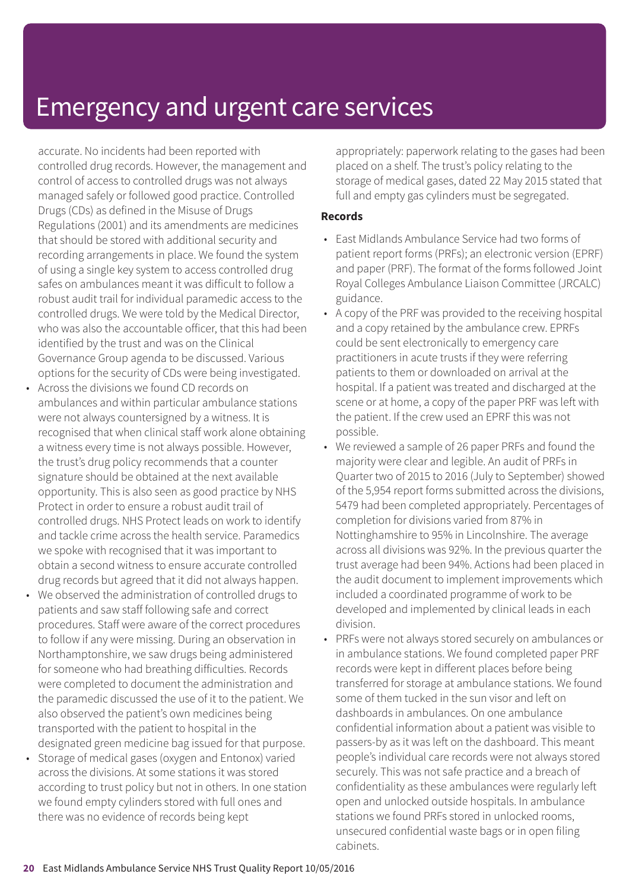# Emergency and urgent care services

accurate. No incidents had been reported with controlled drug records. However, the management and control of access to controlled drugs was not always managed safely or followed good practice. Controlled Drugs (CDs) as defined in the Misuse of Drugs Regulations (2001) and its amendments are medicines that should be stored with additional security and recording arrangements in place. We found the system of using a single key system to access controlled drug safes on ambulances meant it was difficult to follow a robust audit trail for individual paramedic access to the controlled drugs. We were told by the Medical Director, who was also the accountable officer, that this had been identified by the trust and was on the Clinical Governance Group agenda to be discussed. Various options for the security of CDs were being investigated.

- Across the divisions we found CD records on ambulances and within particular ambulance stations were not always countersigned by a witness. It is recognised that when clinical staff work alone obtaining a witness every time is not always possible. However, the trust's drug policy recommends that a counter signature should be obtained at the next available opportunity. This is also seen as good practice by NHS Protect in order to ensure a robust audit trail of controlled drugs. NHS Protect leads on work to identify and tackle crime across the health service. Paramedics we spoke with recognised that it was important to obtain a second witness to ensure accurate controlled drug records but agreed that it did not always happen.
- We observed the administration of controlled drugs to patients and saw staff following safe and correct procedures. Staff were aware of the correct procedures to follow if any were missing. During an observation in Northamptonshire, we saw drugs being administered for someone who had breathing difficulties. Records were completed to document the administration and the paramedic discussed the use of it to the patient. We also observed the patient's own medicines being transported with the patient to hospital in the designated green medicine bag issued for that purpose.
- Storage of medical gases (oxygen and Entonox) varied across the divisions. At some stations it was stored according to trust policy but not in others. In one station we found empty cylinders stored with full ones and there was no evidence of records being kept appropriately: paperwork relating to the gases had been placed on a shelf. The trust's policy relating to the storage of medical gases, dated 22 May 2015 stated that full and empty gas cylinders must be segregated.

**Records**

- East Midlands Ambulance Service had two forms of patient report forms (PRFs); an electronic version (EPRF) and paper (PRF). The format of the forms followed Joint Royal Colleges Ambulance Liaison Committee (JRCALC) guidance.
- A copy of the PRF was provided to the receiving hospital and a copy retained by the ambulance crew. EPRFs could be sent electronically to emergency care practitioners in acute trusts if they were referring patients to them or downloaded on arrival at the hospital. If a patient was treated and discharged at the scene or at home, a copy of the paper PRF was left with the patient. If the crew used an EPRF this was not possible.
- We reviewed a sample of 26 paper PRFs and found the majority were clear and legible. An audit of PRFs in Quarter two of 2015 to 2016 (July to September) showed of the 5,954 report forms submitted across the divisions, 5479 had been completed appropriately. Percentages of completion for divisions varied from 87% in Nottinghamshire to 95% in Lincolnshire. The average across all divisions was 92%. In the previous quarter the trust average had been 94%. Actions had been placed in the audit document to implement improvements which included a coordinated programme of work to be developed and implemented by clinical leads in each division.
- PRFs were not always stored securely on ambulances or in ambulance stations. We found completed paper PRF records were kept in different places before being transferred for storage at ambulance stations. We found some of them tucked in the sun visor and left on dashboards in ambulances. On one ambulance confidential information about a patient was visible to passers-by as it was left on the dashboard. This meant people's individual care records were not always stored securely. This was not safe practice and a breach of confidentiality as these ambulances were regularly left open and unlocked outside hospitals. In ambulance stations we found PRFs stored in unlocked rooms, unsecured confidential waste bags or in open filing cabinets.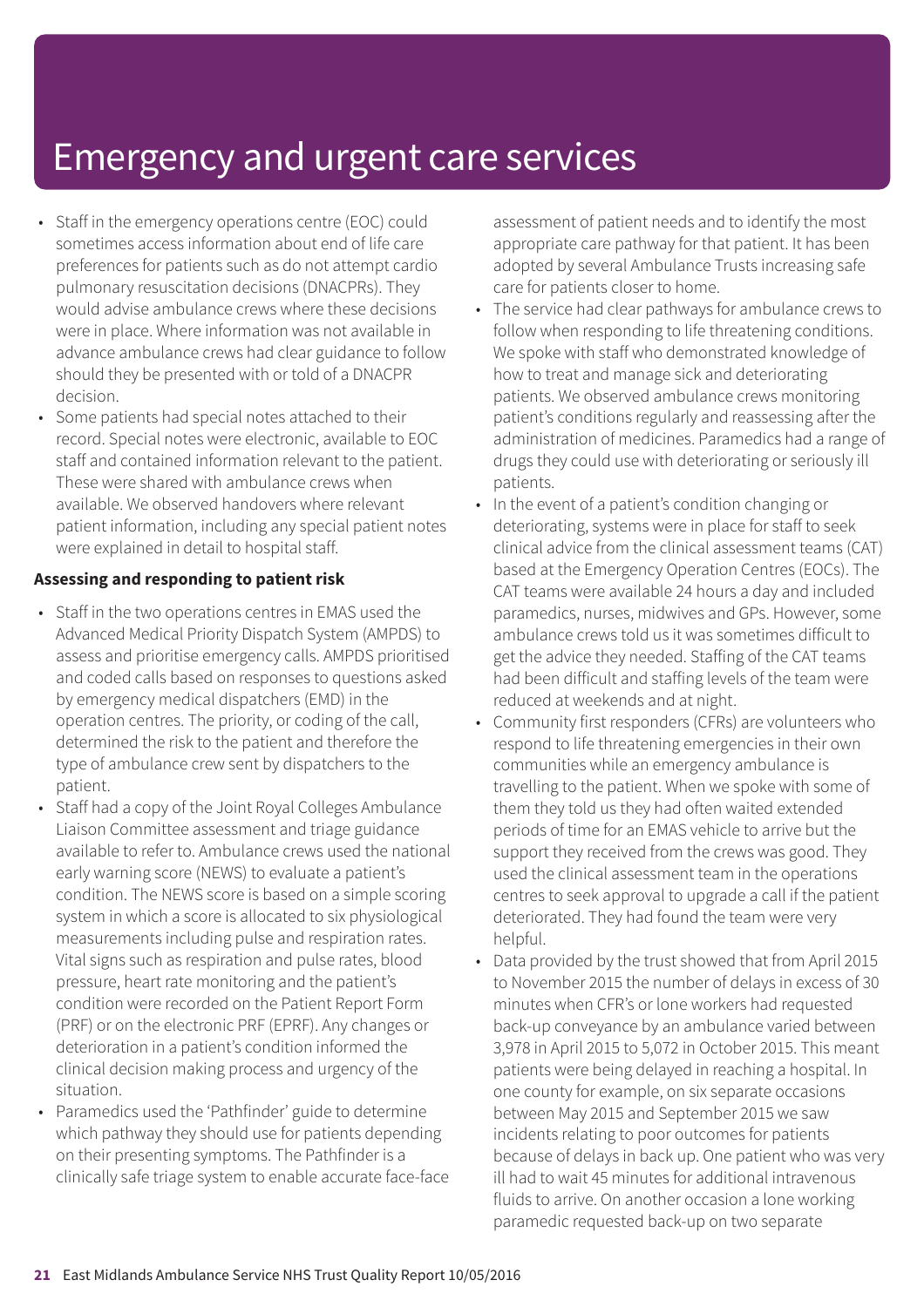# Emergency and urgent care services

- Staff in the emergency operations centre (EOC) could sometimes access information about end of life care preferences for patients such as do not attempt cardio pulmonary resuscitation decisions (DNACPRs). They would advise ambulance crews where these decisions were in place. Where information was not available in advance ambulance crews had clear guidance to follow should they be presented with or told of a DNACPR decision.
- Some patients had special notes attached to their record. Special notes were electronic, available to EOC staff and contained information relevant to the patient. These were shared with ambulance crews when available. We observed handovers where relevant patient information, including any special patient notes were explained in detail to hospital staff.

**Assessing and responding to patient risk**

- Staff in the two operations centres in EMAS used the Advanced Medical Priority Dispatch System (AMPDS) to assess and prioritise emergency calls. AMPDS prioritised and coded calls based on responses to questions asked by emergency medical dispatchers (EMD) in the operation centres. The priority, or coding of the call, determined the risk to the patient and therefore the type of ambulance crew sent by dispatchers to the patient.
- Staff had a copy of the Joint Royal Colleges Ambulance Liaison Committee assessment and triage guidance available to refer to. Ambulance crews used the national early warning score (NEWS) to evaluate a patient's condition. The NEWS score is based on a simple scoring system in which a score is allocated to six physiological measurements including pulse and respiration rates. Vital signs such as respiration and pulse rates, blood pressure, heart rate monitoring and the patient's condition were recorded on the Patient Report Form (PRF) or on the electronic PRF (EPRF). Any changes or deterioration in a patient's condition informed the clinical decision making process and urgency of the situation.
- Paramedics used the 'Pathfinder' guide to determine which pathway they should use for patients depending on their presenting symptoms. The Pathfinder is a clinically safe triage system to enable accurate face-face assessment of patient needs and to identify the most appropriate care pathway for that patient. It has been adopted by several Ambulance Trusts increasing safe care for patients closer to home.
- The service had clear pathways for ambulance crews to follow when responding to life threatening conditions. We spoke with staff who demonstrated knowledge of how to treat and manage sick and deteriorating patients. We observed ambulance crews monitoring patient's conditions regularly and reassessing after the administration of medicines. Paramedics had a range of drugs they could use with deteriorating or seriously ill patients.
- In the event of a patient's condition changing or deteriorating, systems were in place for staff to seek clinical advice from the clinical assessment teams (CAT) based at the Emergency Operation Centres (EOCs). The CAT teams were available 24 hours a day and included paramedics, nurses, midwives and GPs. However, some ambulance crews told us it was sometimes difficult to get the advice they needed. Staffing of the CAT teams had been difficult and staffing levels of the team were reduced at weekends and at night.
- Community first responders (CFRs) are volunteers who respond to life threatening emergencies in their own communities while an emergency ambulance is travelling to the patient. When we spoke with some of them they told us they had often waited extended periods of time for an EMAS vehicle to arrive but the support they received from the crews was good. They used the clinical assessment team in the operations centres to seek approval to upgrade a call if the patient deteriorated. They had found the team were very helpful.
- Data provided by the trust showed that from April 2015 to November 2015 the number of delays in excess of 30 minutes when CFR's or lone workers had requested back-up conveyance by an ambulance varied between 3,978 in April 2015 to 5,072 in October 2015. This meant patients were being delayed in reaching a hospital. In one county for example, on six separate occasions between May 2015 and September 2015 we saw incidents relating to poor outcomes for patients because of delays in back up. One patient who was very ill had to wait 45 minutes for additional intravenous fluids to arrive. On another occasion a lone working paramedic requested back-up on two separate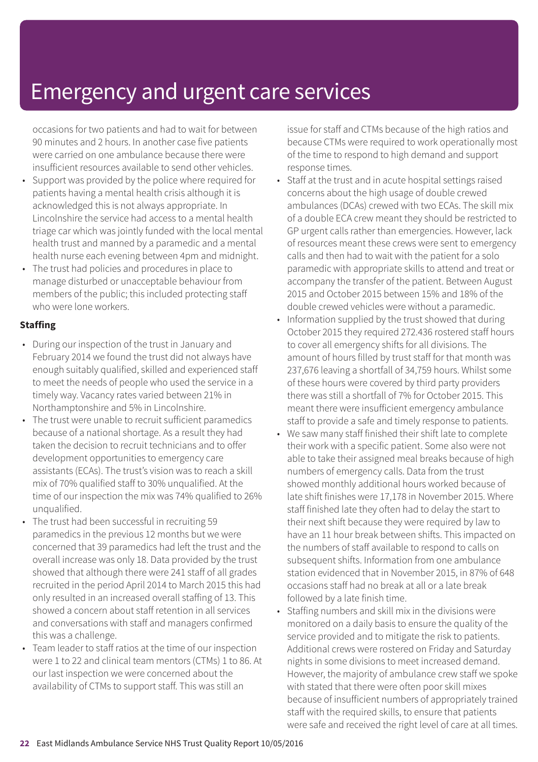# Emergency and urgent care services

occasions for two patients and had to wait for between 90 minutes and 2 hours. In another case five patients were carried on one ambulance because there were insufficient resources available to send other vehicles.

- Support was provided by the police where required for patients having a mental health crisis although it is acknowledged this is not always appropriate. In Lincolnshire the service had access to a mental health triage car which was jointly funded with the local mental health trust and manned by a paramedic and a mental health nurse each evening between 4pm and midnight.
- The trust had policies and procedures in place to manage disturbed or unacceptable behaviour from members of the public; this included protecting staff who were lone workers.

**Staffing**

- During our inspection of the trust in January and February 2014 we found the trust did not always have enough suitably qualified, skilled and experienced staff to meet the needs of people who used the service in a timely way. Vacancy rates varied between 21% in Northamptonshire and 5% in Lincolnshire.
- The trust were unable to recruit sufficient paramedics because of a national shortage. As a result they had taken the decision to recruit technicians and to offer development opportunities to emergency care assistants (ECAs). The trust's vision was to reach a skill mix of 70% qualified staff to 30% unqualified. At the time of our inspection the mix was 74% qualified to 26% unqualified.
- The trust had been successful in recruiting 59 paramedics in the previous 12 months but we were concerned that 39 paramedics had left the trust and the overall increase was only 18. Data provided by the trust showed that although there were 241 staff of all grades recruited in the period April 2014 to March 2015 this had only resulted in an increased overall staffing of 13. This showed a concern about staff retention in all services and conversations with staff and managers confirmed this was a challenge.
- Team leader to staff ratios at the time of our inspection were 1 to 22 and clinical team mentors (CTMs) 1 to 86. At our last inspection we were concerned about the availability of CTMs to support staff. This was still an issue for staff and CTMs because of the high ratios and because CTMs were required to work operationally most of the time to respond to high demand and support response times.
- Staff at the trust and in acute hospital settings raised concerns about the high usage of double crewed ambulances (DCAs) crewed with two ECAs. The skill mix of a double ECA crew meant they should be restricted to GP urgent calls rather than emergencies. However, lack of resources meant these crews were sent to emergency calls and then had to wait with the patient for a solo paramedic with appropriate skills to attend and treat or accompany the transfer of the patient. Between August 2015 and October 2015 between 15% and 18% of the double crewed vehicles were without a paramedic.
- Information supplied by the trust showed that during October 2015 they required 272.436 rostered staff hours to cover all emergency shifts for all divisions. The amount of hours filled by trust staff for that month was 237,676 leaving a shortfall of 34,759 hours. Whilst some of these hours were covered by third party providers there was still a shortfall of 7% for October 2015. This meant there were insufficient emergency ambulance staff to provide a safe and timely response to patients.
- We saw many staff finished their shift late to complete their work with a specific patient. Some also were not able to take their assigned meal breaks because of high numbers of emergency calls. Data from the trust showed monthly additional hours worked because of late shift finishes were 17,178 in November 2015. Where staff finished late they often had to delay the start to their next shift because they were required by law to have an 11 hour break between shifts. This impacted on the numbers of staff available to respond to calls on subsequent shifts. Information from one ambulance station evidenced that in November 2015, in 87% of 648 occasions staff had no break at all or a late break followed by a late finish time.
- Staffing numbers and skill mix in the divisions were monitored on a daily basis to ensure the quality of the service provided and to mitigate the risk to patients. Additional crews were rostered on Friday and Saturday nights in some divisions to meet increased demand. However, the majority of ambulance crew staff we spoke with stated that there were often poor skill mixes because of insufficient numbers of appropriately trained staff with the required skills, to ensure that patients were safe and received the right level of care at all times.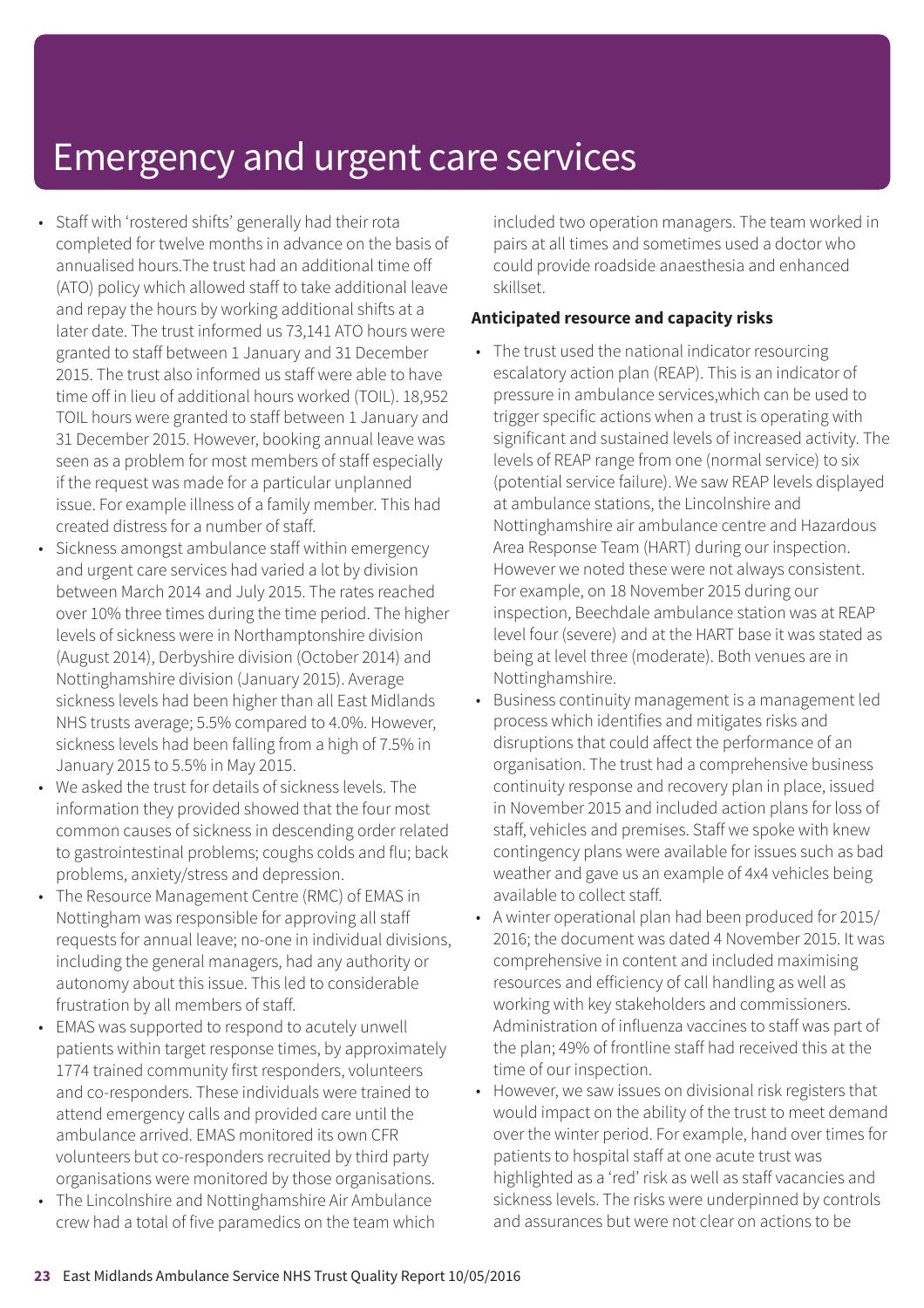# Emergency and urgent care services

- Staff with 'rostered shifts' generally had their rota completed for twelve months in advance on the basis of annualised hours.The trust had an additional time off (ATO) policy which allowed staff to take additional leave and repay the hours by working additional shifts at a later date. The trust informed us 73,141 ATO hours were granted to staff between 1 January and 31 December 2015. The trust also informed us staff were able to have time off in lieu of additional hours worked (TOIL). 18,952 TOIL hours were granted to staff between 1 January and 31 December 2015. However, booking annual leave was seen as a problem for most members of staff especially if the request was made for a particular unplanned issue. For example illness of a family member. This had created distress for a number of staff.
- Sickness amongst ambulance staff within emergency and urgent care services had varied a lot by division between March 2014 and July 2015. The rates reached over 10% three times during the time period. The higher levels of sickness were in Northamptonshire division (August 2014), Derbyshire division (October 2014) and Nottinghamshire division (January 2015). Average sickness levels had been higher than all East Midlands NHS trusts average; 5.5% compared to 4.0%. However, sickness levels had been falling from a high of 7.5% in January 2015 to 5.5% in May 2015.
- We asked the trust for details of sickness levels. The information they provided showed that the four most common causes of sickness in descending order related to gastrointestinal problems; coughs colds and flu; back problems, anxiety/stress and depression.
- The Resource Management Centre (RMC) of EMAS in Nottingham was responsible for approving all staff requests for annual leave; no-one in individual divisions, including the general managers, had any authority or autonomy about this issue. This led to considerable frustration by all members of staff.
- EMAS was supported to respond to acutely unwell patients within target response times, by approximately 1774 trained community first responders, volunteers and co-responders. These individuals were trained to attend emergency calls and provided care until the ambulance arrived. EMAS monitored its own CFR volunteers but co-responders recruited by third party organisations were monitored by those organisations.
- The Lincolnshire and Nottinghamshire Air Ambulance crew had a total of five paramedics on the team which included two operation managers. The team worked in pairs at all times and sometimes used a doctor who could provide roadside anaesthesia and enhanced skillset.

**Anticipated resource and capacity risks**

- The trust used the national indicator resourcing escalatory action plan (REAP). This is an indicator of pressure in ambulance services,which can be used to trigger specific actions when a trust is operating with significant and sustained levels of increased activity. The levels of REAP range from one (normal service) to six (potential service failure). We saw REAP levels displayed at ambulance stations, the Lincolnshire and Nottinghamshire air ambulance centre and Hazardous Area Response Team (HART) during our inspection. However we noted these were not always consistent. For example, on 18 November 2015 during our inspection, Beechdale ambulance station was at REAP level four (severe) and at the HART base it was stated as being at level three (moderate). Both venues are in Nottinghamshire.
- Business continuity management is a management led process which identifies and mitigates risks and disruptions that could affect the performance of an organisation. The trust had a comprehensive business continuity response and recovery plan in place, issued in November 2015 and included action plans for loss of staff, vehicles and premises. Staff we spoke with knew contingency plans were available for issues such as bad weather and gave us an example of 4x4 vehicles being available to collect staff.
- A winter operational plan had been produced for 2015/2016; the document was dated 4 November 2015. It was comprehensive in content and included maximising resources and efficiency of call handling as well as working with key stakeholders and commissioners. Administration of influenza vaccines to staff was part of the plan; 49% of frontline staff had received this at the time of our inspection.
- However, we saw issues on divisional risk registers that would impact on the ability of the trust to meet demand over the winter period. For example, hand over times for patients to hospital staff at one acute trust was highlighted as a 'red' risk as well as staff vacancies and sickness levels. The risks were underpinned by controls and assurances but were not clear on actions to be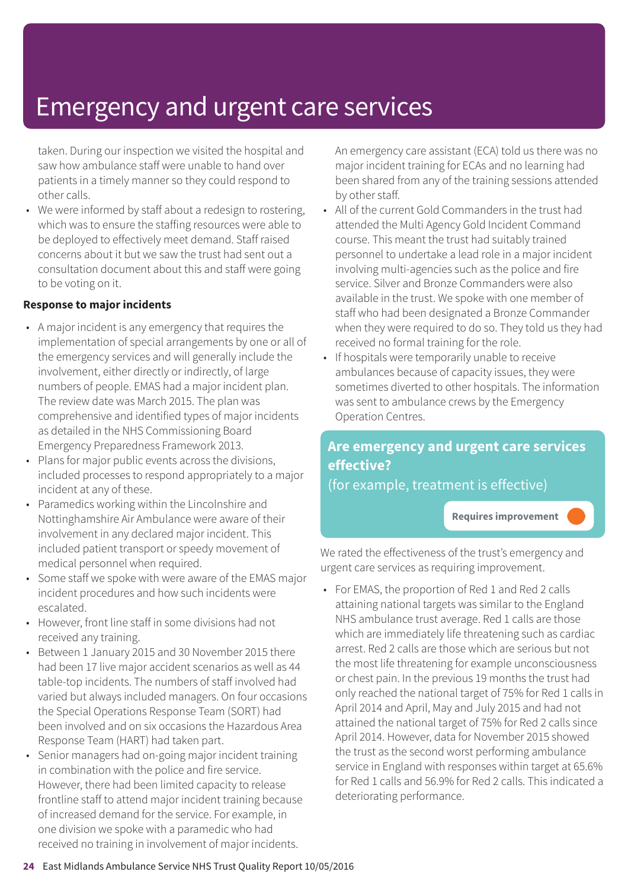# Emergency and urgent care services

taken. During our inspection we visited the hospital and saw how ambulance staff were unable to hand over patients in a timely manner so they could respond to other calls.

- We were informed by staff about a redesign to rostering, which was to ensure the staffing resources were able to be deployed to effectively meet demand. Staff raised concerns about it but we saw the trust had sent out a consultation document about this and staff were going to be voting on it.

**Response to major incidents**

- A major incident is any emergency that requires the implementation of special arrangements by one or all of the emergency services and will generally include the involvement, either directly or indirectly, of large numbers of people. EMAS had a major incident plan. The review date was March 2015. The plan was comprehensive and identified types of major incidents as detailed in the NHS Commissioning Board Emergency Preparedness Framework 2013.
- Plans for major public events across the divisions, included processes to respond appropriately to a major incident at any of these.
- Paramedics working within the Lincolnshire and Nottinghamshire Air Ambulance were aware of their involvement in any declared major incident. This included patient transport or speedy movement of medical personnel when required.
- Some staff we spoke with were aware of the EMAS major incident procedures and how such incidents were escalated.
- However, front line staff in some divisions had not received any training.
- Between 1 January 2015 and 30 November 2015 there had been 17 live major accident scenarios as well as 44 table-top incidents. The numbers of staff involved had varied but always included managers. On four occasions the Special Operations Response Team (SORT) had been involved and on six occasions the Hazardous Area Response Team (HART) had taken part.
- Senior managers had on-going major incident training in combination with the police and fire service. However, there had been limited capacity to release frontline staff to attend major incident training because of increased demand for the service. For example, in one division we spoke with a paramedic who had received no training in involvement of major incidents. An emergency care assistant (ECA) told us there was no major incident training for ECAs and no learning had been shared from any of the training sessions attended by other staff.
- All of the current Gold Commanders in the trust had attended the Multi Agency Gold Incident Command course. This meant the trust had suitably trained personnel to undertake a lead role in a major incident involving multi-agencies such as the police and fire service. Silver and Bronze Commanders were also available in the trust. We spoke with one member of staff who had been designated a Bronze Commander when they were required to do so. They told us they had received no formal training for the role.
- If hospitals were temporarily unable to receive ambulances because of capacity issues, they were sometimes diverted to other hospitals. The information was sent to ambulance crews by the Emergency Operation Centres.

## Are emergency and urgent care services effective?

(for example, treatment is effective)

**Requires improvement**

We rated the effectiveness of the trust's emergency and urgent care services as requiring improvement.

- For EMAS, the proportion of Red 1 and Red 2 calls attaining national targets was similar to the England NHS ambulance trust average. Red 1 calls are those which are immediately life threatening such as cardiac arrest. Red 2 calls are those which are serious but not the most life threatening for example unconsciousness or chest pain. In the previous 19 months the trust had only reached the national target of 75% for Red 1 calls in April 2014 and April, May and July 2015 and had not attained the national target of 75% for Red 2 calls since April 2014. However, data for November 2015 showed the trust as the second worst performing ambulance service in England with responses within target at 65.6% for Red 1 calls and 56.9% for Red 2 calls. This indicated a deteriorating performance.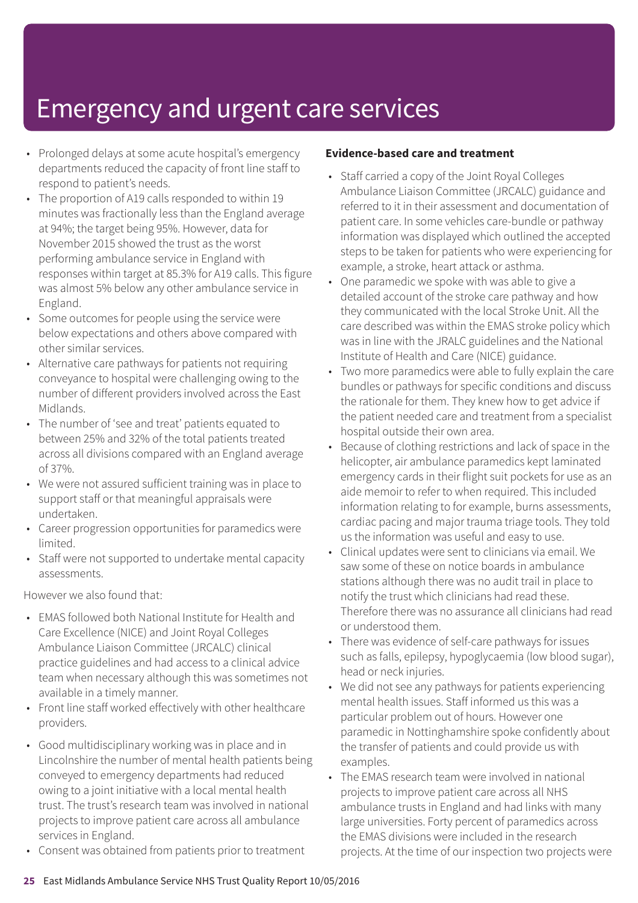# Emergency and urgent care services

- Prolonged delays at some acute hospital's emergency departments reduced the capacity of front line staff to respond to patient's needs.
- The proportion of A19 calls responded to within 19 minutes was fractionally less than the England average at 94%; the target being 95%. However, data for November 2015 showed the trust as the worst performing ambulance service in England with responses within target at 85.3% for A19 calls. This figure was almost 5% below any other ambulance service in England.
- Some outcomes for people using the service were below expectations and others above compared with other similar services.
- Alternative care pathways for patients not requiring conveyance to hospital were challenging owing to the number of different providers involved across the East Midlands.
- The number of 'see and treat' patients equated to between 25% and 32% of the total patients treated across all divisions compared with an England average of 37%.
- We were not assured sufficient training was in place to support staff or that meaningful appraisals were undertaken.
- Career progression opportunities for paramedics were limited.
- Staff were not supported to undertake mental capacity assessments.

However we also found that:

- EMAS followed both National Institute for Health and Care Excellence (NICE) and Joint Royal Colleges Ambulance Liaison Committee (JRCALC) clinical practice guidelines and had access to a clinical advice team when necessary although this was sometimes not available in a timely manner.
- Front line staff worked effectively with other healthcare providers.
- Good multidisciplinary working was in place and in Lincolnshire the number of mental health patients being conveyed to emergency departments had reduced owing to a joint initiative with a local mental health trust. The trust's research team was involved in national projects to improve patient care across all ambulance services in England.
- Consent was obtained from patients prior to treatment

**Evidence-based care and treatment**

- Staff carried a copy of the Joint Royal Colleges Ambulance Liaison Committee (JRCALC) guidance and referred to it in their assessment and documentation of patient care. In some vehicles care-bundle or pathway information was displayed which outlined the accepted steps to be taken for patients who were experiencing for example, a stroke, heart attack or asthma.
- One paramedic we spoke with was able to give a detailed account of the stroke care pathway and how they communicated with the local Stroke Unit. All the care described was within the EMAS stroke policy which was in line with the JRALC guidelines and the National Institute of Health and Care (NICE) guidance.
- Two more paramedics were able to fully explain the care bundles or pathways for specific conditions and discuss the rationale for them. They knew how to get advice if the patient needed care and treatment from a specialist hospital outside their own area.
- Because of clothing restrictions and lack of space in the helicopter, air ambulance paramedics kept laminated emergency cards in their flight suit pockets for use as an aide memoir to refer to when required. This included information relating to for example, burns assessments, cardiac pacing and major trauma triage tools. They told us the information was useful and easy to use.
- Clinical updates were sent to clinicians via email. We saw some of these on notice boards in ambulance stations although there was no audit trail in place to notify the trust which clinicians had read these. Therefore there was no assurance all clinicians had read or understood them.
- There was evidence of self-care pathways for issues such as falls, epilepsy, hypoglycaemia (low blood sugar), head or neck injuries.
- We did not see any pathways for patients experiencing mental health issues. Staff informed us this was a particular problem out of hours. However one paramedic in Nottinghamshire spoke confidently about the transfer of patients and could provide us with examples.
- The EMAS research team were involved in national projects to improve patient care across all NHS ambulance trusts in England and had links with many large universities. Forty percent of paramedics across the EMAS divisions were included in the research projects. At the time of our inspection two projects were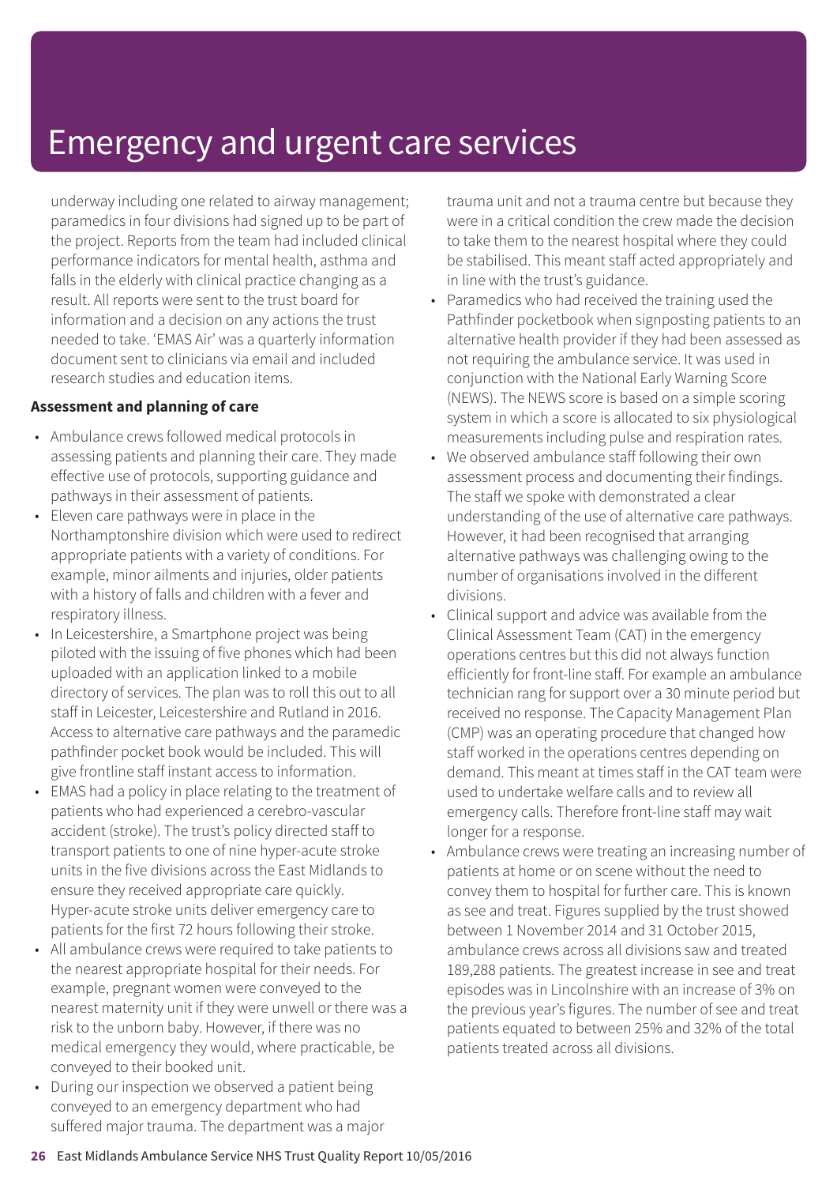# Emergency and urgent care services

underway including one related to airway management; paramedics in four divisions had signed up to be part of the project. Reports from the team had included clinical performance indicators for mental health, asthma and falls in the elderly with clinical practice changing as a result. All reports were sent to the trust board for information and a decision on any actions the trust needed to take. 'EMAS Air' was a quarterly information document sent to clinicians via email and included research studies and education items.

**Assessment and planning of care**

- Ambulance crews followed medical protocols in assessing patients and planning their care. They made effective use of protocols, supporting guidance and pathways in their assessment of patients.
- Eleven care pathways were in place in the Northamptonshire division which were used to redirect appropriate patients with a variety of conditions. For example, minor ailments and injuries, older patients with a history of falls and children with a fever and respiratory illness.
- In Leicestershire, a Smartphone project was being piloted with the issuing of five phones which had been uploaded with an application linked to a mobile directory of services. The plan was to roll this out to all staff in Leicester, Leicestershire and Rutland in 2016. Access to alternative care pathways and the paramedic pathfinder pocket book would be included. This will give frontline staff instant access to information.
- EMAS had a policy in place relating to the treatment of patients who had experienced a cerebro-vascular accident (stroke). The trust's policy directed staff to transport patients to one of nine hyper-acute stroke units in the five divisions across the East Midlands to ensure they received appropriate care quickly. Hyper-acute stroke units deliver emergency care to patients for the first 72 hours following their stroke.
- All ambulance crews were required to take patients to the nearest appropriate hospital for their needs. For example, pregnant women were conveyed to the nearest maternity unit if they were unwell or there was a risk to the unborn baby. However, if there was no medical emergency they would, where practicable, be conveyed to their booked unit.
- During our inspection we observed a patient being conveyed to an emergency department who had suffered major trauma. The department was a major trauma unit and not a trauma centre but because they were in a critical condition the crew made the decision to take them to the nearest hospital where they could be stabilised. This meant staff acted appropriately and in line with the trust's guidance.
- Paramedics who had received the training used the Pathfinder pocketbook when signposting patients to an alternative health provider if they had been assessed as not requiring the ambulance service. It was used in conjunction with the National Early Warning Score (NEWS). The NEWS score is based on a simple scoring system in which a score is allocated to six physiological measurements including pulse and respiration rates.
- We observed ambulance staff following their own assessment process and documenting their findings. The staff we spoke with demonstrated a clear understanding of the use of alternative care pathways. However, it had been recognised that arranging alternative pathways was challenging owing to the number of organisations involved in the different divisions.
- Clinical support and advice was available from the Clinical Assessment Team (CAT) in the emergency operations centres but this did not always function efficiently for front-line staff. For example an ambulance technician rang for support over a 30 minute period but received no response. The Capacity Management Plan (CMP) was an operating procedure that changed how staff worked in the operations centres depending on demand. This meant at times staff in the CAT team were used to undertake welfare calls and to review all emergency calls. Therefore front-line staff may wait longer for a response.
- Ambulance crews were treating an increasing number of patients at home or on scene without the need to convey them to hospital for further care. This is known as see and treat. Figures supplied by the trust showed between 1 November 2014 and 31 October 2015, ambulance crews across all divisions saw and treated 189,288 patients. The greatest increase in see and treat episodes was in Lincolnshire with an increase of 3% on the previous year's figures. The number of see and treat patients equated to between 25% and 32% of the total patients treated across all divisions.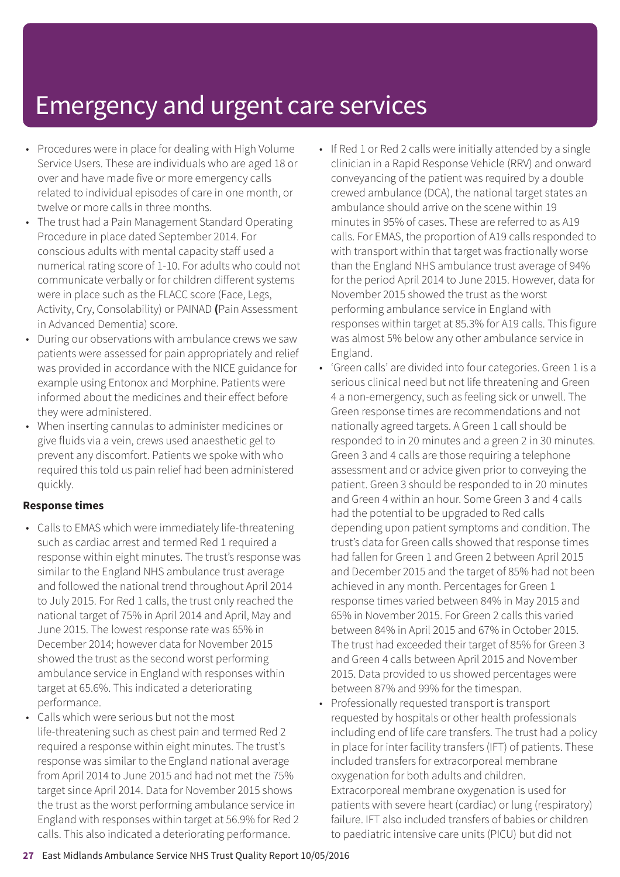// Emergency and urgent care services

- Procedures were in place for dealing with High Volume Service Users. These are individuals who are aged 18 or over and have made five or more emergency calls related to individual episodes of care in one month, or twelve or more calls in three months.
- The trust had a Pain Management Standard Operating Procedure in place dated September 2014. For conscious adults with mental capacity staff used a numerical rating score of 1-10. For adults who could not communicate verbally or for children different systems were in place such as the FLACC score (Face, Legs, Activity, Cry, Consolability) or PAINAD **(**Pain Assessment in Advanced Dementia) score.
- During our observations with ambulance crews we saw patients were assessed for pain appropriately and relief was provided in accordance with the NICE guidance for example using Entonox and Morphine. Patients were informed about the medicines and their effect before they were administered.
- When inserting cannulas to administer medicines or give fluids via a vein, crews used anaesthetic gel to prevent any discomfort. Patients we spoke with who required this told us pain relief had been administered quickly.

**Response times**

- Calls to EMAS which were immediately life-threatening such as cardiac arrest and termed Red 1 required a response within eight minutes. The trust's response was similar to the England NHS ambulance trust average and followed the national trend throughout April 2014 to July 2015. For Red 1 calls, the trust only reached the national target of 75% in April 2014 and April, May and June 2015. The lowest response rate was 65% in December 2014; however data for November 2015 showed the trust as the second worst performing ambulance service in England with responses within target at 65.6%. This indicated a deteriorating performance.
- Calls which were serious but not the most life-threatening such as chest pain and termed Red 2 required a response within eight minutes. The trust's response was similar to the England national average from April 2014 to June 2015 and had not met the 75% target since April 2014. Data for November 2015 shows the trust as the worst performing ambulance service in England with responses within target at 56.9% for Red 2 calls. This also indicated a deteriorating performance.
- If Red 1 or Red 2 calls were initially attended by a single clinician in a Rapid Response Vehicle (RRV) and onward conveyancing of the patient was required by a double crewed ambulance (DCA), the national target states an ambulance should arrive on the scene within 19 minutes in 95% of cases. These are referred to as A19 calls. For EMAS, the proportion of A19 calls responded to with transport within that target was fractionally worse than the England NHS ambulance trust average of 94% for the period April 2014 to June 2015. However, data for November 2015 showed the trust as the worst performing ambulance service in England with responses within target at 85.3% for A19 calls. This figure was almost 5% below any other ambulance service in England.
- 'Green calls' are divided into four categories. Green 1 is a serious clinical need but not life threatening and Green 4 a non-emergency, such as feeling sick or unwell. The Green response times are recommendations and not nationally agreed targets. A Green 1 call should be responded to in 20 minutes and a green 2 in 30 minutes. Green 3 and 4 calls are those requiring a telephone assessment and or advice given prior to conveying the patient. Green 3 should be responded to in 20 minutes and Green 4 within an hour. Some Green 3 and 4 calls had the potential to be upgraded to Red calls depending upon patient symptoms and condition. The trust's data for Green calls showed that response times had fallen for Green 1 and Green 2 between April 2015 and December 2015 and the target of 85% had not been achieved in any month. Percentages for Green 1 response times varied between 84% in May 2015 and 65% in November 2015. For Green 2 calls this varied between 84% in April 2015 and 67% in October 2015. The trust had exceeded their target of 85% for Green 3 and Green 4 calls between April 2015 and November 2015. Data provided to us showed percentages were between 87% and 99% for the timespan.
- Professionally requested transport is transport requested by hospitals or other health professionals including end of life care transfers. The trust had a policy in place for inter facility transfers (IFT) of patients. These included transfers for extracorporeal membrane oxygenation for both adults and children. Extracorporeal membrane oxygenation is used for patients with severe heart (cardiac) or lung (respiratory) failure. IFT also included transfers of babies or children to paediatric intensive care units (PICU) but did not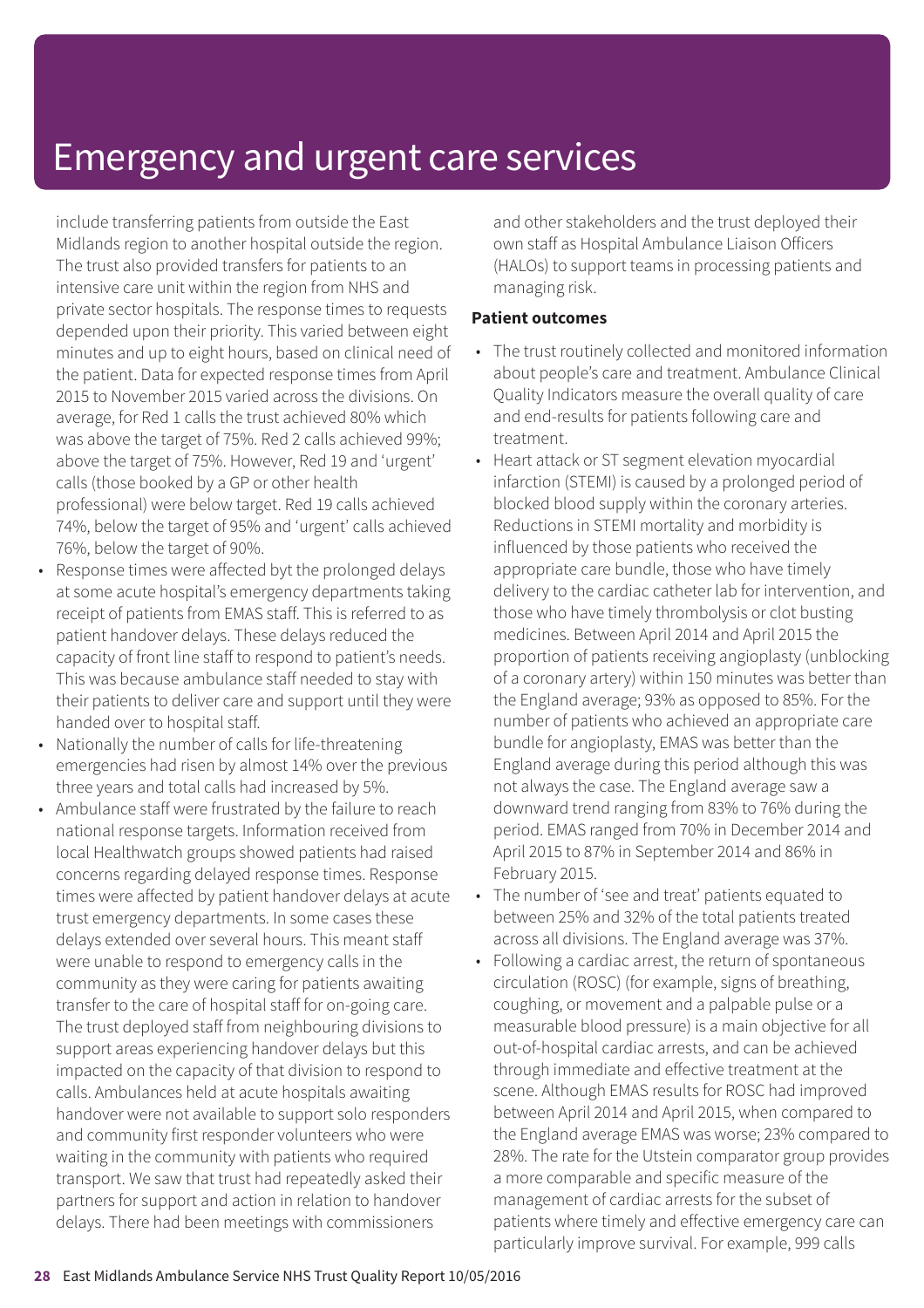include transferring patients from outside the East Midlands region to another hospital outside the region. The trust also provided transfers for patients to an intensive care unit within the region from NHS and private sector hospitals. The response times to requests depended upon their priority. This varied between eight minutes and up to eight hours, based on clinical need of the patient. Data for expected response times from April 2015 to November 2015 varied across the divisions. On average, for Red 1 calls the trust achieved 80% which was above the target of 75%. Red 2 calls achieved 99%; above the target of 75%. However, Red 19 and 'urgent' calls (those booked by a GP or other health professional) were below target. Red 19 calls achieved 74%, below the target of 95% and 'urgent' calls achieved 76%, below the target of 90%.

- Response times were affected byt the prolonged delays at some acute hospital's emergency departments taking receipt of patients from EMAS staff. This is referred to as patient handover delays. These delays reduced the capacity of front line staff to respond to patient's needs. This was because ambulance staff needed to stay with their patients to deliver care and support until they were handed over to hospital staff.
- Nationally the number of calls for life-threatening emergencies had risen by almost 14% over the previous three years and total calls had increased by 5%.
- Ambulance staff were frustrated by the failure to reach national response targets. Information received from local Healthwatch groups showed patients had raised concerns regarding delayed response times. Response times were affected by patient handover delays at acute trust emergency departments. In some cases these delays extended over several hours. This meant staff were unable to respond to emergency calls in the community as they were caring for patients awaiting transfer to the care of hospital staff for on-going care. The trust deployed staff from neighbouring divisions to support areas experiencing handover delays but this impacted on the capacity of that division to respond to calls. Ambulances held at acute hospitals awaiting handover were not available to support solo responders and community first responder volunteers who were waiting in the community with patients who required transport. We saw that trust had repeatedly asked their partners for support and action in relation to handover delays. There had been meetings with commissioners and other stakeholders and the trust deployed their own staff as Hospital Ambulance Liaison Officers (HALOs) to support teams in processing patients and managing risk.

**Patient outcomes**

- The trust routinely collected and monitored information about people's care and treatment. Ambulance Clinical Quality Indicators measure the overall quality of care and end-results for patients following care and treatment.
- Heart attack or ST segment elevation myocardial infarction (STEMI) is caused by a prolonged period of blocked blood supply within the coronary arteries. Reductions in STEMI mortality and morbidity is influenced by those patients who received the appropriate care bundle, those who have timely delivery to the cardiac catheter lab for intervention, and those who have timely thrombolysis or clot busting medicines. Between April 2014 and April 2015 the proportion of patients receiving angioplasty (unblocking of a coronary artery) within 150 minutes was better than the England average; 93% as opposed to 85%. For the number of patients who achieved an appropriate care bundle for angioplasty, EMAS was better than the England average during this period although this was not always the case. The England average saw a downward trend ranging from 83% to 76% during the period. EMAS ranged from 70% in December 2014 and April 2015 to 87% in September 2014 and 86% in February 2015.
- The number of 'see and treat' patients equated to between 25% and 32% of the total patients treated across all divisions. The England average was 37%.
- Following a cardiac arrest, the return of spontaneous circulation (ROSC) (for example, signs of breathing, coughing, or movement and a palpable pulse or a measurable blood pressure) is a main objective for all out-of-hospital cardiac arrests, and can be achieved through immediate and effective treatment at the scene. Although EMAS results for ROSC had improved between April 2014 and April 2015, when compared to the England average EMAS was worse; 23% compared to 28%. The rate for the Utstein comparator group provides a more comparable and specific measure of the management of cardiac arrests for the subset of patients where timely and effective emergency care can particularly improve survival. For example, 999 calls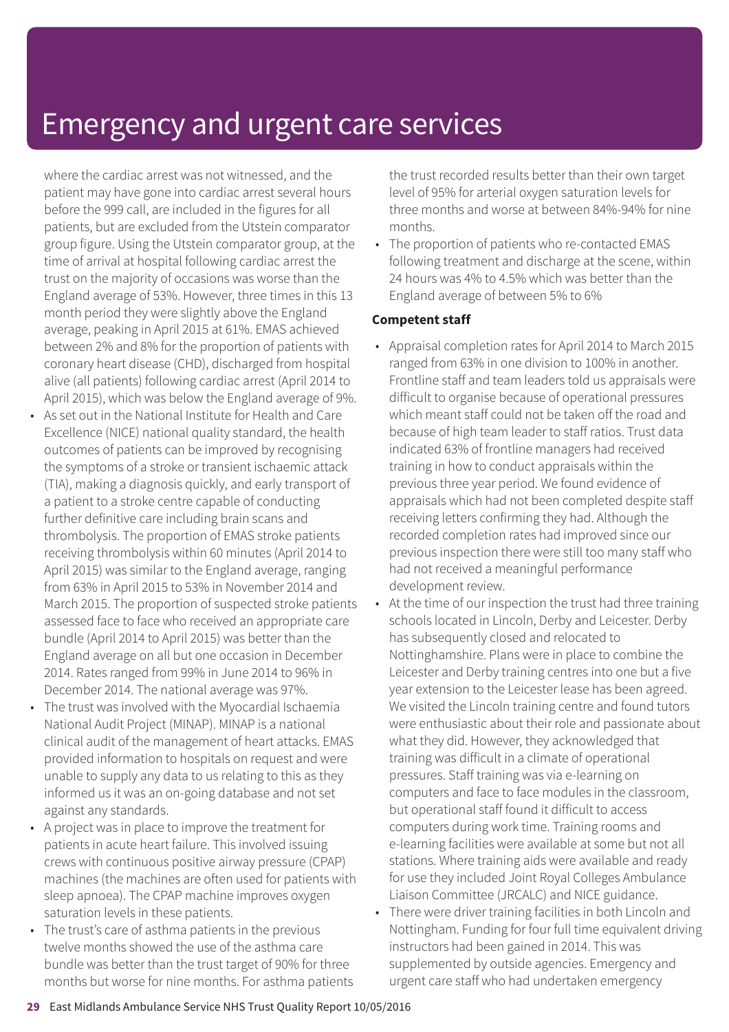# Emergency and urgent care services

where the cardiac arrest was not witnessed, and the patient may have gone into cardiac arrest several hours before the 999 call, are included in the figures for all patients, but are excluded from the Utstein comparator group figure. Using the Utstein comparator group, at the time of arrival at hospital following cardiac arrest the trust on the majority of occasions was worse than the England average of 53%. However, three times in this 13 month period they were slightly above the England average, peaking in April 2015 at 61%. EMAS achieved between 2% and 8% for the proportion of patients with coronary heart disease (CHD), discharged from hospital alive (all patients) following cardiac arrest (April 2014 to April 2015), which was below the England average of 9%.

- As set out in the National Institute for Health and Care Excellence (NICE) national quality standard, the health outcomes of patients can be improved by recognising the symptoms of a stroke or transient ischaemic attack (TIA), making a diagnosis quickly, and early transport of a patient to a stroke centre capable of conducting further definitive care including brain scans and thrombolysis. The proportion of EMAS stroke patients receiving thrombolysis within 60 minutes (April 2014 to April 2015) was similar to the England average, ranging from 63% in April 2015 to 53% in November 2014 and March 2015. The proportion of suspected stroke patients assessed face to face who received an appropriate care bundle (April 2014 to April 2015) was better than the England average on all but one occasion in December 2014. Rates ranged from 99% in June 2014 to 96% in December 2014. The national average was 97%.
- The trust was involved with the Myocardial Ischaemia National Audit Project (MINAP). MINAP is a national clinical audit of the management of heart attacks. EMAS provided information to hospitals on request and were unable to supply any data to us relating to this as they informed us it was an on-going database and not set against any standards.
- A project was in place to improve the treatment for patients in acute heart failure. This involved issuing crews with continuous positive airway pressure (CPAP) machines (the machines are often used for patients with sleep apnoea). The CPAP machine improves oxygen saturation levels in these patients.
- The trust's care of asthma patients in the previous twelve months showed the use of the asthma care bundle was better than the trust target of 90% for three months but worse for nine months. For asthma patients the trust recorded results better than their own target level of 95% for arterial oxygen saturation levels for three months and worse at between 84%-94% for nine months.
- The proportion of patients who re-contacted EMAS following treatment and discharge at the scene, within 24 hours was 4% to 4.5% which was better than the England average of between 5% to 6%

**Competent staff**

- Appraisal completion rates for April 2014 to March 2015 ranged from 63% in one division to 100% in another. Frontline staff and team leaders told us appraisals were difficult to organise because of operational pressures which meant staff could not be taken off the road and because of high team leader to staff ratios. Trust data indicated 63% of frontline managers had received training in how to conduct appraisals within the previous three year period. We found evidence of appraisals which had not been completed despite staff receiving letters confirming they had. Although the recorded completion rates had improved since our previous inspection there were still too many staff who had not received a meaningful performance development review.
- At the time of our inspection the trust had three training schools located in Lincoln, Derby and Leicester. Derby has subsequently closed and relocated to Nottinghamshire. Plans were in place to combine the Leicester and Derby training centres into one but a five year extension to the Leicester lease has been agreed. We visited the Lincoln training centre and found tutors were enthusiastic about their role and passionate about what they did. However, they acknowledged that training was difficult in a climate of operational pressures. Staff training was via e-learning on computers and face to face modules in the classroom, but operational staff found it difficult to access computers during work time. Training rooms and e-learning facilities were available at some but not all stations. Where training aids were available and ready for use they included Joint Royal Colleges Ambulance Liaison Committee (JRCALC) and NICE guidance.
- There were driver training facilities in both Lincoln and Nottingham. Funding for four full time equivalent driving instructors had been gained in 2014. This was supplemented by outside agencies. Emergency and urgent care staff who had undertaken emergency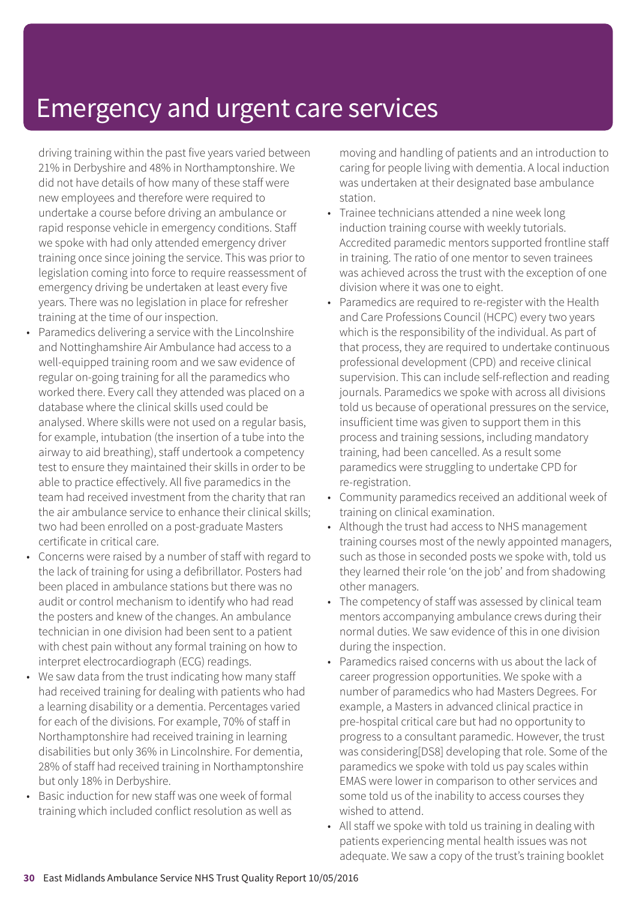# Emergency and urgent care services

driving training within the past five years varied between 21% in Derbyshire and 48% in Northamptonshire. We did not have details of how many of these staff were new employees and therefore were required to undertake a course before driving an ambulance or rapid response vehicle in emergency conditions. Staff we spoke with had only attended emergency driver training once since joining the service. This was prior to legislation coming into force to require reassessment of emergency driving be undertaken at least every five years. There was no legislation in place for refresher training at the time of our inspection.

- Paramedics delivering a service with the Lincolnshire and Nottinghamshire Air Ambulance had access to a well-equipped training room and we saw evidence of regular on-going training for all the paramedics who worked there. Every call they attended was placed on a database where the clinical skills used could be analysed. Where skills were not used on a regular basis, for example, intubation (the insertion of a tube into the airway to aid breathing), staff undertook a competency test to ensure they maintained their skills in order to be able to practice effectively. All five paramedics in the team had received investment from the charity that ran the air ambulance service to enhance their clinical skills; two had been enrolled on a post-graduate Masters certificate in critical care.
- Concerns were raised by a number of staff with regard to the lack of training for using a defibrillator. Posters had been placed in ambulance stations but there was no audit or control mechanism to identify who had read the posters and knew of the changes. An ambulance technician in one division had been sent to a patient with chest pain without any formal training on how to interpret electrocardiograph (ECG) readings.
- We saw data from the trust indicating how many staff had received training for dealing with patients who had a learning disability or a dementia. Percentages varied for each of the divisions. For example, 70% of staff in Northamptonshire had received training in learning disabilities but only 36% in Lincolnshire. For dementia, 28% of staff had received training in Northamptonshire but only 18% in Derbyshire.
- Basic induction for new staff was one week of formal training which included conflict resolution as well as moving and handling of patients and an introduction to caring for people living with dementia. A local induction was undertaken at their designated base ambulance station.
- Trainee technicians attended a nine week long induction training course with weekly tutorials. Accredited paramedic mentors supported frontline staff in training. The ratio of one mentor to seven trainees was achieved across the trust with the exception of one division where it was one to eight.
- Paramedics are required to re-register with the Health and Care Professions Council (HCPC) every two years which is the responsibility of the individual. As part of that process, they are required to undertake continuous professional development (CPD) and receive clinical supervision. This can include self-reflection and reading journals. Paramedics we spoke with across all divisions told us because of operational pressures on the service, insufficient time was given to support them in this process and training sessions, including mandatory training, had been cancelled. As a result some paramedics were struggling to undertake CPD for re-registration.
- Community paramedics received an additional week of training on clinical examination.
- Although the trust had access to NHS management training courses most of the newly appointed managers, such as those in seconded posts we spoke with, told us they learned their role 'on the job' and from shadowing other managers.
- The competency of staff was assessed by clinical team mentors accompanying ambulance crews during their normal duties. We saw evidence of this in one division during the inspection.
- Paramedics raised concerns with us about the lack of career progression opportunities. We spoke with a number of paramedics who had Masters Degrees. For example, a Masters in advanced clinical practice in pre-hospital critical care but had no opportunity to progress to a consultant paramedic. However, the trust was considering[DS8] developing that role. Some of the paramedics we spoke with told us pay scales within EMAS were lower in comparison to other services and some told us of the inability to access courses they wished to attend.
- All staff we spoke with told us training in dealing with patients experiencing mental health issues was not adequate. We saw a copy of the trust's training booklet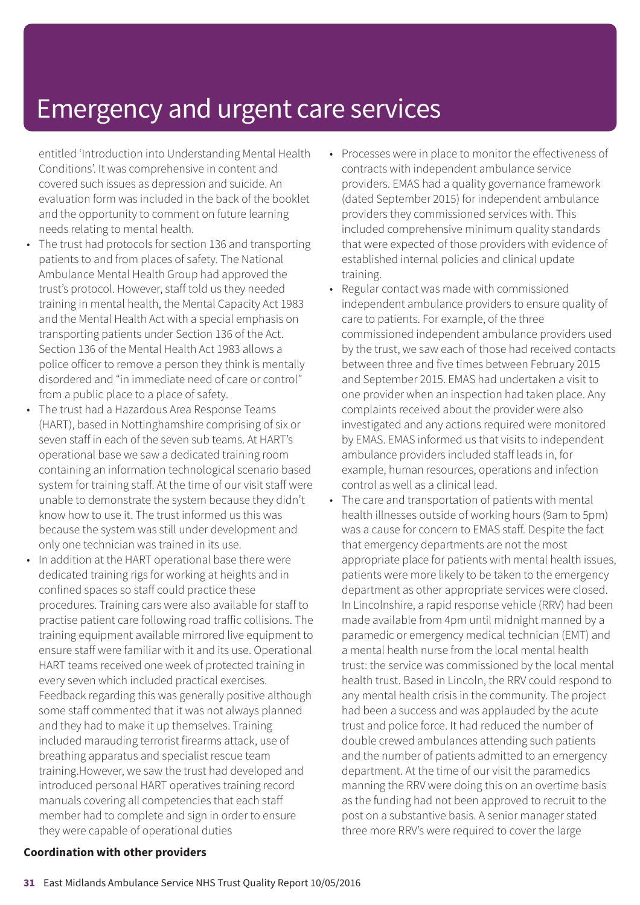# Emergency and urgent care services

entitled 'Introduction into Understanding Mental Health Conditions'. It was comprehensive in content and covered such issues as depression and suicide. An evaluation form was included in the back of the booklet and the opportunity to comment on future learning needs relating to mental health.

- The trust had protocols for section 136 and transporting patients to and from places of safety. The National Ambulance Mental Health Group had approved the trust's protocol. However, staff told us they needed training in mental health, the Mental Capacity Act 1983 and the Mental Health Act with a special emphasis on transporting patients under Section 136 of the Act. Section 136 of the Mental Health Act 1983 allows a police officer to remove a person they think is mentally disordered and "in immediate need of care or control" from a public place to a place of safety.
- The trust had a Hazardous Area Response Teams (HART), based in Nottinghamshire comprising of six or seven staff in each of the seven sub teams. At HART's operational base we saw a dedicated training room containing an information technological scenario based system for training staff. At the time of our visit staff were unable to demonstrate the system because they didn't know how to use it. The trust informed us this was because the system was still under development and only one technician was trained in its use.
- In addition at the HART operational base there were dedicated training rigs for working at heights and in confined spaces so staff could practice these procedures. Training cars were also available for staff to practise patient care following road traffic collisions. The training equipment available mirrored live equipment to ensure staff were familiar with it and its use. Operational HART teams received one week of protected training in every seven which included practical exercises. Feedback regarding this was generally positive although some staff commented that it was not always planned and they had to make it up themselves. Training included marauding terrorist firearms attack, use of breathing apparatus and specialist rescue team training.However, we saw the trust had developed and introduced personal HART operatives training record manuals covering all competencies that each staff member had to complete and sign in order to ensure they were capable of operational duties

**Coordination with other providers**

- Processes were in place to monitor the effectiveness of contracts with independent ambulance service providers. EMAS had a quality governance framework (dated September 2015) for independent ambulance providers they commissioned services with. This included comprehensive minimum quality standards that were expected of those providers with evidence of established internal policies and clinical update training.
- Regular contact was made with commissioned independent ambulance providers to ensure quality of care to patients. For example, of the three commissioned independent ambulance providers used by the trust, we saw each of those had received contacts between three and five times between February 2015 and September 2015. EMAS had undertaken a visit to one provider when an inspection had taken place. Any complaints received about the provider were also investigated and any actions required were monitored by EMAS. EMAS informed us that visits to independent ambulance providers included staff leads in, for example, human resources, operations and infection control as well as a clinical lead.
- The care and transportation of patients with mental health illnesses outside of working hours (9am to 5pm) was a cause for concern to EMAS staff. Despite the fact that emergency departments are not the most appropriate place for patients with mental health issues, patients were more likely to be taken to the emergency department as other appropriate services were closed. In Lincolnshire, a rapid response vehicle (RRV) had been made available from 4pm until midnight manned by a paramedic or emergency medical technician (EMT) and a mental health nurse from the local mental health trust: the service was commissioned by the local mental health trust. Based in Lincoln, the RRV could respond to any mental health crisis in the community. The project had been a success and was applauded by the acute trust and police force. It had reduced the number of double crewed ambulances attending such patients and the number of patients admitted to an emergency department. At the time of our visit the paramedics manning the RRV were doing this on an overtime basis as the funding had not been approved to recruit to the post on a substantive basis. A senior manager stated three more RRV's were required to cover the large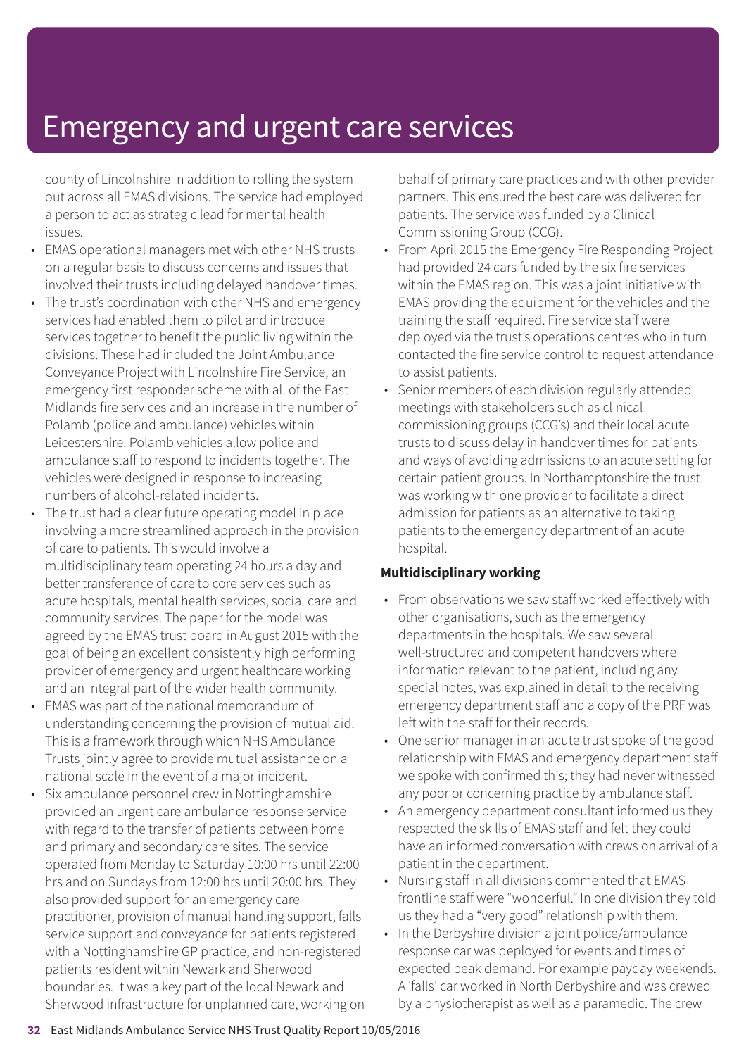# Emergency and urgent care services

county of Lincolnshire in addition to rolling the system out across all EMAS divisions. The service had employed a person to act as strategic lead for mental health issues.

- EMAS operational managers met with other NHS trusts on a regular basis to discuss concerns and issues that involved their trusts including delayed handover times.
- The trust's coordination with other NHS and emergency services had enabled them to pilot and introduce services together to benefit the public living within the divisions. These had included the Joint Ambulance Conveyance Project with Lincolnshire Fire Service, an emergency first responder scheme with all of the East Midlands fire services and an increase in the number of Polamb (police and ambulance) vehicles within Leicestershire. Polamb vehicles allow police and ambulance staff to respond to incidents together. The vehicles were designed in response to increasing numbers of alcohol-related incidents.
- The trust had a clear future operating model in place involving a more streamlined approach in the provision of care to patients. This would involve a multidisciplinary team operating 24 hours a day and better transference of care to core services such as acute hospitals, mental health services, social care and community services. The paper for the model was agreed by the EMAS trust board in August 2015 with the goal of being an excellent consistently high performing provider of emergency and urgent healthcare working and an integral part of the wider health community.
- EMAS was part of the national memorandum of understanding concerning the provision of mutual aid. This is a framework through which NHS Ambulance Trusts jointly agree to provide mutual assistance on a national scale in the event of a major incident.
- Six ambulance personnel crew in Nottinghamshire provided an urgent care ambulance response service with regard to the transfer of patients between home and primary and secondary care sites. The service operated from Monday to Saturday 10:00 hrs until 22:00 hrs and on Sundays from 12:00 hrs until 20:00 hrs. They also provided support for an emergency care practitioner, provision of manual handling support, falls service support and conveyance for patients registered with a Nottinghamshire GP practice, and non-registered patients resident within Newark and Sherwood boundaries. It was a key part of the local Newark and Sherwood infrastructure for unplanned care, working on behalf of primary care practices and with other provider partners. This ensured the best care was delivered for patients. The service was funded by a Clinical Commissioning Group (CCG).
- From April 2015 the Emergency Fire Responding Project had provided 24 cars funded by the six fire services within the EMAS region. This was a joint initiative with EMAS providing the equipment for the vehicles and the training the staff required. Fire service staff were deployed via the trust's operations centres who in turn contacted the fire service control to request attendance to assist patients.
- Senior members of each division regularly attended meetings with stakeholders such as clinical commissioning groups (CCG's) and their local acute trusts to discuss delay in handover times for patients and ways of avoiding admissions to an acute setting for certain patient groups. In Northamptonshire the trust was working with one provider to facilitate a direct admission for patients as an alternative to taking patients to the emergency department of an acute hospital.

**Multidisciplinary working**

- From observations we saw staff worked effectively with other organisations, such as the emergency departments in the hospitals. We saw several well-structured and competent handovers where information relevant to the patient, including any special notes, was explained in detail to the receiving emergency department staff and a copy of the PRF was left with the staff for their records.
- One senior manager in an acute trust spoke of the good relationship with EMAS and emergency department staff we spoke with confirmed this; they had never witnessed any poor or concerning practice by ambulance staff.
- An emergency department consultant informed us they respected the skills of EMAS staff and felt they could have an informed conversation with crews on arrival of a patient in the department.
- Nursing staff in all divisions commented that EMAS frontline staff were "wonderful." In one division they told us they had a "very good" relationship with them.
- In the Derbyshire division a joint police/ambulance response car was deployed for events and times of expected peak demand. For example payday weekends. A 'falls' car worked in North Derbyshire and was crewed by a physiotherapist as well as a paramedic. The crew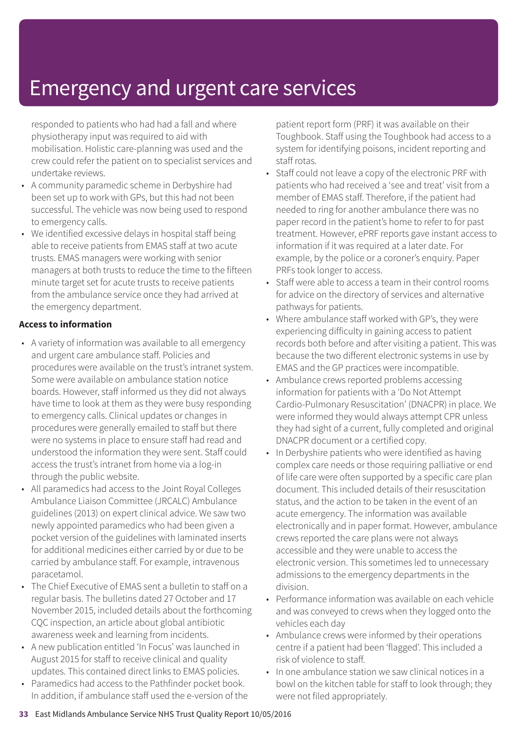responded to patients who had had a fall and where physiotherapy input was required to aid with mobilisation. Holistic care-planning was used and the crew could refer the patient on to specialist services and undertake reviews.

- A community paramedic scheme in Derbyshire had been set up to work with GPs, but this had not been successful. The vehicle was now being used to respond to emergency calls.
- We identified excessive delays in hospital staff being able to receive patients from EMAS staff at two acute trusts. EMAS managers were working with senior managers at both trusts to reduce the time to the fifteen minute target set for acute trusts to receive patients from the ambulance service once they had arrived at the emergency department.

**Access to information**

- A variety of information was available to all emergency and urgent care ambulance staff. Policies and procedures were available on the trust's intranet system. Some were available on ambulance station notice boards. However, staff informed us they did not always have time to look at them as they were busy responding to emergency calls. Clinical updates or changes in procedures were generally emailed to staff but there were no systems in place to ensure staff had read and understood the information they were sent. Staff could access the trust's intranet from home via a log-in through the public website.
- All paramedics had access to the Joint Royal Colleges Ambulance Liaison Committee (JRCALC) Ambulance guidelines (2013) on expert clinical advice. We saw two newly appointed paramedics who had been given a pocket version of the guidelines with laminated inserts for additional medicines either carried by or due to be carried by ambulance staff. For example, intravenous paracetamol.
- The Chief Executive of EMAS sent a bulletin to staff on a regular basis. The bulletins dated 27 October and 17 November 2015, included details about the forthcoming CQC inspection, an article about global antibiotic awareness week and learning from incidents.
- A new publication entitled 'In Focus' was launched in August 2015 for staff to receive clinical and quality updates. This contained direct links to EMAS policies.
- Paramedics had access to the Pathfinder pocket book. In addition, if ambulance staff used the e-version of the patient report form (PRF) it was available on their Toughbook. Staff using the Toughbook had access to a system for identifying poisons, incident reporting and staff rotas.
- Staff could not leave a copy of the electronic PRF with patients who had received a 'see and treat' visit from a member of EMAS staff. Therefore, if the patient had needed to ring for another ambulance there was no paper record in the patient's home to refer to for past treatment. However, ePRF reports gave instant access to information if it was required at a later date. For example, by the police or a coroner's enquiry. Paper PRFs took longer to access.
- Staff were able to access a team in their control rooms for advice on the directory of services and alternative pathways for patients.
- Where ambulance staff worked with GP's, they were experiencing difficulty in gaining access to patient records both before and after visiting a patient. This was because the two different electronic systems in use by EMAS and the GP practices were incompatible.
- Ambulance crews reported problems accessing information for patients with a 'Do Not Attempt Cardio-Pulmonary Resuscitation' (DNACPR) in place. We were informed they would always attempt CPR unless they had sight of a current, fully completed and original DNACPR document or a certified copy.
- In Derbyshire patients who were identified as having complex care needs or those requiring palliative or end of life care were often supported by a specific care plan document. This included details of their resuscitation status, and the action to be taken in the event of an acute emergency. The information was available electronically and in paper format. However, ambulance crews reported the care plans were not always accessible and they were unable to access the electronic version. This sometimes led to unnecessary admissions to the emergency departments in the division.
- Performance information was available on each vehicle and was conveyed to crews when they logged onto the vehicles each day
- Ambulance crews were informed by their operations centre if a patient had been 'flagged'. This included a risk of violence to staff.
- In one ambulance station we saw clinical notices in a bowl on the kitchen table for staff to look through; they were not filed appropriately.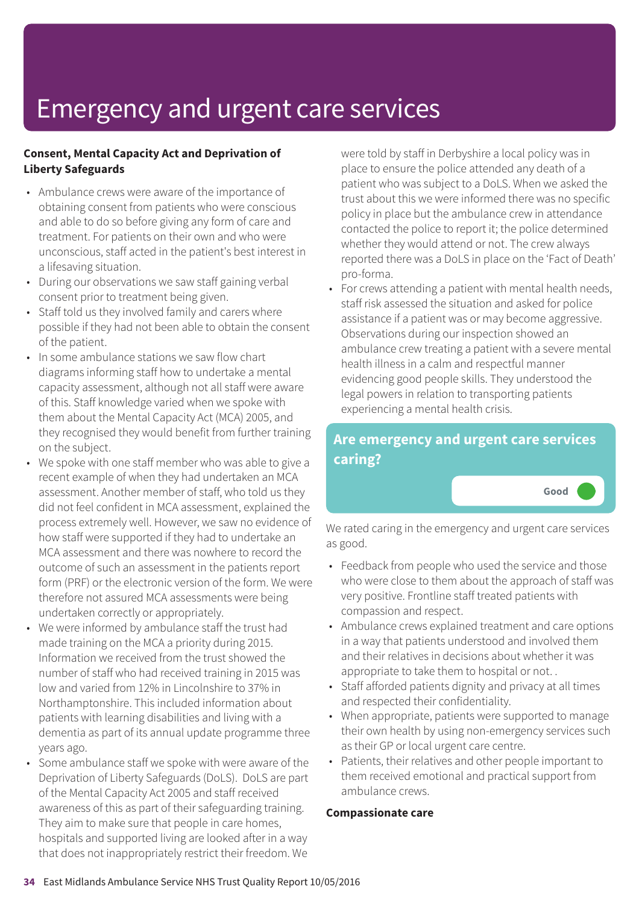# Emergency and urgent care services

**Consent, Mental Capacity Act and Deprivation of Liberty Safeguards**

- Ambulance crews were aware of the importance of obtaining consent from patients who were conscious and able to do so before giving any form of care and treatment. For patients on their own and who were unconscious, staff acted in the patient's best interest in a lifesaving situation.
- During our observations we saw staff gaining verbal consent prior to treatment being given.
- Staff told us they involved family and carers where possible if they had not been able to obtain the consent of the patient.
- In some ambulance stations we saw flow chart diagrams informing staff how to undertake a mental capacity assessment, although not all staff were aware of this. Staff knowledge varied when we spoke with them about the Mental Capacity Act (MCA) 2005, and they recognised they would benefit from further training on the subject.
- We spoke with one staff member who was able to give a recent example of when they had undertaken an MCA assessment. Another member of staff, who told us they did not feel confident in MCA assessment, explained the process extremely well. However, we saw no evidence of how staff were supported if they had to undertake an MCA assessment and there was nowhere to record the outcome of such an assessment in the patients report form (PRF) or the electronic version of the form. We were therefore not assured MCA assessments were being undertaken correctly or appropriately.
- We were informed by ambulance staff the trust had made training on the MCA a priority during 2015. Information we received from the trust showed the number of staff who had received training in 2015 was low and varied from 12% in Lincolnshire to 37% in Northamptonshire. This included information about patients with learning disabilities and living with a dementia as part of its annual update programme three years ago.
- Some ambulance staff we spoke with were aware of the Deprivation of Liberty Safeguards (DoLS). DoLS are part of the Mental Capacity Act 2005 and staff received awareness of this as part of their safeguarding training. They aim to make sure that people in care homes, hospitals and supported living are looked after in a way that does not inappropriately restrict their freedom. We were told by staff in Derbyshire a local policy was in place to ensure the police attended any death of a patient who was subject to a DoLS. When we asked the trust about this we were informed there was no specific policy in place but the ambulance crew in attendance contacted the police to report it; the police determined whether they would attend or not. The crew always reported there was a DoLS in place on the 'Fact of Death' pro-forma.
- For crews attending a patient with mental health needs, staff risk assessed the situation and asked for police assistance if a patient was or may become aggressive. Observations during our inspection showed an ambulance crew treating a patient with a severe mental health illness in a calm and respectful manner evidencing good people skills. They understood the legal powers in relation to transporting patients experiencing a mental health crisis.

## Are emergency and urgent care services caring?

**Good**

We rated caring in the emergency and urgent care services as good.

- Feedback from people who used the service and those who were close to them about the approach of staff was very positive. Frontline staff treated patients with compassion and respect.
- Ambulance crews explained treatment and care options in a way that patients understood and involved them and their relatives in decisions about whether it was appropriate to take them to hospital or not. .
- Staff afforded patients dignity and privacy at all times and respected their confidentiality.
- When appropriate, patients were supported to manage their own health by using non-emergency services such as their GP or local urgent care centre.
- Patients, their relatives and other people important to them received emotional and practical support from ambulance crews.

**Compassionate care**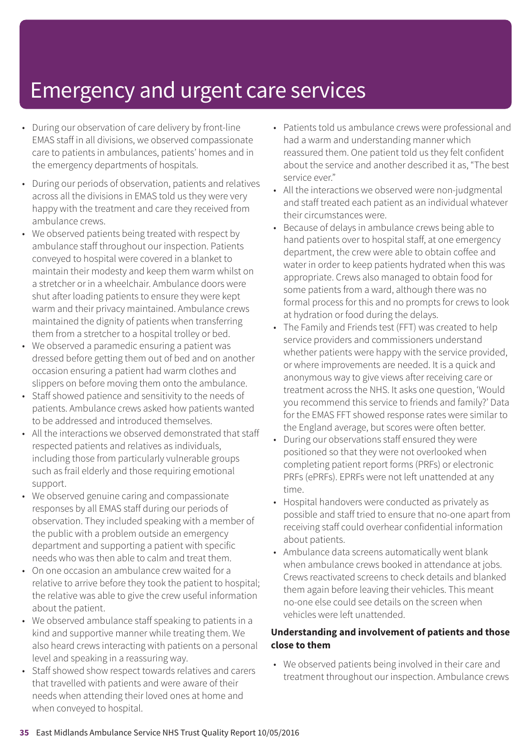# Emergency and urgent care services

- During our observation of care delivery by front-line EMAS staff in all divisions, we observed compassionate care to patients in ambulances, patients' homes and in the emergency departments of hospitals.
- During our periods of observation, patients and relatives across all the divisions in EMAS told us they were very happy with the treatment and care they received from ambulance crews.
- We observed patients being treated with respect by ambulance staff throughout our inspection. Patients conveyed to hospital were covered in a blanket to maintain their modesty and keep them warm whilst on a stretcher or in a wheelchair. Ambulance doors were shut after loading patients to ensure they were kept warm and their privacy maintained. Ambulance crews maintained the dignity of patients when transferring them from a stretcher to a hospital trolley or bed.
- We observed a paramedic ensuring a patient was dressed before getting them out of bed and on another occasion ensuring a patient had warm clothes and slippers on before moving them onto the ambulance.
- Staff showed patience and sensitivity to the needs of patients. Ambulance crews asked how patients wanted to be addressed and introduced themselves.
- All the interactions we observed demonstrated that staff respected patients and relatives as individuals, including those from particularly vulnerable groups such as frail elderly and those requiring emotional support.
- We observed genuine caring and compassionate responses by all EMAS staff during our periods of observation. They included speaking with a member of the public with a problem outside an emergency department and supporting a patient with specific needs who was then able to calm and treat them.
- On one occasion an ambulance crew waited for a relative to arrive before they took the patient to hospital; the relative was able to give the crew useful information about the patient.
- We observed ambulance staff speaking to patients in a kind and supportive manner while treating them. We also heard crews interacting with patients on a personal level and speaking in a reassuring way.
- Staff showed show respect towards relatives and carers that travelled with patients and were aware of their needs when attending their loved ones at home and when conveyed to hospital.
- Patients told us ambulance crews were professional and had a warm and understanding manner which reassured them. One patient told us they felt confident about the service and another described it as, "The best service ever."
- All the interactions we observed were non-judgmental and staff treated each patient as an individual whatever their circumstances were.
- Because of delays in ambulance crews being able to hand patients over to hospital staff, at one emergency department, the crew were able to obtain coffee and water in order to keep patients hydrated when this was appropriate. Crews also managed to obtain food for some patients from a ward, although there was no formal process for this and no prompts for crews to look at hydration or food during the delays.
- The Family and Friends test (FFT) was created to help service providers and commissioners understand whether patients were happy with the service provided, or where improvements are needed. It is a quick and anonymous way to give views after receiving care or treatment across the NHS. It asks one question, 'Would you recommend this service to friends and family?' Data for the EMAS FFT showed response rates were similar to the England average, but scores were often better.
- During our observations staff ensured they were positioned so that they were not overlooked when completing patient report forms (PRFs) or electronic PRFs (ePRFs). EPRFs were not left unattended at any time.
- Hospital handovers were conducted as privately as possible and staff tried to ensure that no-one apart from receiving staff could overhear confidential information about patients.
- Ambulance data screens automatically went blank when ambulance crews booked in attendance at jobs. Crews reactivated screens to check details and blanked them again before leaving their vehicles. This meant no-one else could see details on the screen when vehicles were left unattended.

**Understanding and involvement of patients and those close to them**

- We observed patients being involved in their care and treatment throughout our inspection. Ambulance crews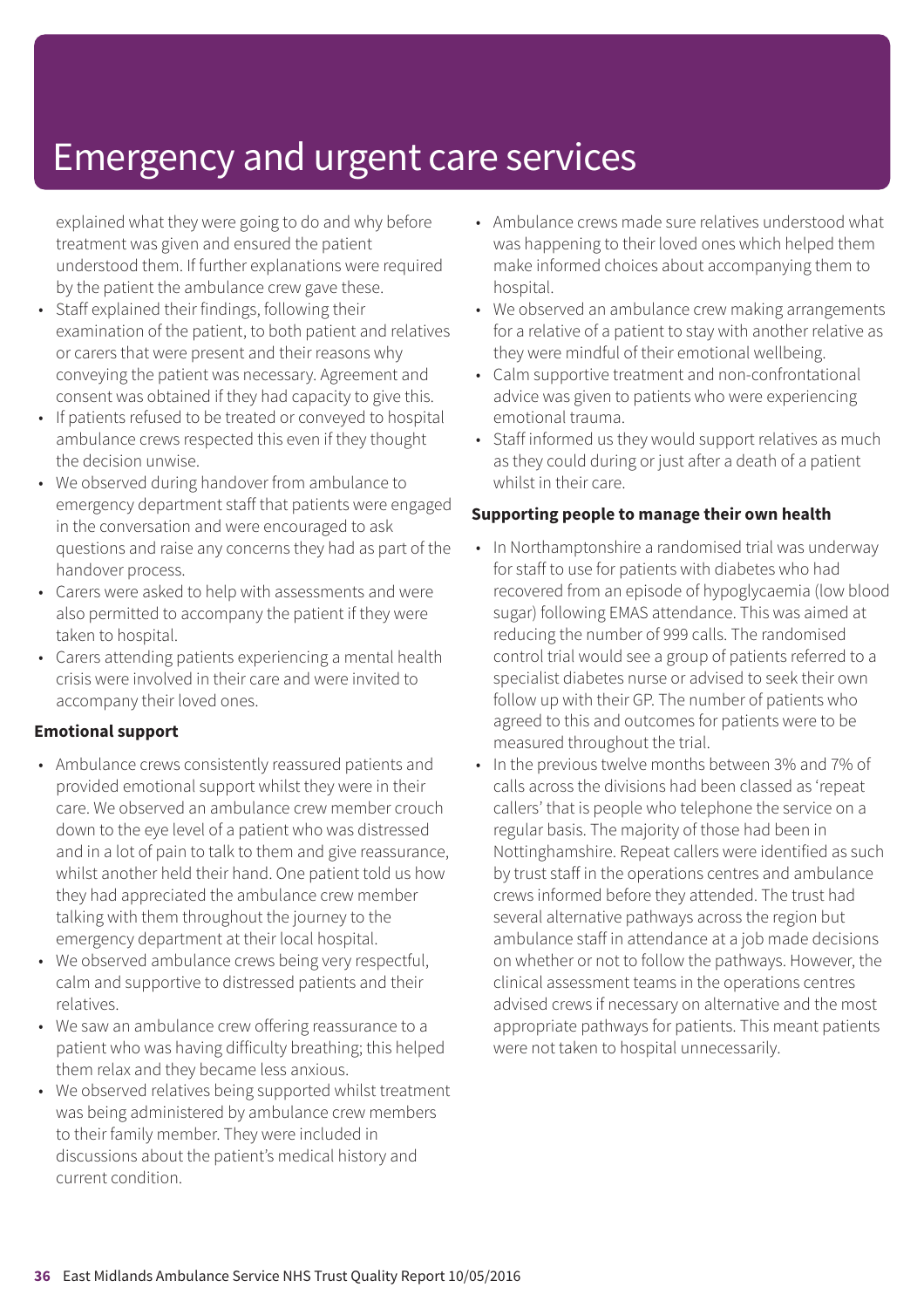# Emergency and urgent care services

explained what they were going to do and why before treatment was given and ensured the patient understood them. If further explanations were required by the patient the ambulance crew gave these.

- Staff explained their findings, following their examination of the patient, to both patient and relatives or carers that were present and their reasons why conveying the patient was necessary. Agreement and consent was obtained if they had capacity to give this.
- If patients refused to be treated or conveyed to hospital ambulance crews respected this even if they thought the decision unwise.
- We observed during handover from ambulance to emergency department staff that patients were engaged in the conversation and were encouraged to ask questions and raise any concerns they had as part of the handover process.
- Carers were asked to help with assessments and were also permitted to accompany the patient if they were taken to hospital.
- Carers attending patients experiencing a mental health crisis were involved in their care and were invited to accompany their loved ones.

**Emotional support**

- Ambulance crews consistently reassured patients and provided emotional support whilst they were in their care. We observed an ambulance crew member crouch down to the eye level of a patient who was distressed and in a lot of pain to talk to them and give reassurance, whilst another held their hand. One patient told us how they had appreciated the ambulance crew member talking with them throughout the journey to the emergency department at their local hospital.
- We observed ambulance crews being very respectful, calm and supportive to distressed patients and their relatives.
- We saw an ambulance crew offering reassurance to a patient who was having difficulty breathing; this helped them relax and they became less anxious.
- We observed relatives being supported whilst treatment was being administered by ambulance crew members to their family member. They were included in discussions about the patient's medical history and current condition.
- Ambulance crews made sure relatives understood what was happening to their loved ones which helped them make informed choices about accompanying them to hospital.
- We observed an ambulance crew making arrangements for a relative of a patient to stay with another relative as they were mindful of their emotional wellbeing.
- Calm supportive treatment and non-confrontational advice was given to patients who were experiencing emotional trauma.
- Staff informed us they would support relatives as much as they could during or just after a death of a patient whilst in their care.

**Supporting people to manage their own health**

- In Northamptonshire a randomised trial was underway for staff to use for patients with diabetes who had recovered from an episode of hypoglycaemia (low blood sugar) following EMAS attendance. This was aimed at reducing the number of 999 calls. The randomised control trial would see a group of patients referred to a specialist diabetes nurse or advised to seek their own follow up with their GP. The number of patients who agreed to this and outcomes for patients were to be measured throughout the trial.
- In the previous twelve months between 3% and 7% of calls across the divisions had been classed as 'repeat callers' that is people who telephone the service on a regular basis. The majority of those had been in Nottinghamshire. Repeat callers were identified as such by trust staff in the operations centres and ambulance crews informed before they attended. The trust had several alternative pathways across the region but ambulance staff in attendance at a job made decisions on whether or not to follow the pathways. However, the clinical assessment teams in the operations centres advised crews if necessary on alternative and the most appropriate pathways for patients. This meant patients were not taken to hospital unnecessarily.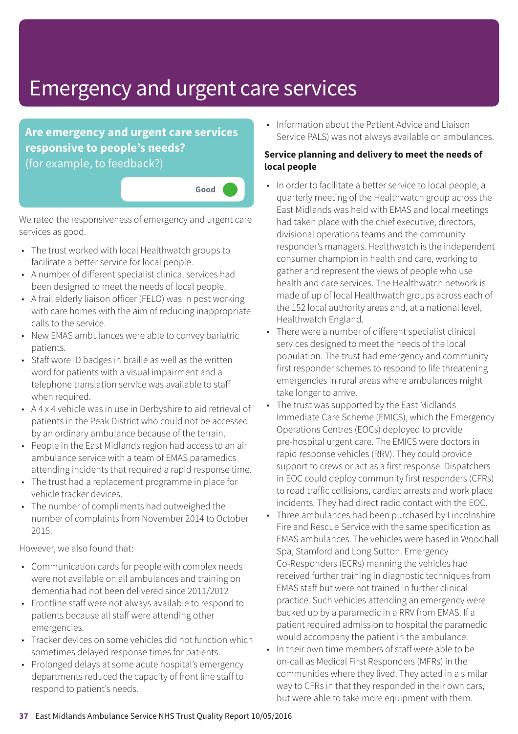# Emergency and urgent care services

## Are emergency and urgent care services responsive to people's needs?

(for example, to feedback?)

**Good**

We rated the responsiveness of emergency and urgent care services as good.

- The trust worked with local Healthwatch groups to facilitate a better service for local people.
- A number of different specialist clinical services had been designed to meet the needs of local people.
- A frail elderly liaison officer (FELO) was in post working with care homes with the aim of reducing inappropriate calls to the service.
- New EMAS ambulances were able to convey bariatric patients.
- Staff wore ID badges in braille as well as the written word for patients with a visual impairment and a telephone translation service was available to staff when required.
- A 4 x 4 vehicle was in use in Derbyshire to aid retrieval of patients in the Peak District who could not be accessed by an ordinary ambulance because of the terrain.
- People in the East Midlands region had access to an air ambulance service with a team of EMAS paramedics attending incidents that required a rapid response time.
- The trust had a replacement programme in place for vehicle tracker devices.
- The number of compliments had outweighed the number of complaints from November 2014 to October 2015.

However, we also found that:

- Communication cards for people with complex needs were not available on all ambulances and training on dementia had not been delivered since 2011/2012
- Frontline staff were not always available to respond to patients because all staff were attending other emergencies.
- Tracker devices on some vehicles did not function which sometimes delayed response times for patients.
- Prolonged delays at some acute hospital's emergency departments reduced the capacity of front line staff to respond to patient's needs.
- Information about the Patient Advice and Liaison Service PALS) was not always available on ambulances.

**Service planning and delivery to meet the needs of local people**

- In order to facilitate a better service to local people, a quarterly meeting of the Healthwatch group across the East Midlands was held with EMAS and local meetings had taken place with the chief executive, directors, divisional operations teams and the community responder's managers. Healthwatch is the independent consumer champion in health and care, working to gather and represent the views of people who use health and care services. The Healthwatch network is made of up of local Healthwatch groups across each of the 152 local authority areas and, at a national level, Healthwatch England.
- There were a number of different specialist clinical services designed to meet the needs of the local population. The trust had emergency and community first responder schemes to respond to life threatening emergencies in rural areas where ambulances might take longer to arrive.
- The trust was supported by the East Midlands Immediate Care Scheme (EMICS), which the Emergency Operations Centres (EOCs) deployed to provide pre-hospital urgent care. The EMICS were doctors in rapid response vehicles (RRV). They could provide support to crews or act as a first response. Dispatchers in EOC could deploy community first responders (CFRs) to road traffic collisions, cardiac arrests and work place incidents. They had direct radio contact with the EOC.
- Three ambulances had been purchased by Lincolnshire Fire and Rescue Service with the same specification as EMAS ambulances. The vehicles were based in Woodhall Spa, Stamford and Long Sutton. Emergency Co-Responders (ECRs) manning the vehicles had received further training in diagnostic techniques from EMAS staff but were not trained in further clinical practice. Such vehicles attending an emergency were backed up by a paramedic in a RRV from EMAS. If a patient required admission to hospital the paramedic would accompany the patient in the ambulance.
- In their own time members of staff were able to be on-call as Medical First Responders (MFRs) in the communities where they lived. They acted in a similar way to CFRs in that they responded in their own cars, but were able to take more equipment with them.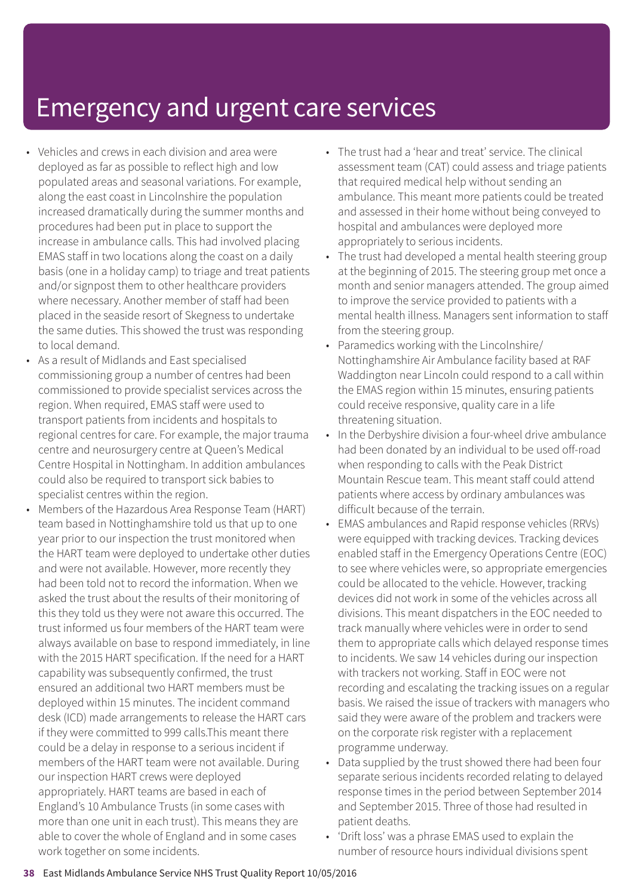# Emergency and urgent care services

- Vehicles and crews in each division and area were deployed as far as possible to reflect high and low populated areas and seasonal variations. For example, along the east coast in Lincolnshire the population increased dramatically during the summer months and procedures had been put in place to support the increase in ambulance calls. This had involved placing EMAS staff in two locations along the coast on a daily basis (one in a holiday camp) to triage and treat patients and/or signpost them to other healthcare providers where necessary. Another member of staff had been placed in the seaside resort of Skegness to undertake the same duties. This showed the trust was responding to local demand.
- As a result of Midlands and East specialised commissioning group a number of centres had been commissioned to provide specialist services across the region. When required, EMAS staff were used to transport patients from incidents and hospitals to regional centres for care. For example, the major trauma centre and neurosurgery centre at Queen's Medical Centre Hospital in Nottingham. In addition ambulances could also be required to transport sick babies to specialist centres within the region.
- Members of the Hazardous Area Response Team (HART) team based in Nottinghamshire told us that up to one year prior to our inspection the trust monitored when the HART team were deployed to undertake other duties and were not available. However, more recently they had been told not to record the information. When we asked the trust about the results of their monitoring of this they told us they were not aware this occurred. The trust informed us four members of the HART team were always available on base to respond immediately, in line with the 2015 HART specification. If the need for a HART capability was subsequently confirmed, the trust ensured an additional two HART members must be deployed within 15 minutes. The incident command desk (ICD) made arrangements to release the HART cars if they were committed to 999 calls.This meant there could be a delay in response to a serious incident if members of the HART team were not available. During our inspection HART crews were deployed appropriately. HART teams are based in each of England's 10 Ambulance Trusts (in some cases with more than one unit in each trust). This means they are able to cover the whole of England and in some cases work together on some incidents.
- The trust had a 'hear and treat' service. The clinical assessment team (CAT) could assess and triage patients that required medical help without sending an ambulance. This meant more patients could be treated and assessed in their home without being conveyed to hospital and ambulances were deployed more appropriately to serious incidents.
- The trust had developed a mental health steering group at the beginning of 2015. The steering group met once a month and senior managers attended. The group aimed to improve the service provided to patients with a mental health illness. Managers sent information to staff from the steering group.
- Paramedics working with the Lincolnshire/ Nottinghamshire Air Ambulance facility based at RAF Waddington near Lincoln could respond to a call within the EMAS region within 15 minutes, ensuring patients could receive responsive, quality care in a life threatening situation.
- In the Derbyshire division a four-wheel drive ambulance had been donated by an individual to be used off-road when responding to calls with the Peak District Mountain Rescue team. This meant staff could attend patients where access by ordinary ambulances was difficult because of the terrain.
- EMAS ambulances and Rapid response vehicles (RRVs) were equipped with tracking devices. Tracking devices enabled staff in the Emergency Operations Centre (EOC) to see where vehicles were, so appropriate emergencies could be allocated to the vehicle. However, tracking devices did not work in some of the vehicles across all divisions. This meant dispatchers in the EOC needed to track manually where vehicles were in order to send them to appropriate calls which delayed response times to incidents. We saw 14 vehicles during our inspection with trackers not working. Staff in EOC were not recording and escalating the tracking issues on a regular basis. We raised the issue of trackers with managers who said they were aware of the problem and trackers were on the corporate risk register with a replacement programme underway.
- Data supplied by the trust showed there had been four separate serious incidents recorded relating to delayed response times in the period between September 2014 and September 2015. Three of those had resulted in patient deaths.
- 'Drift loss' was a phrase EMAS used to explain the number of resource hours individual divisions spent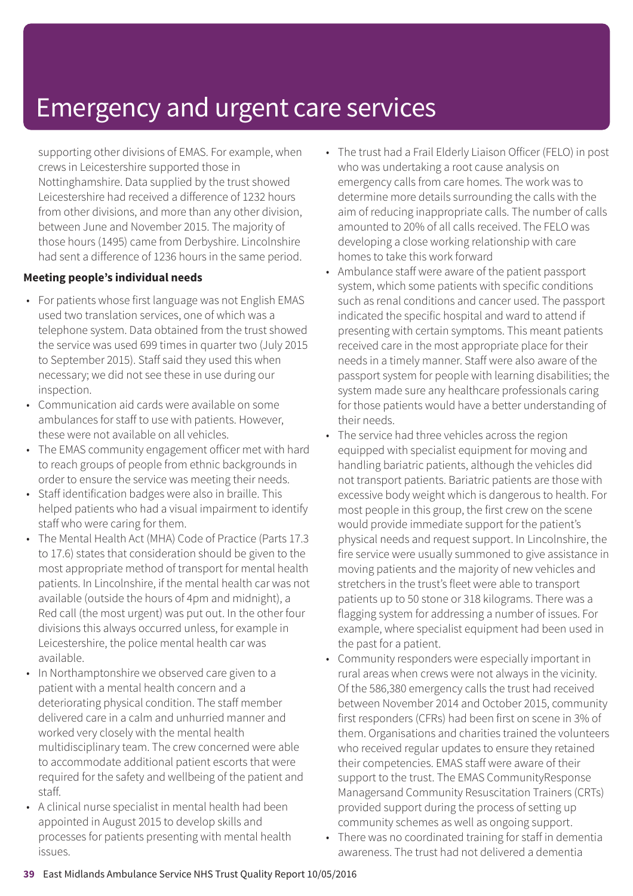supporting other divisions of EMAS. For example, when crews in Leicestershire supported those in Nottinghamshire. Data supplied by the trust showed Leicestershire had received a difference of 1232 hours from other divisions, and more than any other division, between June and November 2015. The majority of those hours (1495) came from Derbyshire. Lincolnshire had sent a difference of 1236 hours in the same period.

**Meeting people's individual needs**

- For patients whose first language was not English EMAS used two translation services, one of which was a telephone system. Data obtained from the trust showed the service was used 699 times in quarter two (July 2015 to September 2015). Staff said they used this when necessary; we did not see these in use during our inspection.
- Communication aid cards were available on some ambulances for staff to use with patients. However, these were not available on all vehicles.
- The EMAS community engagement officer met with hard to reach groups of people from ethnic backgrounds in order to ensure the service was meeting their needs.
- Staff identification badges were also in braille. This helped patients who had a visual impairment to identify staff who were caring for them.
- The Mental Health Act (MHA) Code of Practice (Parts 17.3 to 17.6) states that consideration should be given to the most appropriate method of transport for mental health patients. In Lincolnshire, if the mental health car was not available (outside the hours of 4pm and midnight), a Red call (the most urgent) was put out. In the other four divisions this always occurred unless, for example in Leicestershire, the police mental health car was available.
- In Northamptonshire we observed care given to a patient with a mental health concern and a deteriorating physical condition. The staff member delivered care in a calm and unhurried manner and worked very closely with the mental health multidisciplinary team. The crew concerned were able to accommodate additional patient escorts that were required for the safety and wellbeing of the patient and staff.
- A clinical nurse specialist in mental health had been appointed in August 2015 to develop skills and processes for patients presenting with mental health issues.
- The trust had a Frail Elderly Liaison Officer (FELO) in post who was undertaking a root cause analysis on emergency calls from care homes. The work was to determine more details surrounding the calls with the aim of reducing inappropriate calls. The number of calls amounted to 20% of all calls received. The FELO was developing a close working relationship with care homes to take this work forward
- Ambulance staff were aware of the patient passport system, which some patients with specific conditions such as renal conditions and cancer used. The passport indicated the specific hospital and ward to attend if presenting with certain symptoms. This meant patients received care in the most appropriate place for their needs in a timely manner. Staff were also aware of the passport system for people with learning disabilities; the system made sure any healthcare professionals caring for those patients would have a better understanding of their needs.
- The service had three vehicles across the region equipped with specialist equipment for moving and handling bariatric patients, although the vehicles did not transport patients. Bariatric patients are those with excessive body weight which is dangerous to health. For most people in this group, the first crew on the scene would provide immediate support for the patient's physical needs and request support. In Lincolnshire, the fire service were usually summoned to give assistance in moving patients and the majority of new vehicles and stretchers in the trust's fleet were able to transport patients up to 50 stone or 318 kilograms. There was a flagging system for addressing a number of issues. For example, where specialist equipment had been used in the past for a patient.
- Community responders were especially important in rural areas when crews were not always in the vicinity. Of the 586,380 emergency calls the trust had received between November 2014 and October 2015, community first responders (CFRs) had been first on scene in 3% of them. Organisations and charities trained the volunteers who received regular updates to ensure they retained their competencies. EMAS staff were aware of their support to the trust. The EMAS CommunityResponse Managersand Community Resuscitation Trainers (CRTs) provided support during the process of setting up community schemes as well as ongoing support.
- There was no coordinated training for staff in dementia awareness. The trust had not delivered a dementia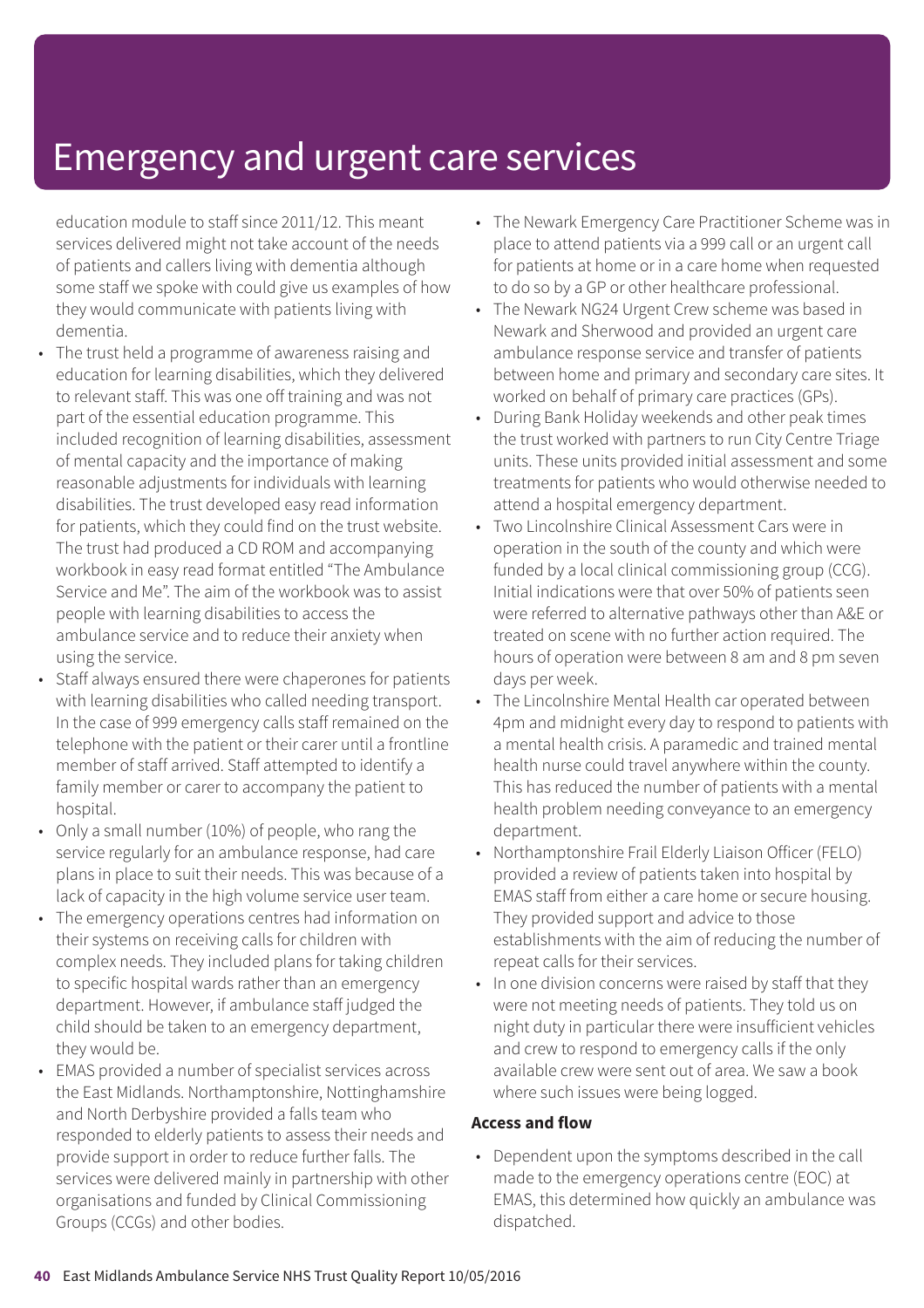# Emergency and urgent care services

education module to staff since 2011/12. This meant services delivered might not take account of the needs of patients and callers living with dementia although some staff we spoke with could give us examples of how they would communicate with patients living with dementia.

- The trust held a programme of awareness raising and education for learning disabilities, which they delivered to relevant staff. This was one off training and was not part of the essential education programme. This included recognition of learning disabilities, assessment of mental capacity and the importance of making reasonable adjustments for individuals with learning disabilities. The trust developed easy read information for patients, which they could find on the trust website. The trust had produced a CD ROM and accompanying workbook in easy read format entitled "The Ambulance Service and Me". The aim of the workbook was to assist people with learning disabilities to access the ambulance service and to reduce their anxiety when using the service.
- Staff always ensured there were chaperones for patients with learning disabilities who called needing transport. In the case of 999 emergency calls staff remained on the telephone with the patient or their carer until a frontline member of staff arrived. Staff attempted to identify a family member or carer to accompany the patient to hospital.
- Only a small number (10%) of people, who rang the service regularly for an ambulance response, had care plans in place to suit their needs. This was because of a lack of capacity in the high volume service user team.
- The emergency operations centres had information on their systems on receiving calls for children with complex needs. They included plans for taking children to specific hospital wards rather than an emergency department. However, if ambulance staff judged the child should be taken to an emergency department, they would be.
- EMAS provided a number of specialist services across the East Midlands. Northamptonshire, Nottinghamshire and North Derbyshire provided a falls team who responded to elderly patients to assess their needs and provide support in order to reduce further falls. The services were delivered mainly in partnership with other organisations and funded by Clinical Commissioning Groups (CCGs) and other bodies.
- The Newark Emergency Care Practitioner Scheme was in place to attend patients via a 999 call or an urgent call for patients at home or in a care home when requested to do so by a GP or other healthcare professional.
- The Newark NG24 Urgent Crew scheme was based in Newark and Sherwood and provided an urgent care ambulance response service and transfer of patients between home and primary and secondary care sites. It worked on behalf of primary care practices (GPs).
- During Bank Holiday weekends and other peak times the trust worked with partners to run City Centre Triage units. These units provided initial assessment and some treatments for patients who would otherwise needed to attend a hospital emergency department.
- Two Lincolnshire Clinical Assessment Cars were in operation in the south of the county and which were funded by a local clinical commissioning group (CCG). Initial indications were that over 50% of patients seen were referred to alternative pathways other than A&E or treated on scene with no further action required. The hours of operation were between 8 am and 8 pm seven days per week.
- The Lincolnshire Mental Health car operated between 4pm and midnight every day to respond to patients with a mental health crisis. A paramedic and trained mental health nurse could travel anywhere within the county. This has reduced the number of patients with a mental health problem needing conveyance to an emergency department.
- Northamptonshire Frail Elderly Liaison Officer (FELO) provided a review of patients taken into hospital by EMAS staff from either a care home or secure housing. They provided support and advice to those establishments with the aim of reducing the number of repeat calls for their services.
- In one division concerns were raised by staff that they were not meeting needs of patients. They told us on night duty in particular there were insufficient vehicles and crew to respond to emergency calls if the only available crew were sent out of area. We saw a book where such issues were being logged.

**Access and flow**

- Dependent upon the symptoms described in the call made to the emergency operations centre (EOC) at EMAS, this determined how quickly an ambulance was dispatched.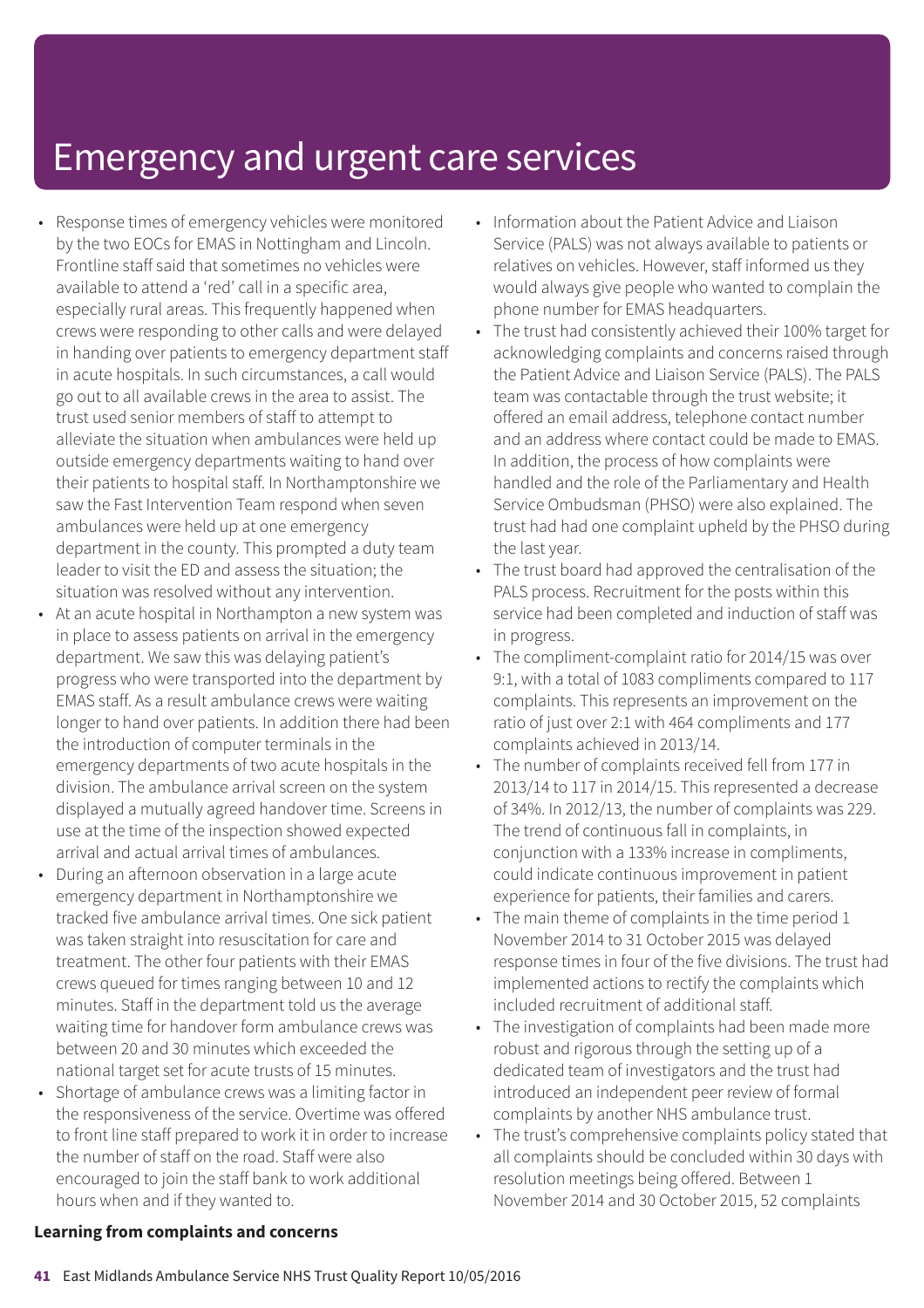# Emergency and urgent care services

- Response times of emergency vehicles were monitored by the two EOCs for EMAS in Nottingham and Lincoln. Frontline staff said that sometimes no vehicles were available to attend a 'red' call in a specific area, especially rural areas. This frequently happened when crews were responding to other calls and were delayed in handing over patients to emergency department staff in acute hospitals. In such circumstances, a call would go out to all available crews in the area to assist. The trust used senior members of staff to attempt to alleviate the situation when ambulances were held up outside emergency departments waiting to hand over their patients to hospital staff. In Northamptonshire we saw the Fast Intervention Team respond when seven ambulances were held up at one emergency department in the county. This prompted a duty team leader to visit the ED and assess the situation; the situation was resolved without any intervention.
- At an acute hospital in Northampton a new system was in place to assess patients on arrival in the emergency department. We saw this was delaying patient's progress who were transported into the department by EMAS staff. As a result ambulance crews were waiting longer to hand over patients. In addition there had been the introduction of computer terminals in the emergency departments of two acute hospitals in the division. The ambulance arrival screen on the system displayed a mutually agreed handover time. Screens in use at the time of the inspection showed expected arrival and actual arrival times of ambulances.
- During an afternoon observation in a large acute emergency department in Northamptonshire we tracked five ambulance arrival times. One sick patient was taken straight into resuscitation for care and treatment. The other four patients with their EMAS crews queued for times ranging between 10 and 12 minutes. Staff in the department told us the average waiting time for handover form ambulance crews was between 20 and 30 minutes which exceeded the national target set for acute trusts of 15 minutes.
- Shortage of ambulance crews was a limiting factor in the responsiveness of the service. Overtime was offered to front line staff prepared to work it in order to increase the number of staff on the road. Staff were also encouraged to join the staff bank to work additional hours when and if they wanted to.

**Learning from complaints and concerns**

- Information about the Patient Advice and Liaison Service (PALS) was not always available to patients or relatives on vehicles. However, staff informed us they would always give people who wanted to complain the phone number for EMAS headquarters.
- The trust had consistently achieved their 100% target for acknowledging complaints and concerns raised through the Patient Advice and Liaison Service (PALS). The PALS team was contactable through the trust website; it offered an email address, telephone contact number and an address where contact could be made to EMAS. In addition, the process of how complaints were handled and the role of the Parliamentary and Health Service Ombudsman (PHSO) were also explained. The trust had had one complaint upheld by the PHSO during the last year.
- The trust board had approved the centralisation of the PALS process. Recruitment for the posts within this service had been completed and induction of staff was in progress.
- The compliment-complaint ratio for 2014/15 was over 9:1, with a total of 1083 compliments compared to 117 complaints. This represents an improvement on the ratio of just over 2:1 with 464 compliments and 177 complaints achieved in 2013/14.
- The number of complaints received fell from 177 in 2013/14 to 117 in 2014/15. This represented a decrease of 34%. In 2012/13, the number of complaints was 229. The trend of continuous fall in complaints, in conjunction with a 133% increase in compliments, could indicate continuous improvement in patient experience for patients, their families and carers.
- The main theme of complaints in the time period 1 November 2014 to 31 October 2015 was delayed response times in four of the five divisions. The trust had implemented actions to rectify the complaints which included recruitment of additional staff.
- The investigation of complaints had been made more robust and rigorous through the setting up of a dedicated team of investigators and the trust had introduced an independent peer review of formal complaints by another NHS ambulance trust.
- The trust's comprehensive complaints policy stated that all complaints should be concluded within 30 days with resolution meetings being offered. Between 1 November 2014 and 30 October 2015, 52 complaints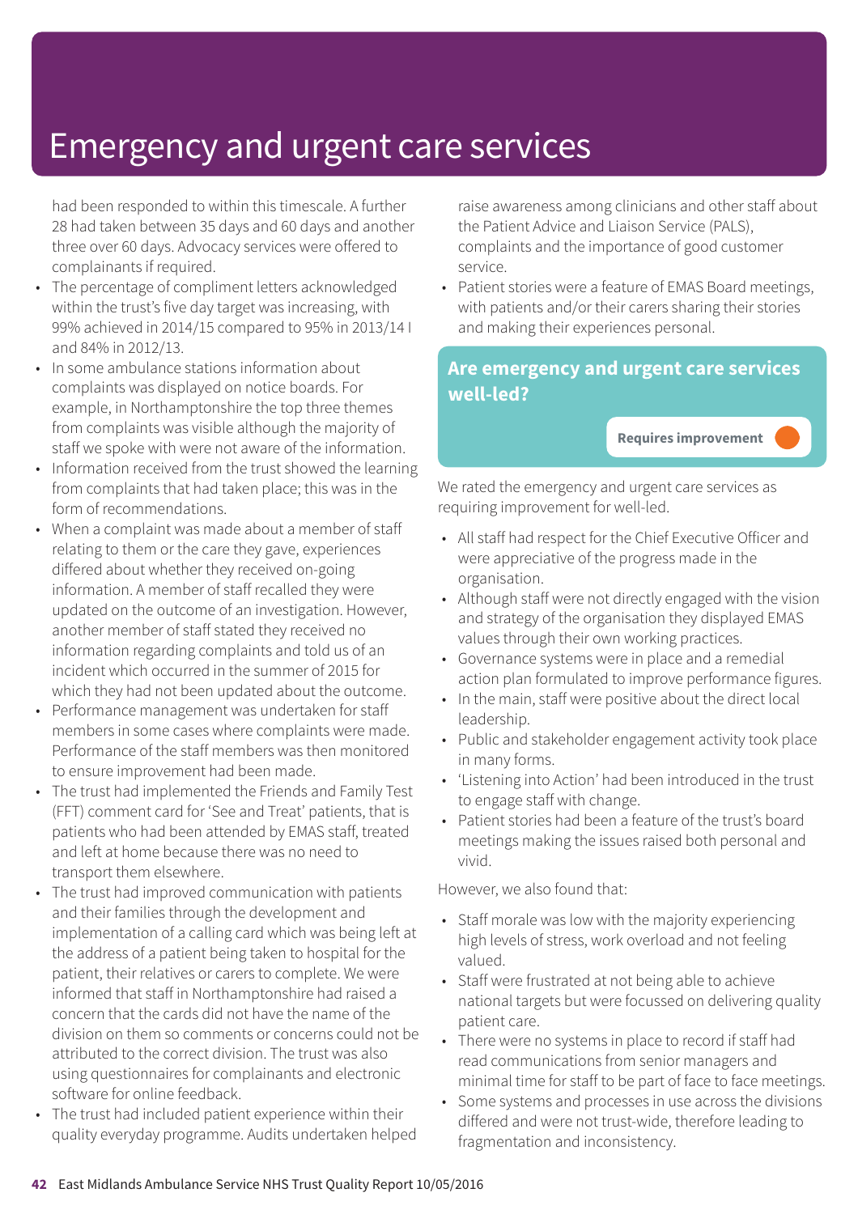# Emergency and urgent care services

had been responded to within this timescale. A further 28 had taken between 35 days and 60 days and another three over 60 days. Advocacy services were offered to complainants if required.

- The percentage of compliment letters acknowledged within the trust's five day target was increasing, with 99% achieved in 2014/15 compared to 95% in 2013/14 l and 84% in 2012/13.
- In some ambulance stations information about complaints was displayed on notice boards. For example, in Northamptonshire the top three themes from complaints was visible although the majority of staff we spoke with were not aware of the information.
- Information received from the trust showed the learning from complaints that had taken place; this was in the form of recommendations.
- When a complaint was made about a member of staff relating to them or the care they gave, experiences differed about whether they received on-going information. A member of staff recalled they were updated on the outcome of an investigation. However, another member of staff stated they received no information regarding complaints and told us of an incident which occurred in the summer of 2015 for which they had not been updated about the outcome.
- Performance management was undertaken for staff members in some cases where complaints were made. Performance of the staff members was then monitored to ensure improvement had been made.
- The trust had implemented the Friends and Family Test (FFT) comment card for 'See and Treat' patients, that is patients who had been attended by EMAS staff, treated and left at home because there was no need to transport them elsewhere.
- The trust had improved communication with patients and their families through the development and implementation of a calling card which was being left at the address of a patient being taken to hospital for the patient, their relatives or carers to complete. We were informed that staff in Northamptonshire had raised a concern that the cards did not have the name of the division on them so comments or concerns could not be attributed to the correct division. The trust was also using questionnaires for complainants and electronic software for online feedback.
- The trust had included patient experience within their quality everyday programme. Audits undertaken helped raise awareness among clinicians and other staff about the Patient Advice and Liaison Service (PALS), complaints and the importance of good customer service.
- Patient stories were a feature of EMAS Board meetings, with patients and/or their carers sharing their stories and making their experiences personal.

## Are emergency and urgent care services well-led?

**Requires improvement**

We rated the emergency and urgent care services as requiring improvement for well-led.

- All staff had respect for the Chief Executive Officer and were appreciative of the progress made in the organisation.
- Although staff were not directly engaged with the vision and strategy of the organisation they displayed EMAS values through their own working practices.
- Governance systems were in place and a remedial action plan formulated to improve performance figures.
- In the main, staff were positive about the direct local leadership.
- Public and stakeholder engagement activity took place in many forms.
- 'Listening into Action' had been introduced in the trust to engage staff with change.
- Patient stories had been a feature of the trust's board meetings making the issues raised both personal and vivid.

However, we also found that:

- Staff morale was low with the majority experiencing high levels of stress, work overload and not feeling valued.
- Staff were frustrated at not being able to achieve national targets but were focussed on delivering quality patient care.
- There were no systems in place to record if staff had read communications from senior managers and minimal time for staff to be part of face to face meetings.
- Some systems and processes in use across the divisions differed and were not trust-wide, therefore leading to fragmentation and inconsistency.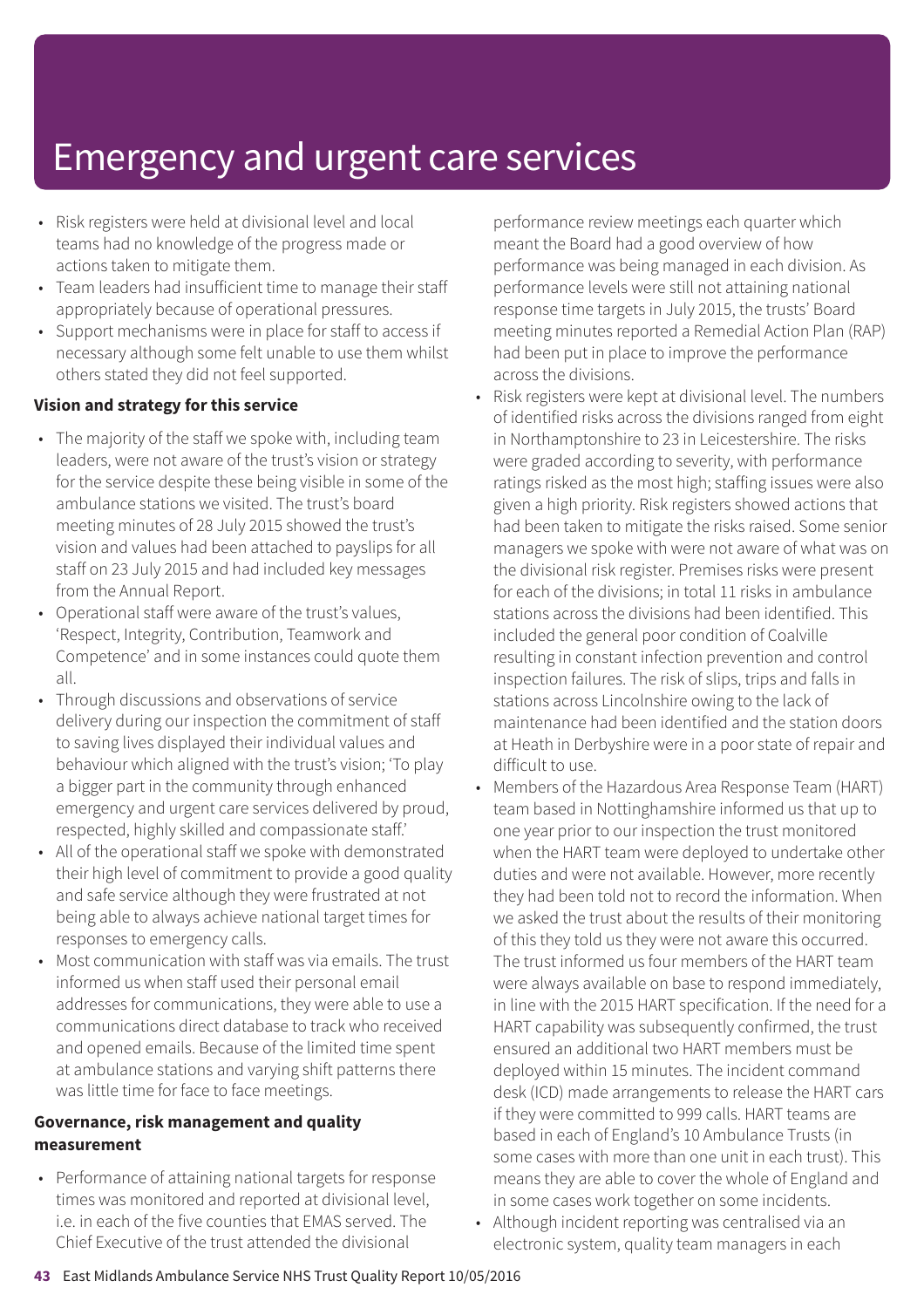# Emergency and urgent care services

- Risk registers were held at divisional level and local teams had no knowledge of the progress made or actions taken to mitigate them.
- Team leaders had insufficient time to manage their staff appropriately because of operational pressures.
- Support mechanisms were in place for staff to access if necessary although some felt unable to use them whilst others stated they did not feel supported.

**Vision and strategy for this service**

- The majority of the staff we spoke with, including team leaders, were not aware of the trust's vision or strategy for the service despite these being visible in some of the ambulance stations we visited. The trust's board meeting minutes of 28 July 2015 showed the trust's vision and values had been attached to payslips for all staff on 23 July 2015 and had included key messages from the Annual Report.
- Operational staff were aware of the trust's values, 'Respect, Integrity, Contribution, Teamwork and Competence' and in some instances could quote them all.
- Through discussions and observations of service delivery during our inspection the commitment of staff to saving lives displayed their individual values and behaviour which aligned with the trust's vision; 'To play a bigger part in the community through enhanced emergency and urgent care services delivered by proud, respected, highly skilled and compassionate staff.'
- All of the operational staff we spoke with demonstrated their high level of commitment to provide a good quality and safe service although they were frustrated at not being able to always achieve national target times for responses to emergency calls.
- Most communication with staff was via emails. The trust informed us when staff used their personal email addresses for communications, they were able to use a communications direct database to track who received and opened emails. Because of the limited time spent at ambulance stations and varying shift patterns there was little time for face to face meetings.

**Governance, risk management and quality measurement**

- Performance of attaining national targets for response times was monitored and reported at divisional level, i.e. in each of the five counties that EMAS served. The Chief Executive of the trust attended the divisional performance review meetings each quarter which meant the Board had a good overview of how performance was being managed in each division. As performance levels were still not attaining national response time targets in July 2015, the trusts' Board meeting minutes reported a Remedial Action Plan (RAP) had been put in place to improve the performance across the divisions.
- Risk registers were kept at divisional level. The numbers of identified risks across the divisions ranged from eight in Northamptonshire to 23 in Leicestershire. The risks were graded according to severity, with performance ratings risked as the most high; staffing issues were also given a high priority. Risk registers showed actions that had been taken to mitigate the risks raised. Some senior managers we spoke with were not aware of what was on the divisional risk register. Premises risks were present for each of the divisions; in total 11 risks in ambulance stations across the divisions had been identified. This included the general poor condition of Coalville resulting in constant infection prevention and control inspection failures. The risk of slips, trips and falls in stations across Lincolnshire owing to the lack of maintenance had been identified and the station doors at Heath in Derbyshire were in a poor state of repair and difficult to use.
- Members of the Hazardous Area Response Team (HART) team based in Nottinghamshire informed us that up to one year prior to our inspection the trust monitored when the HART team were deployed to undertake other duties and were not available. However, more recently they had been told not to record the information. When we asked the trust about the results of their monitoring of this they told us they were not aware this occurred. The trust informed us four members of the HART team were always available on base to respond immediately, in line with the 2015 HART specification. If the need for a HART capability was subsequently confirmed, the trust ensured an additional two HART members must be deployed within 15 minutes. The incident command desk (ICD) made arrangements to release the HART cars if they were committed to 999 calls. HART teams are based in each of England's 10 Ambulance Trusts (in some cases with more than one unit in each trust). This means they are able to cover the whole of England and in some cases work together on some incidents.
- Although incident reporting was centralised via an electronic system, quality team managers in each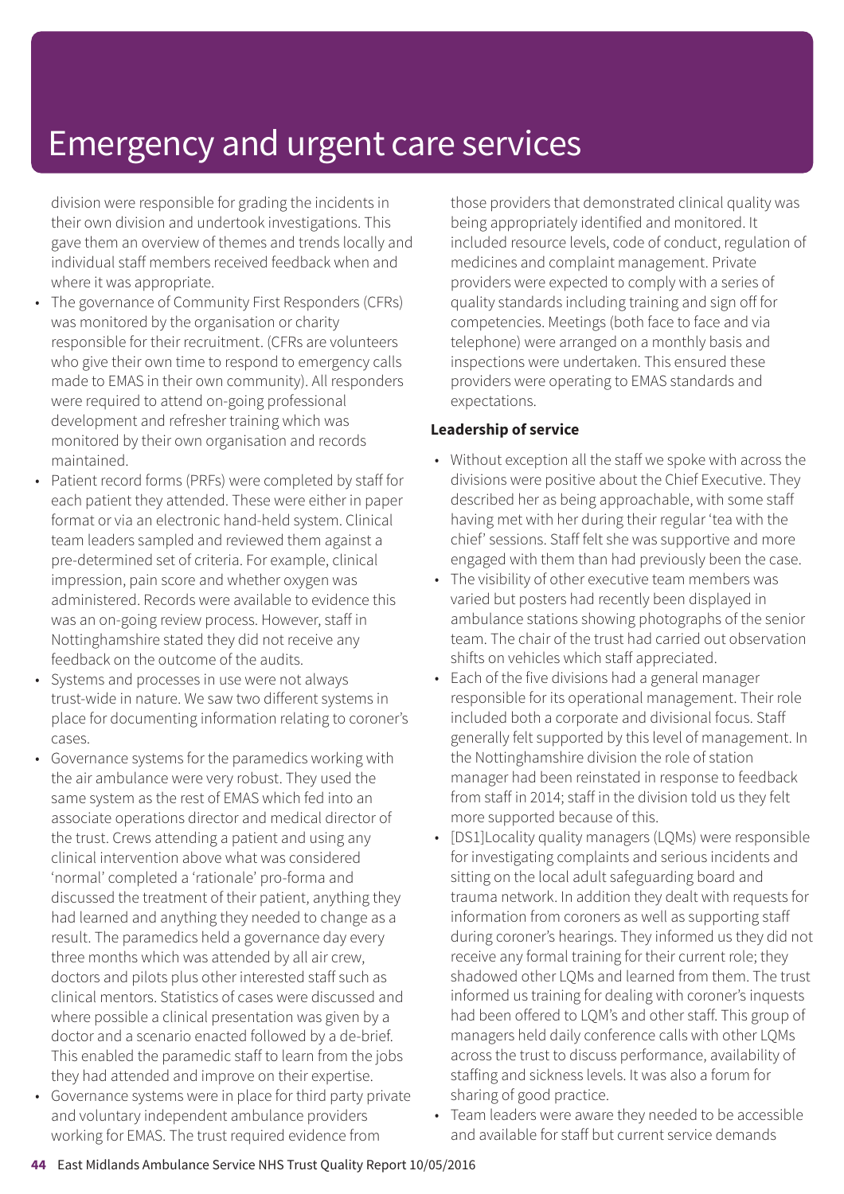division were responsible for grading the incidents in their own division and undertook investigations. This gave them an overview of themes and trends locally and individual staff members received feedback when and where it was appropriate.

- The governance of Community First Responders (CFRs) was monitored by the organisation or charity responsible for their recruitment. (CFRs are volunteers who give their own time to respond to emergency calls made to EMAS in their own community). All responders were required to attend on-going professional development and refresher training which was monitored by their own organisation and records maintained.
- Patient record forms (PRFs) were completed by staff for each patient they attended. These were either in paper format or via an electronic hand-held system. Clinical team leaders sampled and reviewed them against a pre-determined set of criteria. For example, clinical impression, pain score and whether oxygen was administered. Records were available to evidence this was an on-going review process. However, staff in Nottinghamshire stated they did not receive any feedback on the outcome of the audits.
- Systems and processes in use were not always trust-wide in nature. We saw two different systems in place for documenting information relating to coroner's cases.
- Governance systems for the paramedics working with the air ambulance were very robust. They used the same system as the rest of EMAS which fed into an associate operations director and medical director of the trust. Crews attending a patient and using any clinical intervention above what was considered 'normal' completed a 'rationale' pro-forma and discussed the treatment of their patient, anything they had learned and anything they needed to change as a result. The paramedics held a governance day every three months which was attended by all air crew, doctors and pilots plus other interested staff such as clinical mentors. Statistics of cases were discussed and where possible a clinical presentation was given by a doctor and a scenario enacted followed by a de-brief. This enabled the paramedic staff to learn from the jobs they had attended and improve on their expertise.
- Governance systems were in place for third party private and voluntary independent ambulance providers working for EMAS. The trust required evidence from those providers that demonstrated clinical quality was being appropriately identified and monitored. It included resource levels, code of conduct, regulation of medicines and complaint management. Private providers were expected to comply with a series of quality standards including training and sign off for competencies. Meetings (both face to face and via telephone) were arranged on a monthly basis and inspections were undertaken. This ensured these providers were operating to EMAS standards and expectations.

**Leadership of service**

- Without exception all the staff we spoke with across the divisions were positive about the Chief Executive. They described her as being approachable, with some staff having met with her during their regular 'tea with the chief' sessions. Staff felt she was supportive and more engaged with them than had previously been the case.
- The visibility of other executive team members was varied but posters had recently been displayed in ambulance stations showing photographs of the senior team. The chair of the trust had carried out observation shifts on vehicles which staff appreciated.
- Each of the five divisions had a general manager responsible for its operational management. Their role included both a corporate and divisional focus. Staff generally felt supported by this level of management. In the Nottinghamshire division the role of station manager had been reinstated in response to feedback from staff in 2014; staff in the division told us they felt more supported because of this.
- [DS1]Locality quality managers (LQMs) were responsible for investigating complaints and serious incidents and sitting on the local adult safeguarding board and trauma network. In addition they dealt with requests for information from coroners as well as supporting staff during coroner's hearings. They informed us they did not receive any formal training for their current role; they shadowed other LQMs and learned from them. The trust informed us training for dealing with coroner's inquests had been offered to LQM's and other staff. This group of managers held daily conference calls with other LQMs across the trust to discuss performance, availability of staffing and sickness levels. It was also a forum for sharing of good practice.
- Team leaders were aware they needed to be accessible and available for staff but current service demands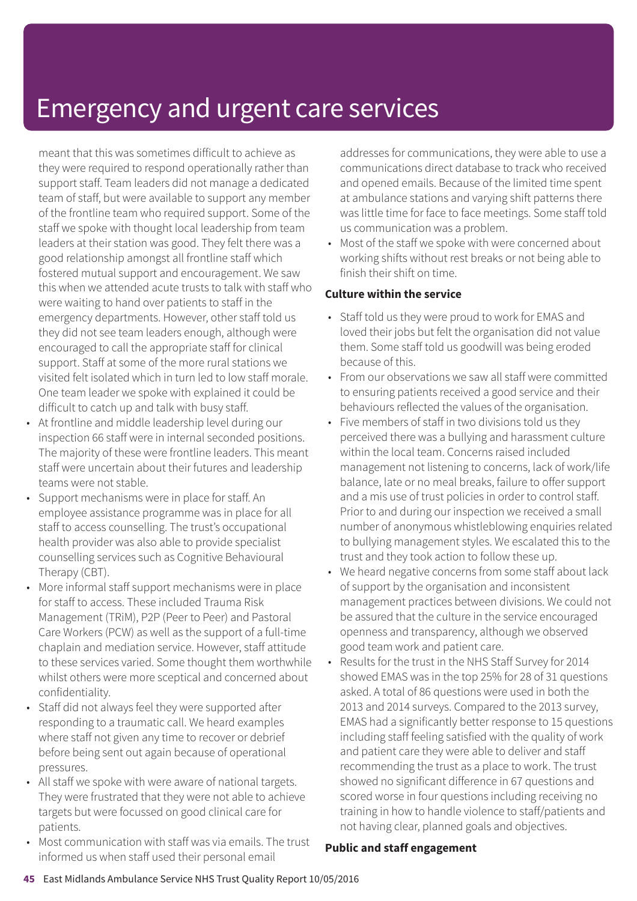meant that this was sometimes difficult to achieve as they were required to respond operationally rather than support staff. Team leaders did not manage a dedicated team of staff, but were available to support any member of the frontline team who required support. Some of the staff we spoke with thought local leadership from team leaders at their station was good. They felt there was a good relationship amongst all frontline staff which fostered mutual support and encouragement. We saw this when we attended acute trusts to talk with staff who were waiting to hand over patients to staff in the emergency departments. However, other staff told us they did not see team leaders enough, although were encouraged to call the appropriate staff for clinical support. Staff at some of the more rural stations we visited felt isolated which in turn led to low staff morale. One team leader we spoke with explained it could be difficult to catch up and talk with busy staff.

- At frontline and middle leadership level during our inspection 66 staff were in internal seconded positions. The majority of these were frontline leaders. This meant staff were uncertain about their futures and leadership teams were not stable.
- Support mechanisms were in place for staff. An employee assistance programme was in place for all staff to access counselling. The trust's occupational health provider was also able to provide specialist counselling services such as Cognitive Behavioural Therapy (CBT).
- More informal staff support mechanisms were in place for staff to access. These included Trauma Risk Management (TRiM), P2P (Peer to Peer) and Pastoral Care Workers (PCW) as well as the support of a full-time chaplain and mediation service. However, staff attitude to these services varied. Some thought them worthwhile whilst others were more sceptical and concerned about confidentiality.
- Staff did not always feel they were supported after responding to a traumatic call. We heard examples where staff not given any time to recover or debrief before being sent out again because of operational pressures.
- All staff we spoke with were aware of national targets. They were frustrated that they were not able to achieve targets but were focussed on good clinical care for patients.
- Most communication with staff was via emails. The trust informed us when staff used their personal email addresses for communications, they were able to use a communications direct database to track who received and opened emails. Because of the limited time spent at ambulance stations and varying shift patterns there was little time for face to face meetings. Some staff told us communication was a problem.
- Most of the staff we spoke with were concerned about working shifts without rest breaks or not being able to finish their shift on time.

**Culture within the service**

- Staff told us they were proud to work for EMAS and loved their jobs but felt the organisation did not value them. Some staff told us goodwill was being eroded because of this.
- From our observations we saw all staff were committed to ensuring patients received a good service and their behaviours reflected the values of the organisation.
- Five members of staff in two divisions told us they perceived there was a bullying and harassment culture within the local team. Concerns raised included management not listening to concerns, lack of work/life balance, late or no meal breaks, failure to offer support and a mis use of trust policies in order to control staff. Prior to and during our inspection we received a small number of anonymous whistleblowing enquiries related to bullying management styles. We escalated this to the trust and they took action to follow these up.
- We heard negative concerns from some staff about lack of support by the organisation and inconsistent management practices between divisions. We could not be assured that the culture in the service encouraged openness and transparency, although we observed good team work and patient care.
- Results for the trust in the NHS Staff Survey for 2014 showed EMAS was in the top 25% for 28 of 31 questions asked. A total of 86 questions were used in both the 2013 and 2014 surveys. Compared to the 2013 survey, EMAS had a significantly better response to 15 questions including staff feeling satisfied with the quality of work and patient care they were able to deliver and staff recommending the trust as a place to work. The trust showed no significant difference in 67 questions and scored worse in four questions including receiving no training in how to handle violence to staff/patients and not having clear, planned goals and objectives.

**Public and staff engagement**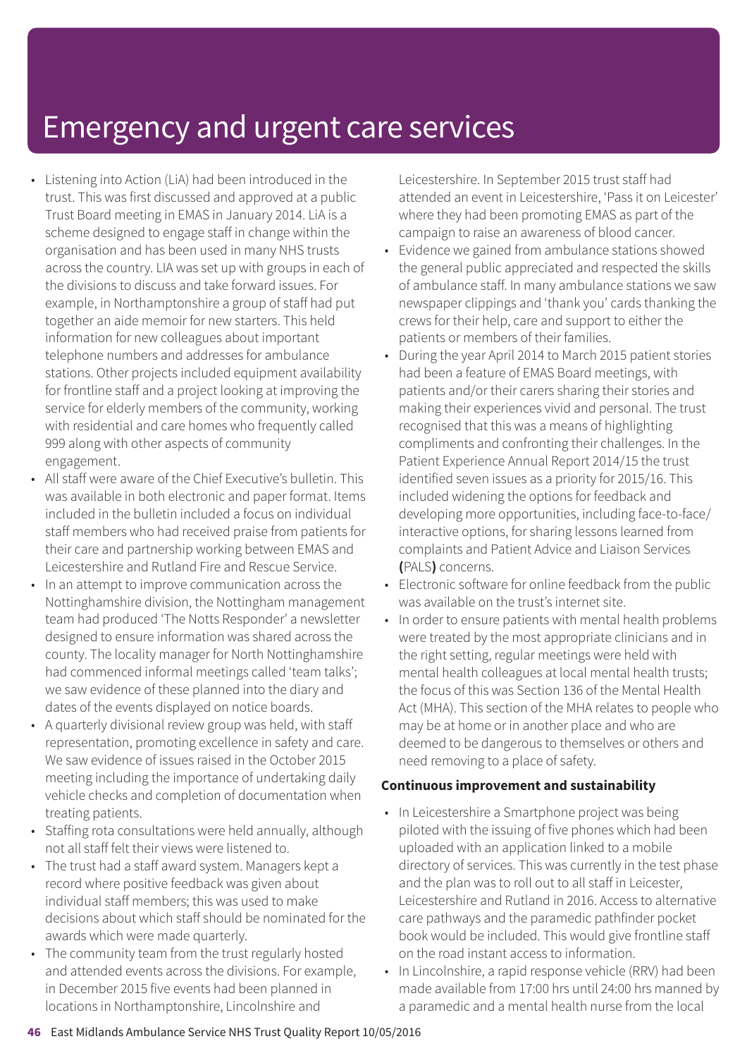# Emergency and urgent care services

- Listening into Action (LiA) had been introduced in the trust. This was first discussed and approved at a public Trust Board meeting in EMAS in January 2014. LiA is a scheme designed to engage staff in change within the organisation and has been used in many NHS trusts across the country. LIA was set up with groups in each of the divisions to discuss and take forward issues. For example, in Northamptonshire a group of staff had put together an aide memoir for new starters. This held information for new colleagues about important telephone numbers and addresses for ambulance stations. Other projects included equipment availability for frontline staff and a project looking at improving the service for elderly members of the community, working with residential and care homes who frequently called 999 along with other aspects of community engagement.
- All staff were aware of the Chief Executive's bulletin. This was available in both electronic and paper format. Items included in the bulletin included a focus on individual staff members who had received praise from patients for their care and partnership working between EMAS and Leicestershire and Rutland Fire and Rescue Service.
- In an attempt to improve communication across the Nottinghamshire division, the Nottingham management team had produced 'The Notts Responder' a newsletter designed to ensure information was shared across the county. The locality manager for North Nottinghamshire had commenced informal meetings called 'team talks'; we saw evidence of these planned into the diary and dates of the events displayed on notice boards.
- A quarterly divisional review group was held, with staff representation, promoting excellence in safety and care. We saw evidence of issues raised in the October 2015 meeting including the importance of undertaking daily vehicle checks and completion of documentation when treating patients.
- Staffing rota consultations were held annually, although not all staff felt their views were listened to.
- The trust had a staff award system. Managers kept a record where positive feedback was given about individual staff members; this was used to make decisions about which staff should be nominated for the awards which were made quarterly.
- The community team from the trust regularly hosted and attended events across the divisions. For example, in December 2015 five events had been planned in locations in Northamptonshire, Lincolnshire and Leicestershire. In September 2015 trust staff had attended an event in Leicestershire, 'Pass it on Leicester' where they had been promoting EMAS as part of the campaign to raise an awareness of blood cancer.
- Evidence we gained from ambulance stations showed the general public appreciated and respected the skills of ambulance staff. In many ambulance stations we saw newspaper clippings and 'thank you' cards thanking the crews for their help, care and support to either the patients or members of their families.
- During the year April 2014 to March 2015 patient stories had been a feature of EMAS Board meetings, with patients and/or their carers sharing their stories and making their experiences vivid and personal. The trust recognised that this was a means of highlighting compliments and confronting their challenges. In the Patient Experience Annual Report 2014/15 the trust identified seven issues as a priority for 2015/16. This included widening the options for feedback and developing more opportunities, including face-to-face/interactive options, for sharing lessons learned from complaints and Patient Advice and Liaison Services **(**PALS**)** concerns.
- Electronic software for online feedback from the public was available on the trust's internet site.
- In order to ensure patients with mental health problems were treated by the most appropriate clinicians and in the right setting, regular meetings were held with mental health colleagues at local mental health trusts; the focus of this was Section 136 of the Mental Health Act (MHA). This section of the MHA relates to people who may be at home or in another place and who are deemed to be dangerous to themselves or others and need removing to a place of safety.

**Continuous improvement and sustainability**

- In Leicestershire a Smartphone project was being piloted with the issuing of five phones which had been uploaded with an application linked to a mobile directory of services. This was currently in the test phase and the plan was to roll out to all staff in Leicester, Leicestershire and Rutland in 2016. Access to alternative care pathways and the paramedic pathfinder pocket book would be included. This would give frontline staff on the road instant access to information.
- In Lincolnshire, a rapid response vehicle (RRV) had been made available from 17:00 hrs until 24:00 hrs manned by a paramedic and a mental health nurse from the local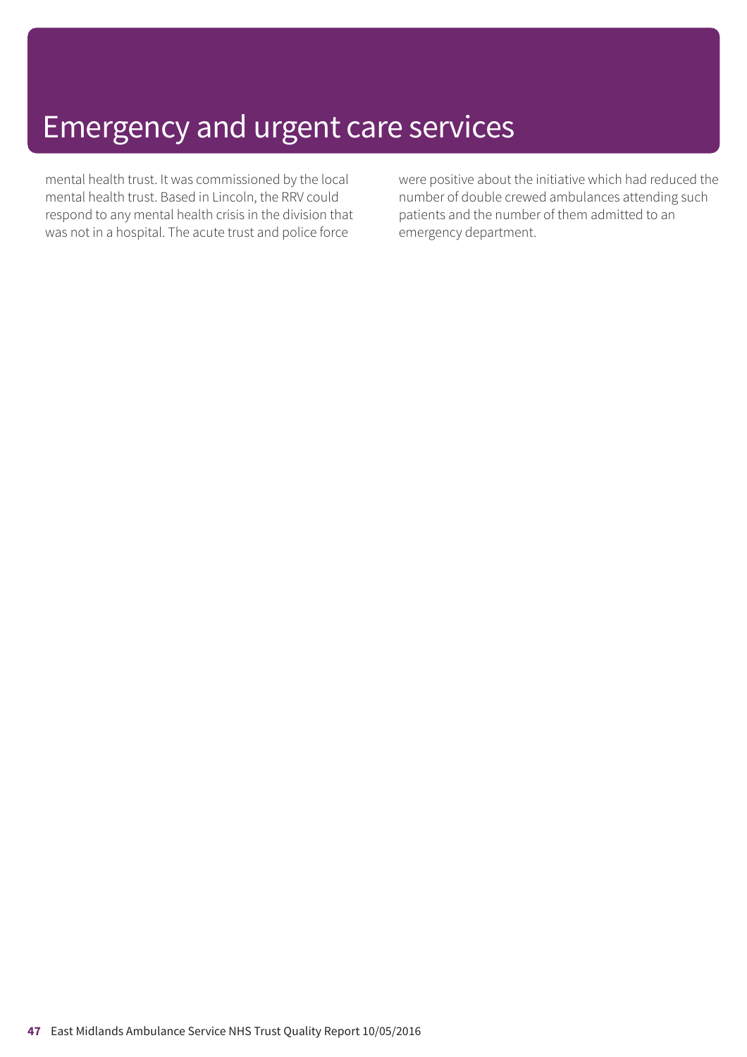# Emergency and urgent care services

mental health trust. It was commissioned by the local mental health trust. Based in Lincoln, the RRV could respond to any mental health crisis in the division that was not in a hospital. The acute trust and police force were positive about the initiative which had reduced the number of double crewed ambulances attending such patients and the number of them admitted to an emergency department.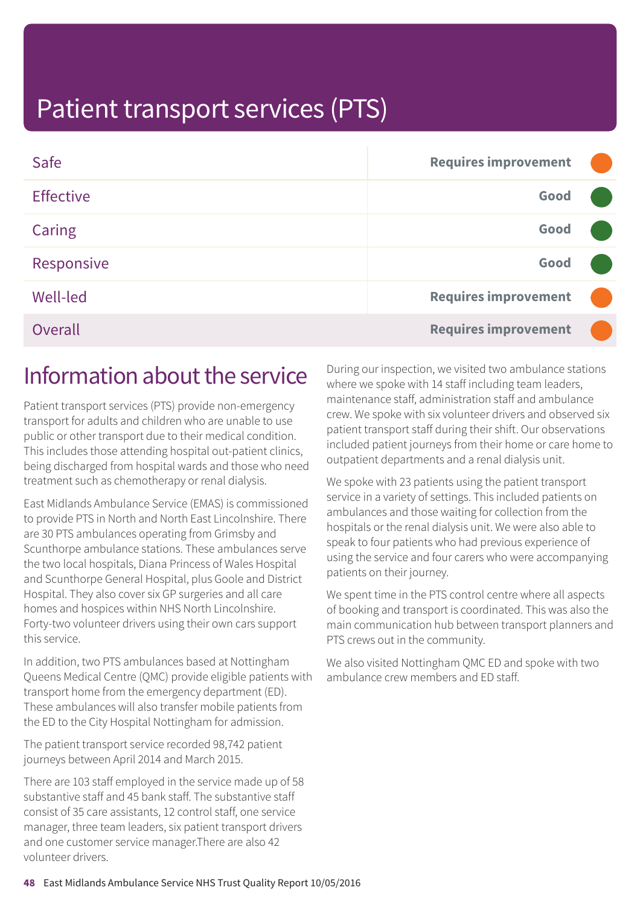# Patient transport services (PTS)

| | |
|---|---|
| Safe | Requires improvement |
| Effective | Good |
| Caring | Good |
| Responsive | Good |
| Well-led | Requires improvement |
| Overall | Requires improvement |

## Information about the service

Patient transport services (PTS) provide non-emergency transport for adults and children who are unable to use public or other transport due to their medical condition. This includes those attending hospital out-patient clinics, being discharged from hospital wards and those who need treatment such as chemotherapy or renal dialysis.

East Midlands Ambulance Service (EMAS) is commissioned to provide PTS in North and North East Lincolnshire. There are 30 PTS ambulances operating from Grimsby and Scunthorpe ambulance stations. These ambulances serve the two local hospitals, Diana Princess of Wales Hospital and Scunthorpe General Hospital, plus Goole and District Hospital. They also cover six GP surgeries and all care homes and hospices within NHS North Lincolnshire. Forty-two volunteer drivers using their own cars support this service.

In addition, two PTS ambulances based at Nottingham Queens Medical Centre (QMC) provide eligible patients with transport home from the emergency department (ED). These ambulances will also transfer mobile patients from the ED to the City Hospital Nottingham for admission.

The patient transport service recorded 98,742 patient journeys between April 2014 and March 2015.

There are 103 staff employed in the service made up of 58 substantive staff and 45 bank staff. The substantive staff consist of 35 care assistants, 12 control staff, one service manager, three team leaders, six patient transport drivers and one customer service manager.There are also 42 volunteer drivers.

During our inspection, we visited two ambulance stations where we spoke with 14 staff including team leaders, maintenance staff, administration staff and ambulance crew. We spoke with six volunteer drivers and observed six patient transport staff during their shift. Our observations included patient journeys from their home or care home to outpatient departments and a renal dialysis unit.

We spoke with 23 patients using the patient transport service in a variety of settings. This included patients on ambulances and those waiting for collection from the hospitals or the renal dialysis unit. We were also able to speak to four patients who had previous experience of using the service and four carers who were accompanying patients on their journey.

We spent time in the PTS control centre where all aspects of booking and transport is coordinated. This was also the main communication hub between transport planners and PTS crews out in the community.

We also visited Nottingham QMC ED and spoke with two ambulance crew members and ED staff.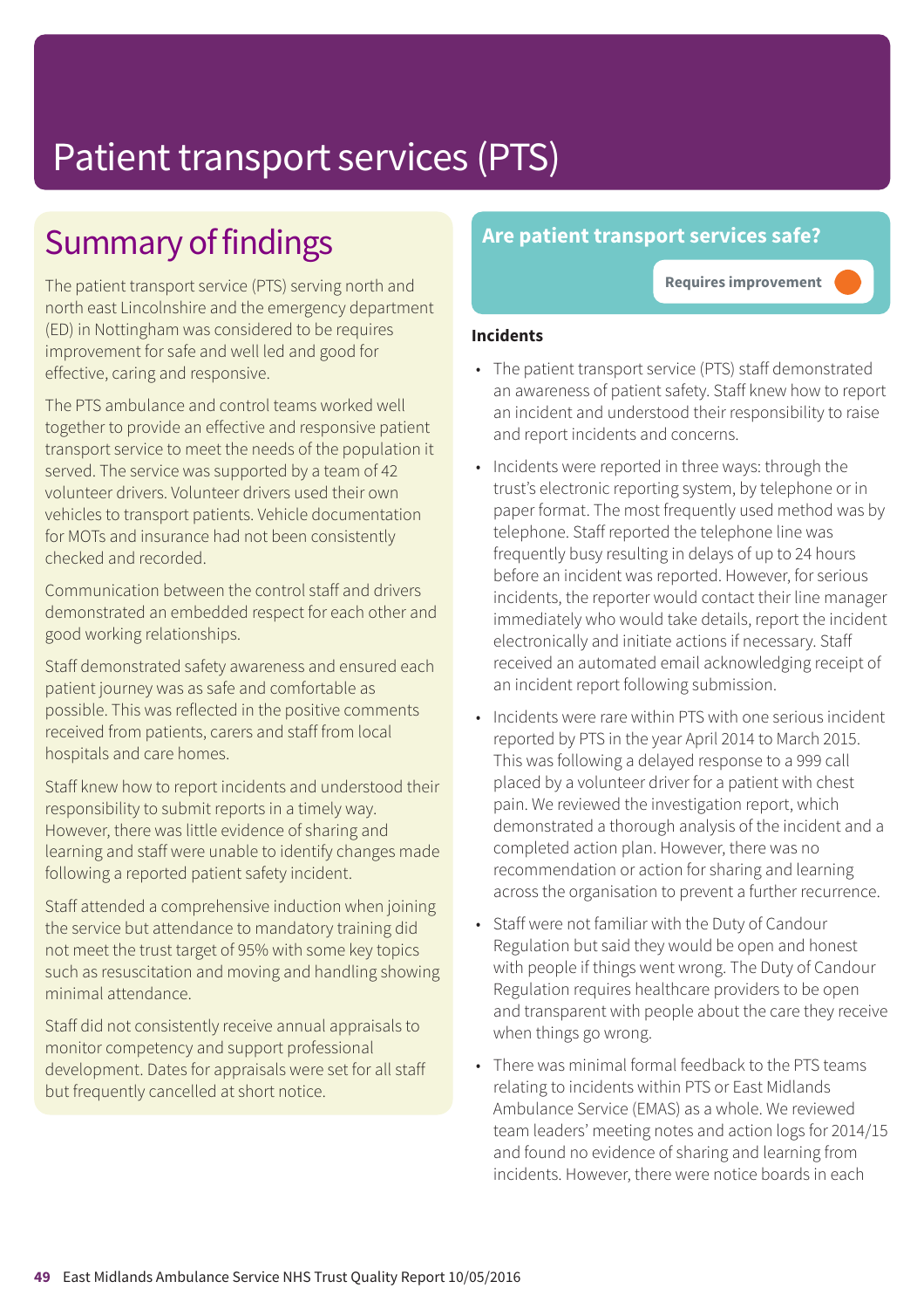# Patient transport services (PTS)

## Summary of findings

The patient transport service (PTS) serving north and north east Lincolnshire and the emergency department (ED) in Nottingham was considered to be requires improvement for safe and well led and good for effective, caring and responsive.

The PTS ambulance and control teams worked well together to provide an effective and responsive patient transport service to meet the needs of the population it served. The service was supported by a team of 42 volunteer drivers. Volunteer drivers used their own vehicles to transport patients. Vehicle documentation for MOTs and insurance had not been consistently checked and recorded.

Communication between the control staff and drivers demonstrated an embedded respect for each other and good working relationships.

Staff demonstrated safety awareness and ensured each patient journey was as safe and comfortable as possible. This was reflected in the positive comments received from patients, carers and staff from local hospitals and care homes.

Staff knew how to report incidents and understood their responsibility to submit reports in a timely way. However, there was little evidence of sharing and learning and staff were unable to identify changes made following a reported patient safety incident.

Staff attended a comprehensive induction when joining the service but attendance to mandatory training did not meet the trust target of 95% with some key topics such as resuscitation and moving and handling showing minimal attendance.

Staff did not consistently receive annual appraisals to monitor competency and support professional development. Dates for appraisals were set for all staff but frequently cancelled at short notice.

## Are patient transport services safe?

**Requires improvement**

**Incidents**

- The patient transport service (PTS) staff demonstrated an awareness of patient safety. Staff knew how to report an incident and understood their responsibility to raise and report incidents and concerns.
- Incidents were reported in three ways: through the trust's electronic reporting system, by telephone or in paper format. The most frequently used method was by telephone. Staff reported the telephone line was frequently busy resulting in delays of up to 24 hours before an incident was reported. However, for serious incidents, the reporter would contact their line manager immediately who would take details, report the incident electronically and initiate actions if necessary. Staff received an automated email acknowledging receipt of an incident report following submission.
- Incidents were rare within PTS with one serious incident reported by PTS in the year April 2014 to March 2015. This was following a delayed response to a 999 call placed by a volunteer driver for a patient with chest pain. We reviewed the investigation report, which demonstrated a thorough analysis of the incident and a completed action plan. However, there was no recommendation or action for sharing and learning across the organisation to prevent a further recurrence.
- Staff were not familiar with the Duty of Candour Regulation but said they would be open and honest with people if things went wrong. The Duty of Candour Regulation requires healthcare providers to be open and transparent with people about the care they receive when things go wrong.
- There was minimal formal feedback to the PTS teams relating to incidents within PTS or East Midlands Ambulance Service (EMAS) as a whole. We reviewed team leaders' meeting notes and action logs for 2014/15 and found no evidence of sharing and learning from incidents. However, there were notice boards in each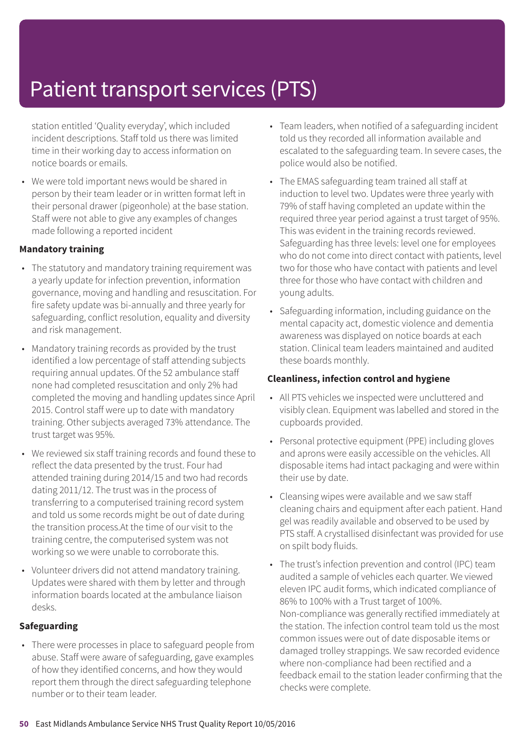# Patient transport services (PTS)

station entitled 'Quality everyday', which included incident descriptions. Staff told us there was limited time in their working day to access information on notice boards or emails.

- We were told important news would be shared in person by their team leader or in written format left in their personal drawer (pigeonhole) at the base station. Staff were not able to give any examples of changes made following a reported incident

**Mandatory training**

- The statutory and mandatory training requirement was a yearly update for infection prevention, information governance, moving and handling and resuscitation. For fire safety update was bi-annually and three yearly for safeguarding, conflict resolution, equality and diversity and risk management.
- Mandatory training records as provided by the trust identified a low percentage of staff attending subjects requiring annual updates. Of the 52 ambulance staff none had completed resuscitation and only 2% had completed the moving and handling updates since April 2015. Control staff were up to date with mandatory training. Other subjects averaged 73% attendance. The trust target was 95%.
- We reviewed six staff training records and found these to reflect the data presented by the trust. Four had attended training during 2014/15 and two had records dating 2011/12. The trust was in the process of transferring to a computerised training record system and told us some records might be out of date during the transition process.At the time of our visit to the training centre, the computerised system was not working so we were unable to corroborate this.
- Volunteer drivers did not attend mandatory training. Updates were shared with them by letter and through information boards located at the ambulance liaison desks.

**Safeguarding**

- There were processes in place to safeguard people from abuse. Staff were aware of safeguarding, gave examples of how they identified concerns, and how they would report them through the direct safeguarding telephone number or to their team leader.
- Team leaders, when notified of a safeguarding incident told us they recorded all information available and escalated to the safeguarding team. In severe cases, the police would also be notified.
- The EMAS safeguarding team trained all staff at induction to level two. Updates were three yearly with 79% of staff having completed an update within the required three year period against a trust target of 95%. This was evident in the training records reviewed. Safeguarding has three levels: level one for employees who do not come into direct contact with patients, level two for those who have contact with patients and level three for those who have contact with children and young adults.
- Safeguarding information, including guidance on the mental capacity act, domestic violence and dementia awareness was displayed on notice boards at each station. Clinical team leaders maintained and audited these boards monthly.

**Cleanliness, infection control and hygiene**

- All PTS vehicles we inspected were uncluttered and visibly clean. Equipment was labelled and stored in the cupboards provided.
- Personal protective equipment (PPE) including gloves and aprons were easily accessible on the vehicles. All disposable items had intact packaging and were within their use by date.
- Cleansing wipes were available and we saw staff cleaning chairs and equipment after each patient. Hand gel was readily available and observed to be used by PTS staff. A crystallised disinfectant was provided for use on spilt body fluids.
- The trust's infection prevention and control (IPC) team audited a sample of vehicles each quarter. We viewed eleven IPC audit forms, which indicated compliance of 86% to 100% with a Trust target of 100%. Non-compliance was generally rectified immediately at the station. The infection control team told us the most common issues were out of date disposable items or damaged trolley strappings. We saw recorded evidence where non-compliance had been rectified and a feedback email to the station leader confirming that the checks were complete.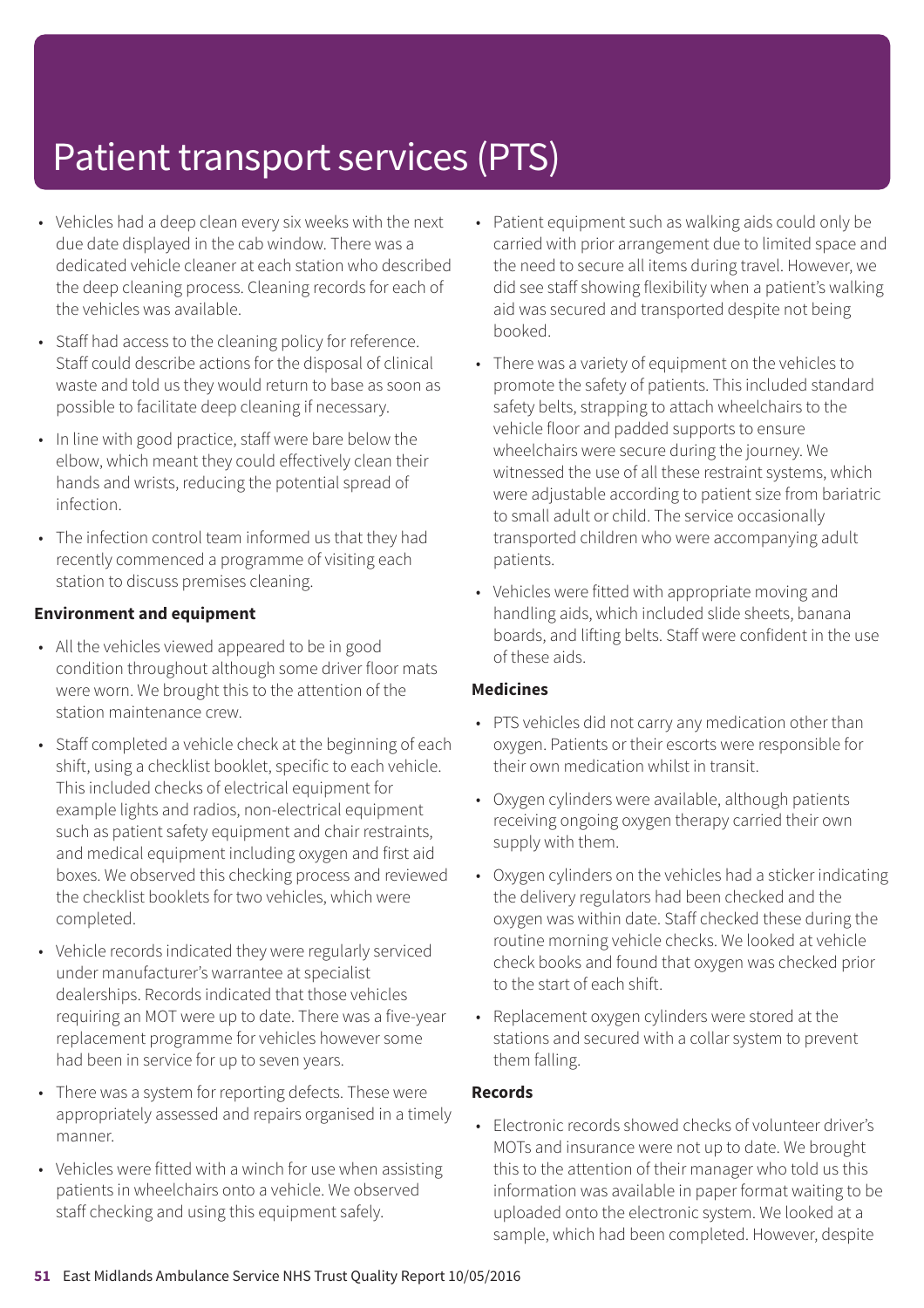# Patient transport services (PTS)

- Vehicles had a deep clean every six weeks with the next due date displayed in the cab window. There was a dedicated vehicle cleaner at each station who described the deep cleaning process. Cleaning records for each of the vehicles was available.
- Staff had access to the cleaning policy for reference. Staff could describe actions for the disposal of clinical waste and told us they would return to base as soon as possible to facilitate deep cleaning if necessary.
- In line with good practice, staff were bare below the elbow, which meant they could effectively clean their hands and wrists, reducing the potential spread of infection.
- The infection control team informed us that they had recently commenced a programme of visiting each station to discuss premises cleaning.

**Environment and equipment**

- All the vehicles viewed appeared to be in good condition throughout although some driver floor mats were worn. We brought this to the attention of the station maintenance crew.
- Staff completed a vehicle check at the beginning of each shift, using a checklist booklet, specific to each vehicle. This included checks of electrical equipment for example lights and radios, non-electrical equipment such as patient safety equipment and chair restraints, and medical equipment including oxygen and first aid boxes. We observed this checking process and reviewed the checklist booklets for two vehicles, which were completed.
- Vehicle records indicated they were regularly serviced under manufacturer's warrantee at specialist dealerships. Records indicated that those vehicles requiring an MOT were up to date. There was a five-year replacement programme for vehicles however some had been in service for up to seven years.
- There was a system for reporting defects. These were appropriately assessed and repairs organised in a timely manner.
- Vehicles were fitted with a winch for use when assisting patients in wheelchairs onto a vehicle. We observed staff checking and using this equipment safely.
- Patient equipment such as walking aids could only be carried with prior arrangement due to limited space and the need to secure all items during travel. However, we did see staff showing flexibility when a patient's walking aid was secured and transported despite not being booked.
- There was a variety of equipment on the vehicles to promote the safety of patients. This included standard safety belts, strapping to attach wheelchairs to the vehicle floor and padded supports to ensure wheelchairs were secure during the journey. We witnessed the use of all these restraint systems, which were adjustable according to patient size from bariatric to small adult or child. The service occasionally transported children who were accompanying adult patients.
- Vehicles were fitted with appropriate moving and handling aids, which included slide sheets, banana boards, and lifting belts. Staff were confident in the use of these aids.

**Medicines**

- PTS vehicles did not carry any medication other than oxygen. Patients or their escorts were responsible for their own medication whilst in transit.
- Oxygen cylinders were available, although patients receiving ongoing oxygen therapy carried their own supply with them.
- Oxygen cylinders on the vehicles had a sticker indicating the delivery regulators had been checked and the oxygen was within date. Staff checked these during the routine morning vehicle checks. We looked at vehicle check books and found that oxygen was checked prior to the start of each shift.
- Replacement oxygen cylinders were stored at the stations and secured with a collar system to prevent them falling.

**Records**

- Electronic records showed checks of volunteer driver's MOTs and insurance were not up to date. We brought this to the attention of their manager who told us this information was available in paper format waiting to be uploaded onto the electronic system. We looked at a sample, which had been completed. However, despite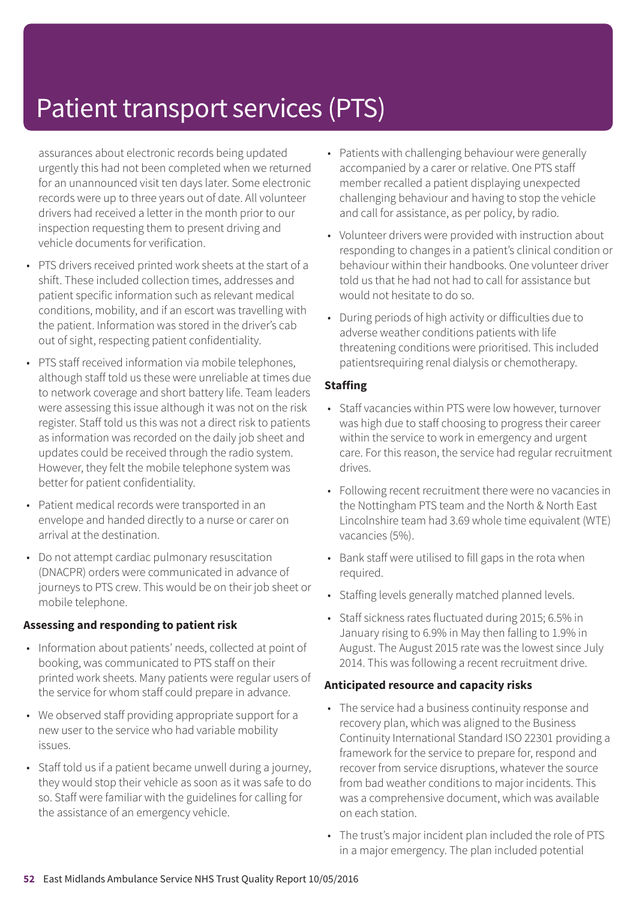# Patient transport services (PTS)

assurances about electronic records being updated urgently this had not been completed when we returned for an unannounced visit ten days later. Some electronic records were up to three years out of date. All volunteer drivers had received a letter in the month prior to our inspection requesting them to present driving and vehicle documents for verification.

- PTS drivers received printed work sheets at the start of a shift. These included collection times, addresses and patient specific information such as relevant medical conditions, mobility, and if an escort was travelling with the patient. Information was stored in the driver's cab out of sight, respecting patient confidentiality.
- PTS staff received information via mobile telephones, although staff told us these were unreliable at times due to network coverage and short battery life. Team leaders were assessing this issue although it was not on the risk register. Staff told us this was not a direct risk to patients as information was recorded on the daily job sheet and updates could be received through the radio system. However, they felt the mobile telephone system was better for patient confidentiality.
- Patient medical records were transported in an envelope and handed directly to a nurse or carer on arrival at the destination.
- Do not attempt cardiac pulmonary resuscitation (DNACPR) orders were communicated in advance of journeys to PTS crew. This would be on their job sheet or mobile telephone.

**Assessing and responding to patient risk**

- Information about patients' needs, collected at point of booking, was communicated to PTS staff on their printed work sheets. Many patients were regular users of the service for whom staff could prepare in advance.
- We observed staff providing appropriate support for a new user to the service who had variable mobility issues.
- Staff told us if a patient became unwell during a journey, they would stop their vehicle as soon as it was safe to do so. Staff were familiar with the guidelines for calling for the assistance of an emergency vehicle.
- Patients with challenging behaviour were generally accompanied by a carer or relative. One PTS staff member recalled a patient displaying unexpected challenging behaviour and having to stop the vehicle and call for assistance, as per policy, by radio.
- Volunteer drivers were provided with instruction about responding to changes in a patient's clinical condition or behaviour within their handbooks. One volunteer driver told us that he had not had to call for assistance but would not hesitate to do so.
- During periods of high activity or difficulties due to adverse weather conditions patients with life threatening conditions were prioritised. This included patientsrequiring renal dialysis or chemotherapy.

**Staffing**

- Staff vacancies within PTS were low however, turnover was high due to staff choosing to progress their career within the service to work in emergency and urgent care. For this reason, the service had regular recruitment drives.
- Following recent recruitment there were no vacancies in the Nottingham PTS team and the North & North East Lincolnshire team had 3.69 whole time equivalent (WTE) vacancies (5%).
- Bank staff were utilised to fill gaps in the rota when required.
- Staffing levels generally matched planned levels.
- Staff sickness rates fluctuated during 2015; 6.5% in January rising to 6.9% in May then falling to 1.9% in August. The August 2015 rate was the lowest since July 2014. This was following a recent recruitment drive.

**Anticipated resource and capacity risks**

- The service had a business continuity response and recovery plan, which was aligned to the Business Continuity International Standard ISO 22301 providing a framework for the service to prepare for, respond and recover from service disruptions, whatever the source from bad weather conditions to major incidents. This was a comprehensive document, which was available on each station.
- The trust's major incident plan included the role of PTS in a major emergency. The plan included potential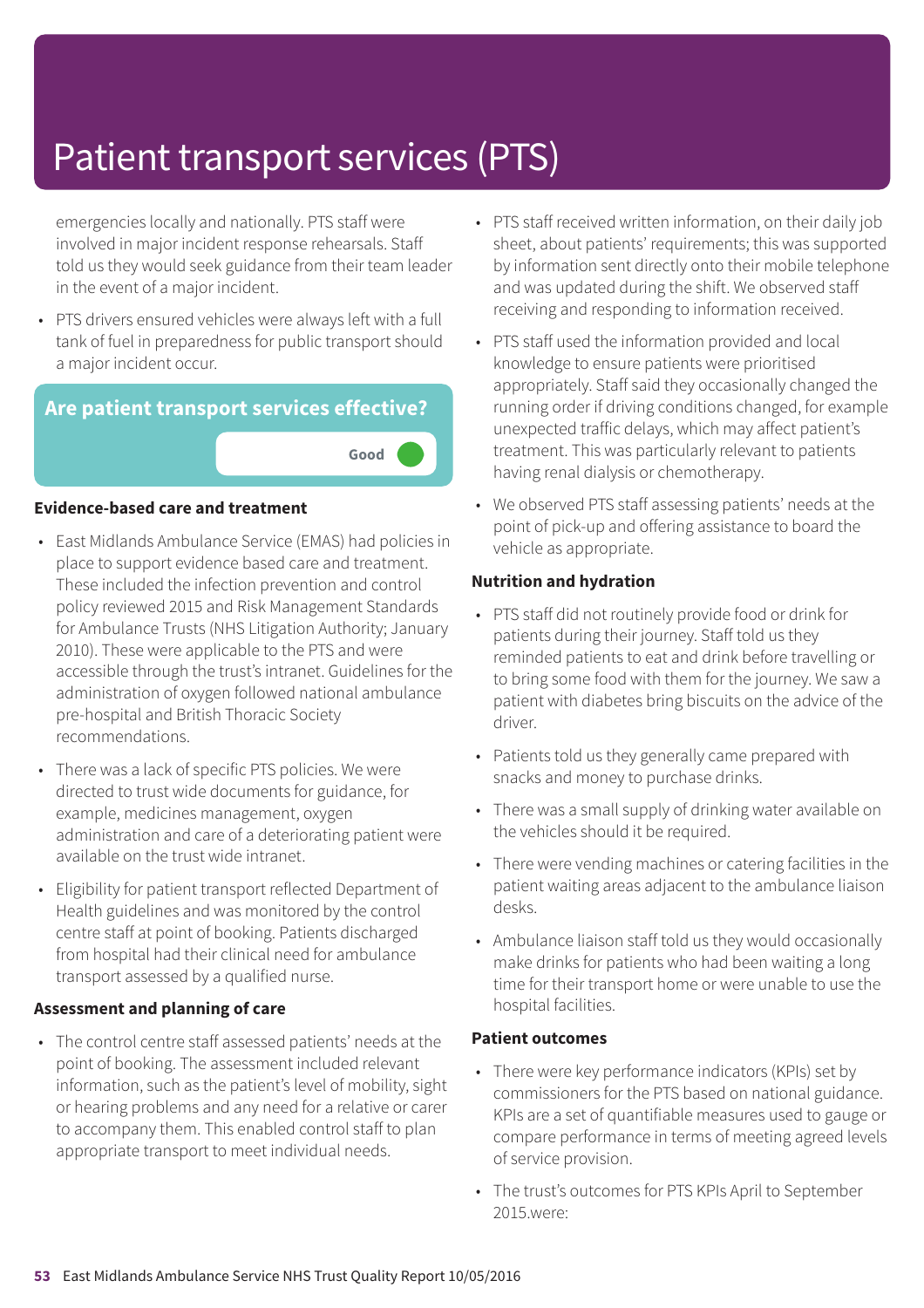emergencies locally and nationally. PTS staff were involved in major incident response rehearsals. Staff told us they would seek guidance from their team leader in the event of a major incident.

- PTS drivers ensured vehicles were always left with a full tank of fuel in preparedness for public transport should a major incident occur.

## Are patient transport services effective?

Good

### Evidence-based care and treatment

- East Midlands Ambulance Service (EMAS) had policies in place to support evidence based care and treatment. These included the infection prevention and control policy reviewed 2015 and Risk Management Standards for Ambulance Trusts (NHS Litigation Authority; January 2010). These were applicable to the PTS and were accessible through the trust's intranet. Guidelines for the administration of oxygen followed national ambulance pre-hospital and British Thoracic Society recommendations.
- There was a lack of specific PTS policies. We were directed to trust wide documents for guidance, for example, medicines management, oxygen administration and care of a deteriorating patient were available on the trust wide intranet.
- Eligibility for patient transport reflected Department of Health guidelines and was monitored by the control centre staff at point of booking. Patients discharged from hospital had their clinical need for ambulance transport assessed by a qualified nurse.

### Assessment and planning of care

- The control centre staff assessed patients' needs at the point of booking. The assessment included relevant information, such as the patient's level of mobility, sight or hearing problems and any need for a relative or carer to accompany them. This enabled control staff to plan appropriate transport to meet individual needs.
- PTS staff received written information, on their daily job sheet, about patients' requirements; this was supported by information sent directly onto their mobile telephone and was updated during the shift. We observed staff receiving and responding to information received.
- PTS staff used the information provided and local knowledge to ensure patients were prioritised appropriately. Staff said they occasionally changed the running order if driving conditions changed, for example unexpected traffic delays, which may affect patient's treatment. This was particularly relevant to patients having renal dialysis or chemotherapy.
- We observed PTS staff assessing patients' needs at the point of pick-up and offering assistance to board the vehicle as appropriate.

### Nutrition and hydration

- PTS staff did not routinely provide food or drink for patients during their journey. Staff told us they reminded patients to eat and drink before travelling or to bring some food with them for the journey. We saw a patient with diabetes bring biscuits on the advice of the driver.
- Patients told us they generally came prepared with snacks and money to purchase drinks.
- There was a small supply of drinking water available on the vehicles should it be required.
- There were vending machines or catering facilities in the patient waiting areas adjacent to the ambulance liaison desks.
- Ambulance liaison staff told us they would occasionally make drinks for patients who had been waiting a long time for their transport home or were unable to use the hospital facilities.

### Patient outcomes

- There were key performance indicators (KPIs) set by commissioners for the PTS based on national guidance. KPIs are a set of quantifiable measures used to gauge or compare performance in terms of meeting agreed levels of service provision.
- The trust's outcomes for PTS KPIs April to September 2015.were: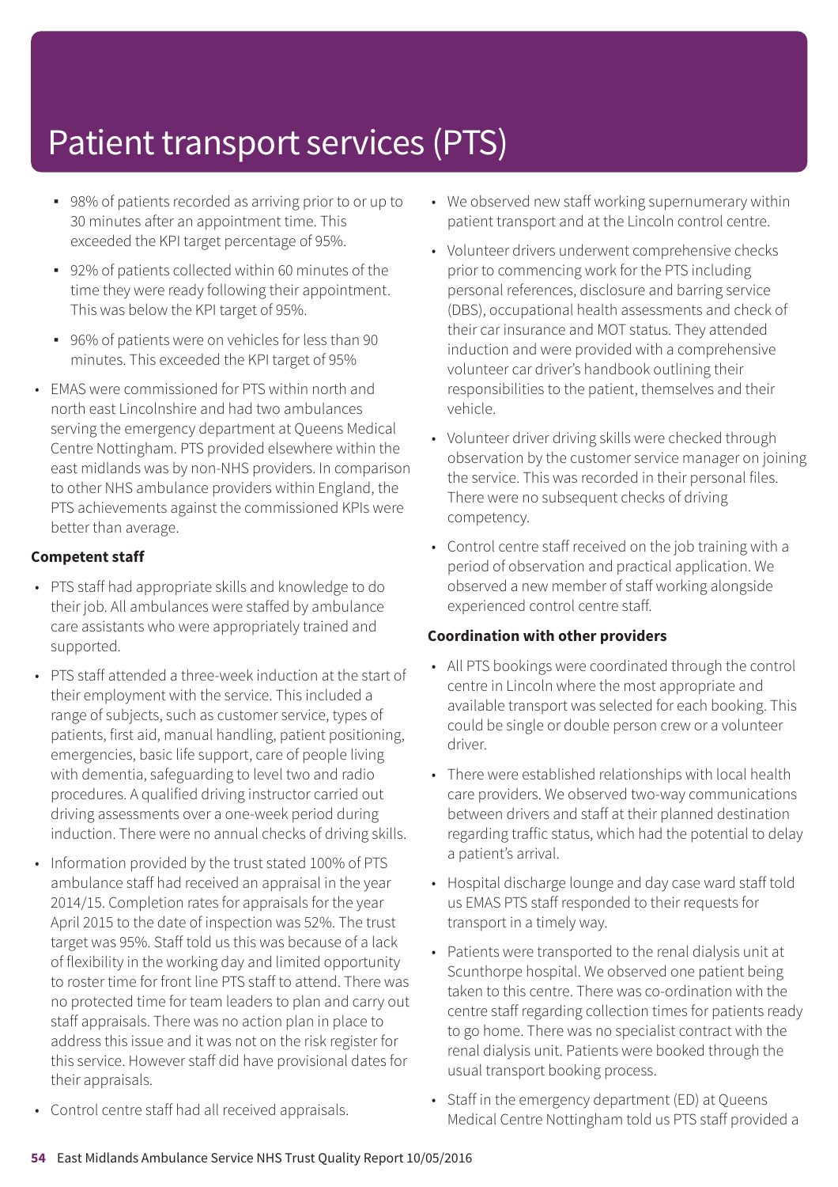# Patient transport services (PTS)

    - 98% of patients recorded as arriving prior to or up to 30 minutes after an appointment time. This exceeded the KPI target percentage of 95%.
    - 92% of patients collected within 60 minutes of the time they were ready following their appointment. This was below the KPI target of 95%.
    - 96% of patients were on vehicles for less than 90 minutes. This exceeded the KPI target of 95%

- EMAS were commissioned for PTS within north and north east Lincolnshire and had two ambulances serving the emergency department at Queens Medical Centre Nottingham. PTS provided elsewhere within the east midlands was by non-NHS providers. In comparison to other NHS ambulance providers within England, the PTS achievements against the commissioned KPIs were better than average.

**Competent staff**

- PTS staff had appropriate skills and knowledge to do their job. All ambulances were staffed by ambulance care assistants who were appropriately trained and supported.
- PTS staff attended a three-week induction at the start of their employment with the service. This included a range of subjects, such as customer service, types of patients, first aid, manual handling, patient positioning, emergencies, basic life support, care of people living with dementia, safeguarding to level two and radio procedures. A qualified driving instructor carried out driving assessments over a one-week period during induction. There were no annual checks of driving skills.
- Information provided by the trust stated 100% of PTS ambulance staff had received an appraisal in the year 2014/15. Completion rates for appraisals for the year April 2015 to the date of inspection was 52%. The trust target was 95%. Staff told us this was because of a lack of flexibility in the working day and limited opportunity to roster time for front line PTS staff to attend. There was no protected time for team leaders to plan and carry out staff appraisals. There was no action plan in place to address this issue and it was not on the risk register for this service. However staff did have provisional dates for their appraisals.
- Control centre staff had all received appraisals.
- We observed new staff working supernumerary within patient transport and at the Lincoln control centre.
- Volunteer drivers underwent comprehensive checks prior to commencing work for the PTS including personal references, disclosure and barring service (DBS), occupational health assessments and check of their car insurance and MOT status. They attended induction and were provided with a comprehensive volunteer car driver's handbook outlining their responsibilities to the patient, themselves and their vehicle.
- Volunteer driver driving skills were checked through observation by the customer service manager on joining the service. This was recorded in their personal files. There were no subsequent checks of driving competency.
- Control centre staff received on the job training with a period of observation and practical application. We observed a new member of staff working alongside experienced control centre staff.

**Coordination with other providers**

- All PTS bookings were coordinated through the control centre in Lincoln where the most appropriate and available transport was selected for each booking. This could be single or double person crew or a volunteer driver.
- There were established relationships with local health care providers. We observed two-way communications between drivers and staff at their planned destination regarding traffic status, which had the potential to delay a patient's arrival.
- Hospital discharge lounge and day case ward staff told us EMAS PTS staff responded to their requests for transport in a timely way.
- Patients were transported to the renal dialysis unit at Scunthorpe hospital. We observed one patient being taken to this centre. There was co-ordination with the centre staff regarding collection times for patients ready to go home. There was no specialist contract with the renal dialysis unit. Patients were booked through the usual transport booking process.
- Staff in the emergency department (ED) at Queens Medical Centre Nottingham told us PTS staff provided a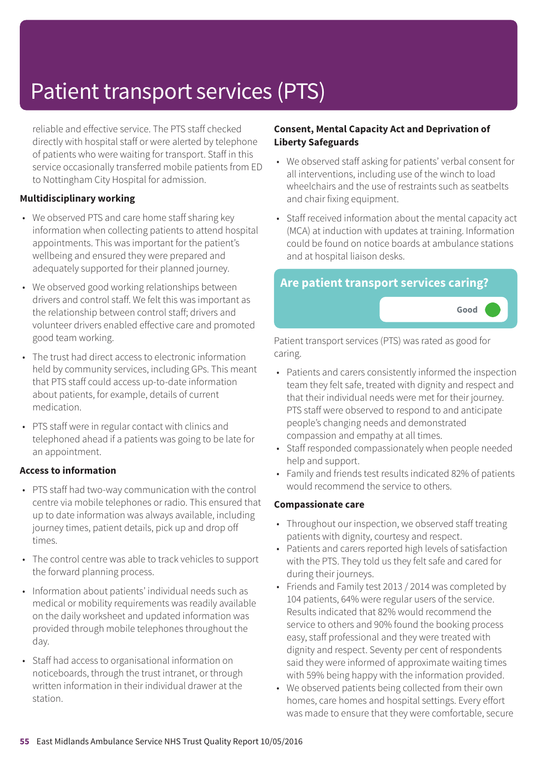# Patient transport services (PTS)

reliable and effective service. The PTS staff checked directly with hospital staff or were alerted by telephone of patients who were waiting for transport. Staff in this service occasionally transferred mobile patients from ED to Nottingham City Hospital for admission.

**Multidisciplinary working**

- We observed PTS and care home staff sharing key information when collecting patients to attend hospital appointments. This was important for the patient's wellbeing and ensured they were prepared and adequately supported for their planned journey.
- We observed good working relationships between drivers and control staff. We felt this was important as the relationship between control staff; drivers and volunteer drivers enabled effective care and promoted good team working.
- The trust had direct access to electronic information held by community services, including GPs. This meant that PTS staff could access up-to-date information about patients, for example, details of current medication.
- PTS staff were in regular contact with clinics and telephoned ahead if a patients was going to be late for an appointment.

**Access to information**

- PTS staff had two-way communication with the control centre via mobile telephones or radio. This ensured that up to date information was always available, including journey times, patient details, pick up and drop off times.
- The control centre was able to track vehicles to support the forward planning process.
- Information about patients' individual needs such as medical or mobility requirements was readily available on the daily worksheet and updated information was provided through mobile telephones throughout the day.
- Staff had access to organisational information on noticeboards, through the trust intranet, or through written information in their individual drawer at the station.

**Consent, Mental Capacity Act and Deprivation of Liberty Safeguards**

- We observed staff asking for patients' verbal consent for all interventions, including use of the winch to load wheelchairs and the use of restraints such as seatbelts and chair fixing equipment.
- Staff received information about the mental capacity act (MCA) at induction with updates at training. Information could be found on notice boards at ambulance stations and at hospital liaison desks.

## Are patient transport services caring?

Good

Patient transport services (PTS) was rated as good for caring.

- Patients and carers consistently informed the inspection team they felt safe, treated with dignity and respect and that their individual needs were met for their journey. PTS staff were observed to respond to and anticipate people's changing needs and demonstrated compassion and empathy at all times.
- Staff responded compassionately when people needed help and support.
- Family and friends test results indicated 82% of patients would recommend the service to others.

**Compassionate care**

- Throughout our inspection, we observed staff treating patients with dignity, courtesy and respect.
- Patients and carers reported high levels of satisfaction with the PTS. They told us they felt safe and cared for during their journeys.
- Friends and Family test 2013 / 2014 was completed by 104 patients, 64% were regular users of the service. Results indicated that 82% would recommend the service to others and 90% found the booking process easy, staff professional and they were treated with dignity and respect. Seventy per cent of respondents said they were informed of approximate waiting times with 59% being happy with the information provided.
- We observed patients being collected from their own homes, care homes and hospital settings. Every effort was made to ensure that they were comfortable, secure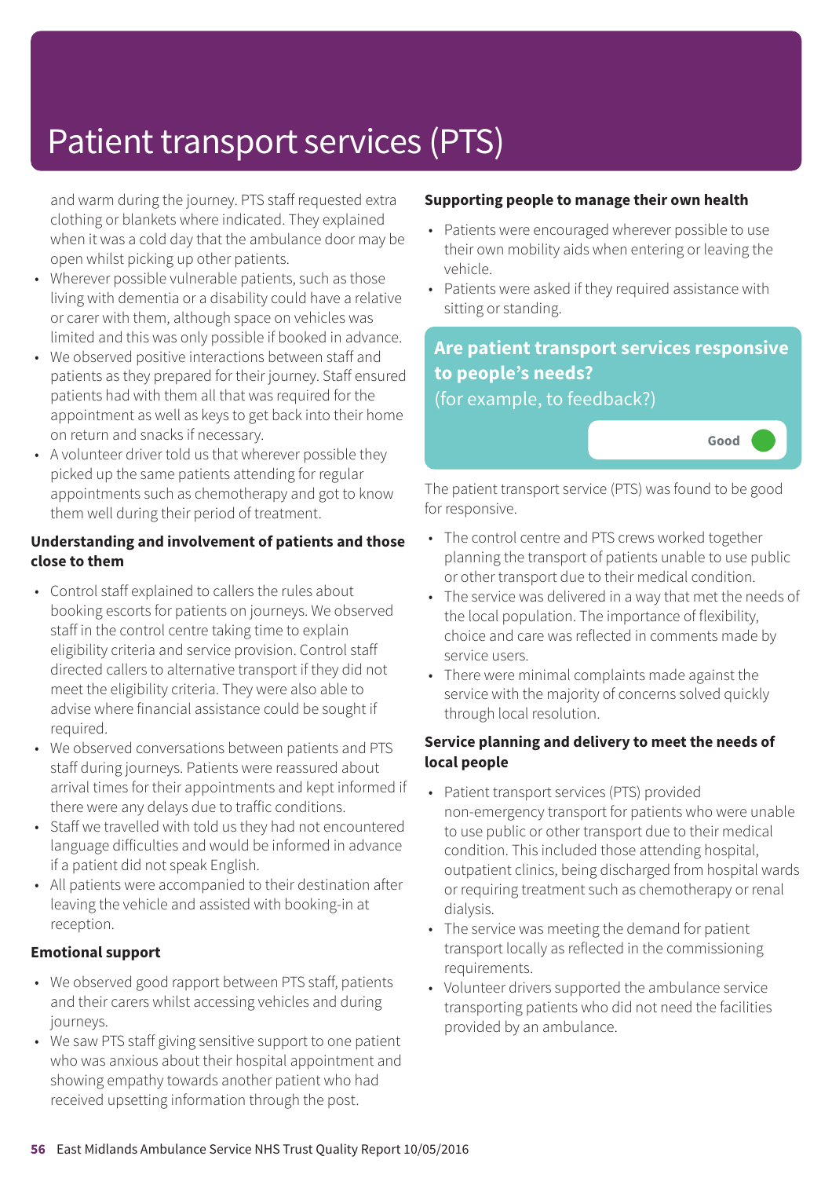and warm during the journey. PTS staff requested extra clothing or blankets where indicated. They explained when it was a cold day that the ambulance door may be open whilst picking up other patients.

- Wherever possible vulnerable patients, such as those living with dementia or a disability could have a relative or carer with them, although space on vehicles was limited and this was only possible if booked in advance.
- We observed positive interactions between staff and patients as they prepared for their journey. Staff ensured patients had with them all that was required for the appointment as well as keys to get back into their home on return and snacks if necessary.
- A volunteer driver told us that wherever possible they picked up the same patients attending for regular appointments such as chemotherapy and got to know them well during their period of treatment.

**Understanding and involvement of patients and those close to them**

- Control staff explained to callers the rules about booking escorts for patients on journeys. We observed staff in the control centre taking time to explain eligibility criteria and service provision. Control staff directed callers to alternative transport if they did not meet the eligibility criteria. They were also able to advise where financial assistance could be sought if required.
- We observed conversations between patients and PTS staff during journeys. Patients were reassured about arrival times for their appointments and kept informed if there were any delays due to traffic conditions.
- Staff we travelled with told us they had not encountered language difficulties and would be informed in advance if a patient did not speak English.
- All patients were accompanied to their destination after leaving the vehicle and assisted with booking-in at reception.

**Emotional support**

- We observed good rapport between PTS staff, patients and their carers whilst accessing vehicles and during journeys.
- We saw PTS staff giving sensitive support to one patient who was anxious about their hospital appointment and showing empathy towards another patient who had received upsetting information through the post.

**Supporting people to manage their own health**

- Patients were encouraged wherever possible to use their own mobility aids when entering or leaving the vehicle.
- Patients were asked if they required assistance with sitting or standing.

## Are patient transport services responsive to people's needs?
(for example, to feedback?)

Good

The patient transport service (PTS) was found to be good for responsive.

- The control centre and PTS crews worked together planning the transport of patients unable to use public or other transport due to their medical condition.
- The service was delivered in a way that met the needs of the local population. The importance of flexibility, choice and care was reflected in comments made by service users.
- There were minimal complaints made against the service with the majority of concerns solved quickly through local resolution.

**Service planning and delivery to meet the needs of local people**

- Patient transport services (PTS) provided non-emergency transport for patients who were unable to use public or other transport due to their medical condition. This included those attending hospital, outpatient clinics, being discharged from hospital wards or requiring treatment such as chemotherapy or renal dialysis.
- The service was meeting the demand for patient transport locally as reflected in the commissioning requirements.
- Volunteer drivers supported the ambulance service transporting patients who did not need the facilities provided by an ambulance.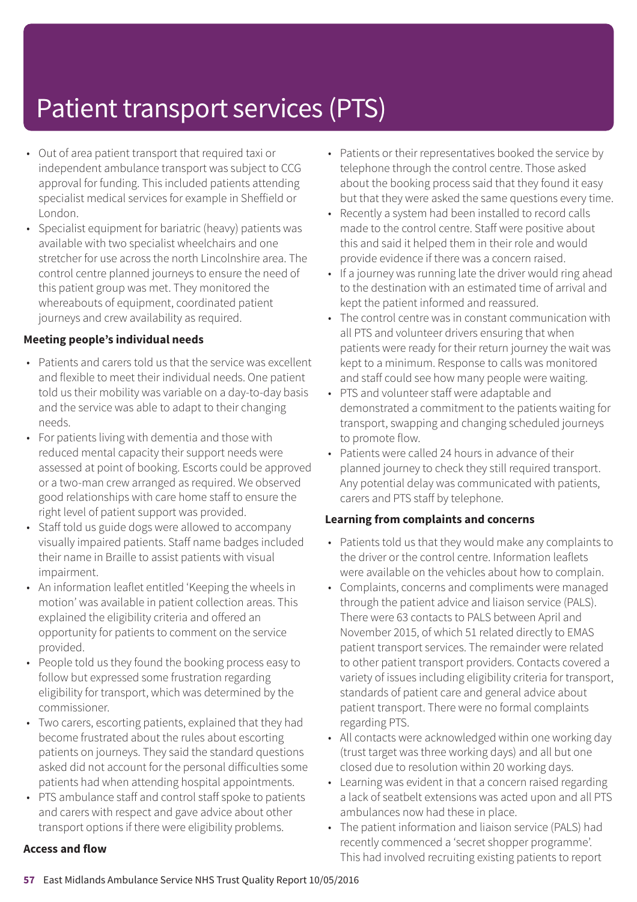# Patient transport services (PTS)

- Out of area patient transport that required taxi or independent ambulance transport was subject to CCG approval for funding. This included patients attending specialist medical services for example in Sheffield or London.
- Specialist equipment for bariatric (heavy) patients was available with two specialist wheelchairs and one stretcher for use across the north Lincolnshire area. The control centre planned journeys to ensure the need of this patient group was met. They monitored the whereabouts of equipment, coordinated patient journeys and crew availability as required.

**Meeting people's individual needs**

- Patients and carers told us that the service was excellent and flexible to meet their individual needs. One patient told us their mobility was variable on a day-to-day basis and the service was able to adapt to their changing needs.
- For patients living with dementia and those with reduced mental capacity their support needs were assessed at point of booking. Escorts could be approved or a two-man crew arranged as required. We observed good relationships with care home staff to ensure the right level of patient support was provided.
- Staff told us guide dogs were allowed to accompany visually impaired patients. Staff name badges included their name in Braille to assist patients with visual impairment.
- An information leaflet entitled 'Keeping the wheels in motion' was available in patient collection areas. This explained the eligibility criteria and offered an opportunity for patients to comment on the service provided.
- People told us they found the booking process easy to follow but expressed some frustration regarding eligibility for transport, which was determined by the commissioner.
- Two carers, escorting patients, explained that they had become frustrated about the rules about escorting patients on journeys. They said the standard questions asked did not account for the personal difficulties some patients had when attending hospital appointments.
- PTS ambulance staff and control staff spoke to patients and carers with respect and gave advice about other transport options if there were eligibility problems.

**Access and flow**

- Patients or their representatives booked the service by telephone through the control centre. Those asked about the booking process said that they found it easy but that they were asked the same questions every time.
- Recently a system had been installed to record calls made to the control centre. Staff were positive about this and said it helped them in their role and would provide evidence if there was a concern raised.
- If a journey was running late the driver would ring ahead to the destination with an estimated time of arrival and kept the patient informed and reassured.
- The control centre was in constant communication with all PTS and volunteer drivers ensuring that when patients were ready for their return journey the wait was kept to a minimum. Response to calls was monitored and staff could see how many people were waiting.
- PTS and volunteer staff were adaptable and demonstrated a commitment to the patients waiting for transport, swapping and changing scheduled journeys to promote flow.
- Patients were called 24 hours in advance of their planned journey to check they still required transport. Any potential delay was communicated with patients, carers and PTS staff by telephone.

**Learning from complaints and concerns**

- Patients told us that they would make any complaints to the driver or the control centre. Information leaflets were available on the vehicles about how to complain.
- Complaints, concerns and compliments were managed through the patient advice and liaison service (PALS). There were 63 contacts to PALS between April and November 2015, of which 51 related directly to EMAS patient transport services. The remainder were related to other patient transport providers. Contacts covered a variety of issues including eligibility criteria for transport, standards of patient care and general advice about patient transport. There were no formal complaints regarding PTS.
- All contacts were acknowledged within one working day (trust target was three working days) and all but one closed due to resolution within 20 working days.
- Learning was evident in that a concern raised regarding a lack of seatbelt extensions was acted upon and all PTS ambulances now had these in place.
- The patient information and liaison service (PALS) had recently commenced a 'secret shopper programme'. This had involved recruiting existing patients to report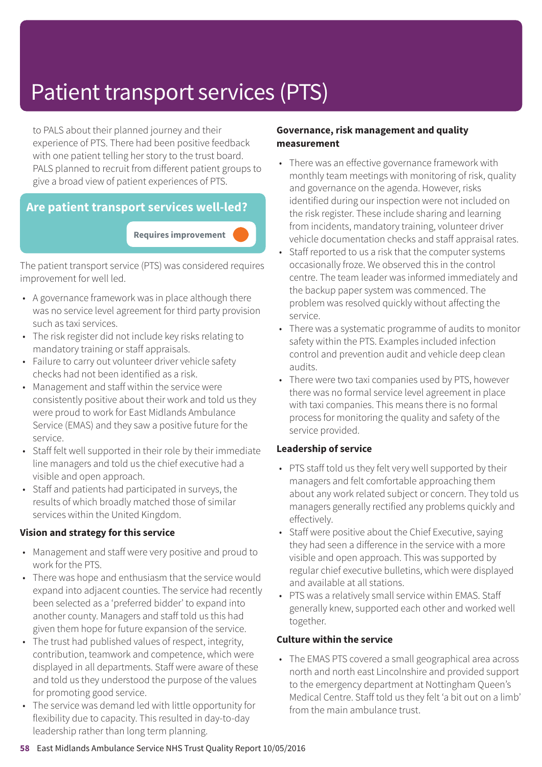# Patient transport services (PTS)

to PALS about their planned journey and their experience of PTS. There had been positive feedback with one patient telling her story to the trust board. PALS planned to recruit from different patient groups to give a broad view of patient experiences of PTS.

## Are patient transport services well-led?

**Requires improvement**

The patient transport service (PTS) was considered requires improvement for well led.

- A governance framework was in place although there was no service level agreement for third party provision such as taxi services.
- The risk register did not include key risks relating to mandatory training or staff appraisals.
- Failure to carry out volunteer driver vehicle safety checks had not been identified as a risk.
- Management and staff within the service were consistently positive about their work and told us they were proud to work for East Midlands Ambulance Service (EMAS) and they saw a positive future for the service.
- Staff felt well supported in their role by their immediate line managers and told us the chief executive had a visible and open approach.
- Staff and patients had participated in surveys, the results of which broadly matched those of similar services within the United Kingdom.

### Vision and strategy for this service

- Management and staff were very positive and proud to work for the PTS.
- There was hope and enthusiasm that the service would expand into adjacent counties. The service had recently been selected as a 'preferred bidder' to expand into another county. Managers and staff told us this had given them hope for future expansion of the service.
- The trust had published values of respect, integrity, contribution, teamwork and competence, which were displayed in all departments. Staff were aware of these and told us they understood the purpose of the values for promoting good service.
- The service was demand led with little opportunity for flexibility due to capacity. This resulted in day-to-day leadership rather than long term planning.

### Governance, risk management and quality measurement

- There was an effective governance framework with monthly team meetings with monitoring of risk, quality and governance on the agenda. However, risks identified during our inspection were not included on the risk register. These include sharing and learning from incidents, mandatory training, volunteer driver vehicle documentation checks and staff appraisal rates.
- Staff reported to us a risk that the computer systems occasionally froze. We observed this in the control centre. The team leader was informed immediately and the backup paper system was commenced. The problem was resolved quickly without affecting the service.
- There was a systematic programme of audits to monitor safety within the PTS. Examples included infection control and prevention audit and vehicle deep clean audits.
- There were two taxi companies used by PTS, however there was no formal service level agreement in place with taxi companies. This means there is no formal process for monitoring the quality and safety of the service provided.

### Leadership of service

- PTS staff told us they felt very well supported by their managers and felt comfortable approaching them about any work related subject or concern. They told us managers generally rectified any problems quickly and effectively.
- Staff were positive about the Chief Executive, saying they had seen a difference in the service with a more visible and open approach. This was supported by regular chief executive bulletins, which were displayed and available at all stations.
- PTS was a relatively small service within EMAS. Staff generally knew, supported each other and worked well together.

### Culture within the service

- The EMAS PTS covered a small geographical area across north and north east Lincolnshire and provided support to the emergency department at Nottingham Queen's Medical Centre. Staff told us they felt 'a bit out on a limb' from the main ambulance trust.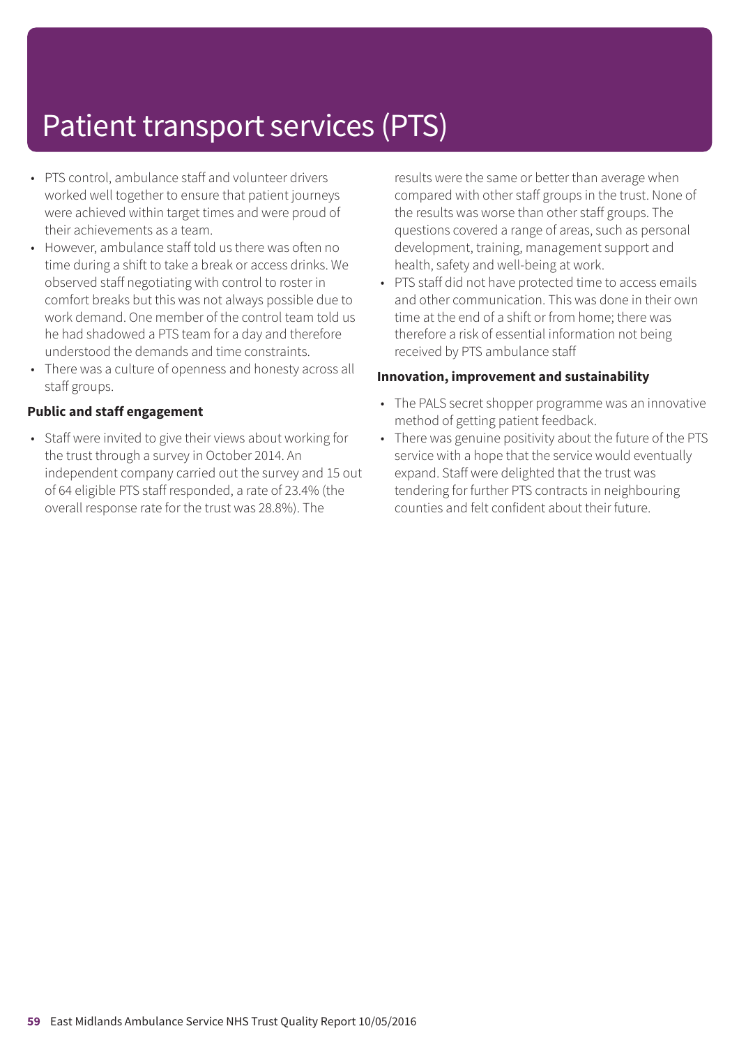# Patient transport services (PTS)

- PTS control, ambulance staff and volunteer drivers worked well together to ensure that patient journeys were achieved within target times and were proud of their achievements as a team.
- However, ambulance staff told us there was often no time during a shift to take a break or access drinks. We observed staff negotiating with control to roster in comfort breaks but this was not always possible due to work demand. One member of the control team told us he had shadowed a PTS team for a day and therefore understood the demands and time constraints.
- There was a culture of openness and honesty across all staff groups.

**Public and staff engagement**

- Staff were invited to give their views about working for the trust through a survey in October 2014. An independent company carried out the survey and 15 out of 64 eligible PTS staff responded, a rate of 23.4% (the overall response rate for the trust was 28.8%). The results were the same or better than average when compared with other staff groups in the trust. None of the results was worse than other staff groups. The questions covered a range of areas, such as personal development, training, management support and health, safety and well-being at work.
- PTS staff did not have protected time to access emails and other communication. This was done in their own time at the end of a shift or from home; there was therefore a risk of essential information not being received by PTS ambulance staff

**Innovation, improvement and sustainability**

- The PALS secret shopper programme was an innovative method of getting patient feedback.
- There was genuine positivity about the future of the PTS service with a hope that the service would eventually expand. Staff were delighted that the trust was tendering for further PTS contracts in neighbouring counties and felt confident about their future.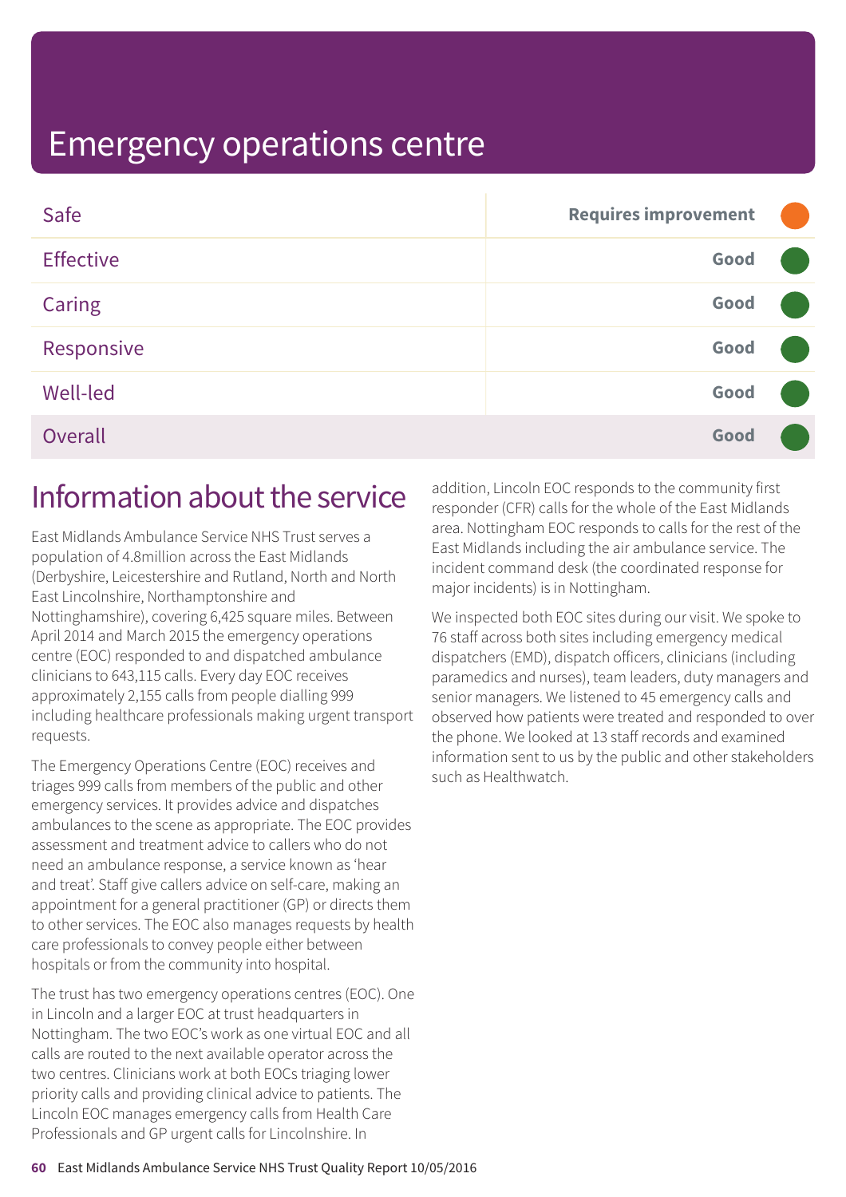# Emergency operations centre

| | |
|---|---|
| Safe | Requires improvement |
| Effective | Good |
| Caring | Good |
| Responsive | Good |
| Well-led | Good |
| Overall | Good |

## Information about the service

East Midlands Ambulance Service NHS Trust serves a population of 4.8million across the East Midlands (Derbyshire, Leicestershire and Rutland, North and North East Lincolnshire, Northamptonshire and Nottinghamshire), covering 6,425 square miles. Between April 2014 and March 2015 the emergency operations centre (EOC) responded to and dispatched ambulance clinicians to 643,115 calls. Every day EOC receives approximately 2,155 calls from people dialling 999 including healthcare professionals making urgent transport requests.

The Emergency Operations Centre (EOC) receives and triages 999 calls from members of the public and other emergency services. It provides advice and dispatches ambulances to the scene as appropriate. The EOC provides assessment and treatment advice to callers who do not need an ambulance response, a service known as 'hear and treat'. Staff give callers advice on self-care, making an appointment for a general practitioner (GP) or directs them to other services. The EOC also manages requests by health care professionals to convey people either between hospitals or from the community into hospital.

The trust has two emergency operations centres (EOC). One in Lincoln and a larger EOC at trust headquarters in Nottingham. The two EOC's work as one virtual EOC and all calls are routed to the next available operator across the two centres. Clinicians work at both EOCs triaging lower priority calls and providing clinical advice to patients. The Lincoln EOC manages emergency calls from Health Care Professionals and GP urgent calls for Lincolnshire. In addition, Lincoln EOC responds to the community first responder (CFR) calls for the whole of the East Midlands area. Nottingham EOC responds to calls for the rest of the East Midlands including the air ambulance service. The incident command desk (the coordinated response for major incidents) is in Nottingham.

We inspected both EOC sites during our visit. We spoke to 76 staff across both sites including emergency medical dispatchers (EMD), dispatch officers, clinicians (including paramedics and nurses), team leaders, duty managers and senior managers. We listened to 45 emergency calls and observed how patients were treated and responded to over the phone. We looked at 13 staff records and examined information sent to us by the public and other stakeholders such as Healthwatch.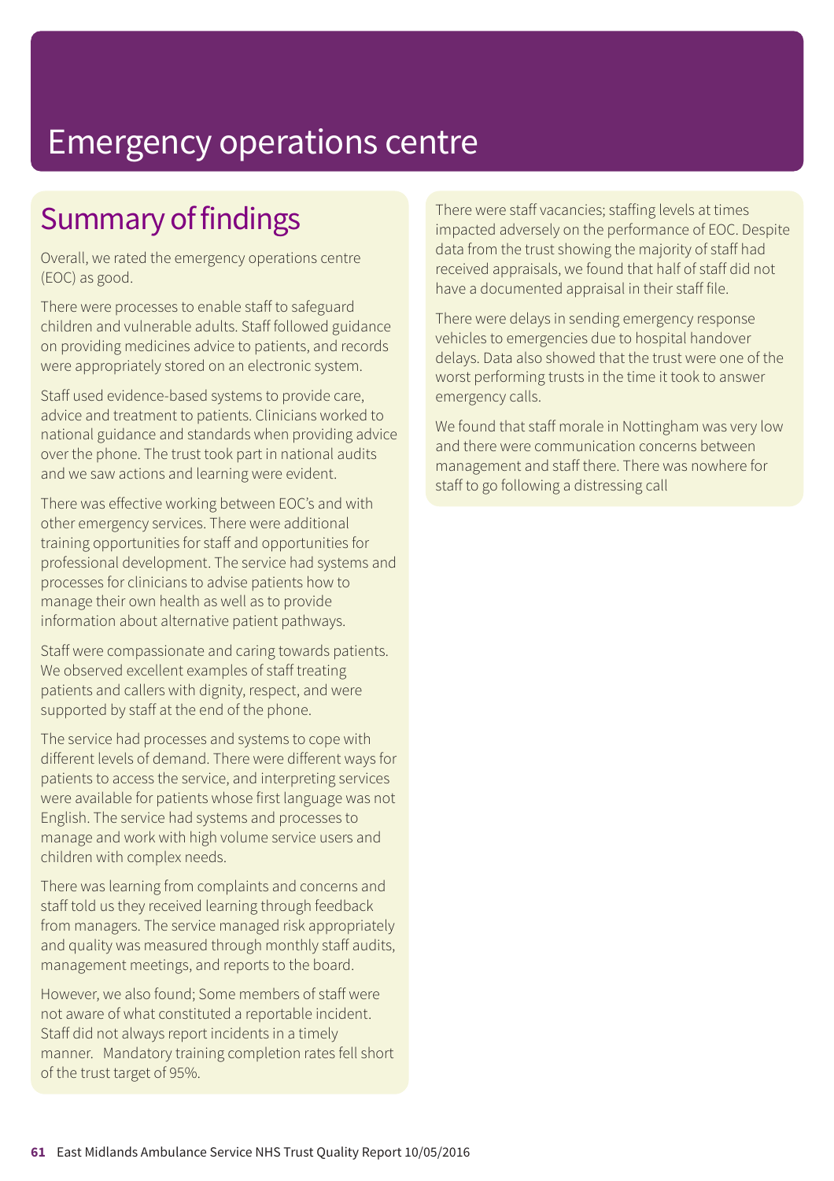# Emergency operations centre

## Summary of findings

Overall, we rated the emergency operations centre (EOC) as good.

There were processes to enable staff to safeguard children and vulnerable adults. Staff followed guidance on providing medicines advice to patients, and records were appropriately stored on an electronic system.

Staff used evidence-based systems to provide care, advice and treatment to patients. Clinicians worked to national guidance and standards when providing advice over the phone. The trust took part in national audits and we saw actions and learning were evident.

There was effective working between EOC's and with other emergency services. There were additional training opportunities for staff and opportunities for professional development. The service had systems and processes for clinicians to advise patients how to manage their own health as well as to provide information about alternative patient pathways.

Staff were compassionate and caring towards patients. We observed excellent examples of staff treating patients and callers with dignity, respect, and were supported by staff at the end of the phone.

The service had processes and systems to cope with different levels of demand. There were different ways for patients to access the service, and interpreting services were available for patients whose first language was not English. The service had systems and processes to manage and work with high volume service users and children with complex needs.

There was learning from complaints and concerns and staff told us they received learning through feedback from managers. The service managed risk appropriately and quality was measured through monthly staff audits, management meetings, and reports to the board.

However, we also found; Some members of staff were not aware of what constituted a reportable incident. Staff did not always report incidents in a timely manner. Mandatory training completion rates fell short of the trust target of 95%.

There were staff vacancies; staffing levels at times impacted adversely on the performance of EOC. Despite data from the trust showing the majority of staff had received appraisals, we found that half of staff did not have a documented appraisal in their staff file.

There were delays in sending emergency response vehicles to emergencies due to hospital handover delays. Data also showed that the trust were one of the worst performing trusts in the time it took to answer emergency calls.

We found that staff morale in Nottingham was very low and there were communication concerns between management and staff there. There was nowhere for staff to go following a distressing call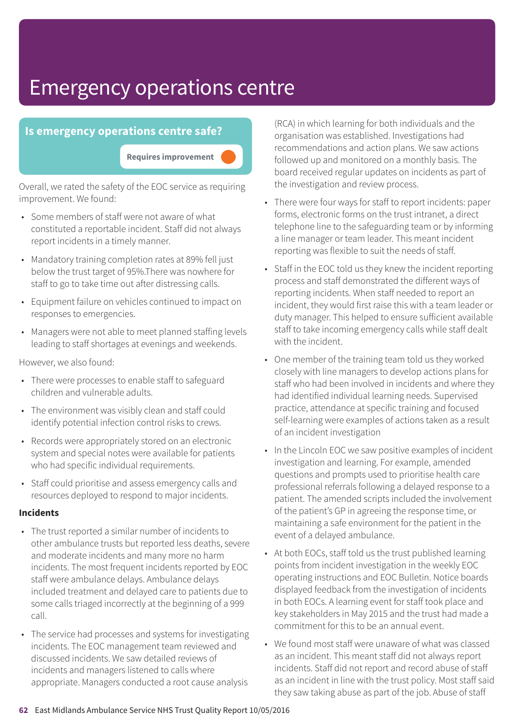# Emergency operations centre

## Is emergency operations centre safe?

Requires improvement

Overall, we rated the safety of the EOC service as requiring improvement. We found:

- Some members of staff were not aware of what constituted a reportable incident. Staff did not always report incidents in a timely manner.
- Mandatory training completion rates at 89% fell just below the trust target of 95%.There was nowhere for staff to go to take time out after distressing calls.
- Equipment failure on vehicles continued to impact on responses to emergencies.
- Managers were not able to meet planned staffing levels leading to staff shortages at evenings and weekends.

However, we also found:

- There were processes to enable staff to safeguard children and vulnerable adults.
- The environment was visibly clean and staff could identify potential infection control risks to crews.
- Records were appropriately stored on an electronic system and special notes were available for patients who had specific individual requirements.
- Staff could prioritise and assess emergency calls and resources deployed to respond to major incidents.

**Incidents**

- The trust reported a similar number of incidents to other ambulance trusts but reported less deaths, severe and moderate incidents and many more no harm incidents. The most frequent incidents reported by EOC staff were ambulance delays. Ambulance delays included treatment and delayed care to patients due to some calls triaged incorrectly at the beginning of a 999 call.
- The service had processes and systems for investigating incidents. The EOC management team reviewed and discussed incidents. We saw detailed reviews of incidents and managers listened to calls where appropriate. Managers conducted a root cause analysis (RCA) in which learning for both individuals and the organisation was established. Investigations had recommendations and action plans. We saw actions followed up and monitored on a monthly basis. The board received regular updates on incidents as part of the investigation and review process.
- There were four ways for staff to report incidents: paper forms, electronic forms on the trust intranet, a direct telephone line to the safeguarding team or by informing a line manager or team leader. This meant incident reporting was flexible to suit the needs of staff.
- Staff in the EOC told us they knew the incident reporting process and staff demonstrated the different ways of reporting incidents. When staff needed to report an incident, they would first raise this with a team leader or duty manager. This helped to ensure sufficient available staff to take incoming emergency calls while staff dealt with the incident.
- One member of the training team told us they worked closely with line managers to develop actions plans for staff who had been involved in incidents and where they had identified individual learning needs. Supervised practice, attendance at specific training and focused self-learning were examples of actions taken as a result of an incident investigation
- In the Lincoln EOC we saw positive examples of incident investigation and learning. For example, amended questions and prompts used to prioritise health care professional referrals following a delayed response to a patient. The amended scripts included the involvement of the patient's GP in agreeing the response time, or maintaining a safe environment for the patient in the event of a delayed ambulance.
- At both EOCs, staff told us the trust published learning points from incident investigation in the weekly EOC operating instructions and EOC Bulletin. Notice boards displayed feedback from the investigation of incidents in both EOCs. A learning event for staff took place and key stakeholders in May 2015 and the trust had made a commitment for this to be an annual event.
- We found most staff were unaware of what was classed as an incident. This meant staff did not always report incidents. Staff did not report and record abuse of staff as an incident in line with the trust policy. Most staff said they saw taking abuse as part of the job. Abuse of staff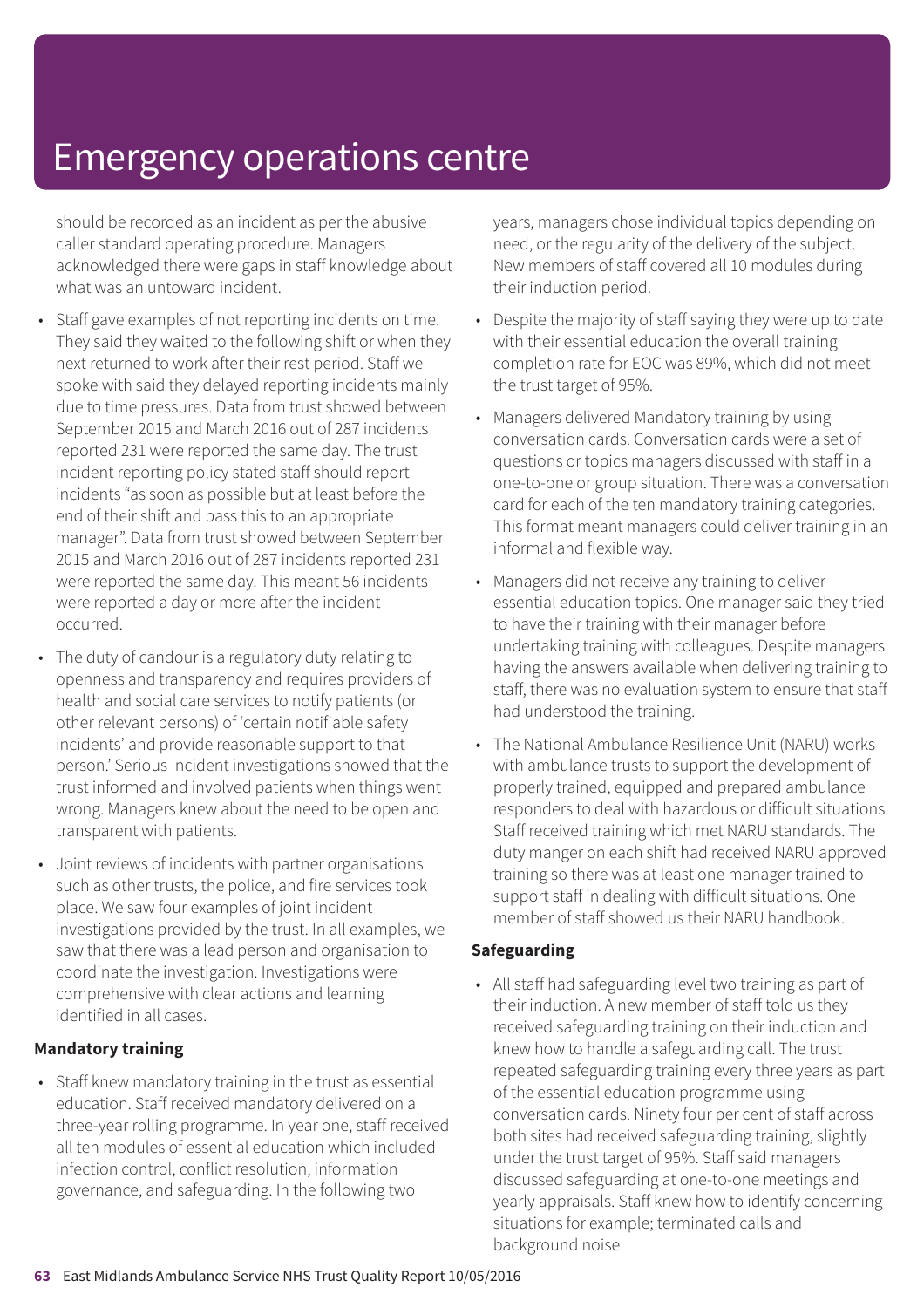# Emergency operations centre

should be recorded as an incident as per the abusive caller standard operating procedure. Managers acknowledged there were gaps in staff knowledge about what was an untoward incident.

- Staff gave examples of not reporting incidents on time. They said they waited to the following shift or when they next returned to work after their rest period. Staff we spoke with said they delayed reporting incidents mainly due to time pressures. Data from trust showed between September 2015 and March 2016 out of 287 incidents reported 231 were reported the same day. The trust incident reporting policy stated staff should report incidents "as soon as possible but at least before the end of their shift and pass this to an appropriate manager". Data from trust showed between September 2015 and March 2016 out of 287 incidents reported 231 were reported the same day. This meant 56 incidents were reported a day or more after the incident occurred.
- The duty of candour is a regulatory duty relating to openness and transparency and requires providers of health and social care services to notify patients (or other relevant persons) of 'certain notifiable safety incidents' and provide reasonable support to that person.' Serious incident investigations showed that the trust informed and involved patients when things went wrong. Managers knew about the need to be open and transparent with patients.
- Joint reviews of incidents with partner organisations such as other trusts, the police, and fire services took place. We saw four examples of joint incident investigations provided by the trust. In all examples, we saw that there was a lead person and organisation to coordinate the investigation. Investigations were comprehensive with clear actions and learning identified in all cases.

**Mandatory training**

- Staff knew mandatory training in the trust as essential education. Staff received mandatory delivered on a three-year rolling programme. In year one, staff received all ten modules of essential education which included infection control, conflict resolution, information governance, and safeguarding. In the following two years, managers chose individual topics depending on need, or the regularity of the delivery of the subject. New members of staff covered all 10 modules during their induction period.
- Despite the majority of staff saying they were up to date with their essential education the overall training completion rate for EOC was 89%, which did not meet the trust target of 95%.
- Managers delivered Mandatory training by using conversation cards. Conversation cards were a set of questions or topics managers discussed with staff in a one-to-one or group situation. There was a conversation card for each of the ten mandatory training categories. This format meant managers could deliver training in an informal and flexible way.
- Managers did not receive any training to deliver essential education topics. One manager said they tried to have their training with their manager before undertaking training with colleagues. Despite managers having the answers available when delivering training to staff, there was no evaluation system to ensure that staff had understood the training.
- The National Ambulance Resilience Unit (NARU) works with ambulance trusts to support the development of properly trained, equipped and prepared ambulance responders to deal with hazardous or difficult situations. Staff received training which met NARU standards. The duty manger on each shift had received NARU approved training so there was at least one manager trained to support staff in dealing with difficult situations. One member of staff showed us their NARU handbook.

**Safeguarding**

- All staff had safeguarding level two training as part of their induction. A new member of staff told us they received safeguarding training on their induction and knew how to handle a safeguarding call. The trust repeated safeguarding training every three years as part of the essential education programme using conversation cards. Ninety four per cent of staff across both sites had received safeguarding training, slightly under the trust target of 95%. Staff said managers discussed safeguarding at one-to-one meetings and yearly appraisals. Staff knew how to identify concerning situations for example; terminated calls and background noise.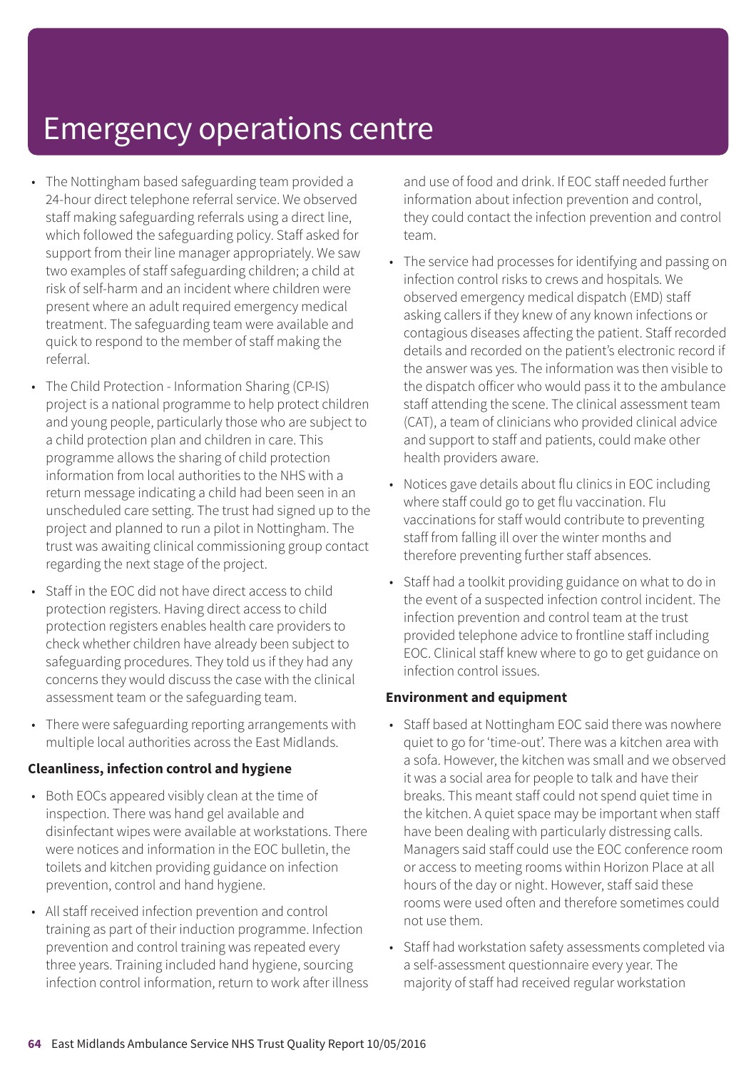# Emergency operations centre

- The Nottingham based safeguarding team provided a 24-hour direct telephone referral service. We observed staff making safeguarding referrals using a direct line, which followed the safeguarding policy. Staff asked for support from their line manager appropriately. We saw two examples of staff safeguarding children; a child at risk of self-harm and an incident where children were present where an adult required emergency medical treatment. The safeguarding team were available and quick to respond to the member of staff making the referral.
- The Child Protection - Information Sharing (CP-IS) project is a national programme to help protect children and young people, particularly those who are subject to a child protection plan and children in care. This programme allows the sharing of child protection information from local authorities to the NHS with a return message indicating a child had been seen in an unscheduled care setting. The trust had signed up to the project and planned to run a pilot in Nottingham. The trust was awaiting clinical commissioning group contact regarding the next stage of the project.
- Staff in the EOC did not have direct access to child protection registers. Having direct access to child protection registers enables health care providers to check whether children have already been subject to safeguarding procedures. They told us if they had any concerns they would discuss the case with the clinical assessment team or the safeguarding team.
- There were safeguarding reporting arrangements with multiple local authorities across the East Midlands.

**Cleanliness, infection control and hygiene**

- Both EOCs appeared visibly clean at the time of inspection. There was hand gel available and disinfectant wipes were available at workstations. There were notices and information in the EOC bulletin, the toilets and kitchen providing guidance on infection prevention, control and hand hygiene.
- All staff received infection prevention and control training as part of their induction programme. Infection prevention and control training was repeated every three years. Training included hand hygiene, sourcing infection control information, return to work after illness and use of food and drink. If EOC staff needed further information about infection prevention and control, they could contact the infection prevention and control team.
- The service had processes for identifying and passing on infection control risks to crews and hospitals. We observed emergency medical dispatch (EMD) staff asking callers if they knew of any known infections or contagious diseases affecting the patient. Staff recorded details and recorded on the patient's electronic record if the answer was yes. The information was then visible to the dispatch officer who would pass it to the ambulance staff attending the scene. The clinical assessment team (CAT), a team of clinicians who provided clinical advice and support to staff and patients, could make other health providers aware.
- Notices gave details about flu clinics in EOC including where staff could go to get flu vaccination. Flu vaccinations for staff would contribute to preventing staff from falling ill over the winter months and therefore preventing further staff absences.
- Staff had a toolkit providing guidance on what to do in the event of a suspected infection control incident. The infection prevention and control team at the trust provided telephone advice to frontline staff including EOC. Clinical staff knew where to go to get guidance on infection control issues.

**Environment and equipment**

- Staff based at Nottingham EOC said there was nowhere quiet to go for 'time-out'. There was a kitchen area with a sofa. However, the kitchen was small and we observed it was a social area for people to talk and have their breaks. This meant staff could not spend quiet time in the kitchen. A quiet space may be important when staff have been dealing with particularly distressing calls. Managers said staff could use the EOC conference room or access to meeting rooms within Horizon Place at all hours of the day or night. However, staff said these rooms were used often and therefore sometimes could not use them.
- Staff had workstation safety assessments completed via a self-assessment questionnaire every year. The majority of staff had received regular workstation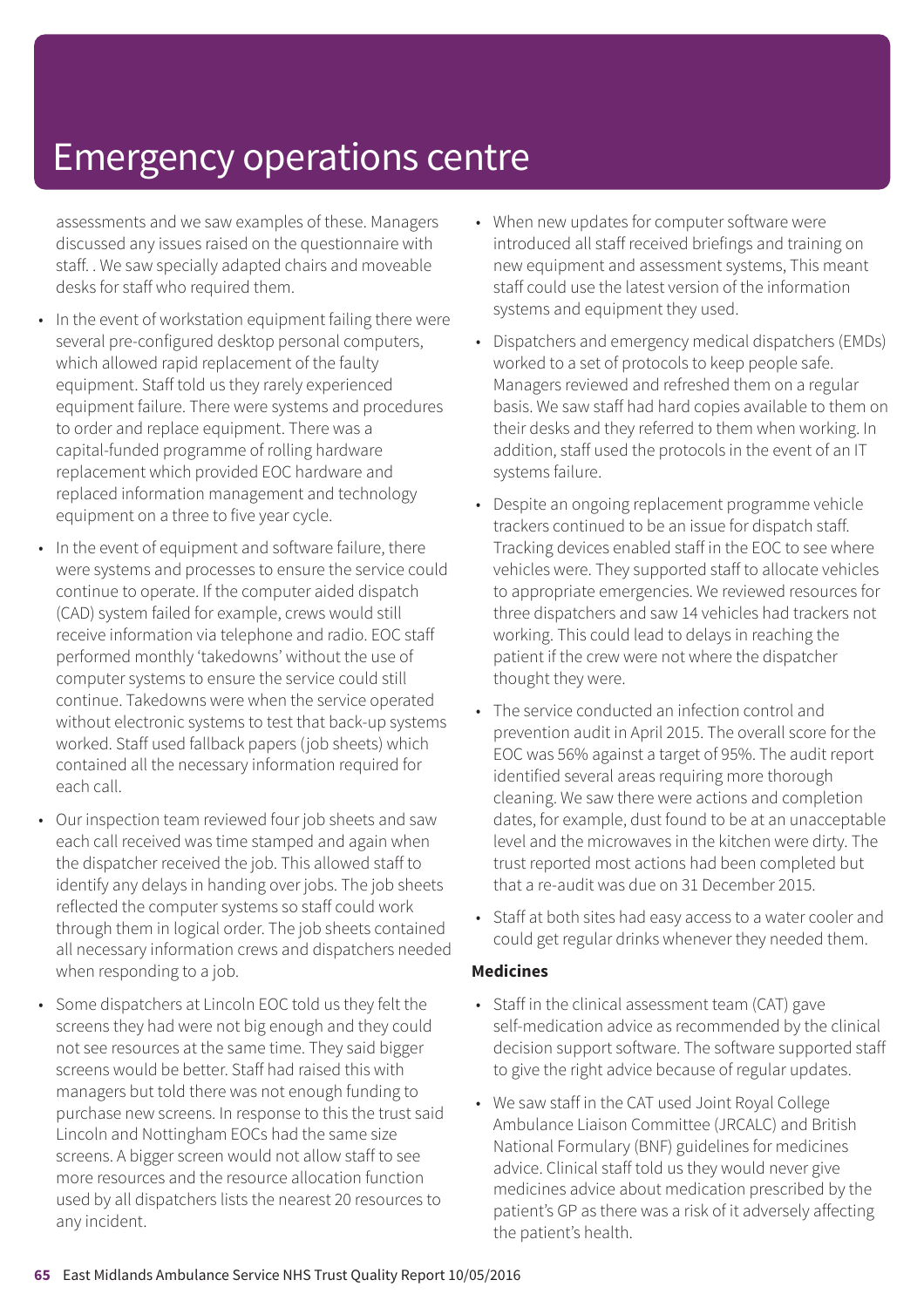# Emergency operations centre

assessments and we saw examples of these. Managers discussed any issues raised on the questionnaire with staff. . We saw specially adapted chairs and moveable desks for staff who required them.

- In the event of workstation equipment failing there were several pre-configured desktop personal computers, which allowed rapid replacement of the faulty equipment. Staff told us they rarely experienced equipment failure. There were systems and procedures to order and replace equipment. There was a capital-funded programme of rolling hardware replacement which provided EOC hardware and replaced information management and technology equipment on a three to five year cycle.
- In the event of equipment and software failure, there were systems and processes to ensure the service could continue to operate. If the computer aided dispatch (CAD) system failed for example, crews would still receive information via telephone and radio. EOC staff performed monthly 'takedowns' without the use of computer systems to ensure the service could still continue. Takedowns were when the service operated without electronic systems to test that back-up systems worked. Staff used fallback papers (job sheets) which contained all the necessary information required for each call.
- Our inspection team reviewed four job sheets and saw each call received was time stamped and again when the dispatcher received the job. This allowed staff to identify any delays in handing over jobs. The job sheets reflected the computer systems so staff could work through them in logical order. The job sheets contained all necessary information crews and dispatchers needed when responding to a job.
- Some dispatchers at Lincoln EOC told us they felt the screens they had were not big enough and they could not see resources at the same time. They said bigger screens would be better. Staff had raised this with managers but told there was not enough funding to purchase new screens. In response to this the trust said Lincoln and Nottingham EOCs had the same size screens. A bigger screen would not allow staff to see more resources and the resource allocation function used by all dispatchers lists the nearest 20 resources to any incident.
- When new updates for computer software were introduced all staff received briefings and training on new equipment and assessment systems, This meant staff could use the latest version of the information systems and equipment they used.
- Dispatchers and emergency medical dispatchers (EMDs) worked to a set of protocols to keep people safe. Managers reviewed and refreshed them on a regular basis. We saw staff had hard copies available to them on their desks and they referred to them when working. In addition, staff used the protocols in the event of an IT systems failure.
- Despite an ongoing replacement programme vehicle trackers continued to be an issue for dispatch staff. Tracking devices enabled staff in the EOC to see where vehicles were. They supported staff to allocate vehicles to appropriate emergencies. We reviewed resources for three dispatchers and saw 14 vehicles had trackers not working. This could lead to delays in reaching the patient if the crew were not where the dispatcher thought they were.
- The service conducted an infection control and prevention audit in April 2015. The overall score for the EOC was 56% against a target of 95%. The audit report identified several areas requiring more thorough cleaning. We saw there were actions and completion dates, for example, dust found to be at an unacceptable level and the microwaves in the kitchen were dirty. The trust reported most actions had been completed but that a re-audit was due on 31 December 2015.
- Staff at both sites had easy access to a water cooler and could get regular drinks whenever they needed them.

**Medicines**

- Staff in the clinical assessment team (CAT) gave self-medication advice as recommended by the clinical decision support software. The software supported staff to give the right advice because of regular updates.
- We saw staff in the CAT used Joint Royal College Ambulance Liaison Committee (JRCALC) and British National Formulary (BNF) guidelines for medicines advice. Clinical staff told us they would never give medicines advice about medication prescribed by the patient's GP as there was a risk of it adversely affecting the patient's health.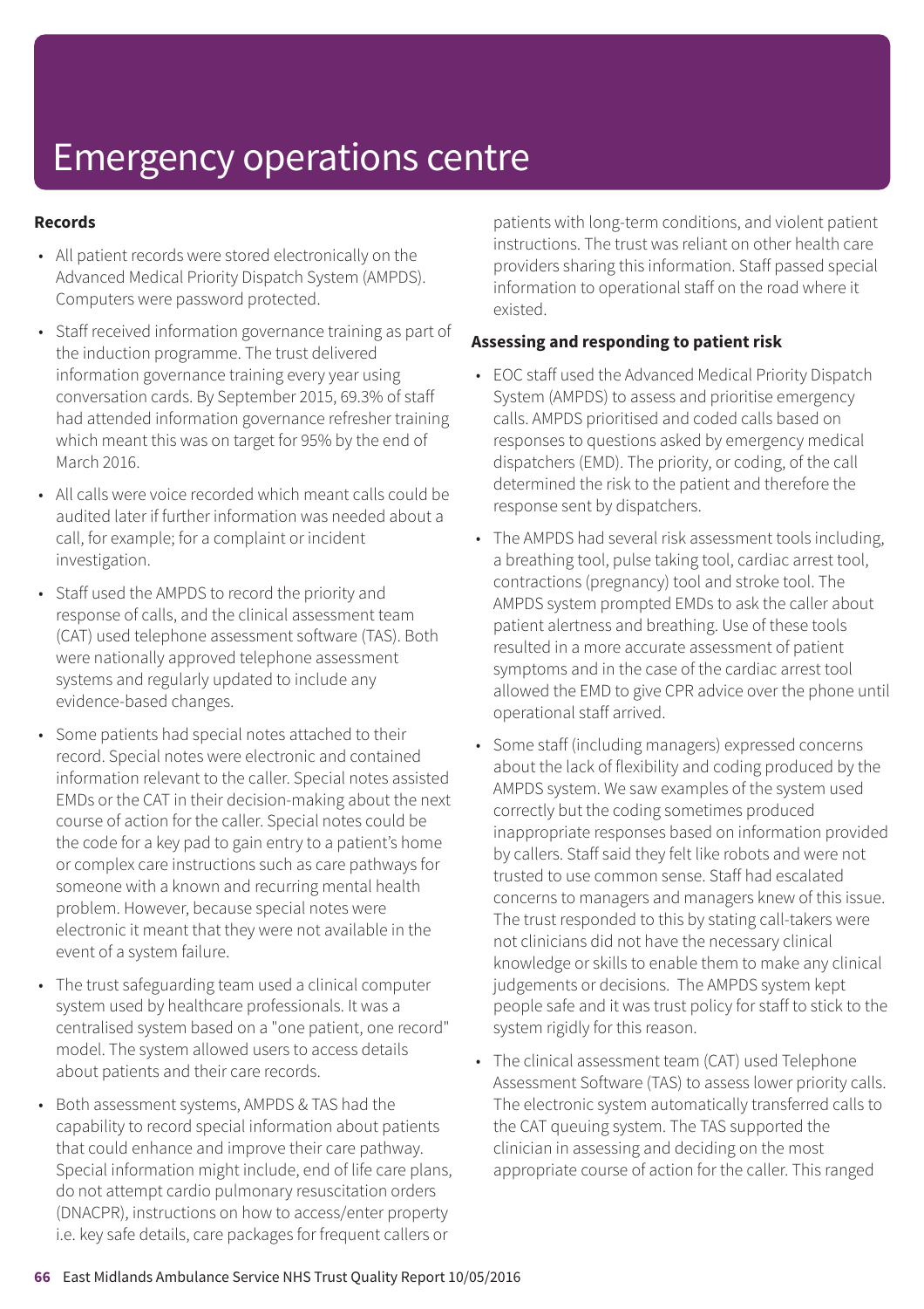# Emergency operations centre

**Records**

- All patient records were stored electronically on the Advanced Medical Priority Dispatch System (AMPDS). Computers were password protected.
- Staff received information governance training as part of the induction programme. The trust delivered information governance training every year using conversation cards. By September 2015, 69.3% of staff had attended information governance refresher training which meant this was on target for 95% by the end of March 2016.
- All calls were voice recorded which meant calls could be audited later if further information was needed about a call, for example; for a complaint or incident investigation.
- Staff used the AMPDS to record the priority and response of calls, and the clinical assessment team (CAT) used telephone assessment software (TAS). Both were nationally approved telephone assessment systems and regularly updated to include any evidence-based changes.
- Some patients had special notes attached to their record. Special notes were electronic and contained information relevant to the caller. Special notes assisted EMDs or the CAT in their decision-making about the next course of action for the caller. Special notes could be the code for a key pad to gain entry to a patient's home or complex care instructions such as care pathways for someone with a known and recurring mental health problem. However, because special notes were electronic it meant that they were not available in the event of a system failure.
- The trust safeguarding team used a clinical computer system used by healthcare professionals. It was a centralised system based on a "one patient, one record" model. The system allowed users to access details about patients and their care records.
- Both assessment systems, AMPDS & TAS had the capability to record special information about patients that could enhance and improve their care pathway. Special information might include, end of life care plans, do not attempt cardio pulmonary resuscitation orders (DNACPR), instructions on how to access/enter property i.e. key safe details, care packages for frequent callers or patients with long-term conditions, and violent patient instructions. The trust was reliant on other health care providers sharing this information. Staff passed special information to operational staff on the road where it existed.

**Assessing and responding to patient risk**

- EOC staff used the Advanced Medical Priority Dispatch System (AMPDS) to assess and prioritise emergency calls. AMPDS prioritised and coded calls based on responses to questions asked by emergency medical dispatchers (EMD). The priority, or coding, of the call determined the risk to the patient and therefore the response sent by dispatchers.
- The AMPDS had several risk assessment tools including, a breathing tool, pulse taking tool, cardiac arrest tool, contractions (pregnancy) tool and stroke tool. The AMPDS system prompted EMDs to ask the caller about patient alertness and breathing. Use of these tools resulted in a more accurate assessment of patient symptoms and in the case of the cardiac arrest tool allowed the EMD to give CPR advice over the phone until operational staff arrived.
- Some staff (including managers) expressed concerns about the lack of flexibility and coding produced by the AMPDS system. We saw examples of the system used correctly but the coding sometimes produced inappropriate responses based on information provided by callers. Staff said they felt like robots and were not trusted to use common sense. Staff had escalated concerns to managers and managers knew of this issue. The trust responded to this by stating call-takers were not clinicians did not have the necessary clinical knowledge or skills to enable them to make any clinical judgements or decisions. The AMPDS system kept people safe and it was trust policy for staff to stick to the system rigidly for this reason.
- The clinical assessment team (CAT) used Telephone Assessment Software (TAS) to assess lower priority calls. The electronic system automatically transferred calls to the CAT queuing system. The TAS supported the clinician in assessing and deciding on the most appropriate course of action for the caller. This ranged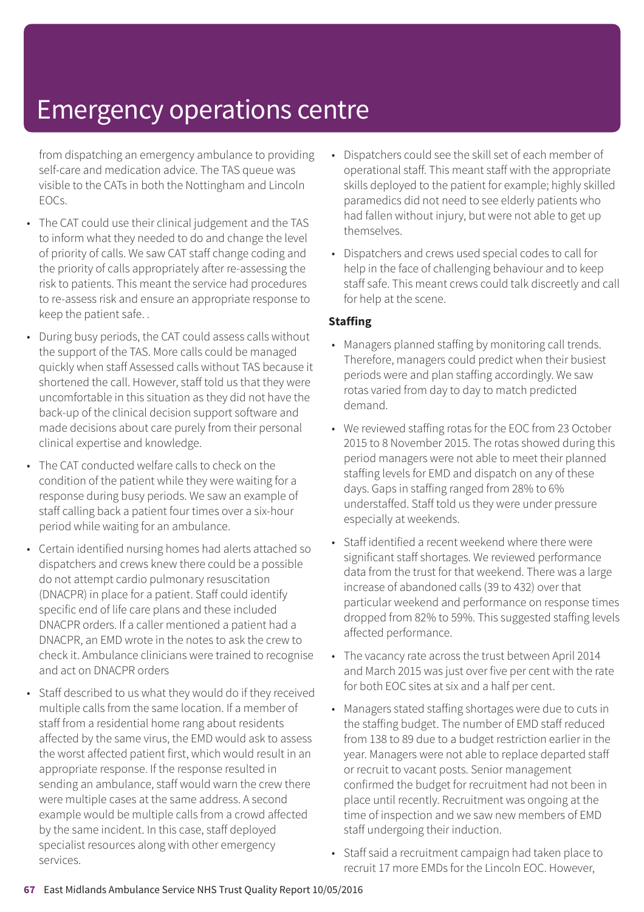# Emergency operations centre

from dispatching an emergency ambulance to providing self-care and medication advice. The TAS queue was visible to the CATs in both the Nottingham and Lincoln EOCs.

- The CAT could use their clinical judgement and the TAS to inform what they needed to do and change the level of priority of calls. We saw CAT staff change coding and the priority of calls appropriately after re-assessing the risk to patients. This meant the service had procedures to re-assess risk and ensure an appropriate response to keep the patient safe. .
- During busy periods, the CAT could assess calls without the support of the TAS. More calls could be managed quickly when staff Assessed calls without TAS because it shortened the call. However, staff told us that they were uncomfortable in this situation as they did not have the back-up of the clinical decision support software and made decisions about care purely from their personal clinical expertise and knowledge.
- The CAT conducted welfare calls to check on the condition of the patient while they were waiting for a response during busy periods. We saw an example of staff calling back a patient four times over a six-hour period while waiting for an ambulance.
- Certain identified nursing homes had alerts attached so dispatchers and crews knew there could be a possible do not attempt cardio pulmonary resuscitation (DNACPR) in place for a patient. Staff could identify specific end of life care plans and these included DNACPR orders. If a caller mentioned a patient had a DNACPR, an EMD wrote in the notes to ask the crew to check it. Ambulance clinicians were trained to recognise and act on DNACPR orders
- Staff described to us what they would do if they received multiple calls from the same location. If a member of staff from a residential home rang about residents affected by the same virus, the EMD would ask to assess the worst affected patient first, which would result in an appropriate response. If the response resulted in sending an ambulance, staff would warn the crew there were multiple cases at the same address. A second example would be multiple calls from a crowd affected by the same incident. In this case, staff deployed specialist resources along with other emergency services.
- Dispatchers could see the skill set of each member of operational staff. This meant staff with the appropriate skills deployed to the patient for example; highly skilled paramedics did not need to see elderly patients who had fallen without injury, but were not able to get up themselves.
- Dispatchers and crews used special codes to call for help in the face of challenging behaviour and to keep staff safe. This meant crews could talk discreetly and call for help at the scene.

**Staffing**

- Managers planned staffing by monitoring call trends. Therefore, managers could predict when their busiest periods were and plan staffing accordingly. We saw rotas varied from day to day to match predicted demand.
- We reviewed staffing rotas for the EOC from 23 October 2015 to 8 November 2015. The rotas showed during this period managers were not able to meet their planned staffing levels for EMD and dispatch on any of these days. Gaps in staffing ranged from 28% to 6% understaffed. Staff told us they were under pressure especially at weekends.
- Staff identified a recent weekend where there were significant staff shortages. We reviewed performance data from the trust for that weekend. There was a large increase of abandoned calls (39 to 432) over that particular weekend and performance on response times dropped from 82% to 59%. This suggested staffing levels affected performance.
- The vacancy rate across the trust between April 2014 and March 2015 was just over five per cent with the rate for both EOC sites at six and a half per cent.
- Managers stated staffing shortages were due to cuts in the staffing budget. The number of EMD staff reduced from 138 to 89 due to a budget restriction earlier in the year. Managers were not able to replace departed staff or recruit to vacant posts. Senior management confirmed the budget for recruitment had not been in place until recently. Recruitment was ongoing at the time of inspection and we saw new members of EMD staff undergoing their induction.
- Staff said a recruitment campaign had taken place to recruit 17 more EMDs for the Lincoln EOC. However,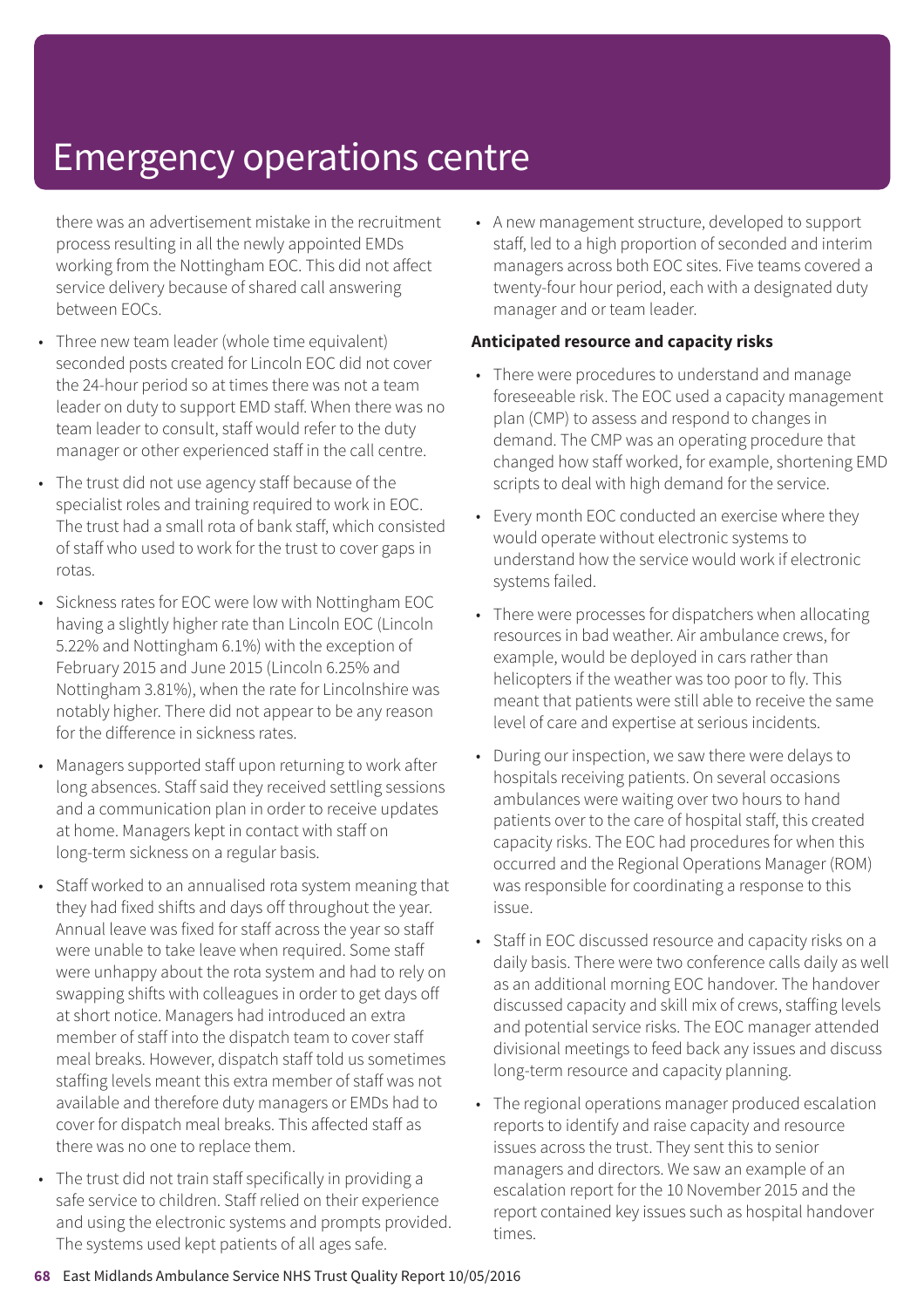# Emergency operations centre

there was an advertisement mistake in the recruitment process resulting in all the newly appointed EMDs working from the Nottingham EOC. This did not affect service delivery because of shared call answering between EOCs.

- Three new team leader (whole time equivalent) seconded posts created for Lincoln EOC did not cover the 24-hour period so at times there was not a team leader on duty to support EMD staff. When there was no team leader to consult, staff would refer to the duty manager or other experienced staff in the call centre.
- The trust did not use agency staff because of the specialist roles and training required to work in EOC. The trust had a small rota of bank staff, which consisted of staff who used to work for the trust to cover gaps in rotas.
- Sickness rates for EOC were low with Nottingham EOC having a slightly higher rate than Lincoln EOC (Lincoln 5.22% and Nottingham 6.1%) with the exception of February 2015 and June 2015 (Lincoln 6.25% and Nottingham 3.81%), when the rate for Lincolnshire was notably higher. There did not appear to be any reason for the difference in sickness rates.
- Managers supported staff upon returning to work after long absences. Staff said they received settling sessions and a communication plan in order to receive updates at home. Managers kept in contact with staff on long-term sickness on a regular basis.
- Staff worked to an annualised rota system meaning that they had fixed shifts and days off throughout the year. Annual leave was fixed for staff across the year so staff were unable to take leave when required. Some staff were unhappy about the rota system and had to rely on swapping shifts with colleagues in order to get days off at short notice. Managers had introduced an extra member of staff into the dispatch team to cover staff meal breaks. However, dispatch staff told us sometimes staffing levels meant this extra member of staff was not available and therefore duty managers or EMDs had to cover for dispatch meal breaks. This affected staff as there was no one to replace them.
- The trust did not train staff specifically in providing a safe service to children. Staff relied on their experience and using the electronic systems and prompts provided. The systems used kept patients of all ages safe.
- A new management structure, developed to support staff, led to a high proportion of seconded and interim managers across both EOC sites. Five teams covered a twenty-four hour period, each with a designated duty manager and or team leader.

**Anticipated resource and capacity risks**

- There were procedures to understand and manage foreseeable risk. The EOC used a capacity management plan (CMP) to assess and respond to changes in demand. The CMP was an operating procedure that changed how staff worked, for example, shortening EMD scripts to deal with high demand for the service.
- Every month EOC conducted an exercise where they would operate without electronic systems to understand how the service would work if electronic systems failed.
- There were processes for dispatchers when allocating resources in bad weather. Air ambulance crews, for example, would be deployed in cars rather than helicopters if the weather was too poor to fly. This meant that patients were still able to receive the same level of care and expertise at serious incidents.
- During our inspection, we saw there were delays to hospitals receiving patients. On several occasions ambulances were waiting over two hours to hand patients over to the care of hospital staff, this created capacity risks. The EOC had procedures for when this occurred and the Regional Operations Manager (ROM) was responsible for coordinating a response to this issue.
- Staff in EOC discussed resource and capacity risks on a daily basis. There were two conference calls daily as well as an additional morning EOC handover. The handover discussed capacity and skill mix of crews, staffing levels and potential service risks. The EOC manager attended divisional meetings to feed back any issues and discuss long-term resource and capacity planning.
- The regional operations manager produced escalation reports to identify and raise capacity and resource issues across the trust. They sent this to senior managers and directors. We saw an example of an escalation report for the 10 November 2015 and the report contained key issues such as hospital handover times.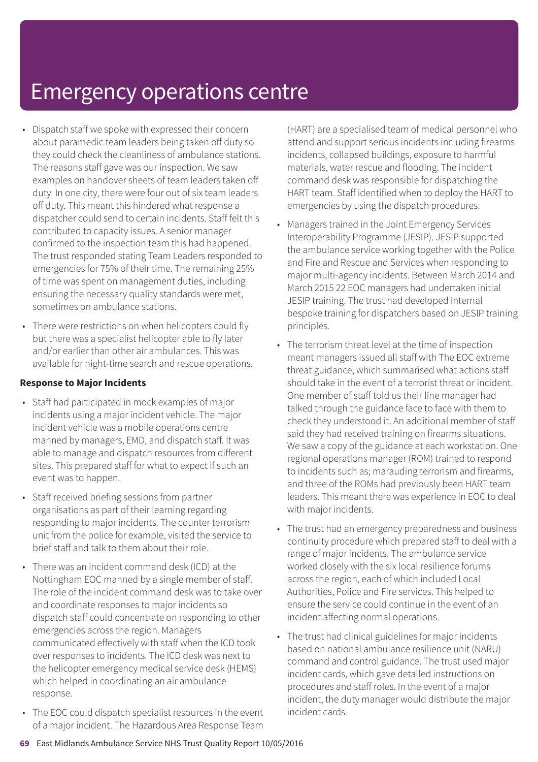# Emergency operations centre

- Dispatch staff we spoke with expressed their concern about paramedic team leaders being taken off duty so they could check the cleanliness of ambulance stations. The reasons staff gave was our inspection. We saw examples on handover sheets of team leaders taken off duty. In one city, there were four out of six team leaders off duty. This meant this hindered what response a dispatcher could send to certain incidents. Staff felt this contributed to capacity issues. A senior manager confirmed to the inspection team this had happened. The trust responded stating Team Leaders responded to emergencies for 75% of their time. The remaining 25% of time was spent on management duties, including ensuring the necessary quality standards were met, sometimes on ambulance stations.
- There were restrictions on when helicopters could fly but there was a specialist helicopter able to fly later and/or earlier than other air ambulances. This was available for night-time search and rescue operations.

**Response to Major Incidents**

- Staff had participated in mock examples of major incidents using a major incident vehicle. The major incident vehicle was a mobile operations centre manned by managers, EMD, and dispatch staff. It was able to manage and dispatch resources from different sites. This prepared staff for what to expect if such an event was to happen.
- Staff received briefing sessions from partner organisations as part of their learning regarding responding to major incidents. The counter terrorism unit from the police for example, visited the service to brief staff and talk to them about their role.
- There was an incident command desk (ICD) at the Nottingham EOC manned by a single member of staff. The role of the incident command desk was to take over and coordinate responses to major incidents so dispatch staff could concentrate on responding to other emergencies across the region. Managers communicated effectively with staff when the ICD took over responses to incidents. The ICD desk was next to the helicopter emergency medical service desk (HEMS) which helped in coordinating an air ambulance response.
- The EOC could dispatch specialist resources in the event of a major incident. The Hazardous Area Response Team (HART) are a specialised team of medical personnel who attend and support serious incidents including firearms incidents, collapsed buildings, exposure to harmful materials, water rescue and flooding. The incident command desk was responsible for dispatching the HART team. Staff identified when to deploy the HART to emergencies by using the dispatch procedures.
- Managers trained in the Joint Emergency Services Interoperability Programme (JESIP). JESIP supported the ambulance service working together with the Police and Fire and Rescue and Services when responding to major multi-agency incidents. Between March 2014 and March 2015 22 EOC managers had undertaken initial JESIP training. The trust had developed internal bespoke training for dispatchers based on JESIP training principles.
- The terrorism threat level at the time of inspection meant managers issued all staff with The EOC extreme threat guidance, which summarised what actions staff should take in the event of a terrorist threat or incident. One member of staff told us their line manager had talked through the guidance face to face with them to check they understood it. An additional member of staff said they had received training on firearms situations. We saw a copy of the guidance at each workstation. One regional operations manager (ROM) trained to respond to incidents such as; marauding terrorism and firearms, and three of the ROMs had previously been HART team leaders. This meant there was experience in EOC to deal with major incidents.
- The trust had an emergency preparedness and business continuity procedure which prepared staff to deal with a range of major incidents. The ambulance service worked closely with the six local resilience forums across the region, each of which included Local Authorities, Police and Fire services. This helped to ensure the service could continue in the event of an incident affecting normal operations.
- The trust had clinical guidelines for major incidents based on national ambulance resilience unit (NARU) command and control guidance. The trust used major incident cards, which gave detailed instructions on procedures and staff roles. In the event of a major incident, the duty manager would distribute the major incident cards.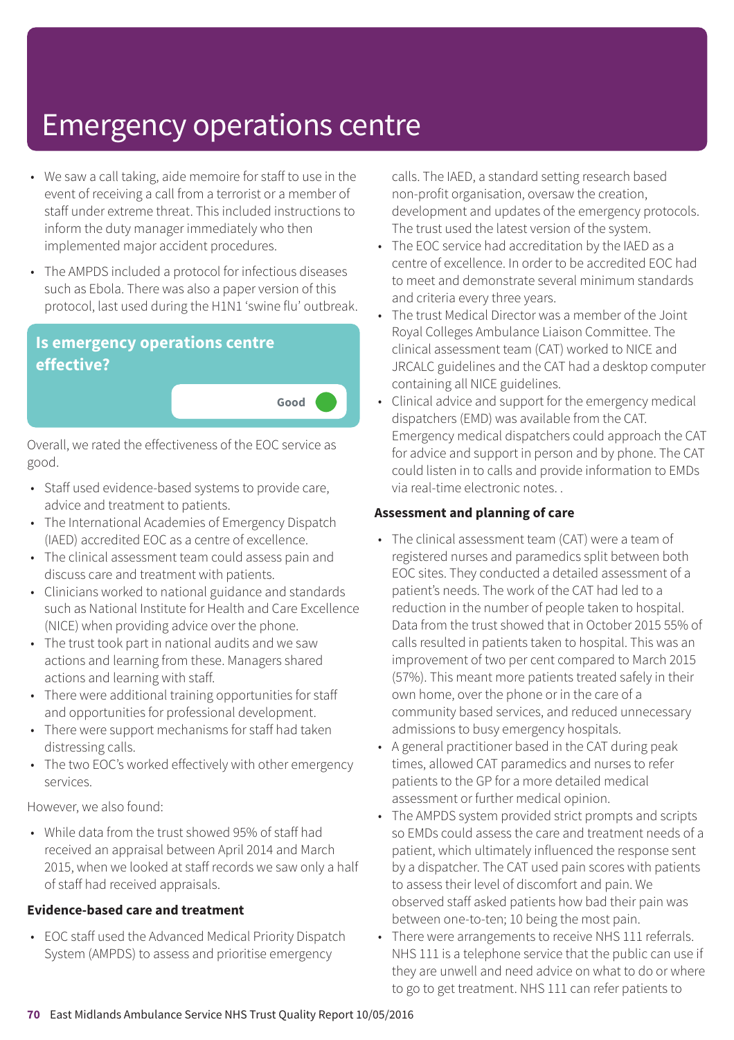# Emergency operations centre

- We saw a call taking, aide memoire for staff to use in the event of receiving a call from a terrorist or a member of staff under extreme threat. This included instructions to inform the duty manager immediately who then implemented major accident procedures.
- The AMPDS included a protocol for infectious diseases such as Ebola. There was also a paper version of this protocol, last used during the H1N1 'swine flu' outbreak.

## Is emergency operations centre effective?

**Good**

Overall, we rated the effectiveness of the EOC service as good.

- Staff used evidence-based systems to provide care, advice and treatment to patients.
- The International Academies of Emergency Dispatch (IAED) accredited EOC as a centre of excellence.
- The clinical assessment team could assess pain and discuss care and treatment with patients.
- Clinicians worked to national guidance and standards such as National Institute for Health and Care Excellence (NICE) when providing advice over the phone.
- The trust took part in national audits and we saw actions and learning from these. Managers shared actions and learning with staff.
- There were additional training opportunities for staff and opportunities for professional development.
- There were support mechanisms for staff had taken distressing calls.
- The two EOC's worked effectively with other emergency services.

However, we also found:

- While data from the trust showed 95% of staff had received an appraisal between April 2014 and March 2015, when we looked at staff records we saw only a half of staff had received appraisals.

### Evidence-based care and treatment

- EOC staff used the Advanced Medical Priority Dispatch System (AMPDS) to assess and prioritise emergency calls. The IAED, a standard setting research based non-profit organisation, oversaw the creation, development and updates of the emergency protocols. The trust used the latest version of the system.
- The EOC service had accreditation by the IAED as a centre of excellence. In order to be accredited EOC had to meet and demonstrate several minimum standards and criteria every three years.
- The trust Medical Director was a member of the Joint Royal Colleges Ambulance Liaison Committee. The clinical assessment team (CAT) worked to NICE and JRCALC guidelines and the CAT had a desktop computer containing all NICE guidelines.
- Clinical advice and support for the emergency medical dispatchers (EMD) was available from the CAT. Emergency medical dispatchers could approach the CAT for advice and support in person and by phone. The CAT could listen in to calls and provide information to EMDs via real-time electronic notes. .

### Assessment and planning of care

- The clinical assessment team (CAT) were a team of registered nurses and paramedics split between both EOC sites. They conducted a detailed assessment of a patient's needs. The work of the CAT had led to a reduction in the number of people taken to hospital. Data from the trust showed that in October 2015 55% of calls resulted in patients taken to hospital. This was an improvement of two per cent compared to March 2015 (57%). This meant more patients treated safely in their own home, over the phone or in the care of a community based services, and reduced unnecessary admissions to busy emergency hospitals.
- A general practitioner based in the CAT during peak times, allowed CAT paramedics and nurses to refer patients to the GP for a more detailed medical assessment or further medical opinion.
- The AMPDS system provided strict prompts and scripts so EMDs could assess the care and treatment needs of a patient, which ultimately influenced the response sent by a dispatcher. The CAT used pain scores with patients to assess their level of discomfort and pain. We observed staff asked patients how bad their pain was between one-to-ten; 10 being the most pain.
- There were arrangements to receive NHS 111 referrals. NHS 111 is a telephone service that the public can use if they are unwell and need advice on what to do or where to go to get treatment. NHS 111 can refer patients to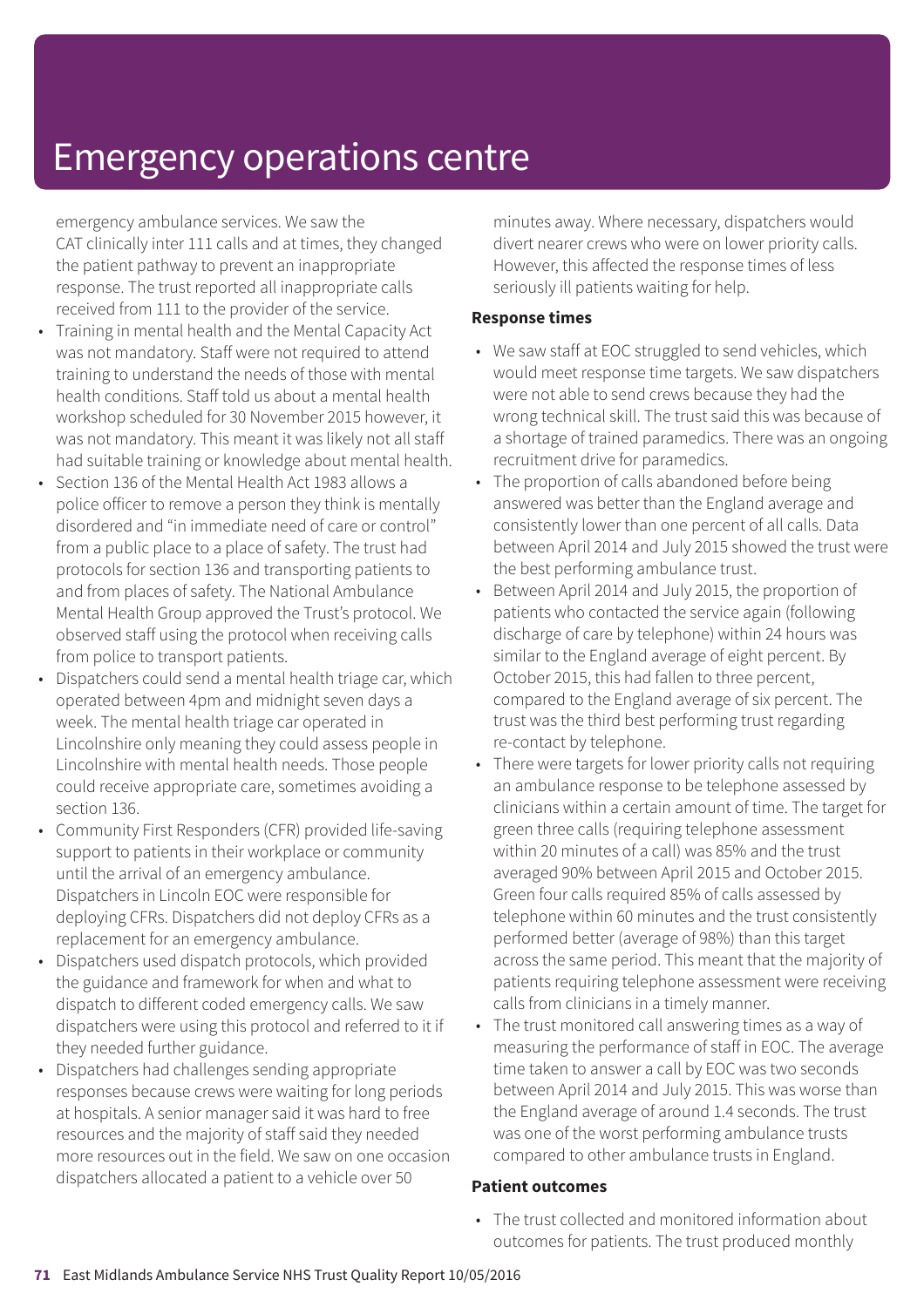# Emergency operations centre

emergency ambulance services. We saw the CAT clinically inter 111 calls and at times, they changed the patient pathway to prevent an inappropriate response. The trust reported all inappropriate calls received from 111 to the provider of the service.

- Training in mental health and the Mental Capacity Act was not mandatory. Staff were not required to attend training to understand the needs of those with mental health conditions. Staff told us about a mental health workshop scheduled for 30 November 2015 however, it was not mandatory. This meant it was likely not all staff had suitable training or knowledge about mental health.
- Section 136 of the Mental Health Act 1983 allows a police officer to remove a person they think is mentally disordered and "in immediate need of care or control" from a public place to a place of safety. The trust had protocols for section 136 and transporting patients to and from places of safety. The National Ambulance Mental Health Group approved the Trust's protocol. We observed staff using the protocol when receiving calls from police to transport patients.
- Dispatchers could send a mental health triage car, which operated between 4pm and midnight seven days a week. The mental health triage car operated in Lincolnshire only meaning they could assess people in Lincolnshire with mental health needs. Those people could receive appropriate care, sometimes avoiding a section 136.
- Community First Responders (CFR) provided life-saving support to patients in their workplace or community until the arrival of an emergency ambulance. Dispatchers in Lincoln EOC were responsible for deploying CFRs. Dispatchers did not deploy CFRs as a replacement for an emergency ambulance.
- Dispatchers used dispatch protocols, which provided the guidance and framework for when and what to dispatch to different coded emergency calls. We saw dispatchers were using this protocol and referred to it if they needed further guidance.
- Dispatchers had challenges sending appropriate responses because crews were waiting for long periods at hospitals. A senior manager said it was hard to free resources and the majority of staff said they needed more resources out in the field. We saw on one occasion dispatchers allocated a patient to a vehicle over 50 minutes away. Where necessary, dispatchers would divert nearer crews who were on lower priority calls. However, this affected the response times of less seriously ill patients waiting for help.

**Response times**

- We saw staff at EOC struggled to send vehicles, which would meet response time targets. We saw dispatchers were not able to send crews because they had the wrong technical skill. The trust said this was because of a shortage of trained paramedics. There was an ongoing recruitment drive for paramedics.
- The proportion of calls abandoned before being answered was better than the England average and consistently lower than one percent of all calls. Data between April 2014 and July 2015 showed the trust were the best performing ambulance trust.
- Between April 2014 and July 2015, the proportion of patients who contacted the service again (following discharge of care by telephone) within 24 hours was similar to the England average of eight percent. By October 2015, this had fallen to three percent, compared to the England average of six percent. The trust was the third best performing trust regarding re-contact by telephone.
- There were targets for lower priority calls not requiring an ambulance response to be telephone assessed by clinicians within a certain amount of time. The target for green three calls (requiring telephone assessment within 20 minutes of a call) was 85% and the trust averaged 90% between April 2015 and October 2015. Green four calls required 85% of calls assessed by telephone within 60 minutes and the trust consistently performed better (average of 98%) than this target across the same period. This meant that the majority of patients requiring telephone assessment were receiving calls from clinicians in a timely manner.
- The trust monitored call answering times as a way of measuring the performance of staff in EOC. The average time taken to answer a call by EOC was two seconds between April 2014 and July 2015. This was worse than the England average of around 1.4 seconds. The trust was one of the worst performing ambulance trusts compared to other ambulance trusts in England.

**Patient outcomes**

- The trust collected and monitored information about outcomes for patients. The trust produced monthly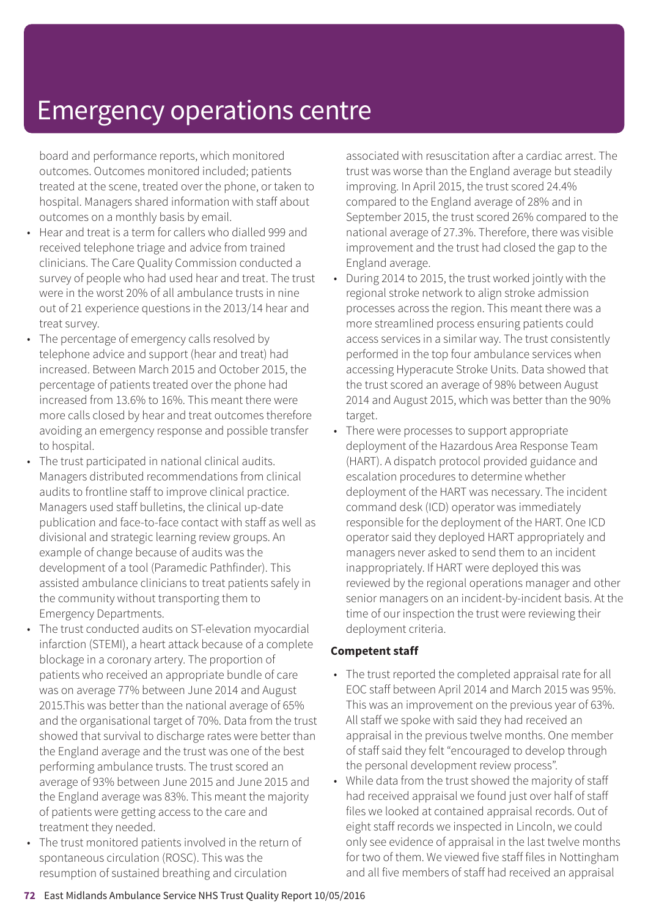# Emergency operations centre

board and performance reports, which monitored outcomes. Outcomes monitored included; patients treated at the scene, treated over the phone, or taken to hospital. Managers shared information with staff about outcomes on a monthly basis by email.

- Hear and treat is a term for callers who dialled 999 and received telephone triage and advice from trained clinicians. The Care Quality Commission conducted a survey of people who had used hear and treat. The trust were in the worst 20% of all ambulance trusts in nine out of 21 experience questions in the 2013/14 hear and treat survey.
- The percentage of emergency calls resolved by telephone advice and support (hear and treat) had increased. Between March 2015 and October 2015, the percentage of patients treated over the phone had increased from 13.6% to 16%. This meant there were more calls closed by hear and treat outcomes therefore avoiding an emergency response and possible transfer to hospital.
- The trust participated in national clinical audits. Managers distributed recommendations from clinical audits to frontline staff to improve clinical practice. Managers used staff bulletins, the clinical up-date publication and face-to-face contact with staff as well as divisional and strategic learning review groups. An example of change because of audits was the development of a tool (Paramedic Pathfinder). This assisted ambulance clinicians to treat patients safely in the community without transporting them to Emergency Departments.
- The trust conducted audits on ST-elevation myocardial infarction (STEMI), a heart attack because of a complete blockage in a coronary artery. The proportion of patients who received an appropriate bundle of care was on average 77% between June 2014 and August 2015.This was better than the national average of 65% and the organisational target of 70%. Data from the trust showed that survival to discharge rates were better than the England average and the trust was one of the best performing ambulance trusts. The trust scored an average of 93% between June 2015 and June 2015 and the England average was 83%. This meant the majority of patients were getting access to the care and treatment they needed.
- The trust monitored patients involved in the return of spontaneous circulation (ROSC). This was the resumption of sustained breathing and circulation associated with resuscitation after a cardiac arrest. The trust was worse than the England average but steadily improving. In April 2015, the trust scored 24.4% compared to the England average of 28% and in September 2015, the trust scored 26% compared to the national average of 27.3%. Therefore, there was visible improvement and the trust had closed the gap to the England average.
- During 2014 to 2015, the trust worked jointly with the regional stroke network to align stroke admission processes across the region. This meant there was a more streamlined process ensuring patients could access services in a similar way. The trust consistently performed in the top four ambulance services when accessing Hyperacute Stroke Units. Data showed that the trust scored an average of 98% between August 2014 and August 2015, which was better than the 90% target.
- There were processes to support appropriate deployment of the Hazardous Area Response Team (HART). A dispatch protocol provided guidance and escalation procedures to determine whether deployment of the HART was necessary. The incident command desk (ICD) operator was immediately responsible for the deployment of the HART. One ICD operator said they deployed HART appropriately and managers never asked to send them to an incident inappropriately. If HART were deployed this was reviewed by the regional operations manager and other senior managers on an incident-by-incident basis. At the time of our inspection the trust were reviewing their deployment criteria.

**Competent staff**

- The trust reported the completed appraisal rate for all EOC staff between April 2014 and March 2015 was 95%. This was an improvement on the previous year of 63%. All staff we spoke with said they had received an appraisal in the previous twelve months. One member of staff said they felt "encouraged to develop through the personal development review process".
- While data from the trust showed the majority of staff had received appraisal we found just over half of staff files we looked at contained appraisal records. Out of eight staff records we inspected in Lincoln, we could only see evidence of appraisal in the last twelve months for two of them. We viewed five staff files in Nottingham and all five members of staff had received an appraisal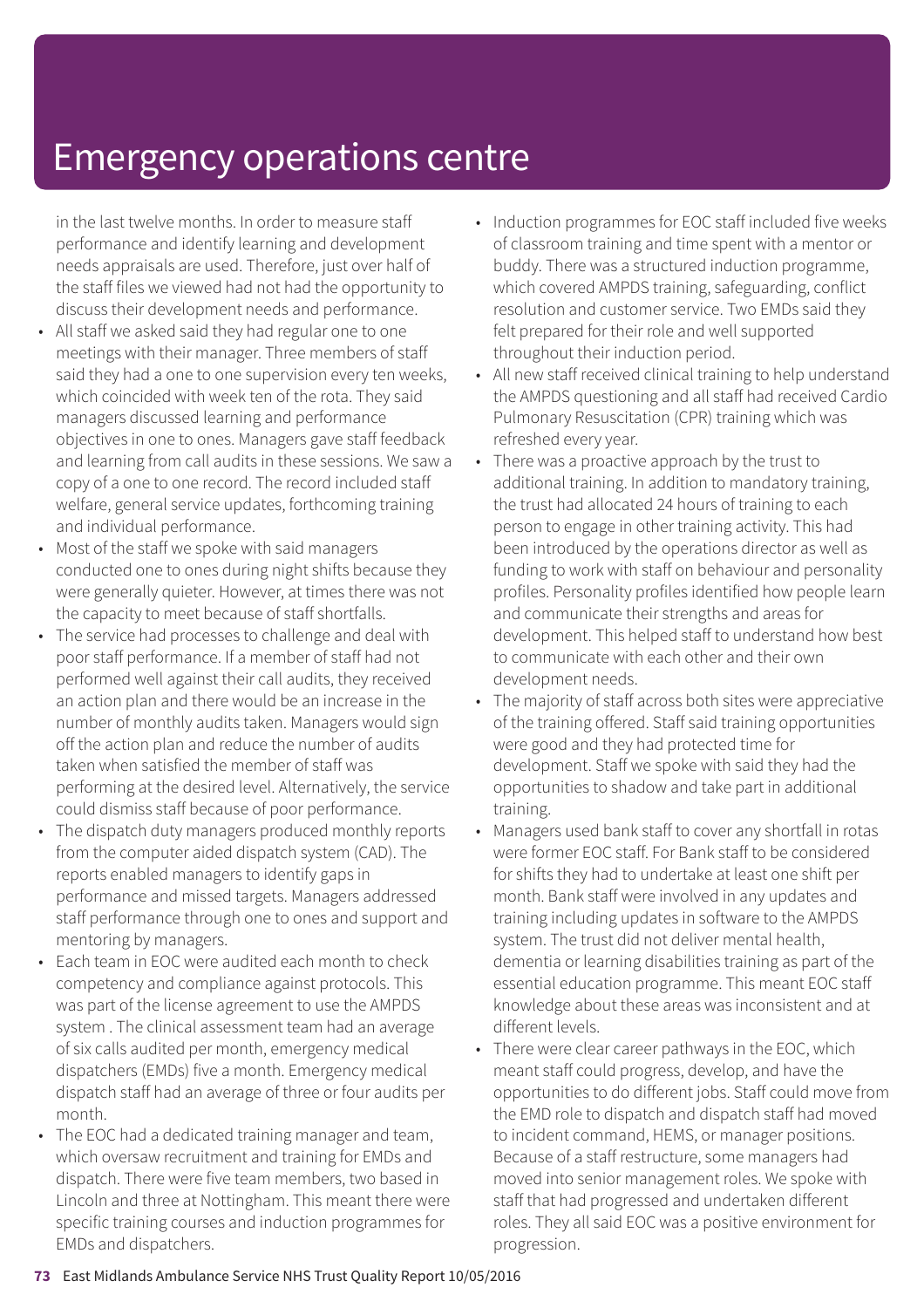# Emergency operations centre

in the last twelve months. In order to measure staff performance and identify learning and development needs appraisals are used. Therefore, just over half of the staff files we viewed had not had the opportunity to discuss their development needs and performance.

- All staff we asked said they had regular one to one meetings with their manager. Three members of staff said they had a one to one supervision every ten weeks, which coincided with week ten of the rota. They said managers discussed learning and performance objectives in one to ones. Managers gave staff feedback and learning from call audits in these sessions. We saw a copy of a one to one record. The record included staff welfare, general service updates, forthcoming training and individual performance.
- Most of the staff we spoke with said managers conducted one to ones during night shifts because they were generally quieter. However, at times there was not the capacity to meet because of staff shortfalls.
- The service had processes to challenge and deal with poor staff performance. If a member of staff had not performed well against their call audits, they received an action plan and there would be an increase in the number of monthly audits taken. Managers would sign off the action plan and reduce the number of audits taken when satisfied the member of staff was performing at the desired level. Alternatively, the service could dismiss staff because of poor performance.
- The dispatch duty managers produced monthly reports from the computer aided dispatch system (CAD). The reports enabled managers to identify gaps in performance and missed targets. Managers addressed staff performance through one to ones and support and mentoring by managers.
- Each team in EOC were audited each month to check competency and compliance against protocols. This was part of the license agreement to use the AMPDS system . The clinical assessment team had an average of six calls audited per month, emergency medical dispatchers (EMDs) five a month. Emergency medical dispatch staff had an average of three or four audits per month.
- The EOC had a dedicated training manager and team, which oversaw recruitment and training for EMDs and dispatch. There were five team members, two based in Lincoln and three at Nottingham. This meant there were specific training courses and induction programmes for EMDs and dispatchers.
- Induction programmes for EOC staff included five weeks of classroom training and time spent with a mentor or buddy. There was a structured induction programme, which covered AMPDS training, safeguarding, conflict resolution and customer service. Two EMDs said they felt prepared for their role and well supported throughout their induction period.
- All new staff received clinical training to help understand the AMPDS questioning and all staff had received Cardio Pulmonary Resuscitation (CPR) training which was refreshed every year.
- There was a proactive approach by the trust to additional training. In addition to mandatory training, the trust had allocated 24 hours of training to each person to engage in other training activity. This had been introduced by the operations director as well as funding to work with staff on behaviour and personality profiles. Personality profiles identified how people learn and communicate their strengths and areas for development. This helped staff to understand how best to communicate with each other and their own development needs.
- The majority of staff across both sites were appreciative of the training offered. Staff said training opportunities were good and they had protected time for development. Staff we spoke with said they had the opportunities to shadow and take part in additional training.
- Managers used bank staff to cover any shortfall in rotas were former EOC staff. For Bank staff to be considered for shifts they had to undertake at least one shift per month. Bank staff were involved in any updates and training including updates in software to the AMPDS system. The trust did not deliver mental health, dementia or learning disabilities training as part of the essential education programme. This meant EOC staff knowledge about these areas was inconsistent and at different levels.
- There were clear career pathways in the EOC, which meant staff could progress, develop, and have the opportunities to do different jobs. Staff could move from the EMD role to dispatch and dispatch staff had moved to incident command, HEMS, or manager positions. Because of a staff restructure, some managers had moved into senior management roles. We spoke with staff that had progressed and undertaken different roles. They all said EOC was a positive environment for progression.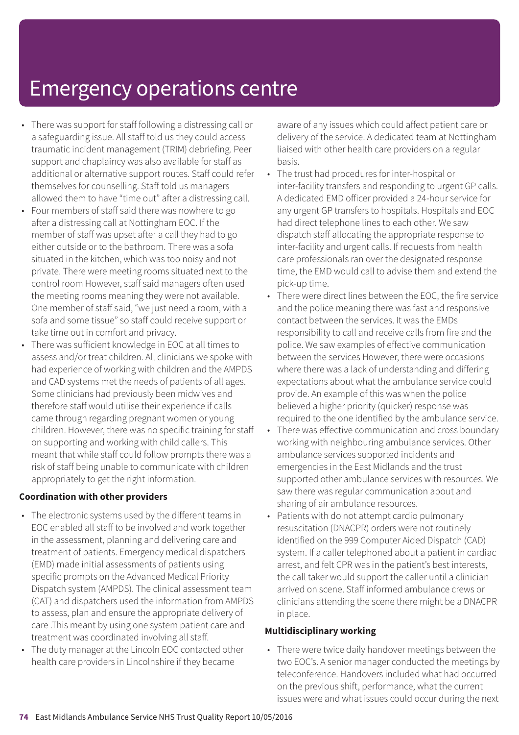# Emergency operations centre

- There was support for staff following a distressing call or a safeguarding issue. All staff told us they could access traumatic incident management (TRIM) debriefing. Peer support and chaplaincy was also available for staff as additional or alternative support routes. Staff could refer themselves for counselling. Staff told us managers allowed them to have "time out" after a distressing call.
- Four members of staff said there was nowhere to go after a distressing call at Nottingham EOC. If the member of staff was upset after a call they had to go either outside or to the bathroom. There was a sofa situated in the kitchen, which was too noisy and not private. There were meeting rooms situated next to the control room However, staff said managers often used the meeting rooms meaning they were not available. One member of staff said, "we just need a room, with a sofa and some tissue" so staff could receive support or take time out in comfort and privacy.
- There was sufficient knowledge in EOC at all times to assess and/or treat children. All clinicians we spoke with had experience of working with children and the AMPDS and CAD systems met the needs of patients of all ages. Some clinicians had previously been midwives and therefore staff would utilise their experience if calls came through regarding pregnant women or young children. However, there was no specific training for staff on supporting and working with child callers. This meant that while staff could follow prompts there was a risk of staff being unable to communicate with children appropriately to get the right information.

**Coordination with other providers**

- The electronic systems used by the different teams in EOC enabled all staff to be involved and work together in the assessment, planning and delivering care and treatment of patients. Emergency medical dispatchers (EMD) made initial assessments of patients using specific prompts on the Advanced Medical Priority Dispatch system (AMPDS). The clinical assessment team (CAT) and dispatchers used the information from AMPDS to assess, plan and ensure the appropriate delivery of care .This meant by using one system patient care and treatment was coordinated involving all staff.
- The duty manager at the Lincoln EOC contacted other health care providers in Lincolnshire if they became aware of any issues which could affect patient care or delivery of the service. A dedicated team at Nottingham liaised with other health care providers on a regular basis.
- The trust had procedures for inter-hospital or inter-facility transfers and responding to urgent GP calls. A dedicated EMD officer provided a 24-hour service for any urgent GP transfers to hospitals. Hospitals and EOC had direct telephone lines to each other. We saw dispatch staff allocating the appropriate response to inter-facility and urgent calls. If requests from health care professionals ran over the designated response time, the EMD would call to advise them and extend the pick-up time.
- There were direct lines between the EOC, the fire service and the police meaning there was fast and responsive contact between the services. It was the EMDs responsibility to call and receive calls from fire and the police. We saw examples of effective communication between the services However, there were occasions where there was a lack of understanding and differing expectations about what the ambulance service could provide. An example of this was when the police believed a higher priority (quicker) response was required to the one identified by the ambulance service.
- There was effective communication and cross boundary working with neighbouring ambulance services. Other ambulance services supported incidents and emergencies in the East Midlands and the trust supported other ambulance services with resources. We saw there was regular communication about and sharing of air ambulance resources.
- Patients with do not attempt cardio pulmonary resuscitation (DNACPR) orders were not routinely identified on the 999 Computer Aided Dispatch (CAD) system. If a caller telephoned about a patient in cardiac arrest, and felt CPR was in the patient's best interests, the call taker would support the caller until a clinician arrived on scene. Staff informed ambulance crews or clinicians attending the scene there might be a DNACPR in place.

**Multidisciplinary working**

- There were twice daily handover meetings between the two EOC's. A senior manager conducted the meetings by teleconference. Handovers included what had occurred on the previous shift, performance, what the current issues were and what issues could occur during the next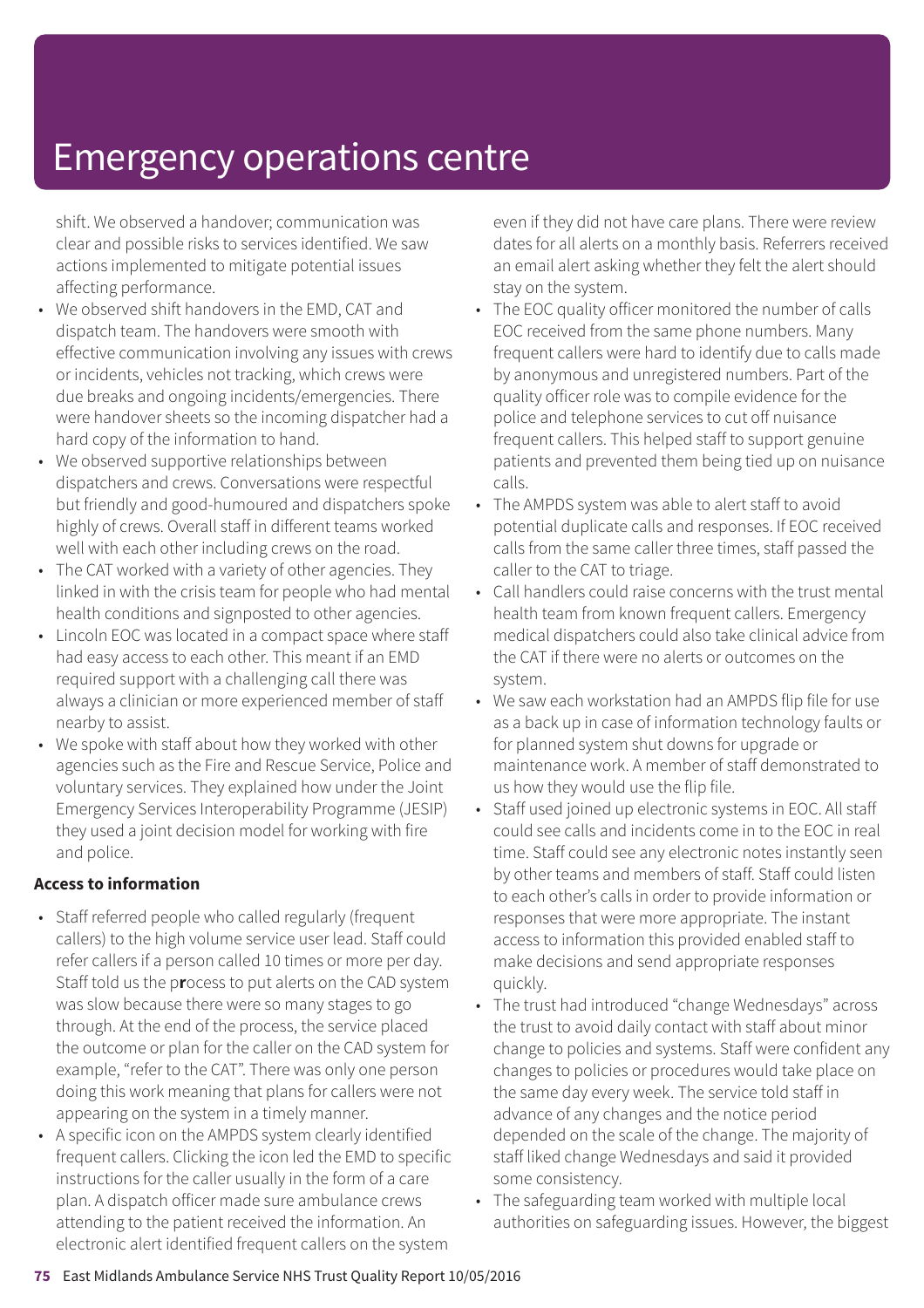# Emergency operations centre

shift. We observed a handover; communication was clear and possible risks to services identified. We saw actions implemented to mitigate potential issues affecting performance.

- We observed shift handovers in the EMD, CAT and dispatch team. The handovers were smooth with effective communication involving any issues with crews or incidents, vehicles not tracking, which crews were due breaks and ongoing incidents/emergencies. There were handover sheets so the incoming dispatcher had a hard copy of the information to hand.
- We observed supportive relationships between dispatchers and crews. Conversations were respectful but friendly and good-humoured and dispatchers spoke highly of crews. Overall staff in different teams worked well with each other including crews on the road.
- The CAT worked with a variety of other agencies. They linked in with the crisis team for people who had mental health conditions and signposted to other agencies.
- Lincoln EOC was located in a compact space where staff had easy access to each other. This meant if an EMD required support with a challenging call there was always a clinician or more experienced member of staff nearby to assist.
- We spoke with staff about how they worked with other agencies such as the Fire and Rescue Service, Police and voluntary services. They explained how under the Joint Emergency Services Interoperability Programme (JESIP) they used a joint decision model for working with fire and police.

**Access to information**

- Staff referred people who called regularly (frequent callers) to the high volume service user lead. Staff could refer callers if a person called 10 times or more per day. Staff told us the process to put alerts on the CAD system was slow because there were so many stages to go through. At the end of the process, the service placed the outcome or plan for the caller on the CAD system for example, "refer to the CAT". There was only one person doing this work meaning that plans for callers were not appearing on the system in a timely manner.
- A specific icon on the AMPDS system clearly identified frequent callers. Clicking the icon led the EMD to specific instructions for the caller usually in the form of a care plan. A dispatch officer made sure ambulance crews attending to the patient received the information. An electronic alert identified frequent callers on the system even if they did not have care plans. There were review dates for all alerts on a monthly basis. Referrers received an email alert asking whether they felt the alert should stay on the system.
- The EOC quality officer monitored the number of calls EOC received from the same phone numbers. Many frequent callers were hard to identify due to calls made by anonymous and unregistered numbers. Part of the quality officer role was to compile evidence for the police and telephone services to cut off nuisance frequent callers. This helped staff to support genuine patients and prevented them being tied up on nuisance calls.
- The AMPDS system was able to alert staff to avoid potential duplicate calls and responses. If EOC received calls from the same caller three times, staff passed the caller to the CAT to triage.
- Call handlers could raise concerns with the trust mental health team from known frequent callers. Emergency medical dispatchers could also take clinical advice from the CAT if there were no alerts or outcomes on the system.
- We saw each workstation had an AMPDS flip file for use as a back up in case of information technology faults or for planned system shut downs for upgrade or maintenance work. A member of staff demonstrated to us how they would use the flip file.
- Staff used joined up electronic systems in EOC. All staff could see calls and incidents come in to the EOC in real time. Staff could see any electronic notes instantly seen by other teams and members of staff. Staff could listen to each other's calls in order to provide information or responses that were more appropriate. The instant access to information this provided enabled staff to make decisions and send appropriate responses quickly.
- The trust had introduced "change Wednesdays" across the trust to avoid daily contact with staff about minor change to policies and systems. Staff were confident any changes to policies or procedures would take place on the same day every week. The service told staff in advance of any changes and the notice period depended on the scale of the change. The majority of staff liked change Wednesdays and said it provided some consistency.
- The safeguarding team worked with multiple local authorities on safeguarding issues. However, the biggest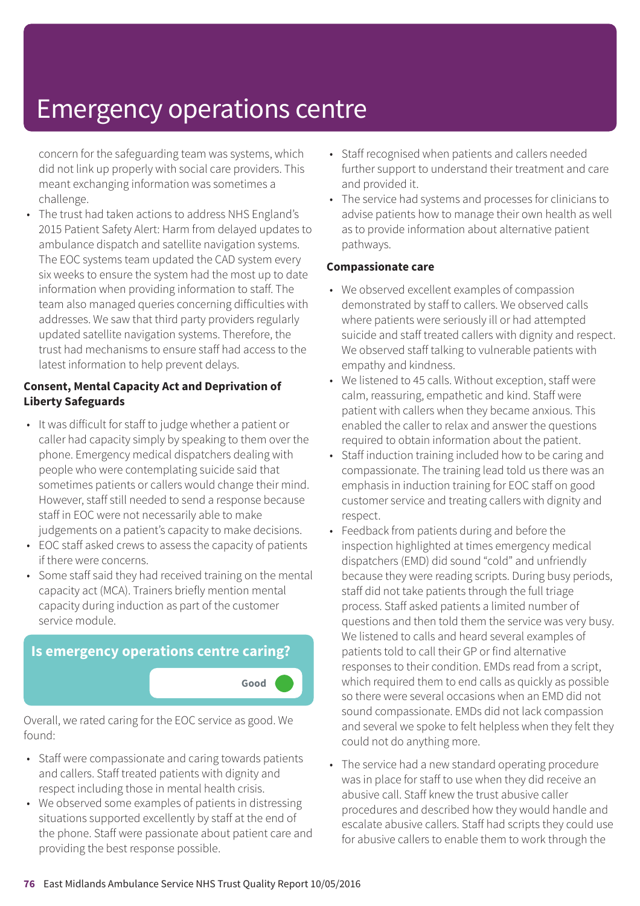# Emergency operations centre

concern for the safeguarding team was systems, which did not link up properly with social care providers. This meant exchanging information was sometimes a challenge.

- The trust had taken actions to address NHS England's 2015 Patient Safety Alert: Harm from delayed updates to ambulance dispatch and satellite navigation systems. The EOC systems team updated the CAD system every six weeks to ensure the system had the most up to date information when providing information to staff. The team also managed queries concerning difficulties with addresses. We saw that third party providers regularly updated satellite navigation systems. Therefore, the trust had mechanisms to ensure staff had access to the latest information to help prevent delays.

**Consent, Mental Capacity Act and Deprivation of Liberty Safeguards**

- It was difficult for staff to judge whether a patient or caller had capacity simply by speaking to them over the phone. Emergency medical dispatchers dealing with people who were contemplating suicide said that sometimes patients or callers would change their mind. However, staff still needed to send a response because staff in EOC were not necessarily able to make judgements on a patient's capacity to make decisions.
- EOC staff asked crews to assess the capacity of patients if there were concerns.
- Some staff said they had received training on the mental capacity act (MCA). Trainers briefly mention mental capacity during induction as part of the customer service module.

## Is emergency operations centre caring?

Good

Overall, we rated caring for the EOC service as good. We found:

- Staff were compassionate and caring towards patients and callers. Staff treated patients with dignity and respect including those in mental health crisis.
- We observed some examples of patients in distressing situations supported excellently by staff at the end of the phone. Staff were passionate about patient care and providing the best response possible.
- Staff recognised when patients and callers needed further support to understand their treatment and care and provided it.
- The service had systems and processes for clinicians to advise patients how to manage their own health as well as to provide information about alternative patient pathways.

**Compassionate care**

- We observed excellent examples of compassion demonstrated by staff to callers. We observed calls where patients were seriously ill or had attempted suicide and staff treated callers with dignity and respect. We observed staff talking to vulnerable patients with empathy and kindness.
- We listened to 45 calls. Without exception, staff were calm, reassuring, empathetic and kind. Staff were patient with callers when they became anxious. This enabled the caller to relax and answer the questions required to obtain information about the patient.
- Staff induction training included how to be caring and compassionate. The training lead told us there was an emphasis in induction training for EOC staff on good customer service and treating callers with dignity and respect.
- Feedback from patients during and before the inspection highlighted at times emergency medical dispatchers (EMD) did sound "cold" and unfriendly because they were reading scripts. During busy periods, staff did not take patients through the full triage process. Staff asked patients a limited number of questions and then told them the service was very busy. We listened to calls and heard several examples of patients told to call their GP or find alternative responses to their condition. EMDs read from a script, which required them to end calls as quickly as possible so there were several occasions when an EMD did not sound compassionate. EMDs did not lack compassion and several we spoke to felt helpless when they felt they could not do anything more.
- The service had a new standard operating procedure was in place for staff to use when they did receive an abusive call. Staff knew the trust abusive caller procedures and described how they would handle and escalate abusive callers. Staff had scripts they could use for abusive callers to enable them to work through the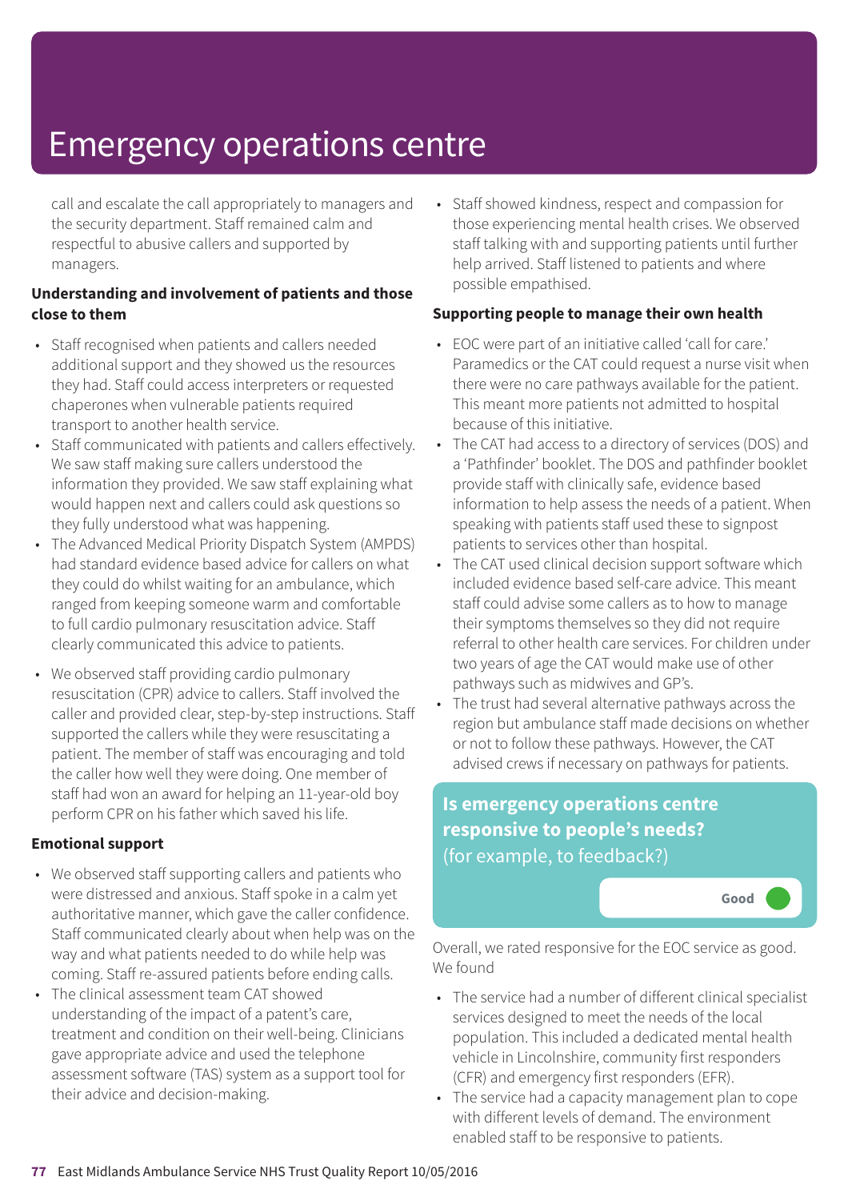# Emergency operations centre

call and escalate the call appropriately to managers and the security department. Staff remained calm and respectful to abusive callers and supported by managers.

**Understanding and involvement of patients and those close to them**

- Staff recognised when patients and callers needed additional support and they showed us the resources they had. Staff could access interpreters or requested chaperones when vulnerable patients required transport to another health service.
- Staff communicated with patients and callers effectively. We saw staff making sure callers understood the information they provided. We saw staff explaining what would happen next and callers could ask questions so they fully understood what was happening.
- The Advanced Medical Priority Dispatch System (AMPDS) had standard evidence based advice for callers on what they could do whilst waiting for an ambulance, which ranged from keeping someone warm and comfortable to full cardio pulmonary resuscitation advice. Staff clearly communicated this advice to patients.
- We observed staff providing cardio pulmonary resuscitation (CPR) advice to callers. Staff involved the caller and provided clear, step-by-step instructions. Staff supported the callers while they were resuscitating a patient. The member of staff was encouraging and told the caller how well they were doing. One member of staff had won an award for helping an 11-year-old boy perform CPR on his father which saved his life.

**Emotional support**

- We observed staff supporting callers and patients who were distressed and anxious. Staff spoke in a calm yet authoritative manner, which gave the caller confidence. Staff communicated clearly about when help was on the way and what patients needed to do while help was coming. Staff re-assured patients before ending calls.
- The clinical assessment team CAT showed understanding of the impact of a patent's care, treatment and condition on their well-being. Clinicians gave appropriate advice and used the telephone assessment software (TAS) system as a support tool for their advice and decision-making.
- Staff showed kindness, respect and compassion for those experiencing mental health crises. We observed staff talking with and supporting patients until further help arrived. Staff listened to patients and where possible empathised.

**Supporting people to manage their own health**

- EOC were part of an initiative called 'call for care.' Paramedics or the CAT could request a nurse visit when there were no care pathways available for the patient. This meant more patients not admitted to hospital because of this initiative.
- The CAT had access to a directory of services (DOS) and a 'Pathfinder' booklet. The DOS and pathfinder booklet provide staff with clinically safe, evidence based information to help assess the needs of a patient. When speaking with patients staff used these to signpost patients to services other than hospital.
- The CAT used clinical decision support software which included evidence based self-care advice. This meant staff could advise some callers as to how to manage their symptoms themselves so they did not require referral to other health care services. For children under two years of age the CAT would make use of other pathways such as midwives and GP's.
- The trust had several alternative pathways across the region but ambulance staff made decisions on whether or not to follow these pathways. However, the CAT advised crews if necessary on pathways for patients.

## Is emergency operations centre responsive to people's needs? (for example, to feedback?)

Good

Overall, we rated responsive for the EOC service as good. We found

- The service had a number of different clinical specialist services designed to meet the needs of the local population. This included a dedicated mental health vehicle in Lincolnshire, community first responders (CFR) and emergency first responders (EFR).
- The service had a capacity management plan to cope with different levels of demand. The environment enabled staff to be responsive to patients.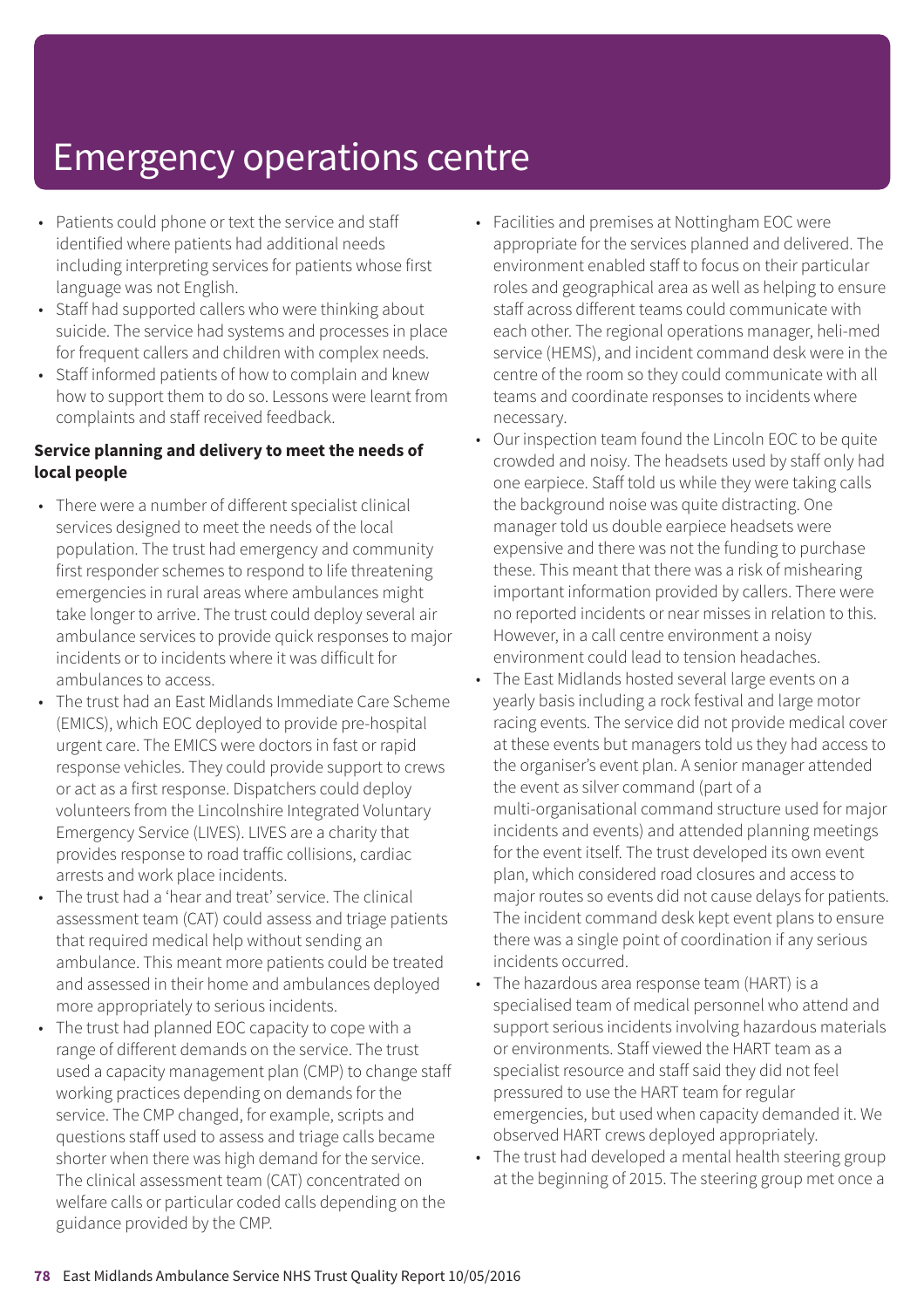# Emergency operations centre

- Patients could phone or text the service and staff identified where patients had additional needs including interpreting services for patients whose first language was not English.
- Staff had supported callers who were thinking about suicide. The service had systems and processes in place for frequent callers and children with complex needs.
- Staff informed patients of how to complain and knew how to support them to do so. Lessons were learnt from complaints and staff received feedback.

**Service planning and delivery to meet the needs of local people**

- There were a number of different specialist clinical services designed to meet the needs of the local population. The trust had emergency and community first responder schemes to respond to life threatening emergencies in rural areas where ambulances might take longer to arrive. The trust could deploy several air ambulance services to provide quick responses to major incidents or to incidents where it was difficult for ambulances to access.
- The trust had an East Midlands Immediate Care Scheme (EMICS), which EOC deployed to provide pre-hospital urgent care. The EMICS were doctors in fast or rapid response vehicles. They could provide support to crews or act as a first response. Dispatchers could deploy volunteers from the Lincolnshire Integrated Voluntary Emergency Service (LIVES). LIVES are a charity that provides response to road traffic collisions, cardiac arrests and work place incidents.
- The trust had a 'hear and treat' service. The clinical assessment team (CAT) could assess and triage patients that required medical help without sending an ambulance. This meant more patients could be treated and assessed in their home and ambulances deployed more appropriately to serious incidents.
- The trust had planned EOC capacity to cope with a range of different demands on the service. The trust used a capacity management plan (CMP) to change staff working practices depending on demands for the service. The CMP changed, for example, scripts and questions staff used to assess and triage calls became shorter when there was high demand for the service. The clinical assessment team (CAT) concentrated on welfare calls or particular coded calls depending on the guidance provided by the CMP.
- Facilities and premises at Nottingham EOC were appropriate for the services planned and delivered. The environment enabled staff to focus on their particular roles and geographical area as well as helping to ensure staff across different teams could communicate with each other. The regional operations manager, heli-med service (HEMS), and incident command desk were in the centre of the room so they could communicate with all teams and coordinate responses to incidents where necessary.
- Our inspection team found the Lincoln EOC to be quite crowded and noisy. The headsets used by staff only had one earpiece. Staff told us while they were taking calls the background noise was quite distracting. One manager told us double earpiece headsets were expensive and there was not the funding to purchase these. This meant that there was a risk of mishearing important information provided by callers. There were no reported incidents or near misses in relation to this. However, in a call centre environment a noisy environment could lead to tension headaches.
- The East Midlands hosted several large events on a yearly basis including a rock festival and large motor racing events. The service did not provide medical cover at these events but managers told us they had access to the organiser's event plan. A senior manager attended the event as silver command (part of a multi-organisational command structure used for major incidents and events) and attended planning meetings for the event itself. The trust developed its own event plan, which considered road closures and access to major routes so events did not cause delays for patients. The incident command desk kept event plans to ensure there was a single point of coordination if any serious incidents occurred.
- The hazardous area response team (HART) is a specialised team of medical personnel who attend and support serious incidents involving hazardous materials or environments. Staff viewed the HART team as a specialist resource and staff said they did not feel pressured to use the HART team for regular emergencies, but used when capacity demanded it. We observed HART crews deployed appropriately.
- The trust had developed a mental health steering group at the beginning of 2015. The steering group met once a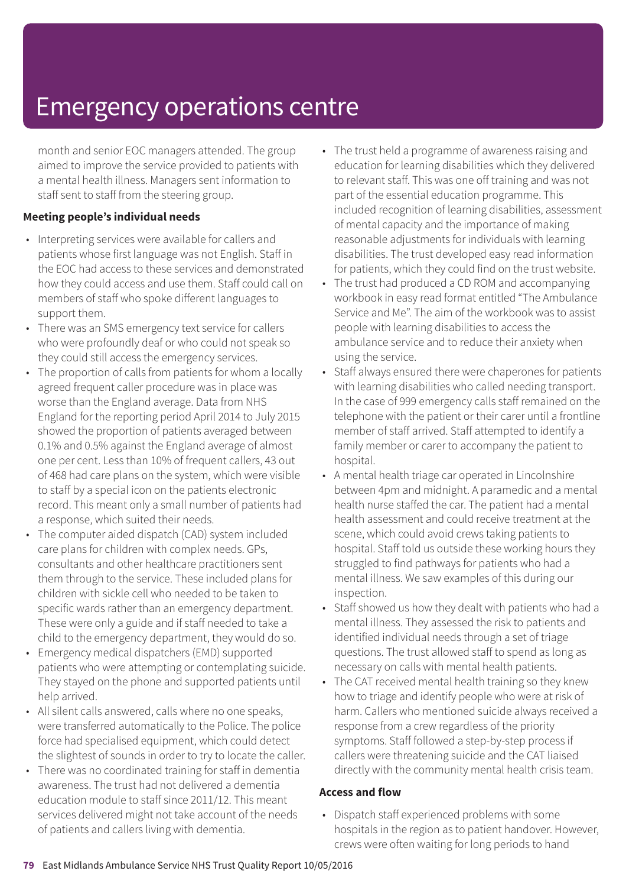# Emergency operations centre

month and senior EOC managers attended. The group aimed to improve the service provided to patients with a mental health illness. Managers sent information to staff sent to staff from the steering group.

**Meeting people's individual needs**

- Interpreting services were available for callers and patients whose first language was not English. Staff in the EOC had access to these services and demonstrated how they could access and use them. Staff could call on members of staff who spoke different languages to support them.
- There was an SMS emergency text service for callers who were profoundly deaf or who could not speak so they could still access the emergency services.
- The proportion of calls from patients for whom a locally agreed frequent caller procedure was in place was worse than the England average. Data from NHS England for the reporting period April 2014 to July 2015 showed the proportion of patients averaged between 0.1% and 0.5% against the England average of almost one per cent. Less than 10% of frequent callers, 43 out of 468 had care plans on the system, which were visible to staff by a special icon on the patients electronic record. This meant only a small number of patients had a response, which suited their needs.
- The computer aided dispatch (CAD) system included care plans for children with complex needs. GPs, consultants and other healthcare practitioners sent them through to the service. These included plans for children with sickle cell who needed to be taken to specific wards rather than an emergency department. These were only a guide and if staff needed to take a child to the emergency department, they would do so.
- Emergency medical dispatchers (EMD) supported patients who were attempting or contemplating suicide. They stayed on the phone and supported patients until help arrived.
- All silent calls answered, calls where no one speaks, were transferred automatically to the Police. The police force had specialised equipment, which could detect the slightest of sounds in order to try to locate the caller.
- There was no coordinated training for staff in dementia awareness. The trust had not delivered a dementia education module to staff since 2011/12. This meant services delivered might not take account of the needs of patients and callers living with dementia.
- The trust held a programme of awareness raising and education for learning disabilities which they delivered to relevant staff. This was one off training and was not part of the essential education programme. This included recognition of learning disabilities, assessment of mental capacity and the importance of making reasonable adjustments for individuals with learning disabilities. The trust developed easy read information for patients, which they could find on the trust website.
- The trust had produced a CD ROM and accompanying workbook in easy read format entitled "The Ambulance Service and Me". The aim of the workbook was to assist people with learning disabilities to access the ambulance service and to reduce their anxiety when using the service.
- Staff always ensured there were chaperones for patients with learning disabilities who called needing transport. In the case of 999 emergency calls staff remained on the telephone with the patient or their carer until a frontline member of staff arrived. Staff attempted to identify a family member or carer to accompany the patient to hospital.
- A mental health triage car operated in Lincolnshire between 4pm and midnight. A paramedic and a mental health nurse staffed the car. The patient had a mental health assessment and could receive treatment at the scene, which could avoid crews taking patients to hospital. Staff told us outside these working hours they struggled to find pathways for patients who had a mental illness. We saw examples of this during our inspection.
- Staff showed us how they dealt with patients who had a mental illness. They assessed the risk to patients and identified individual needs through a set of triage questions. The trust allowed staff to spend as long as necessary on calls with mental health patients.
- The CAT received mental health training so they knew how to triage and identify people who were at risk of harm. Callers who mentioned suicide always received a response from a crew regardless of the priority symptoms. Staff followed a step-by-step process if callers were threatening suicide and the CAT liaised directly with the community mental health crisis team.

**Access and flow**

- Dispatch staff experienced problems with some hospitals in the region as to patient handover. However, crews were often waiting for long periods to hand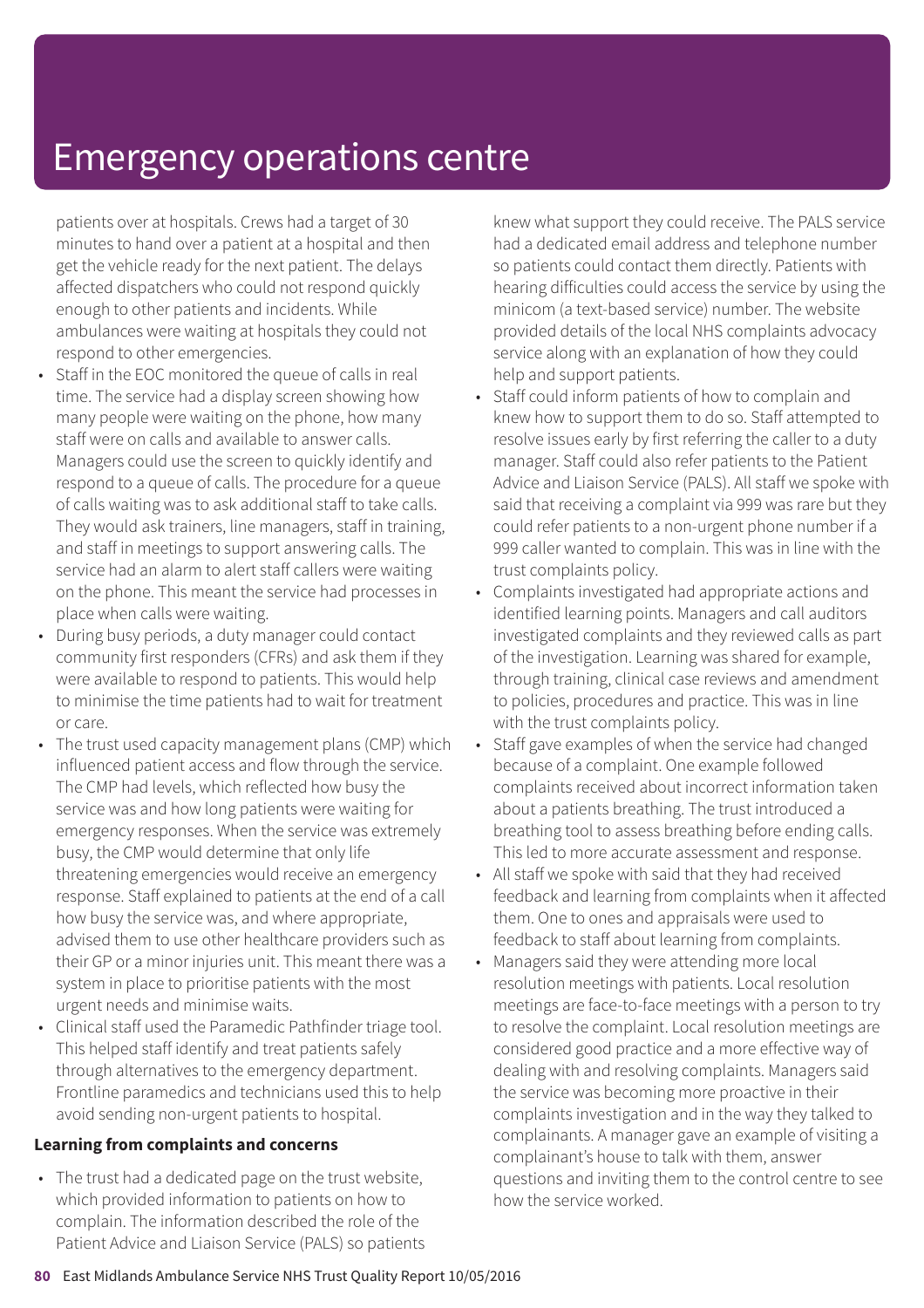# Emergency operations centre

patients over at hospitals. Crews had a target of 30 minutes to hand over a patient at a hospital and then get the vehicle ready for the next patient. The delays affected dispatchers who could not respond quickly enough to other patients and incidents. While ambulances were waiting at hospitals they could not respond to other emergencies.

- Staff in the EOC monitored the queue of calls in real time. The service had a display screen showing how many people were waiting on the phone, how many staff were on calls and available to answer calls. Managers could use the screen to quickly identify and respond to a queue of calls. The procedure for a queue of calls waiting was to ask additional staff to take calls. They would ask trainers, line managers, staff in training, and staff in meetings to support answering calls. The service had an alarm to alert staff callers were waiting on the phone. This meant the service had processes in place when calls were waiting.
- During busy periods, a duty manager could contact community first responders (CFRs) and ask them if they were available to respond to patients. This would help to minimise the time patients had to wait for treatment or care.
- The trust used capacity management plans (CMP) which influenced patient access and flow through the service. The CMP had levels, which reflected how busy the service was and how long patients were waiting for emergency responses. When the service was extremely busy, the CMP would determine that only life threatening emergencies would receive an emergency response. Staff explained to patients at the end of a call how busy the service was, and where appropriate, advised them to use other healthcare providers such as their GP or a minor injuries unit. This meant there was a system in place to prioritise patients with the most urgent needs and minimise waits.
- Clinical staff used the Paramedic Pathfinder triage tool. This helped staff identify and treat patients safely through alternatives to the emergency department. Frontline paramedics and technicians used this to help avoid sending non-urgent patients to hospital.

**Learning from complaints and concerns**

- The trust had a dedicated page on the trust website, which provided information to patients on how to complain. The information described the role of the Patient Advice and Liaison Service (PALS) so patients knew what support they could receive. The PALS service had a dedicated email address and telephone number so patients could contact them directly. Patients with hearing difficulties could access the service by using the minicom (a text-based service) number. The website provided details of the local NHS complaints advocacy service along with an explanation of how they could help and support patients.
- Staff could inform patients of how to complain and knew how to support them to do so. Staff attempted to resolve issues early by first referring the caller to a duty manager. Staff could also refer patients to the Patient Advice and Liaison Service (PALS). All staff we spoke with said that receiving a complaint via 999 was rare but they could refer patients to a non-urgent phone number if a 999 caller wanted to complain. This was in line with the trust complaints policy.
- Complaints investigated had appropriate actions and identified learning points. Managers and call auditors investigated complaints and they reviewed calls as part of the investigation. Learning was shared for example, through training, clinical case reviews and amendment to policies, procedures and practice. This was in line with the trust complaints policy.
- Staff gave examples of when the service had changed because of a complaint. One example followed complaints received about incorrect information taken about a patients breathing. The trust introduced a breathing tool to assess breathing before ending calls. This led to more accurate assessment and response.
- All staff we spoke with said that they had received feedback and learning from complaints when it affected them. One to ones and appraisals were used to feedback to staff about learning from complaints.
- Managers said they were attending more local resolution meetings with patients. Local resolution meetings are face-to-face meetings with a person to try to resolve the complaint. Local resolution meetings are considered good practice and a more effective way of dealing with and resolving complaints. Managers said the service was becoming more proactive in their complaints investigation and in the way they talked to complainants. A manager gave an example of visiting a complainant's house to talk with them, answer questions and inviting them to the control centre to see how the service worked.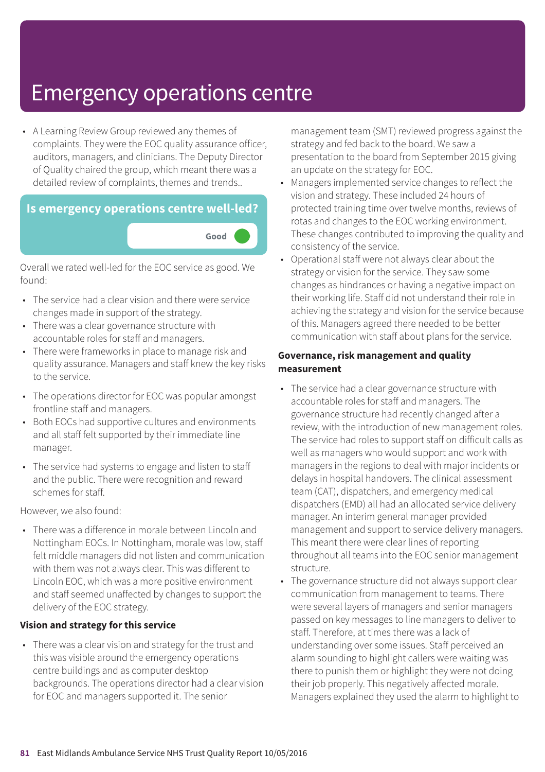# Emergency operations centre

- A Learning Review Group reviewed any themes of complaints. They were the EOC quality assurance officer, auditors, managers, and clinicians. The Deputy Director of Quality chaired the group, which meant there was a detailed review of complaints, themes and trends..

## Is emergency operations centre well-led?

Good

Overall we rated well-led for the EOC service as good. We found:

- The service had a clear vision and there were service changes made in support of the strategy.
- There was a clear governance structure with accountable roles for staff and managers.
- There were frameworks in place to manage risk and quality assurance. Managers and staff knew the key risks to the service.
- The operations director for EOC was popular amongst frontline staff and managers.
- Both EOCs had supportive cultures and environments and all staff felt supported by their immediate line manager.
- The service had systems to engage and listen to staff and the public. There were recognition and reward schemes for staff.

However, we also found:

- There was a difference in morale between Lincoln and Nottingham EOCs. In Nottingham, morale was low, staff felt middle managers did not listen and communication with them was not always clear. This was different to Lincoln EOC, which was a more positive environment and staff seemed unaffected by changes to support the delivery of the EOC strategy.

**Vision and strategy for this service**

- There was a clear vision and strategy for the trust and this was visible around the emergency operations centre buildings and as computer desktop backgrounds. The operations director had a clear vision for EOC and managers supported it. The senior management team (SMT) reviewed progress against the strategy and fed back to the board. We saw a presentation to the board from September 2015 giving an update on the strategy for EOC.
- Managers implemented service changes to reflect the vision and strategy. These included 24 hours of protected training time over twelve months, reviews of rotas and changes to the EOC working environment. These changes contributed to improving the quality and consistency of the service.
- Operational staff were not always clear about the strategy or vision for the service. They saw some changes as hindrances or having a negative impact on their working life. Staff did not understand their role in achieving the strategy and vision for the service because of this. Managers agreed there needed to be better communication with staff about plans for the service.

**Governance, risk management and quality measurement**

- The service had a clear governance structure with accountable roles for staff and managers. The governance structure had recently changed after a review, with the introduction of new management roles. The service had roles to support staff on difficult calls as well as managers who would support and work with managers in the regions to deal with major incidents or delays in hospital handovers. The clinical assessment team (CAT), dispatchers, and emergency medical dispatchers (EMD) all had an allocated service delivery manager. An interim general manager provided management and support to service delivery managers. This meant there were clear lines of reporting throughout all teams into the EOC senior management structure.
- The governance structure did not always support clear communication from management to teams. There were several layers of managers and senior managers passed on key messages to line managers to deliver to staff. Therefore, at times there was a lack of understanding over some issues. Staff perceived an alarm sounding to highlight callers were waiting was there to punish them or highlight they were not doing their job properly. This negatively affected morale. Managers explained they used the alarm to highlight to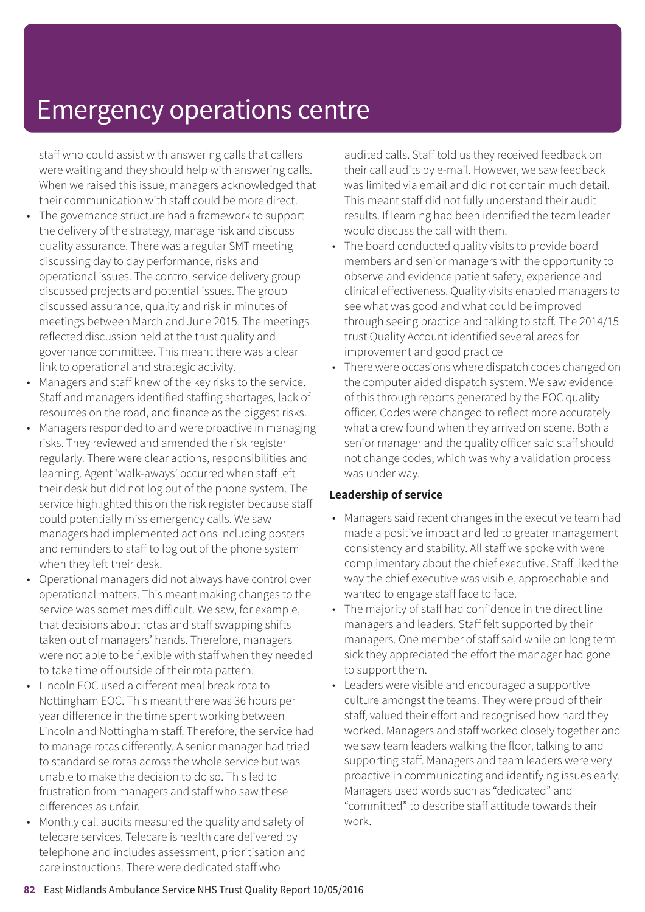# Emergency operations centre

staff who could assist with answering calls that callers were waiting and they should help with answering calls. When we raised this issue, managers acknowledged that their communication with staff could be more direct.

- The governance structure had a framework to support the delivery of the strategy, manage risk and discuss quality assurance. There was a regular SMT meeting discussing day to day performance, risks and operational issues. The control service delivery group discussed projects and potential issues. The group discussed assurance, quality and risk in minutes of meetings between March and June 2015. The meetings reflected discussion held at the trust quality and governance committee. This meant there was a clear link to operational and strategic activity.
- Managers and staff knew of the key risks to the service. Staff and managers identified staffing shortages, lack of resources on the road, and finance as the biggest risks.
- Managers responded to and were proactive in managing risks. They reviewed and amended the risk register regularly. There were clear actions, responsibilities and learning. Agent 'walk-aways' occurred when staff left their desk but did not log out of the phone system. The service highlighted this on the risk register because staff could potentially miss emergency calls. We saw managers had implemented actions including posters and reminders to staff to log out of the phone system when they left their desk.
- Operational managers did not always have control over operational matters. This meant making changes to the service was sometimes difficult. We saw, for example, that decisions about rotas and staff swapping shifts taken out of managers' hands. Therefore, managers were not able to be flexible with staff when they needed to take time off outside of their rota pattern.
- Lincoln EOC used a different meal break rota to Nottingham EOC. This meant there was 36 hours per year difference in the time spent working between Lincoln and Nottingham staff. Therefore, the service had to manage rotas differently. A senior manager had tried to standardise rotas across the whole service but was unable to make the decision to do so. This led to frustration from managers and staff who saw these differences as unfair.
- Monthly call audits measured the quality and safety of telecare services. Telecare is health care delivered by telephone and includes assessment, prioritisation and care instructions. There were dedicated staff who audited calls. Staff told us they received feedback on their call audits by e-mail. However, we saw feedback was limited via email and did not contain much detail. This meant staff did not fully understand their audit results. If learning had been identified the team leader would discuss the call with them.
- The board conducted quality visits to provide board members and senior managers with the opportunity to observe and evidence patient safety, experience and clinical effectiveness. Quality visits enabled managers to see what was good and what could be improved through seeing practice and talking to staff. The 2014/15 trust Quality Account identified several areas for improvement and good practice
- There were occasions where dispatch codes changed on the computer aided dispatch system. We saw evidence of this through reports generated by the EOC quality officer. Codes were changed to reflect more accurately what a crew found when they arrived on scene. Both a senior manager and the quality officer said staff should not change codes, which was why a validation process was under way.

**Leadership of service**

- Managers said recent changes in the executive team had made a positive impact and led to greater management consistency and stability. All staff we spoke with were complimentary about the chief executive. Staff liked the way the chief executive was visible, approachable and wanted to engage staff face to face.
- The majority of staff had confidence in the direct line managers and leaders. Staff felt supported by their managers. One member of staff said while on long term sick they appreciated the effort the manager had gone to support them.
- Leaders were visible and encouraged a supportive culture amongst the teams. They were proud of their staff, valued their effort and recognised how hard they worked. Managers and staff worked closely together and we saw team leaders walking the floor, talking to and supporting staff. Managers and team leaders were very proactive in communicating and identifying issues early. Managers used words such as "dedicated" and "committed" to describe staff attitude towards their work.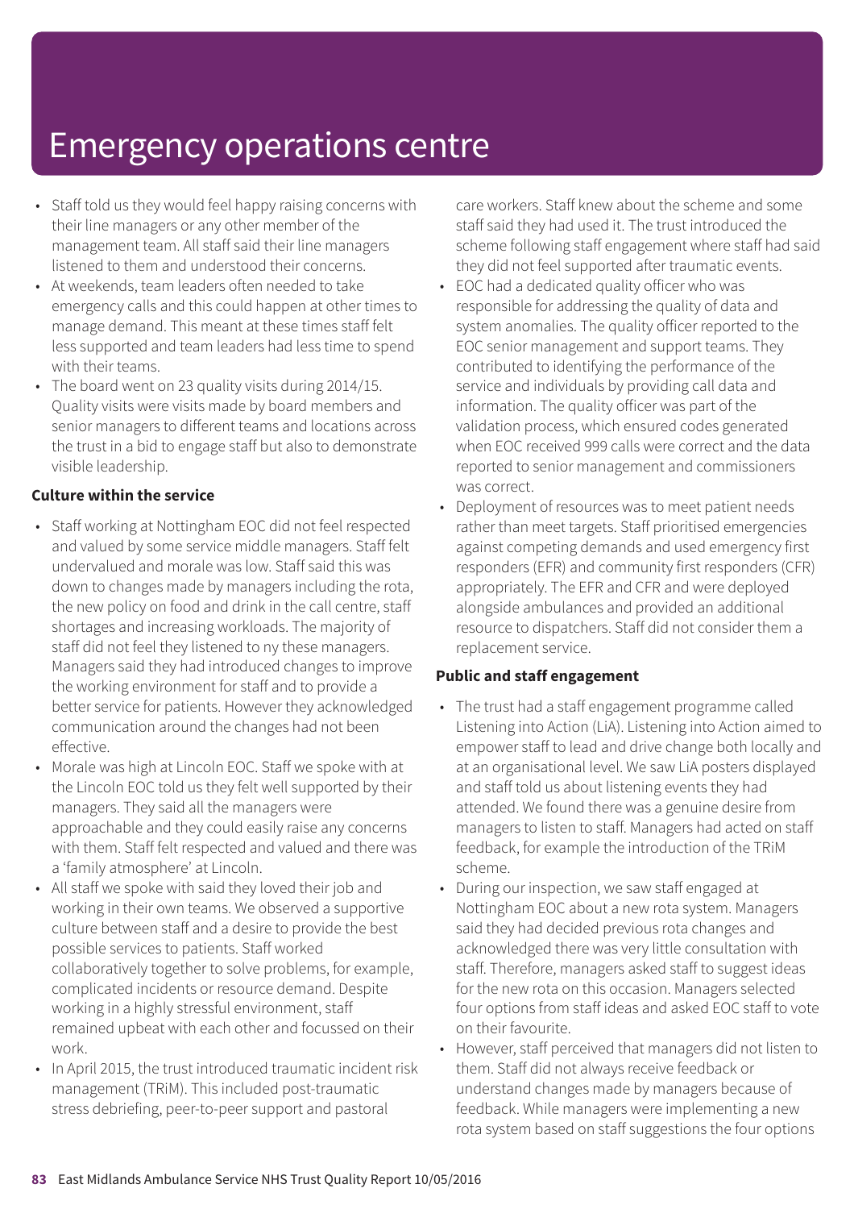# Emergency operations centre

- Staff told us they would feel happy raising concerns with their line managers or any other member of the management team. All staff said their line managers listened to them and understood their concerns.
- At weekends, team leaders often needed to take emergency calls and this could happen at other times to manage demand. This meant at these times staff felt less supported and team leaders had less time to spend with their teams.
- The board went on 23 quality visits during 2014/15. Quality visits were visits made by board members and senior managers to different teams and locations across the trust in a bid to engage staff but also to demonstrate visible leadership.

**Culture within the service**

- Staff working at Nottingham EOC did not feel respected and valued by some service middle managers. Staff felt undervalued and morale was low. Staff said this was down to changes made by managers including the rota, the new policy on food and drink in the call centre, staff shortages and increasing workloads. The majority of staff did not feel they listened to ny these managers. Managers said they had introduced changes to improve the working environment for staff and to provide a better service for patients. However they acknowledged communication around the changes had not been effective.
- Morale was high at Lincoln EOC. Staff we spoke with at the Lincoln EOC told us they felt well supported by their managers. They said all the managers were approachable and they could easily raise any concerns with them. Staff felt respected and valued and there was a 'family atmosphere' at Lincoln.
- All staff we spoke with said they loved their job and working in their own teams. We observed a supportive culture between staff and a desire to provide the best possible services to patients. Staff worked collaboratively together to solve problems, for example, complicated incidents or resource demand. Despite working in a highly stressful environment, staff remained upbeat with each other and focussed on their work.
- In April 2015, the trust introduced traumatic incident risk management (TRiM). This included post-traumatic stress debriefing, peer-to-peer support and pastoral care workers. Staff knew about the scheme and some staff said they had used it. The trust introduced the scheme following staff engagement where staff had said they did not feel supported after traumatic events.
- EOC had a dedicated quality officer who was responsible for addressing the quality of data and system anomalies. The quality officer reported to the EOC senior management and support teams. They contributed to identifying the performance of the service and individuals by providing call data and information. The quality officer was part of the validation process, which ensured codes generated when EOC received 999 calls were correct and the data reported to senior management and commissioners was correct.
- Deployment of resources was to meet patient needs rather than meet targets. Staff prioritised emergencies against competing demands and used emergency first responders (EFR) and community first responders (CFR) appropriately. The EFR and CFR and were deployed alongside ambulances and provided an additional resource to dispatchers. Staff did not consider them a replacement service.

**Public and staff engagement**

- The trust had a staff engagement programme called Listening into Action (LiA). Listening into Action aimed to empower staff to lead and drive change both locally and at an organisational level. We saw LiA posters displayed and staff told us about listening events they had attended. We found there was a genuine desire from managers to listen to staff. Managers had acted on staff feedback, for example the introduction of the TRiM scheme.
- During our inspection, we saw staff engaged at Nottingham EOC about a new rota system. Managers said they had decided previous rota changes and acknowledged there was very little consultation with staff. Therefore, managers asked staff to suggest ideas for the new rota on this occasion. Managers selected four options from staff ideas and asked EOC staff to vote on their favourite.
- However, staff perceived that managers did not listen to them. Staff did not always receive feedback or understand changes made by managers because of feedback. While managers were implementing a new rota system based on staff suggestions the four options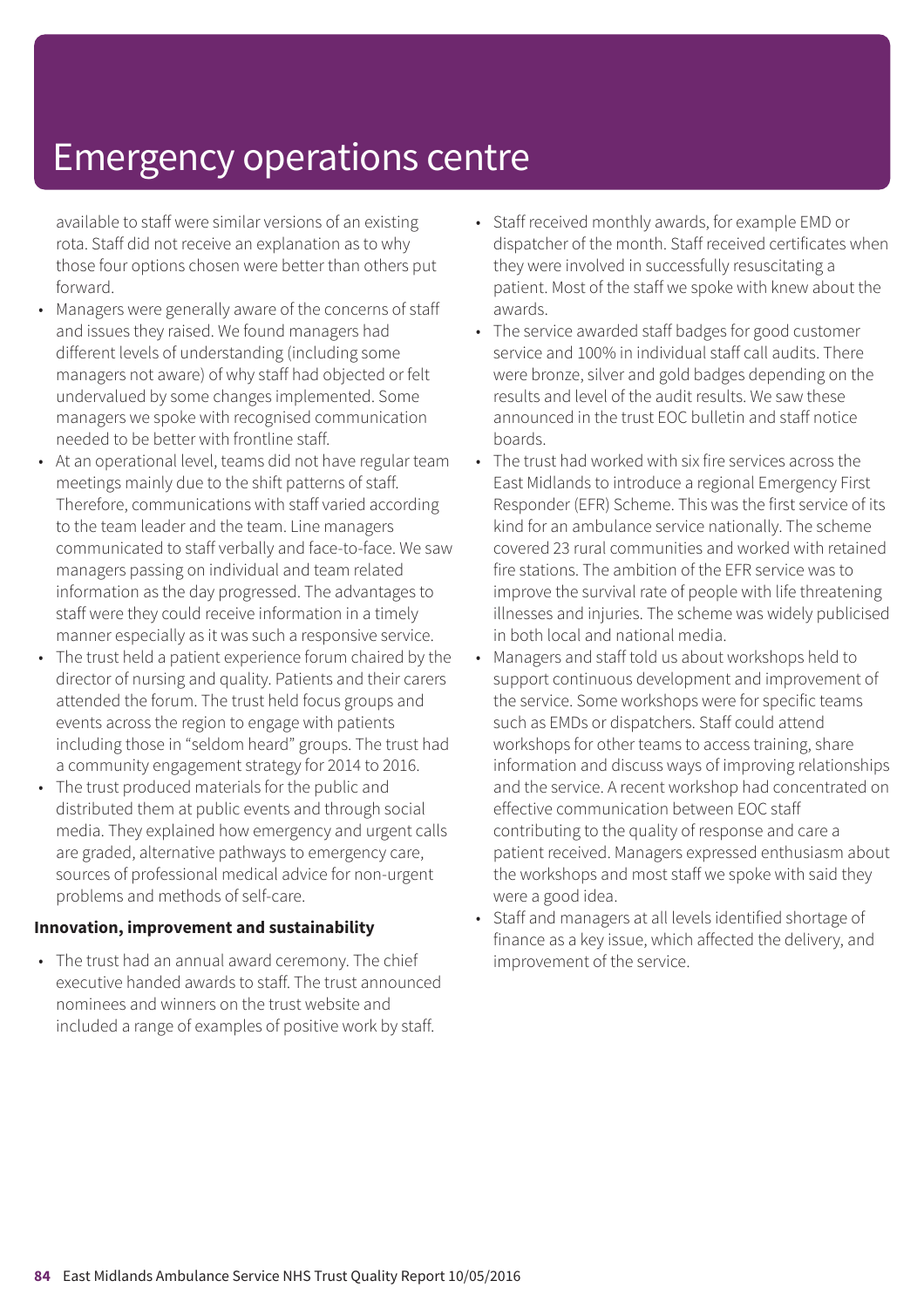# Emergency operations centre

available to staff were similar versions of an existing rota. Staff did not receive an explanation as to why those four options chosen were better than others put forward.

- Managers were generally aware of the concerns of staff and issues they raised. We found managers had different levels of understanding (including some managers not aware) of why staff had objected or felt undervalued by some changes implemented. Some managers we spoke with recognised communication needed to be better with frontline staff.
- At an operational level, teams did not have regular team meetings mainly due to the shift patterns of staff. Therefore, communications with staff varied according to the team leader and the team. Line managers communicated to staff verbally and face-to-face. We saw managers passing on individual and team related information as the day progressed. The advantages to staff were they could receive information in a timely manner especially as it was such a responsive service.
- The trust held a patient experience forum chaired by the director of nursing and quality. Patients and their carers attended the forum. The trust held focus groups and events across the region to engage with patients including those in "seldom heard" groups. The trust had a community engagement strategy for 2014 to 2016.
- The trust produced materials for the public and distributed them at public events and through social media. They explained how emergency and urgent calls are graded, alternative pathways to emergency care, sources of professional medical advice for non-urgent problems and methods of self-care.

**Innovation, improvement and sustainability**

- The trust had an annual award ceremony. The chief executive handed awards to staff. The trust announced nominees and winners on the trust website and included a range of examples of positive work by staff.
- Staff received monthly awards, for example EMD or dispatcher of the month. Staff received certificates when they were involved in successfully resuscitating a patient. Most of the staff we spoke with knew about the awards.
- The service awarded staff badges for good customer service and 100% in individual staff call audits. There were bronze, silver and gold badges depending on the results and level of the audit results. We saw these announced in the trust EOC bulletin and staff notice boards.
- The trust had worked with six fire services across the East Midlands to introduce a regional Emergency First Responder (EFR) Scheme. This was the first service of its kind for an ambulance service nationally. The scheme covered 23 rural communities and worked with retained fire stations. The ambition of the EFR service was to improve the survival rate of people with life threatening illnesses and injuries. The scheme was widely publicised in both local and national media.
- Managers and staff told us about workshops held to support continuous development and improvement of the service. Some workshops were for specific teams such as EMDs or dispatchers. Staff could attend workshops for other teams to access training, share information and discuss ways of improving relationships and the service. A recent workshop had concentrated on effective communication between EOC staff contributing to the quality of response and care a patient received. Managers expressed enthusiasm about the workshops and most staff we spoke with said they were a good idea.
- Staff and managers at all levels identified shortage of finance as a key issue, which affected the delivery, and improvement of the service.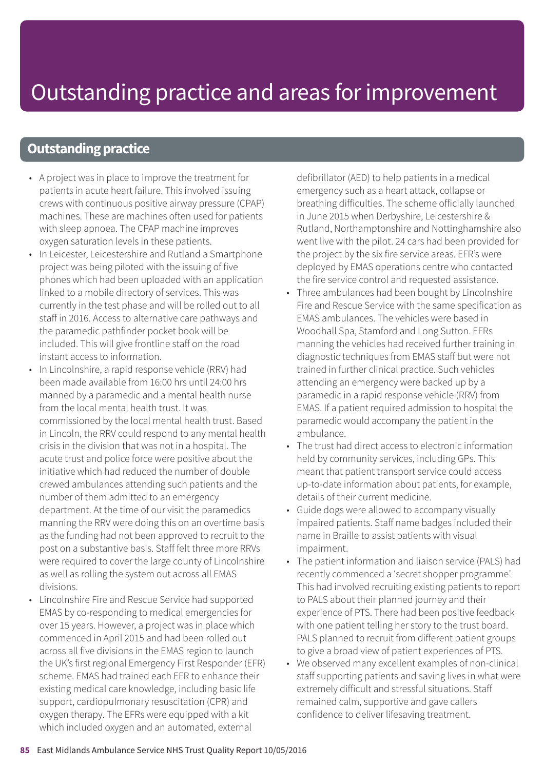# Outstanding practice and areas for improvement

## Outstanding practice

- A project was in place to improve the treatment for patients in acute heart failure. This involved issuing crews with continuous positive airway pressure (CPAP) machines. These are machines often used for patients with sleep apnoea. The CPAP machine improves oxygen saturation levels in these patients.
- In Leicester, Leicestershire and Rutland a Smartphone project was being piloted with the issuing of five phones which had been uploaded with an application linked to a mobile directory of services. This was currently in the test phase and will be rolled out to all staff in 2016. Access to alternative care pathways and the paramedic pathfinder pocket book will be included. This will give frontline staff on the road instant access to information.
- In Lincolnshire, a rapid response vehicle (RRV) had been made available from 16:00 hrs until 24:00 hrs manned by a paramedic and a mental health nurse from the local mental health trust. It was commissioned by the local mental health trust. Based in Lincoln, the RRV could respond to any mental health crisis in the division that was not in a hospital. The acute trust and police force were positive about the initiative which had reduced the number of double crewed ambulances attending such patients and the number of them admitted to an emergency department. At the time of our visit the paramedics manning the RRV were doing this on an overtime basis as the funding had not been approved to recruit to the post on a substantive basis. Staff felt three more RRVs were required to cover the large county of Lincolnshire as well as rolling the system out across all EMAS divisions.
- Lincolnshire Fire and Rescue Service had supported EMAS by co-responding to medical emergencies for over 15 years. However, a project was in place which commenced in April 2015 and had been rolled out across all five divisions in the EMAS region to launch the UK's first regional Emergency First Responder (EFR) scheme. EMAS had trained each EFR to enhance their existing medical care knowledge, including basic life support, cardiopulmonary resuscitation (CPR) and oxygen therapy. The EFRs were equipped with a kit which included oxygen and an automated, external defibrillator (AED) to help patients in a medical emergency such as a heart attack, collapse or breathing difficulties. The scheme officially launched in June 2015 when Derbyshire, Leicestershire & Rutland, Northamptonshire and Nottinghamshire also went live with the pilot. 24 cars had been provided for the project by the six fire service areas. EFR's were deployed by EMAS operations centre who contacted the fire service control and requested assistance.
- Three ambulances had been bought by Lincolnshire Fire and Rescue Service with the same specification as EMAS ambulances. The vehicles were based in Woodhall Spa, Stamford and Long Sutton. EFRs manning the vehicles had received further training in diagnostic techniques from EMAS staff but were not trained in further clinical practice. Such vehicles attending an emergency were backed up by a paramedic in a rapid response vehicle (RRV) from EMAS. If a patient required admission to hospital the paramedic would accompany the patient in the ambulance.
- The trust had direct access to electronic information held by community services, including GPs. This meant that patient transport service could access up-to-date information about patients, for example, details of their current medicine.
- Guide dogs were allowed to accompany visually impaired patients. Staff name badges included their name in Braille to assist patients with visual impairment.
- The patient information and liaison service (PALS) had recently commenced a 'secret shopper programme'. This had involved recruiting existing patients to report to PALS about their planned journey and their experience of PTS. There had been positive feedback with one patient telling her story to the trust board. PALS planned to recruit from different patient groups to give a broad view of patient experiences of PTS.
- We observed many excellent examples of non-clinical staff supporting patients and saving lives in what were extremely difficult and stressful situations. Staff remained calm, supportive and gave callers confidence to deliver lifesaving treatment.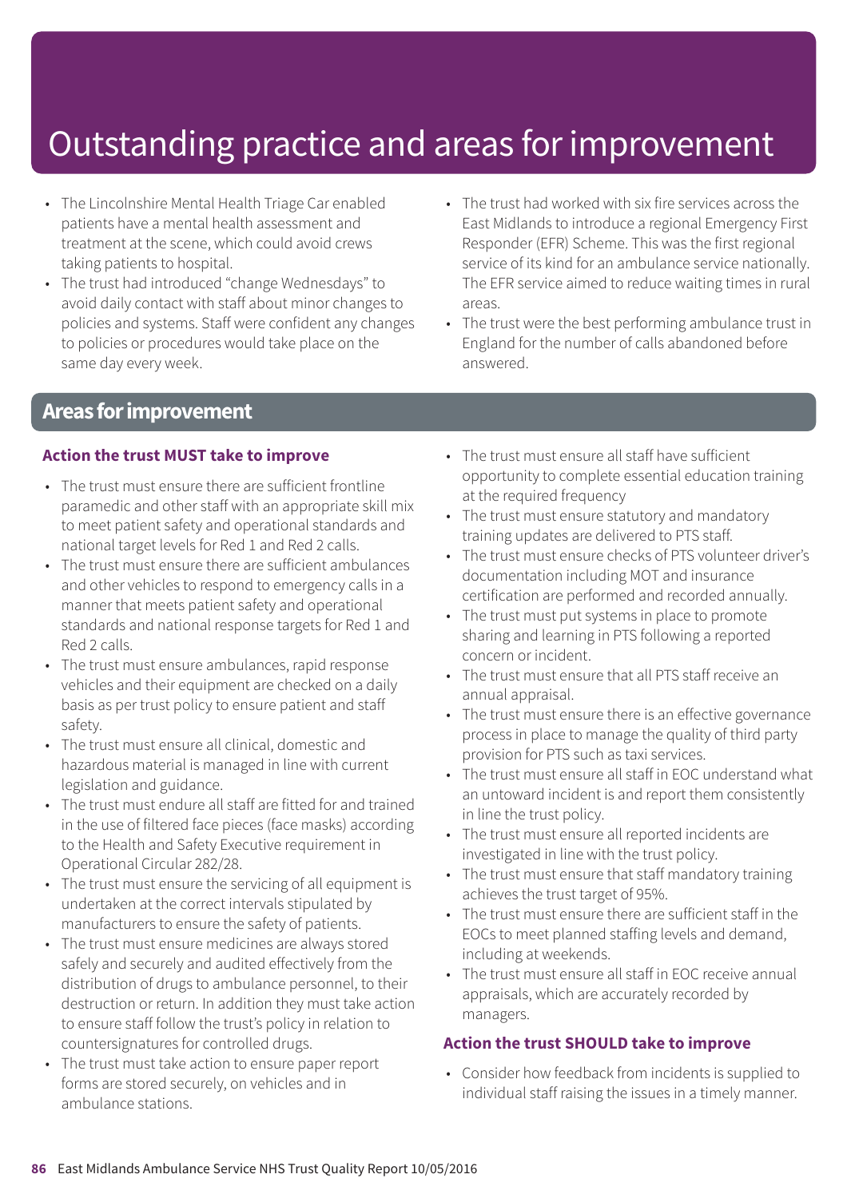# Outstanding practice and areas for improvement

- The Lincolnshire Mental Health Triage Car enabled patients have a mental health assessment and treatment at the scene, which could avoid crews taking patients to hospital.
- The trust had introduced "change Wednesdays" to avoid daily contact with staff about minor changes to policies and systems. Staff were confident any changes to policies or procedures would take place on the same day every week.
- The trust had worked with six fire services across the East Midlands to introduce a regional Emergency First Responder (EFR) Scheme. This was the first regional service of its kind for an ambulance service nationally. The EFR service aimed to reduce waiting times in rural areas.
- The trust were the best performing ambulance trust in England for the number of calls abandoned before answered.

## Areas for improvement

### Action the trust MUST take to improve

- The trust must ensure there are sufficient frontline paramedic and other staff with an appropriate skill mix to meet patient safety and operational standards and national target levels for Red 1 and Red 2 calls.
- The trust must ensure there are sufficient ambulances and other vehicles to respond to emergency calls in a manner that meets patient safety and operational standards and national response targets for Red 1 and Red 2 calls.
- The trust must ensure ambulances, rapid response vehicles and their equipment are checked on a daily basis as per trust policy to ensure patient and staff safety.
- The trust must ensure all clinical, domestic and hazardous material is managed in line with current legislation and guidance.
- The trust must endure all staff are fitted for and trained in the use of filtered face pieces (face masks) according to the Health and Safety Executive requirement in Operational Circular 282/28.
- The trust must ensure the servicing of all equipment is undertaken at the correct intervals stipulated by manufacturers to ensure the safety of patients.
- The trust must ensure medicines are always stored safely and securely and audited effectively from the distribution of drugs to ambulance personnel, to their destruction or return. In addition they must take action to ensure staff follow the trust's policy in relation to countersignatures for controlled drugs.
- The trust must take action to ensure paper report forms are stored securely, on vehicles and in ambulance stations.
- The trust must ensure all staff have sufficient opportunity to complete essential education training at the required frequency
- The trust must ensure statutory and mandatory training updates are delivered to PTS staff.
- The trust must ensure checks of PTS volunteer driver's documentation including MOT and insurance certification are performed and recorded annually.
- The trust must put systems in place to promote sharing and learning in PTS following a reported concern or incident.
- The trust must ensure that all PTS staff receive an annual appraisal.
- The trust must ensure there is an effective governance process in place to manage the quality of third party provision for PTS such as taxi services.
- The trust must ensure all staff in EOC understand what an untoward incident is and report them consistently in line the trust policy.
- The trust must ensure all reported incidents are investigated in line with the trust policy.
- The trust must ensure that staff mandatory training achieves the trust target of 95%.
- The trust must ensure there are sufficient staff in the EOCs to meet planned staffing levels and demand, including at weekends.
- The trust must ensure all staff in EOC receive annual appraisals, which are accurately recorded by managers.

### Action the trust SHOULD take to improve

- Consider how feedback from incidents is supplied to individual staff raising the issues in a timely manner.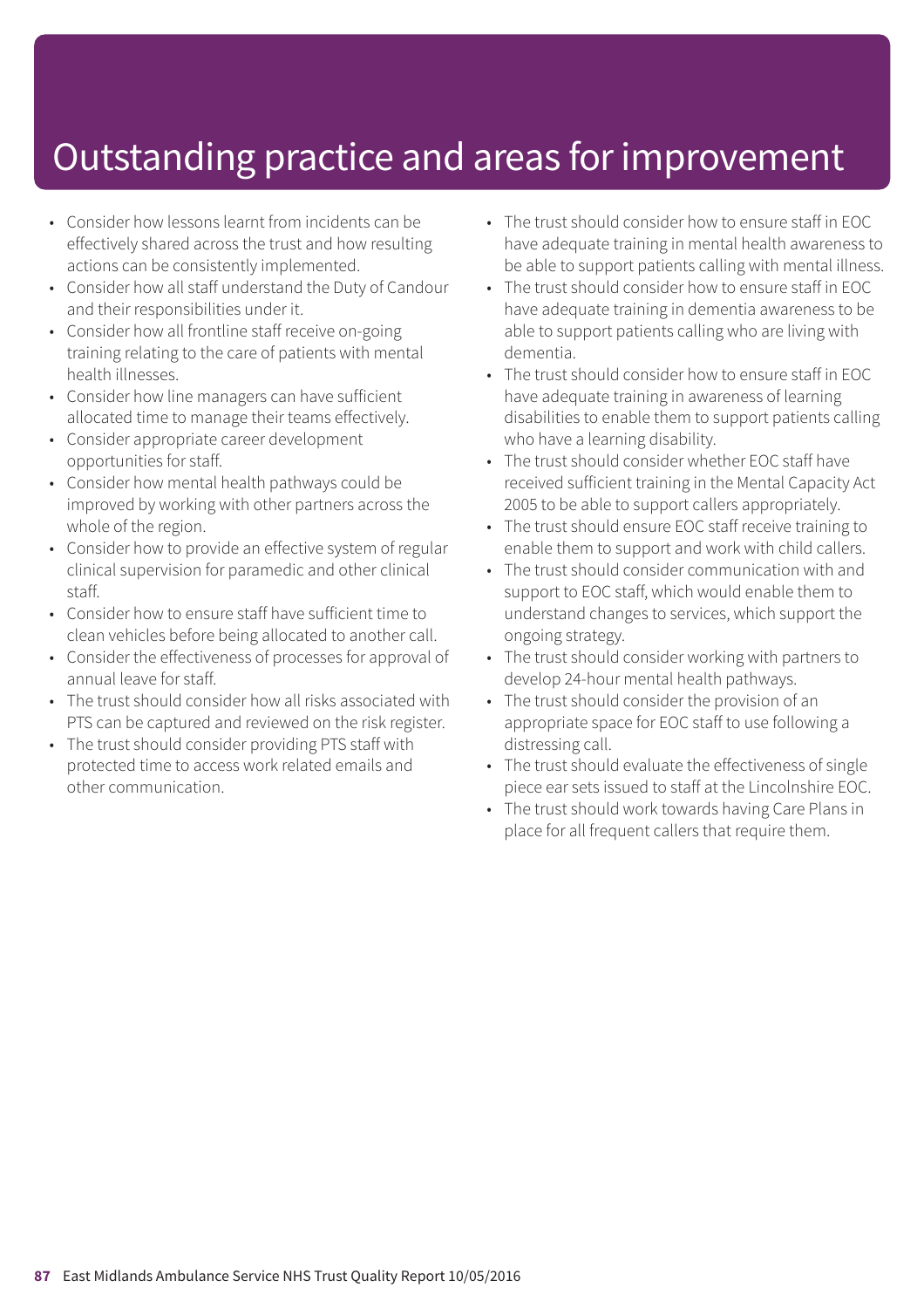# Outstanding practice and areas for improvement

- Consider how lessons learnt from incidents can be effectively shared across the trust and how resulting actions can be consistently implemented.
- Consider how all staff understand the Duty of Candour and their responsibilities under it.
- Consider how all frontline staff receive on-going training relating to the care of patients with mental health illnesses.
- Consider how line managers can have sufficient allocated time to manage their teams effectively.
- Consider appropriate career development opportunities for staff.
- Consider how mental health pathways could be improved by working with other partners across the whole of the region.
- Consider how to provide an effective system of regular clinical supervision for paramedic and other clinical staff.
- Consider how to ensure staff have sufficient time to clean vehicles before being allocated to another call.
- Consider the effectiveness of processes for approval of annual leave for staff.
- The trust should consider how all risks associated with PTS can be captured and reviewed on the risk register.
- The trust should consider providing PTS staff with protected time to access work related emails and other communication.
- The trust should consider how to ensure staff in EOC have adequate training in mental health awareness to be able to support patients calling with mental illness.
- The trust should consider how to ensure staff in EOC have adequate training in dementia awareness to be able to support patients calling who are living with dementia.
- The trust should consider how to ensure staff in EOC have adequate training in awareness of learning disabilities to enable them to support patients calling who have a learning disability.
- The trust should consider whether EOC staff have received sufficient training in the Mental Capacity Act 2005 to be able to support callers appropriately.
- The trust should ensure EOC staff receive training to enable them to support and work with child callers.
- The trust should consider communication with and support to EOC staff, which would enable them to understand changes to services, which support the ongoing strategy.
- The trust should consider working with partners to develop 24-hour mental health pathways.
- The trust should consider the provision of an appropriate space for EOC staff to use following a distressing call.
- The trust should evaluate the effectiveness of single piece ear sets issued to staff at the Lincolnshire EOC.
- The trust should work towards having Care Plans in place for all frequent callers that require them.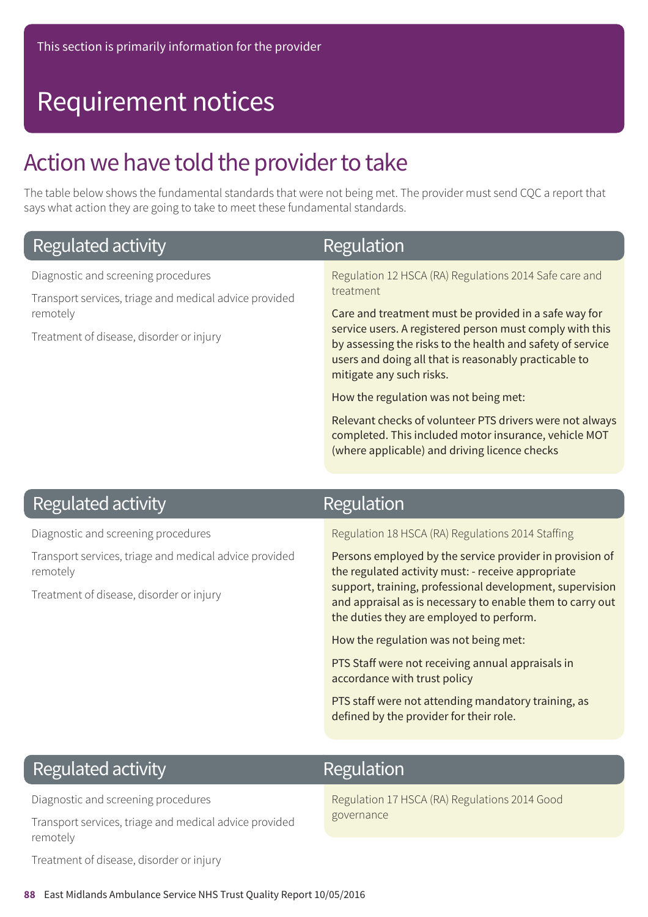This section is primarily information for the provider

# Requirement notices

## Action we have told the provider to take

The table below shows the fundamental standards that were not being met. The provider must send CQC a report that says what action they are going to take to meet these fundamental standards.

| Regulated activity | Regulation |
|---|---|
| Diagnostic and screening procedures<br><br>Transport services, triage and medical advice provided remotely<br><br>Treatment of disease, disorder or injury | Regulation 12 HSCA (RA) Regulations 2014 Safe care and treatment<br><br>Care and treatment must be provided in a safe way for service users. A registered person must comply with this by assessing the risks to the health and safety of service users and doing all that is reasonably practicable to mitigate any such risks.<br><br>How the regulation was not being met:<br><br>Relevant checks of volunteer PTS drivers were not always completed. This included motor insurance, vehicle MOT (where applicable) and driving licence checks |

| Regulated activity | Regulation |
|---|---|
| Diagnostic and screening procedures<br><br>Transport services, triage and medical advice provided remotely<br><br>Treatment of disease, disorder or injury | Regulation 18 HSCA (RA) Regulations 2014 Staffing<br><br>Persons employed by the service provider in provision of the regulated activity must: - receive appropriate support, training, professional development, supervision and appraisal as is necessary to enable them to carry out the duties they are employed to perform.<br><br>How the regulation was not being met:<br><br>PTS Staff were not receiving annual appraisals in accordance with trust policy<br><br>PTS staff were not attending mandatory training, as defined by the provider for their role. |

| Regulated activity | Regulation |
|---|---|
| Diagnostic and screening procedures<br><br>Transport services, triage and medical advice provided remotely<br><br>Treatment of disease, disorder or injury | Regulation 17 HSCA (RA) Regulations 2014 Good governance |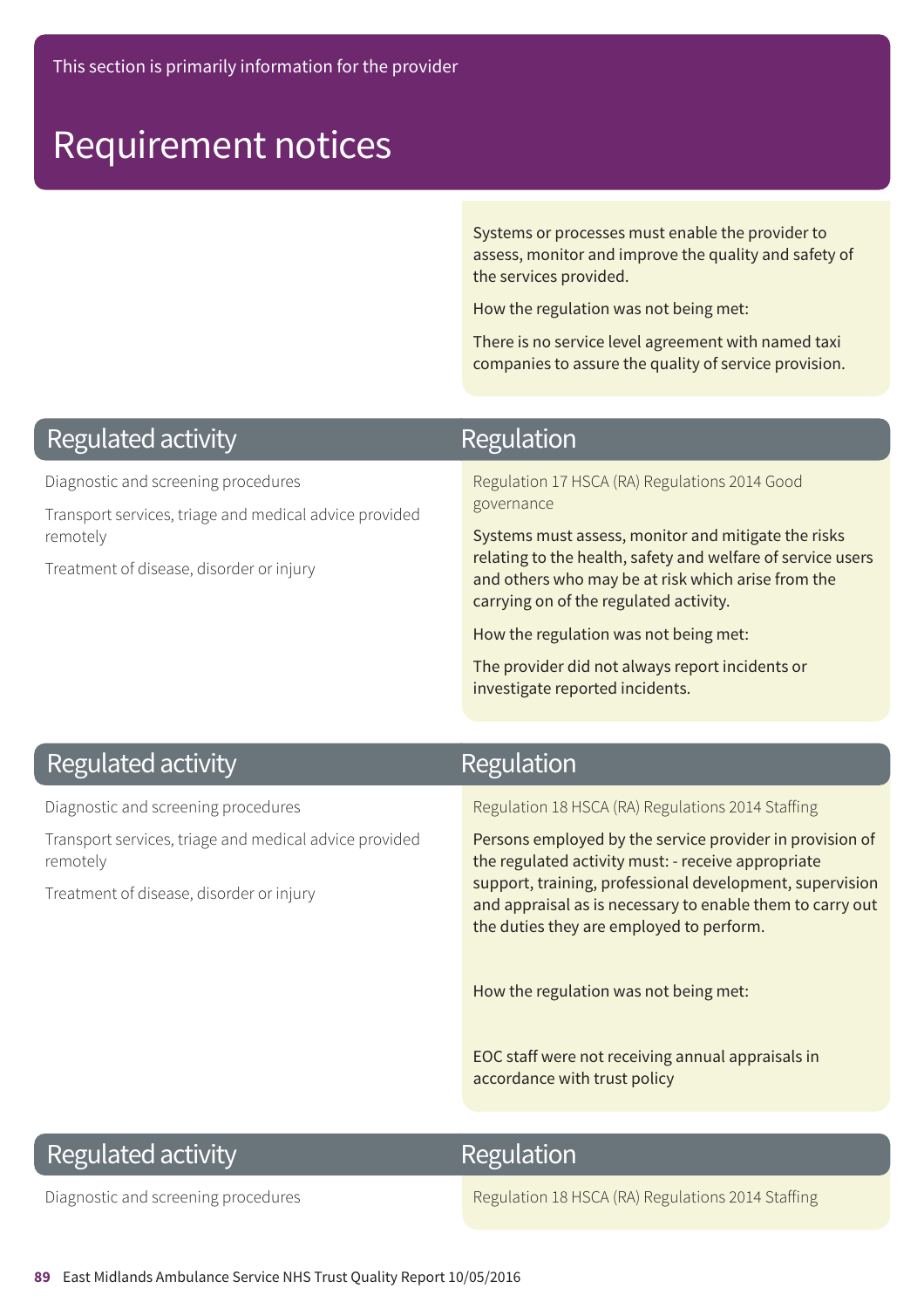This section is primarily information for the provider

# Requirement notices

Systems or processes must enable the provider to assess, monitor and improve the quality and safety of the services provided.

How the regulation was not being met:

There is no service level agreement with named taxi companies to assure the quality of service provision.

| Regulated activity | Regulation |
|---|---|
| Diagnostic and screening procedures<br><br>Transport services, triage and medical advice provided remotely<br><br>Treatment of disease, disorder or injury | Regulation 17 HSCA (RA) Regulations 2014 Good governance<br><br>Systems must assess, monitor and mitigate the risks relating to the health, safety and welfare of service users and others who may be at risk which arise from the carrying on of the regulated activity.<br><br>How the regulation was not being met:<br><br>The provider did not always report incidents or investigate reported incidents. |

| Regulated activity | Regulation |
|---|---|
| Diagnostic and screening procedures<br><br>Transport services, triage and medical advice provided remotely<br><br>Treatment of disease, disorder or injury | Regulation 18 HSCA (RA) Regulations 2014 Staffing<br><br>Persons employed by the service provider in provision of the regulated activity must: - receive appropriate support, training, professional development, supervision and appraisal as is necessary to enable them to carry out the duties they are employed to perform.<br><br>How the regulation was not being met:<br><br>EOC staff were not receiving annual appraisals in accordance with trust policy |

| Regulated activity | Regulation |
|---|---|
| Diagnostic and screening procedures | Regulation 18 HSCA (RA) Regulations 2014 Staffing |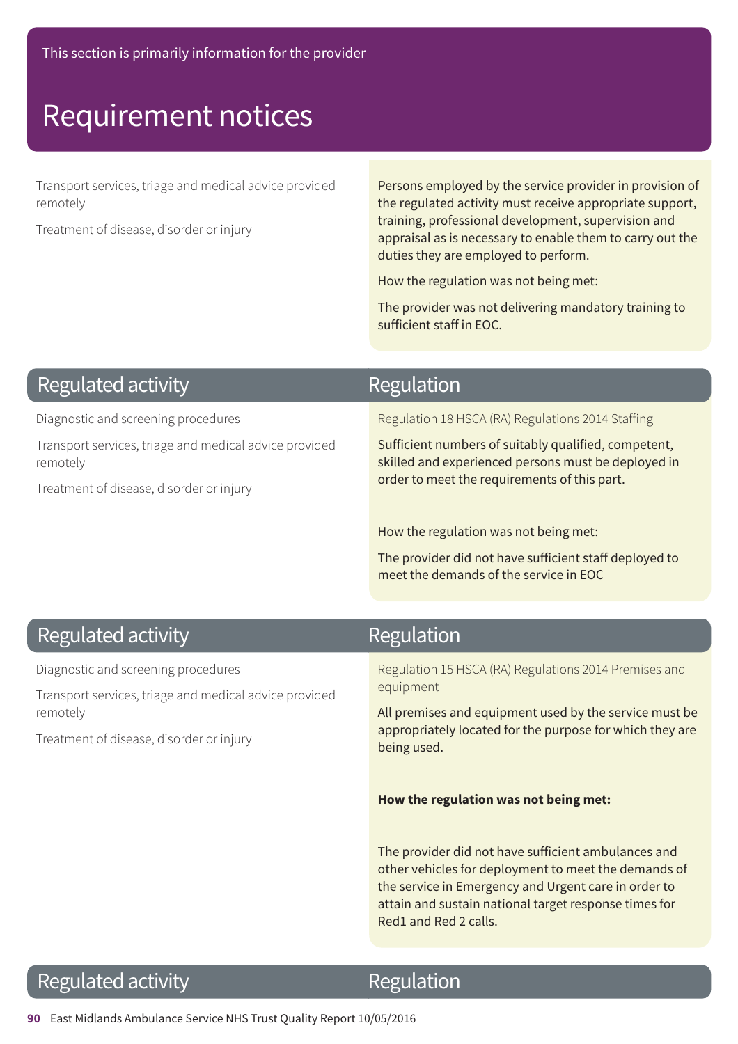This section is primarily information for the provider

# Requirement notices

| Regulated activity | Regulation |
|---|---|
| Transport services, triage and medical advice provided remotely<br><br>Treatment of disease, disorder or injury | Persons employed by the service provider in provision of the regulated activity must receive appropriate support, training, professional development, supervision and appraisal as is necessary to enable them to carry out the duties they are employed to perform.<br><br>How the regulation was not being met:<br><br>The provider was not delivering mandatory training to sufficient staff in EOC. |

| Regulated activity | Regulation |
|---|---|
| Diagnostic and screening procedures<br><br>Transport services, triage and medical advice provided remotely<br><br>Treatment of disease, disorder or injury | Regulation 18 HSCA (RA) Regulations 2014 Staffing<br><br>Sufficient numbers of suitably qualified, competent, skilled and experienced persons must be deployed in order to meet the requirements of this part.<br><br>How the regulation was not being met:<br><br>The provider did not have sufficient staff deployed to meet the demands of the service in EOC |

| Regulated activity | Regulation |
|---|---|
| Diagnostic and screening procedures<br><br>Transport services, triage and medical advice provided remotely<br><br>Treatment of disease, disorder or injury | Regulation 15 HSCA (RA) Regulations 2014 Premises and equipment<br><br>All premises and equipment used by the service must be appropriately located for the purpose for which they are being used.<br><br>**How the regulation was not being met:**<br><br>The provider did not have sufficient ambulances and other vehicles for deployment to meet the demands of the service in Emergency and Urgent care in order to attain and sustain national target response times for Red1 and Red 2 calls. |

| Regulated activity | Regulation |
|---|---|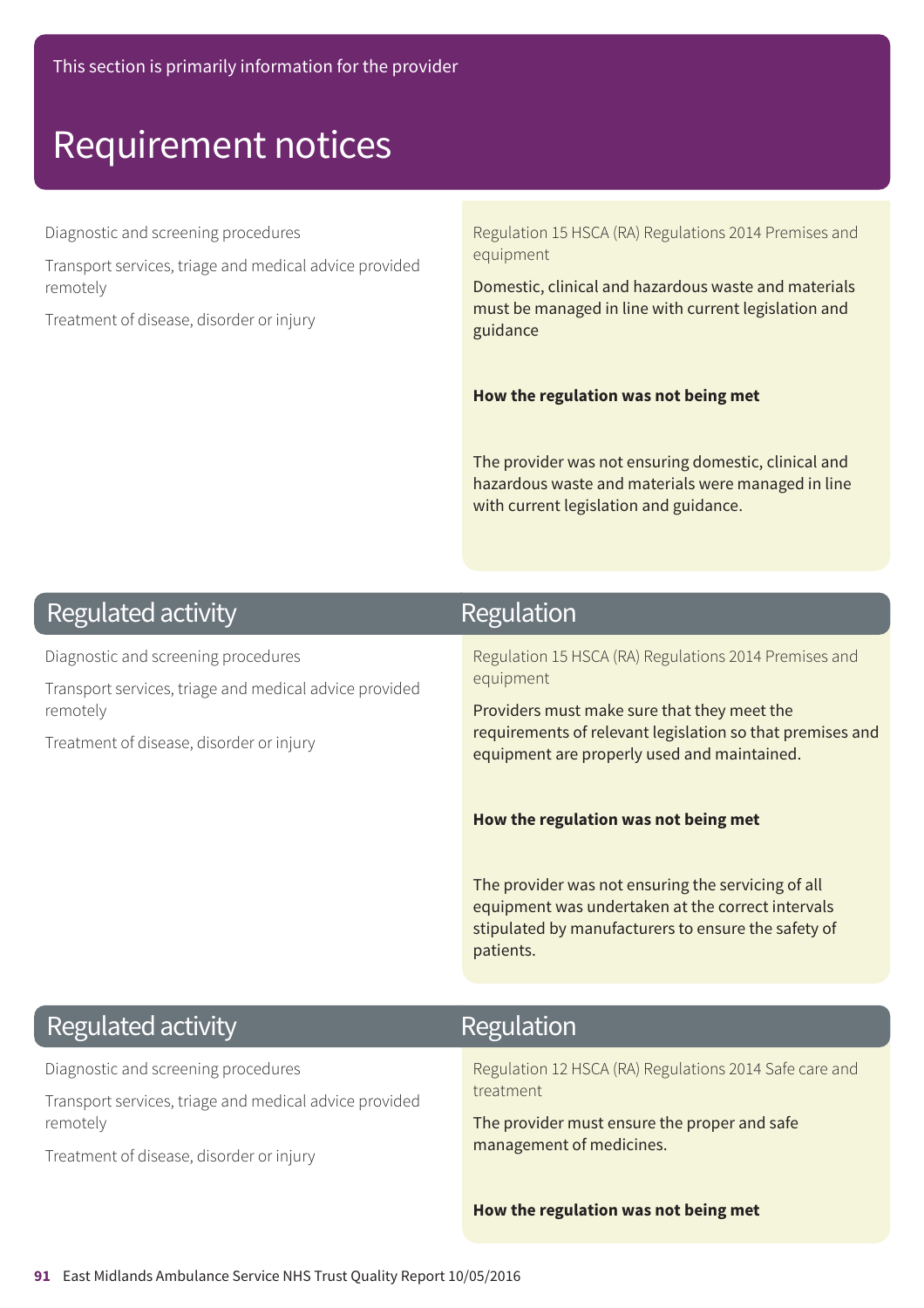This section is primarily information for the provider

# Requirement notices

| Regulated activity | Regulation |
|---|---|
| Diagnostic and screening procedures<br><br>Transport services, triage and medical advice provided remotely<br><br>Treatment of disease, disorder or injury | Regulation 15 HSCA (RA) Regulations 2014 Premises and equipment<br><br>Domestic, clinical and hazardous waste and materials must be managed in line with current legislation and guidance<br><br>**How the regulation was not being met**<br><br>The provider was not ensuring domestic, clinical and hazardous waste and materials were managed in line with current legislation and guidance. |

| Regulated activity | Regulation |
|---|---|
| Diagnostic and screening procedures<br><br>Transport services, triage and medical advice provided remotely<br><br>Treatment of disease, disorder or injury | Regulation 15 HSCA (RA) Regulations 2014 Premises and equipment<br><br>Providers must make sure that they meet the requirements of relevant legislation so that premises and equipment are properly used and maintained.<br><br>**How the regulation was not being met**<br><br>The provider was not ensuring the servicing of all equipment was undertaken at the correct intervals stipulated by manufacturers to ensure the safety of patients. |

| Regulated activity | Regulation |
|---|---|
| Diagnostic and screening procedures<br><br>Transport services, triage and medical advice provided remotely<br><br>Treatment of disease, disorder or injury | Regulation 12 HSCA (RA) Regulations 2014 Safe care and treatment<br><br>The provider must ensure the proper and safe management of medicines.<br><br>**How the regulation was not being met** |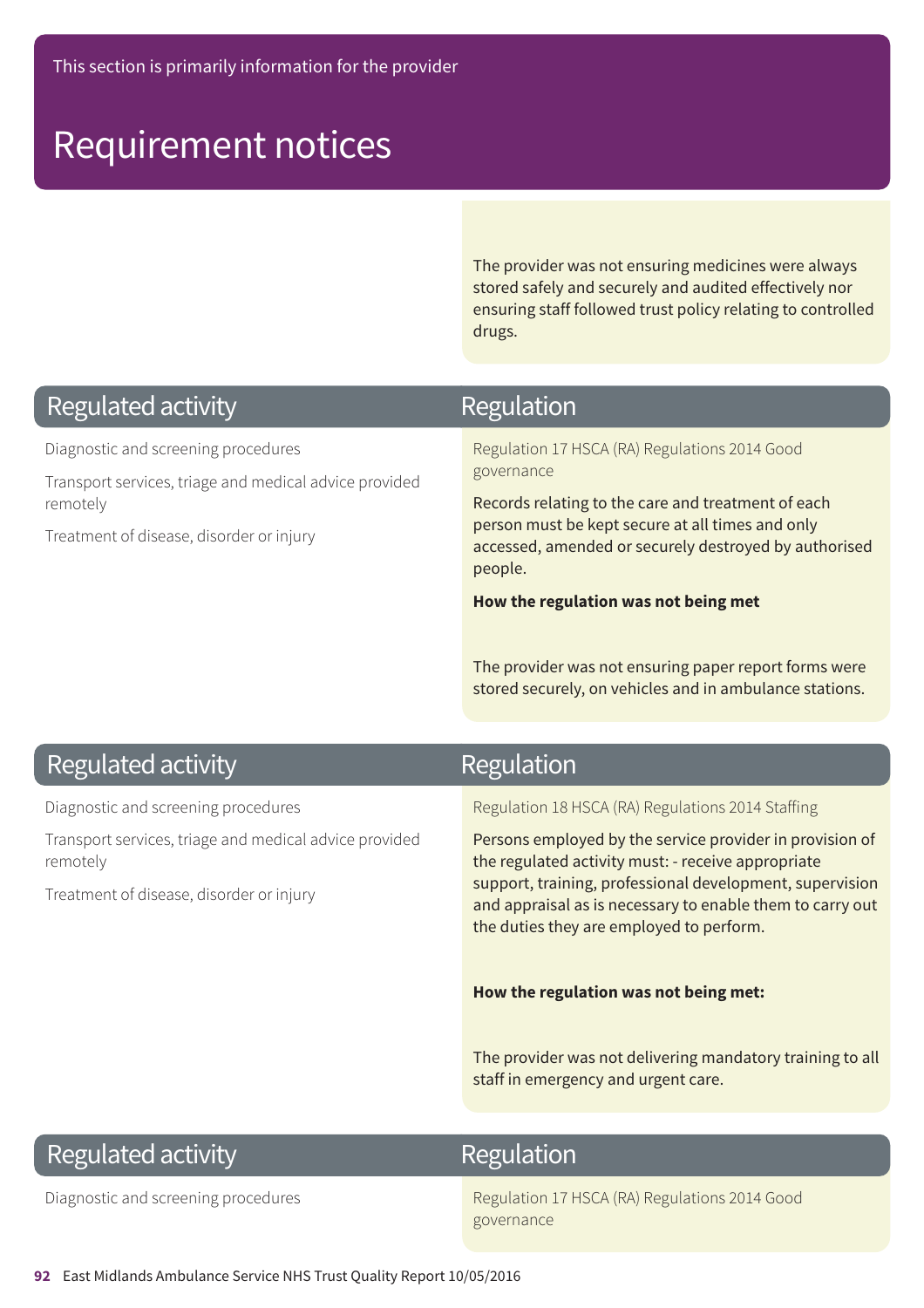This section is primarily information for the provider

# Requirement notices

The provider was not ensuring medicines were always stored safely and securely and audited effectively nor ensuring staff followed trust policy relating to controlled drugs.

| Regulated activity | Regulation |
| --- | --- |
| Diagnostic and screening procedures<br>Transport services, triage and medical advice provided remotely<br>Treatment of disease, disorder or injury | Regulation 17 HSCA (RA) Regulations 2014 Good governance<br>Records relating to the care and treatment of each person must be kept secure at all times and only accessed, amended or securely destroyed by authorised people.<br>**How the regulation was not being met**<br>The provider was not ensuring paper report forms were stored securely, on vehicles and in ambulance stations. |

| Regulated activity | Regulation |
| --- | --- |
| Diagnostic and screening procedures<br>Transport services, triage and medical advice provided remotely<br>Treatment of disease, disorder or injury | Regulation 18 HSCA (RA) Regulations 2014 Staffing<br>Persons employed by the service provider in provision of the regulated activity must: - receive appropriate support, training, professional development, supervision and appraisal as is necessary to enable them to carry out the duties they are employed to perform.<br>**How the regulation was not being met:**<br>The provider was not delivering mandatory training to all staff in emergency and urgent care. |

| Regulated activity | Regulation |
| --- | --- |
| Diagnostic and screening procedures | Regulation 17 HSCA (RA) Regulations 2014 Good governance |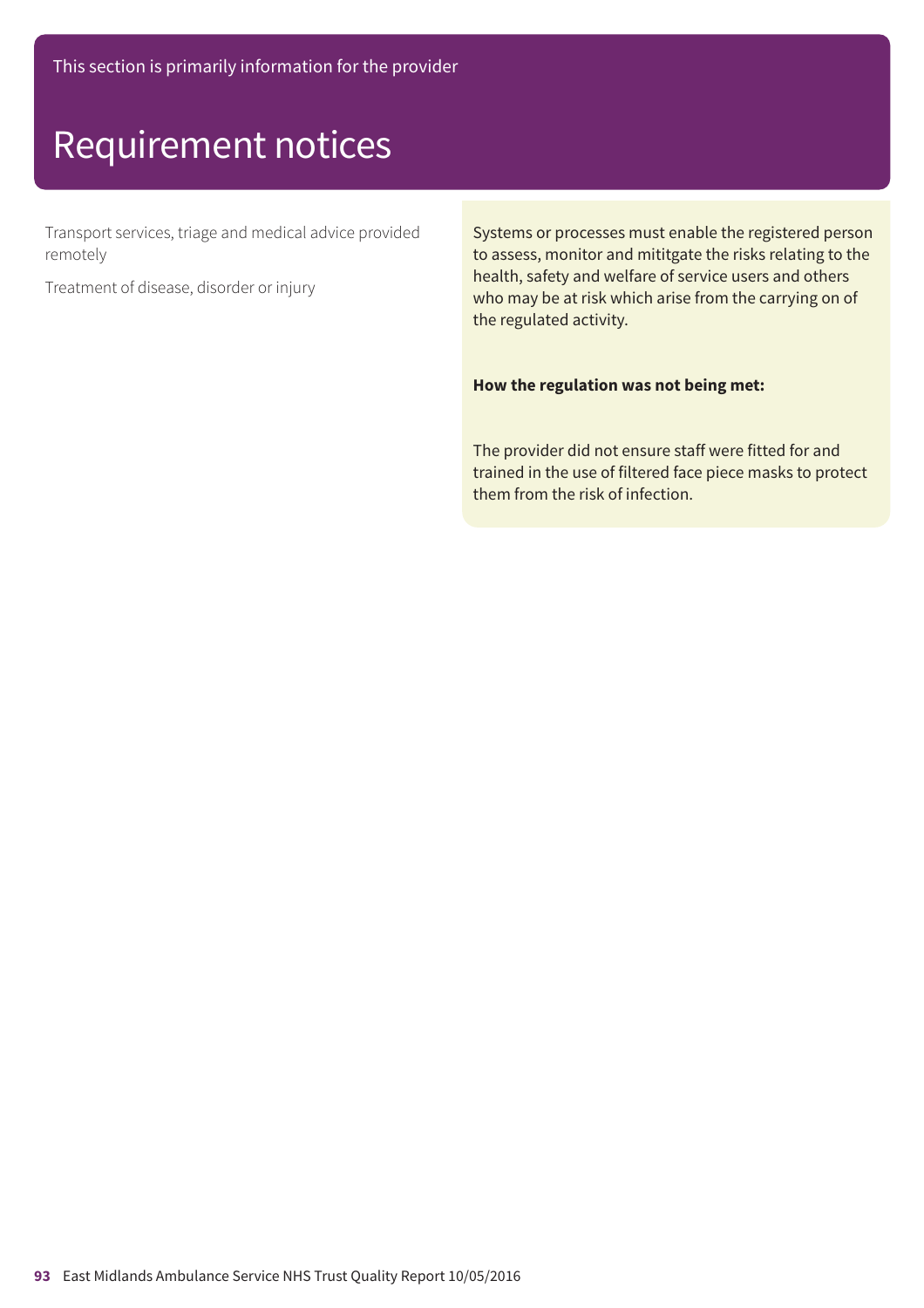This section is primarily information for the provider

# Requirement notices

Transport services, triage and medical advice provided remotely

Treatment of disease, disorder or injury

Systems or processes must enable the registered person to assess, monitor and mititgate the risks relating to the health, safety and welfare of service users and others who may be at risk which arise from the carrying on of the regulated activity.

**How the regulation was not being met:**

The provider did not ensure staff were fitted for and trained in the use of filtered face piece masks to protect them from the risk of infection.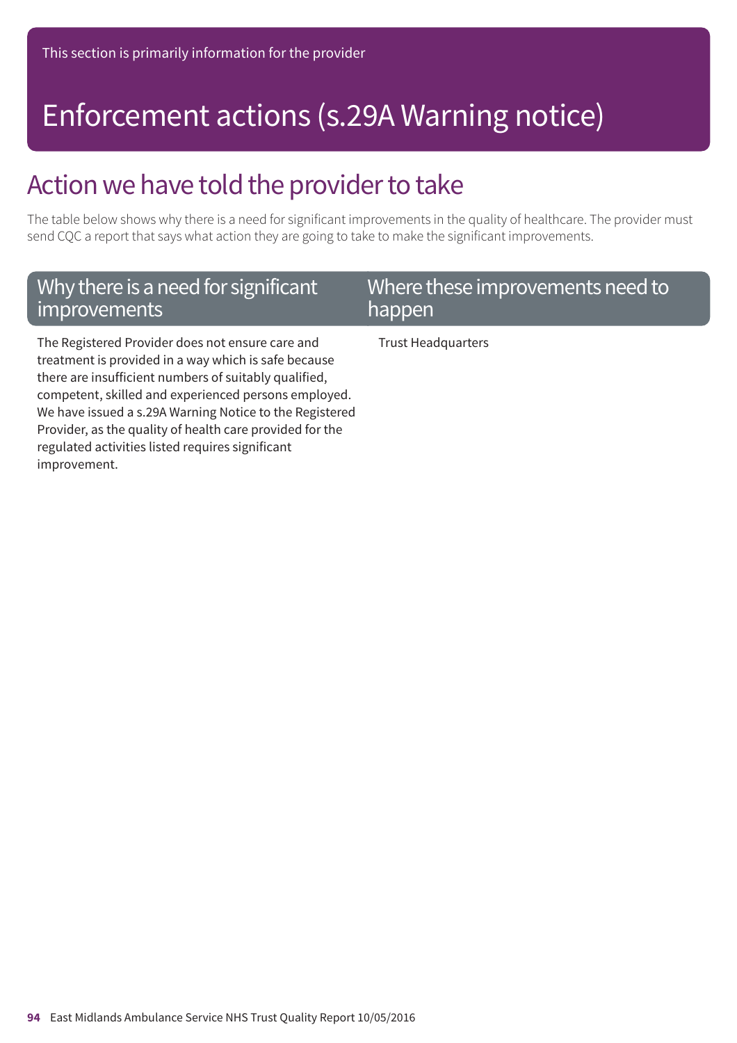This section is primarily information for the provider

# Enforcement actions (s.29A Warning notice)

## Action we have told the provider to take

The table below shows why there is a need for significant improvements in the quality of healthcare. The provider must send CQC a report that says what action they are going to take to make the significant improvements.

| Why there is a need for significant improvements | Where these improvements need to happen |
|---|---|
| The Registered Provider does not ensure care and treatment is provided in a way which is safe because there are insufficient numbers of suitably qualified, competent, skilled and experienced persons employed. We have issued a s.29A Warning Notice to the Registered Provider, as the quality of health care provided for the regulated activities listed requires significant improvement. | Trust Headquarters |